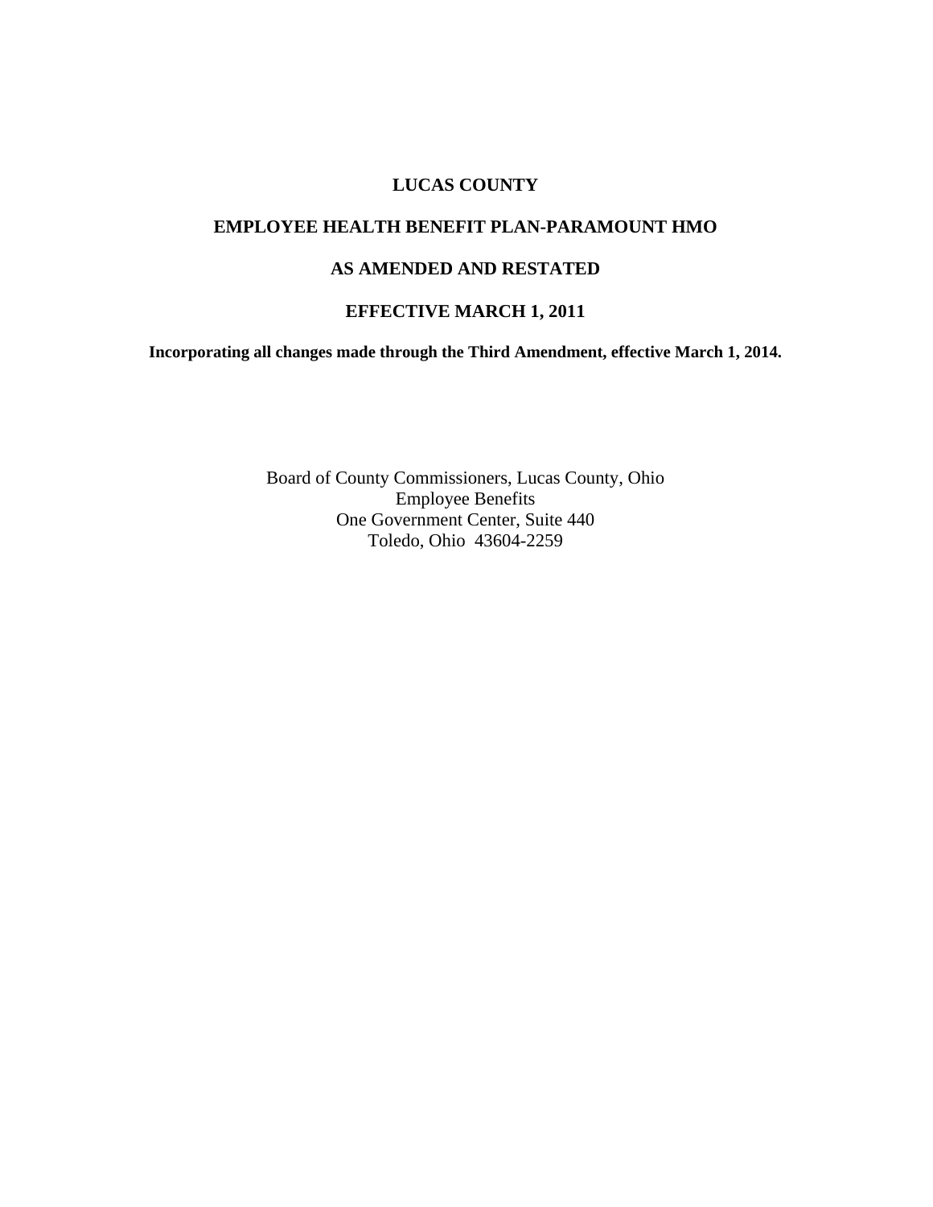# LUCAS COUNTY

# EMPLOYEE HEALTH BENEFIT PLAN-PARAMOUNT HMO

## AS AMENDED AND RESTATED

## EFFECTIVE MARCH 1, 2011

**Incorporating all changes made through the Third Amendment, effective March 1, 2014.**

Board of County Commissioners, Lucas County, Ohio
Employee Benefits
One Government Center, Suite 440
Toledo, Ohio 43604-2259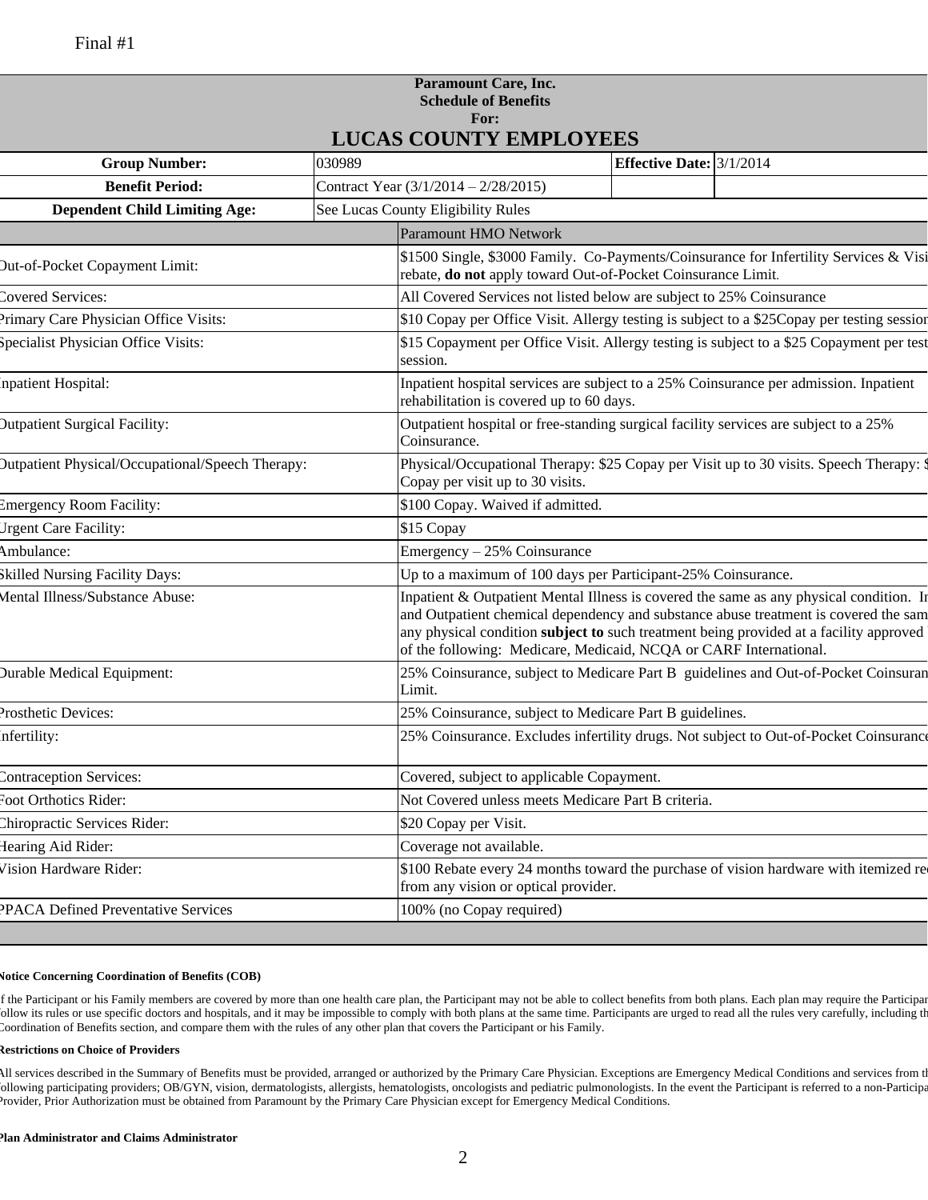Final #1

| Paramount Care, Inc.<br>Schedule of Benefits<br>For:<br>**LUCAS COUNTY EMPLOYEES** | | | |
|---|---|---|---|
| **Group Number:** | 030989 | **Effective Date:** | 3/1/2014 |
| **Benefit Period:** | Contract Year (3/1/2014 – 2/28/2015) | | |
| **Dependent Child Limiting Age:** | See Lucas County Eligibility Rules | | |

| | Paramount HMO Network |
|---|---|
| Out-of-Pocket Copayment Limit: | $1500 Single, $3000 Family. Co-Payments/Coinsurance for Infertility Services & Visi rebate, **do not** apply toward Out-of-Pocket Coinsurance Limit. |
| Covered Services: | All Covered Services not listed below are subject to 25% Coinsurance |
| Primary Care Physician Office Visits: | $10 Copay per Office Visit. Allergy testing is subject to a $25Copay per testing session |
| Specialist Physician Office Visits: | $15 Copayment per Office Visit. Allergy testing is subject to a $25 Copayment per test session. |
| Inpatient Hospital: | Inpatient hospital services are subject to a 25% Coinsurance per admission. Inpatient rehabilitation is covered up to 60 days. |
| Outpatient Surgical Facility: | Outpatient hospital or free-standing surgical facility services are subject to a 25% Coinsurance. |
| Outpatient Physical/Occupational/Speech Therapy: | Physical/Occupational Therapy: $25 Copay per Visit up to 30 visits. Speech Therapy: $ Copay per visit up to 30 visits. |
| Emergency Room Facility: | $100 Copay. Waived if admitted. |
| Urgent Care Facility: | $15 Copay |
| Ambulance: | Emergency – 25% Coinsurance |
| Skilled Nursing Facility Days: | Up to a maximum of 100 days per Participant-25% Coinsurance. |
| Mental Illness/Substance Abuse: | Inpatient & Outpatient Mental Illness is covered the same as any physical condition. In and Outpatient chemical dependency and substance abuse treatment is covered the sam any physical condition **subject to** such treatment being provided at a facility approved of the following: Medicare, Medicaid, NCQA or CARF International. |
| Durable Medical Equipment: | 25% Coinsurance, subject to Medicare Part B guidelines and Out-of-Pocket Coinsuran Limit. |
| Prosthetic Devices: | 25% Coinsurance, subject to Medicare Part B guidelines. |
| Infertility: | 25% Coinsurance. Excludes infertility drugs. Not subject to Out-of-Pocket Coinsurance |
| Contraception Services: | Covered, subject to applicable Copayment. |
| Foot Orthotics Rider: | Not Covered unless meets Medicare Part B criteria. |
| Chiropractic Services Rider: | $20 Copay per Visit. |
| Hearing Aid Rider: | Coverage not available. |
| Vision Hardware Rider: | $100 Rebate every 24 months toward the purchase of vision hardware with itemized re from any vision or optical provider. |
| PPACA Defined Preventative Services | 100% (no Copay required) |

**Notice Concerning Coordination of Benefits (COB)**

If the Participant or his Family members are covered by more than one health care plan, the Participant may not be able to collect benefits from both plans. Each plan may require the Participan follow its rules or use specific doctors and hospitals, and it may be impossible to comply with both plans at the same time. Participants are urged to read all the rules very carefully, including th Coordination of Benefits section, and compare them with the rules of any other plan that covers the Participant or his Family.

**Restrictions on Choice of Providers**

All services described in the Summary of Benefits must be provided, arranged or authorized by the Primary Care Physician. Exceptions are Emergency Medical Conditions and services from th following participating providers; OB/GYN, vision, dermatologists, allergists, hematologists, oncologists and pediatric pulmonologists. In the event the Participant is referred to a non-Participa Provider, Prior Authorization must be obtained from Paramount by the Primary Care Physician except for Emergency Medical Conditions.

**Plan Administrator and Claims Administrator**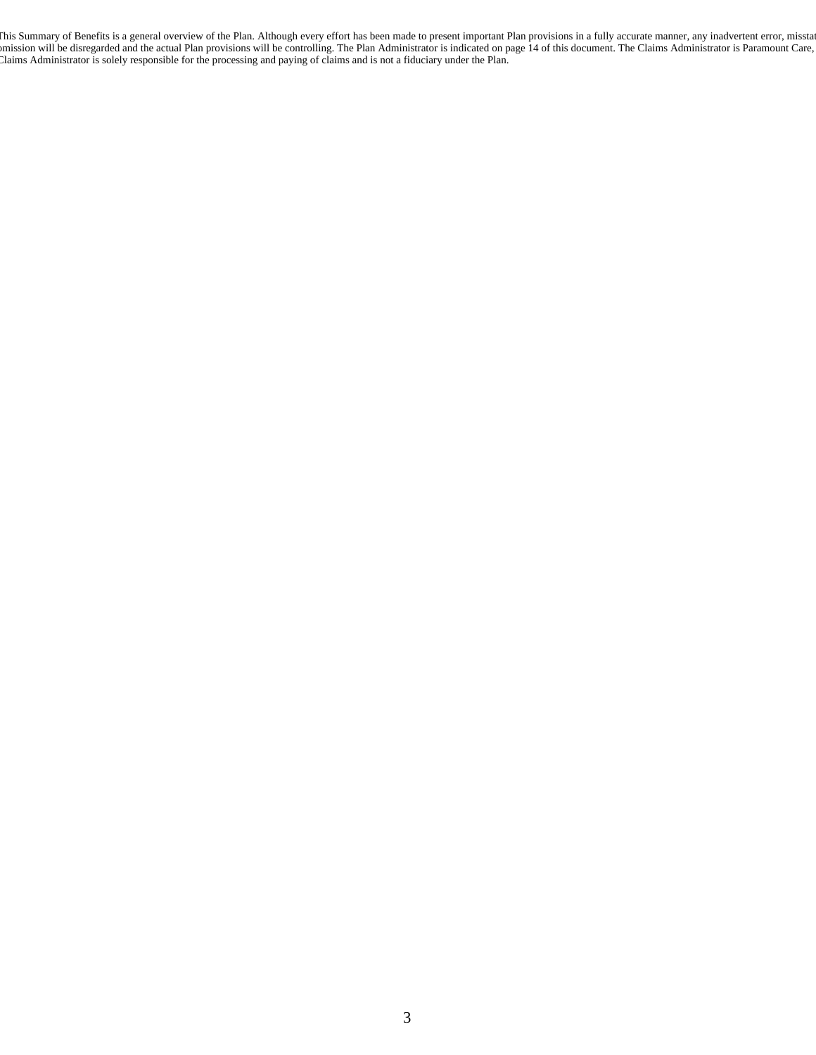This Summary of Benefits is a general overview of the Plan. Although every effort has been made to present important Plan provisions in a fully accurate manner, any inadvertent error, misstat omission will be disregarded and the actual Plan provisions will be controlling. The Plan Administrator is indicated on page 14 of this document. The Claims Administrator is Paramount Care, Claims Administrator is solely responsible for the processing and paying of claims and is not a fiduciary under the Plan.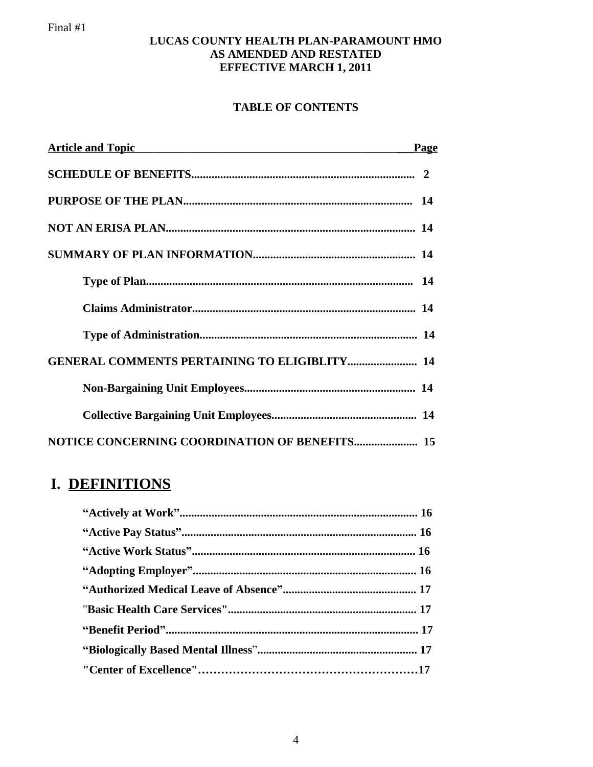Final #1

**LUCAS COUNTY HEALTH PLAN-PARAMOUNT HMO**
**AS AMENDED AND RESTATED**
**EFFECTIVE MARCH 1, 2011**

**TABLE OF CONTENTS**

| Article and Topic | Page |
|---|---|
| **SCHEDULE OF BENEFITS** | **2** |
| **PURPOSE OF THE PLAN** | **14** |
| **NOT AN ERISA PLAN** | **14** |
| **SUMMARY OF PLAN INFORMATION** | **14** |
| **Type of Plan** | **14** |
| **Claims Administrator** | **14** |
| **Type of Administration** | **14** |
| **GENERAL COMMENTS PERTAINING TO ELIGIBLITY** | **14** |
| **Non-Bargaining Unit Employees** | **14** |
| **Collective Bargaining Unit Employees** | **14** |
| **NOTICE CONCERNING COORDINATION OF BENEFITS** | **15** |

# I. DEFINITIONS

| | |
|---|---|
| **"Actively at Work"** | **16** |
| **"Active Pay Status"** | **16** |
| **"Active Work Status"** | **16** |
| **"Adopting Employer"** | **16** |
| **"Authorized Medical Leave of Absence"** | **17** |
| **"Basic Health Care Services"** | **17** |
| **"Benefit Period"** | **17** |
| **"Biologically Based Mental Illness"** | **17** |
| **"Center of Excellence"** | **17** |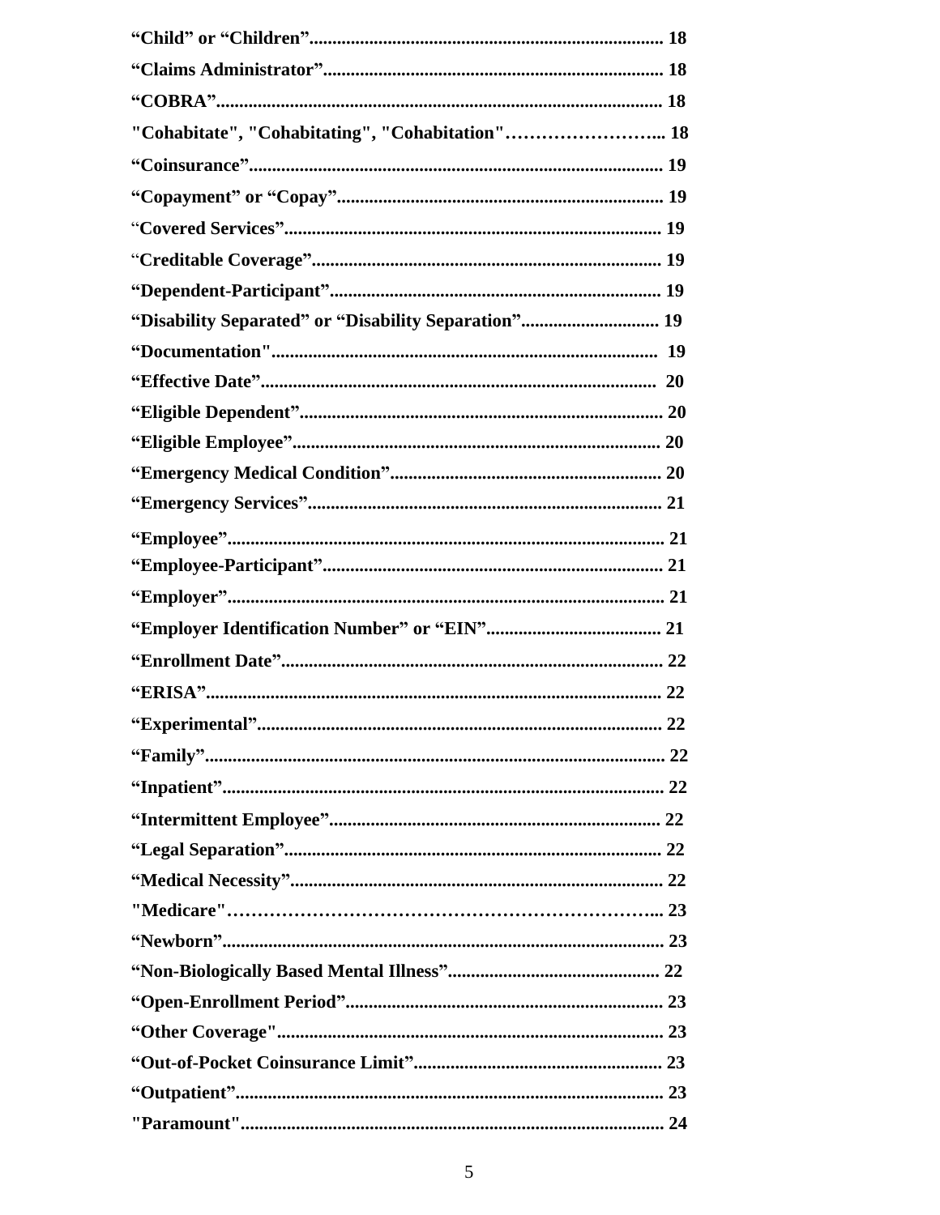**“Child” or “Children”............................................................................ 18**

**“Claims Administrator”......................................................................... 18**

**“COBRA”................................................................................................ 18**

**"Cohabitate", "Cohabitating", "Cohabitation"……………………... 18**

**“Coinsurance”......................................................................................... 19**

**“Copayment” or “Copay”...................................................................... 19**

**“Covered Services”................................................................................. 19**

**“Creditable Coverage”........................................................................... 19**

**“Dependent-Participant”....................................................................... 19**

**“Disability Separated” or “Disability Separation”............................. 19**

**“Documentation"................................................................................... 19**

**“Effective Date”..................................................................................... 20**

**“Eligible Dependent”.............................................................................. 20**

**“Eligible Employee”............................................................................... 20**

**“Emergency Medical Condition”........................................................... 20**

**“Emergency Services”............................................................................ 21**

**“Employee”.............................................................................................. 21**

**“Employee-Participant”......................................................................... 21**

**“Employer”.............................................................................................. 21**

**“Employer Identification Number” or “EIN”...................................... 21**

**“Enrollment Date”.................................................................................. 22**

**“ERISA”................................................................................................... 22**

**“Experimental”....................................................................................... 22**

**“Family”................................................................................................... 22**

**“Inpatient”............................................................................................... 22**

**“Intermittent Employee”....................................................................... 22**

**“Legal Separation”................................................................................. 22**

**“Medical Necessity”................................................................................ 22**

**"Medicare"……………………………………………………………... 23**

**“Newborn”.............................................................................................. 23**

**“Non-Biologically Based Mental Illness”............................................. 22**

**“Open-Enrollment Period”.................................................................... 23**

**“Other Coverage"................................................................................... 23**

**“Out-of-Pocket Coinsurance Limit”..................................................... 23**

**“Outpatient”............................................................................................ 23**

**"Paramount"........................................................................................... 24**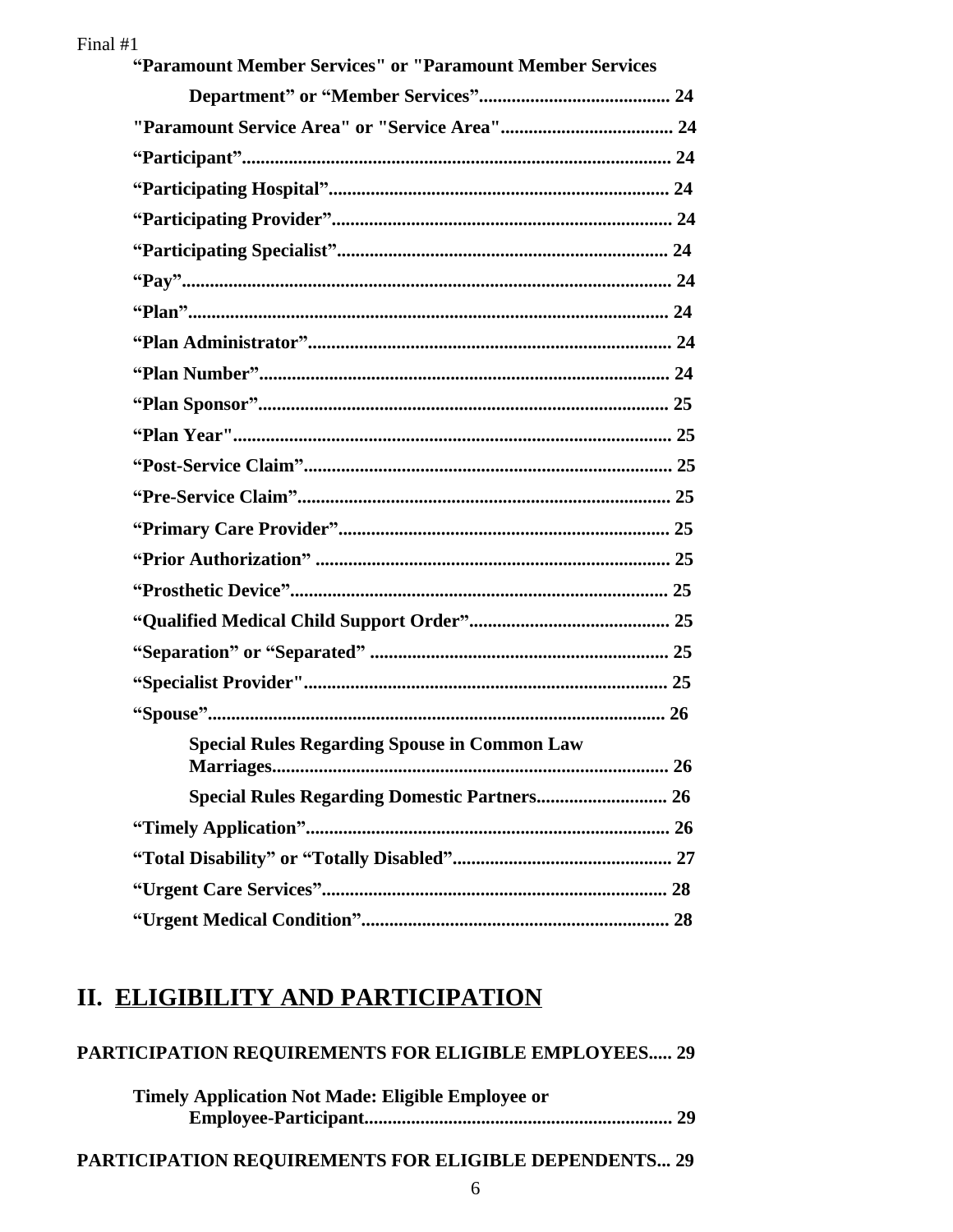**“Paramount Member Services" or "Paramount Member Services Department” or “Member Services”......................................... 24**

**"Paramount Service Area" or "Service Area"..................................... 24**

**“Participant”........................................................................................... 24**

**“Participating Hospital”......................................................................... 24**

**“Participating Provider”........................................................................ 24**

**“Participating Specialist”....................................................................... 24**

**“Pay”......................................................................................................... 24**

**“Plan”...................................................................................................... 24**

**“Plan Administrator”............................................................................. 24**

**“Plan Number”....................................................................................... 24**

**“Plan Sponsor”....................................................................................... 25**

**“Plan Year"............................................................................................. 25**

**“Post-Service Claim”.............................................................................. 25**

**“Pre-Service Claim”............................................................................... 25**

**“Primary Care Provider”...................................................................... 25**

**“Prior Authorization” ........................................................................... 25**

**“Prosthetic Device”................................................................................ 25**

**“Qualified Medical Child Support Order”........................................... 25**

**“Separation” or “Separated” ................................................................ 25**

**“Specialist Provider"............................................................................. 25**

**“Spouse”................................................................................................. 26**

**Special Rules Regarding Spouse in Common Law Marriages.................................................................................... 26**

**Special Rules Regarding Domestic Partners............................ 26**

**“Timely Application”............................................................................. 26**

**“Total Disability” or “Totally Disabled”............................................... 27**

**“Urgent Care Services”......................................................................... 28**

**“Urgent Medical Condition”................................................................. 28**

# II. <u>ELIGIBILITY AND PARTICIPATION</u>

**PARTICIPATION REQUIREMENTS FOR ELIGIBLE EMPLOYEES..... 29**

**Timely Application Not Made: Eligible Employee or Employee-Participant................................................................. 29**

**PARTICIPATION REQUIREMENTS FOR ELIGIBLE DEPENDENTS... 29**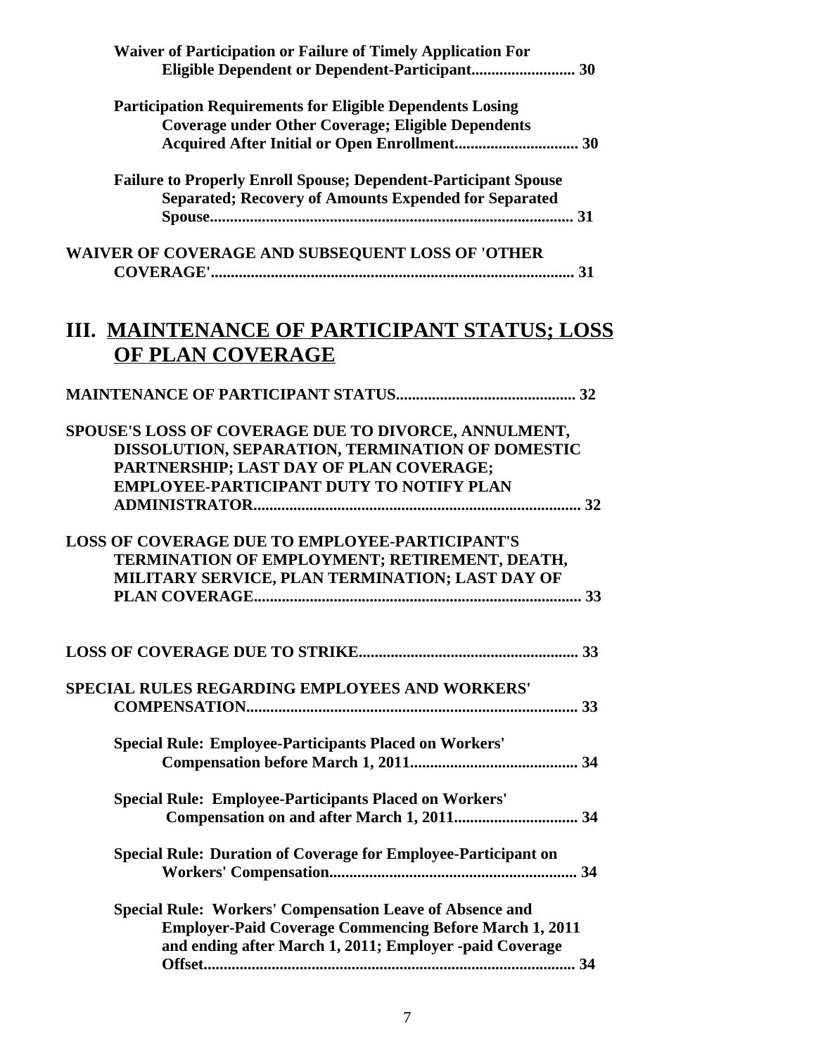**Waiver of Participation or Failure of Timely Application For Eligible Dependent or Dependent-Participant.......................... 30**

**Participation Requirements for Eligible Dependents Losing Coverage under Other Coverage; Eligible Dependents Acquired After Initial or Open Enrollment............................... 30**

**Failure to Properly Enroll Spouse; Dependent-Participant Spouse Separated; Recovery of Amounts Expended for Separated Spouse.......................................................................................... 31**

**WAIVER OF COVERAGE AND SUBSEQUENT LOSS OF 'OTHER COVERAGE'.......................................................................................... 31**

## III. MAINTENANCE OF PARTICIPANT STATUS; LOSS OF PLAN COVERAGE

**MAINTENANCE OF PARTICIPANT STATUS............................................ 32**

**SPOUSE'S LOSS OF COVERAGE DUE TO DIVORCE, ANNULMENT, DISSOLUTION, SEPARATION, TERMINATION OF DOMESTIC PARTNERSHIP; LAST DAY OF PLAN COVERAGE; EMPLOYEE-PARTICIPANT DUTY TO NOTIFY PLAN ADMINISTRATOR................................................................................. 32**

**LOSS OF COVERAGE DUE TO EMPLOYEE-PARTICIPANT'S TERMINATION OF EMPLOYMENT; RETIREMENT, DEATH, MILITARY SERVICE, PLAN TERMINATION; LAST DAY OF PLAN COVERAGE.................................................................................. 33**

**LOSS OF COVERAGE DUE TO STRIKE...................................................... 33**

**SPECIAL RULES REGARDING EMPLOYEES AND WORKERS' COMPENSATION................................................................................... 33**

**Special Rule: Employee-Participants Placed on Workers' Compensation before March 1, 2011.......................................... 34**

**Special Rule: Employee-Participants Placed on Workers' Compensation on and after March 1, 2011.............................. 34**

**Special Rule: Duration of Coverage for Employee-Participant on Workers' Compensation.............................................................. 34**

**Special Rule: Workers' Compensation Leave of Absence and Employer-Paid Coverage Commencing Before March 1, 2011 and ending after March 1, 2011; Employer -paid Coverage Offset............................................................................................ 34**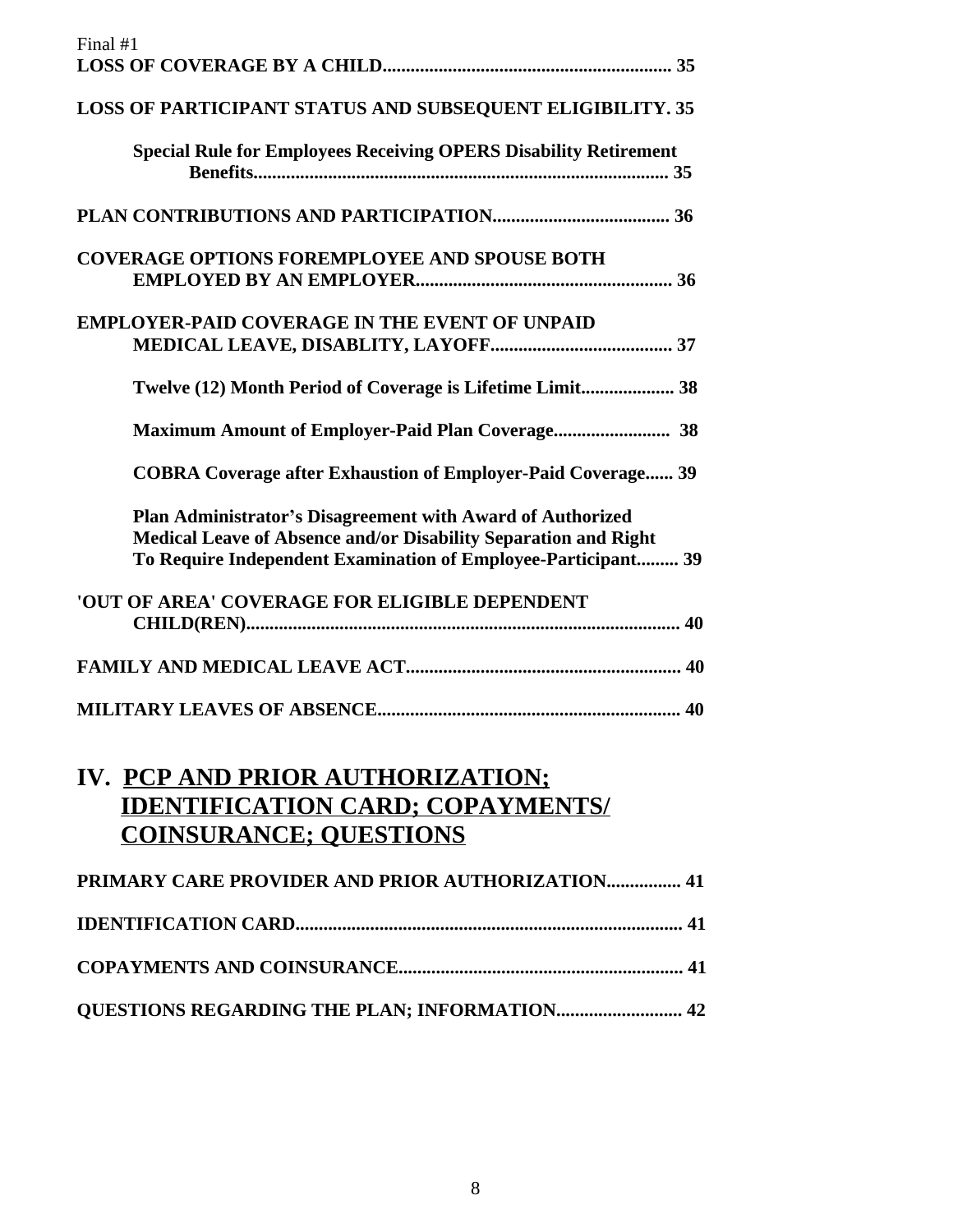Final #1

**LOSS OF COVERAGE BY A CHILD............................................................. 35**

**LOSS OF PARTICIPANT STATUS AND SUBSEQUENT ELIGIBILITY. 35**

**Special Rule for Employees Receiving OPERS Disability Retirement Benefits........................................................................................ 35**

**PLAN CONTRIBUTIONS AND PARTICIPATION...................................... 36**

**COVERAGE OPTIONS FOREMPLOYEE AND SPOUSE BOTH EMPLOYED BY AN EMPLOYER...................................................... 36**

**EMPLOYER-PAID COVERAGE IN THE EVENT OF UNPAID MEDICAL LEAVE, DISABLITY, LAYOFF...................................... 37**

**Twelve (12) Month Period of Coverage is Lifetime Limit.................... 38**

**Maximum Amount of Employer-Paid Plan Coverage......................... 38**

**COBRA Coverage after Exhaustion of Employer-Paid Coverage...... 39**

**Plan Administrator's Disagreement with Award of Authorized Medical Leave of Absence and/or Disability Separation and Right To Require Independent Examination of Employee-Participant......... 39**

**'OUT OF AREA' COVERAGE FOR ELIGIBLE DEPENDENT CHILD(REN)............................................................................................ 40**

**FAMILY AND MEDICAL LEAVE ACT.......................................................... 40**

**MILITARY LEAVES OF ABSENCE................................................................ 40**

# IV. PCP AND PRIOR AUTHORIZATION; IDENTIFICATION CARD; COPAYMENTS/ COINSURANCE; QUESTIONS

**PRIMARY CARE PROVIDER AND PRIOR AUTHORIZATION................ 41**

**IDENTIFICATION CARD................................................................................... 41**

**COPAYMENTS AND COINSURANCE............................................................ 41**

**QUESTIONS REGARDING THE PLAN; INFORMATION........................... 42**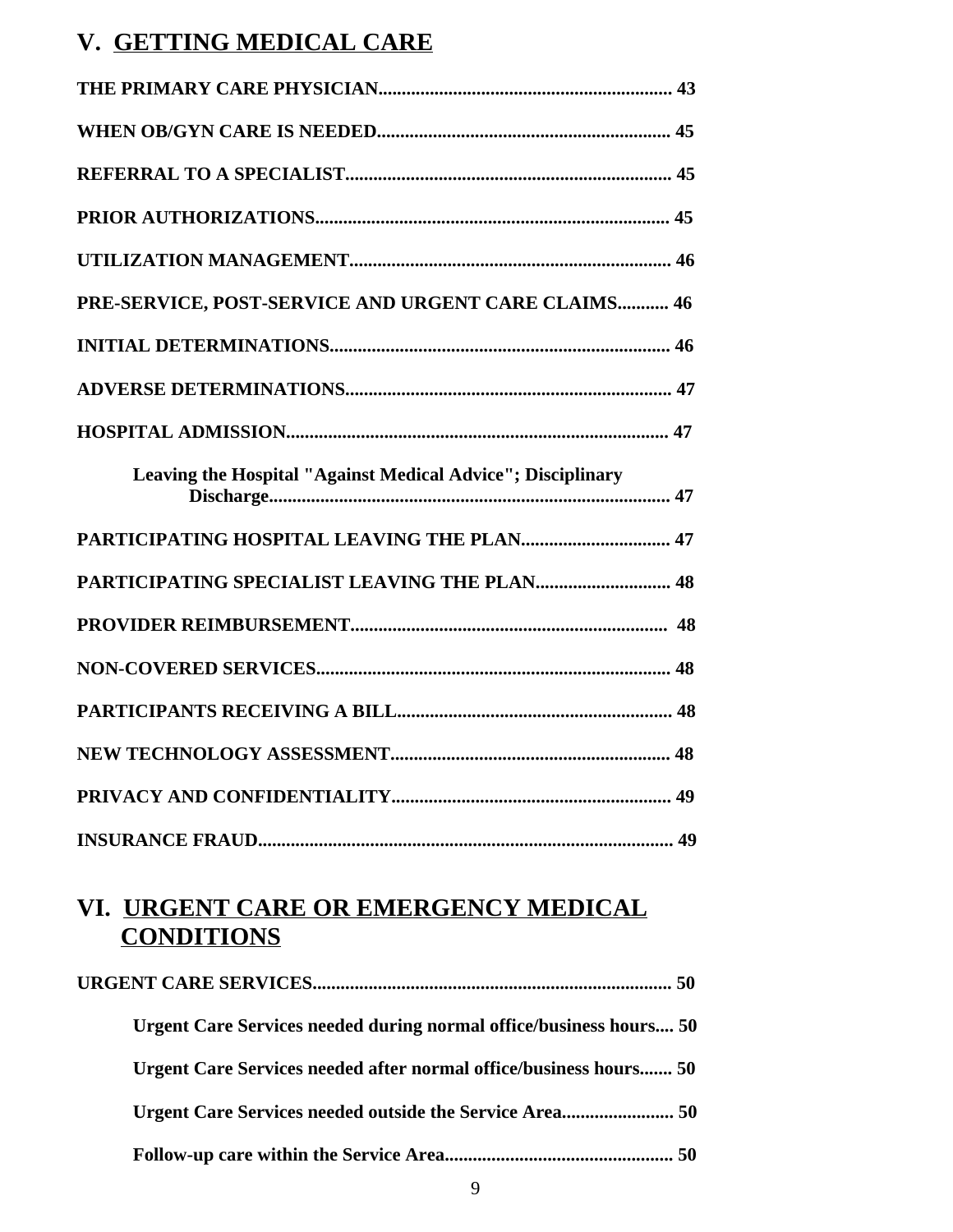## V. GETTING MEDICAL CARE

**THE PRIMARY CARE PHYSICIAN.............................................................. 43**

**WHEN OB/GYN CARE IS NEEDED.............................................................. 45**

**REFERRAL TO A SPECIALIST..................................................................... 45**

**PRIOR AUTHORIZATIONS........................................................................... 45**

**UTILIZATION MANAGEMENT.................................................................... 46**

**PRE-SERVICE, POST-SERVICE AND URGENT CARE CLAIMS........... 46**

**INITIAL DETERMINATIONS........................................................................ 46**

**ADVERSE DETERMINATIONS..................................................................... 47**

**HOSPITAL ADMISSION................................................................................. 47**

**Leaving the Hospital "Against Medical Advice"; Disciplinary Discharge..................................................................................... 47**

**PARTICIPATING HOSPITAL LEAVING THE PLAN................................ 47**

**PARTICIPATING SPECIALIST LEAVING THE PLAN............................. 48**

**PROVIDER REIMBURSEMENT................................................................... 48**

**NON-COVERED SERVICES........................................................................... 48**

**PARTICIPANTS RECEIVING A BILL.......................................................... 48**

**NEW TECHNOLOGY ASSESSMENT........................................................... 48**

**PRIVACY AND CONFIDENTIALITY........................................................... 49**

**INSURANCE FRAUD........................................................................................ 49**

## VI. URGENT CARE OR EMERGENCY MEDICAL CONDITIONS

**URGENT CARE SERVICES............................................................................ 50**

**Urgent Care Services needed during normal office/business hours.... 50**

**Urgent Care Services needed after normal office/business hours....... 50**

**Urgent Care Services needed outside the Service Area........................ 50**

**Follow-up care within the Service Area................................................. 50**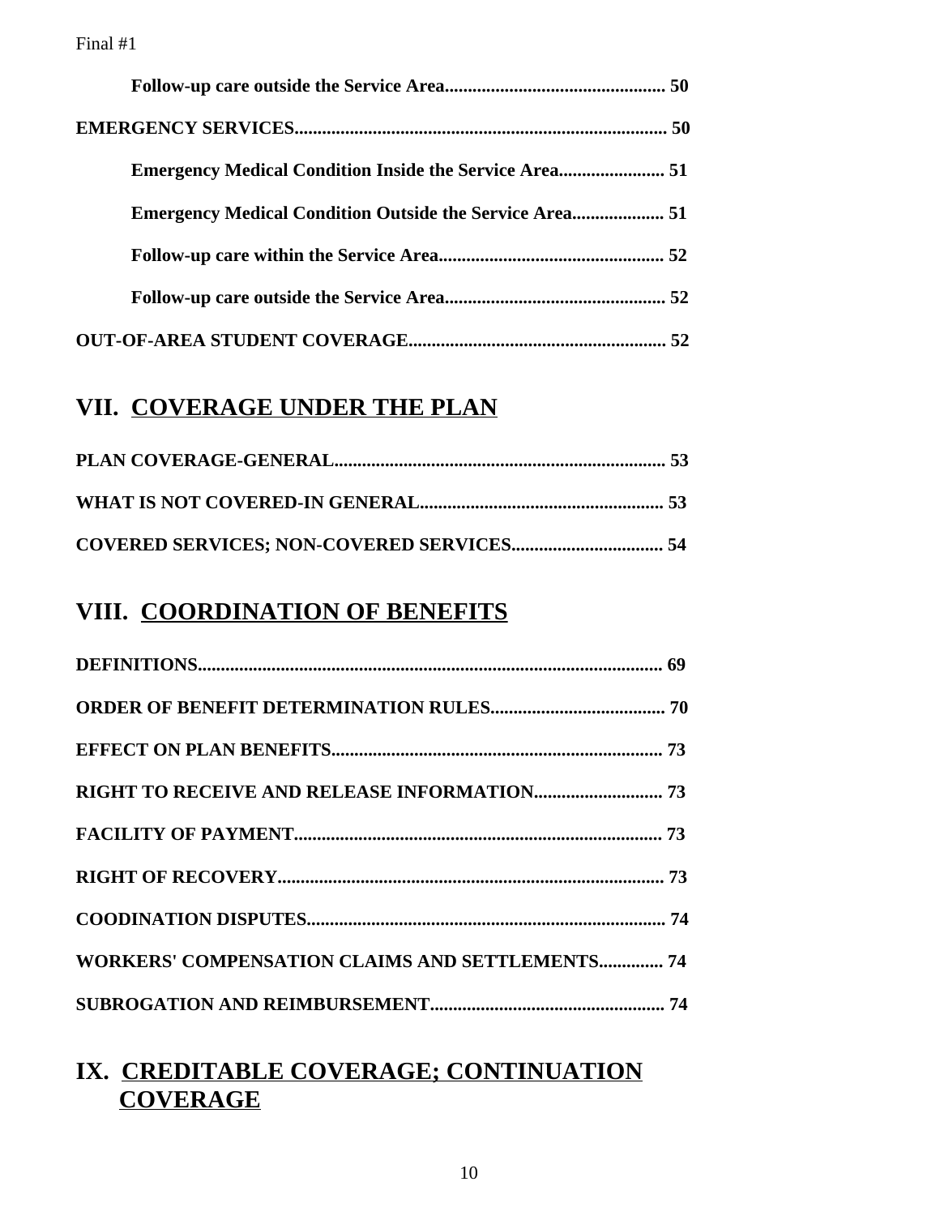**Follow-up care outside the Service Area................................................ 50**

**EMERGENCY SERVICES................................................................................ 50**

**Emergency Medical Condition Inside the Service Area....................... 51**

**Emergency Medical Condition Outside the Service Area.................... 51**

**Follow-up care within the Service Area................................................. 52**

**Follow-up care outside the Service Area................................................ 52**

**OUT-OF-AREA STUDENT COVERAGE....................................................... 52**

## VII. COVERAGE UNDER THE PLAN

**PLAN COVERAGE-GENERAL........................................................................ 53**

**WHAT IS NOT COVERED-IN GENERAL..................................................... 53**

**COVERED SERVICES; NON-COVERED SERVICES................................. 54**

## VIII. COORDINATION OF BENEFITS

**DEFINITIONS.................................................................................................... 69**

**ORDER OF BENEFIT DETERMINATION RULES...................................... 70**

**EFFECT ON PLAN BENEFITS....................................................................... 73**

**RIGHT TO RECEIVE AND RELEASE INFORMATION............................ 73**

**FACILITY OF PAYMENT............................................................................... 73**

**RIGHT OF RECOVERY................................................................................... 73**

**COODINATION DISPUTES............................................................................ 74**

**WORKERS' COMPENSATION CLAIMS AND SETTLEMENTS.............. 74**

**SUBROGATION AND REIMBURSEMENT.................................................. 74**

## IX. CREDITABLE COVERAGE; CONTINUATION COVERAGE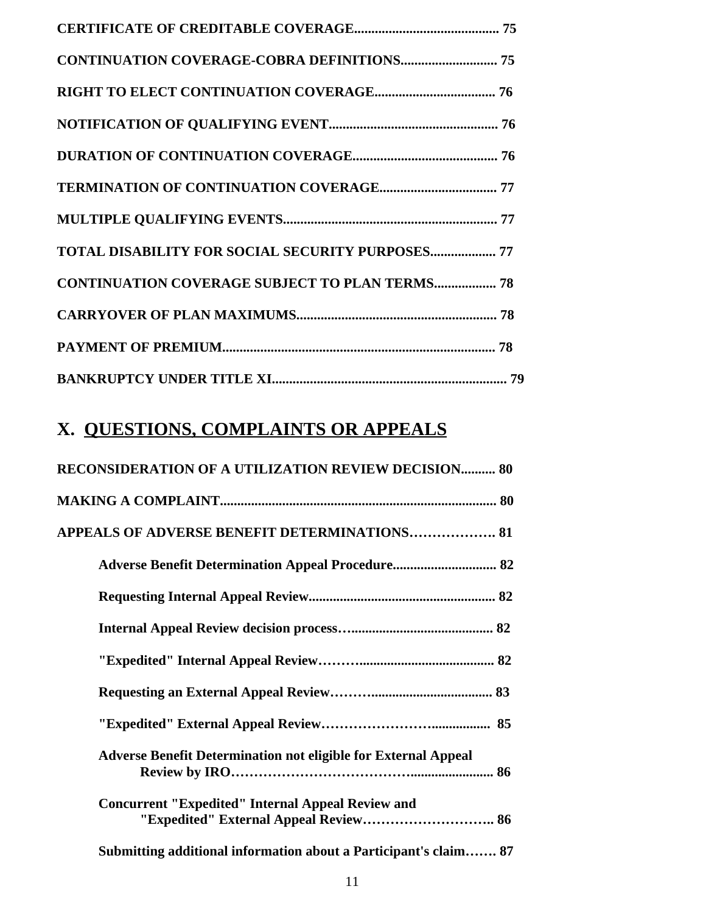**CERTIFICATE OF CREDITABLE COVERAGE.......................................... 75**

**CONTINUATION COVERAGE-COBRA DEFINITIONS............................ 75**

**RIGHT TO ELECT CONTINUATION COVERAGE................................... 76**

**NOTIFICATION OF QUALIFYING EVENT................................................ 76**

**DURATION OF CONTINUATION COVERAGE.......................................... 76**

**TERMINATION OF CONTINUATION COVERAGE.................................. 77**

**MULTIPLE QUALIFYING EVENTS.............................................................. 77**

**TOTAL DISABILITY FOR SOCIAL SECURITY PURPOSES................... 77**

**CONTINUATION COVERAGE SUBJECT TO PLAN TERMS.................. 78**

**CARRYOVER OF PLAN MAXIMUMS......................................................... 78**

**PAYMENT OF PREMIUM............................................................................... 78**

**BANKRUPTCY UNDER TITLE XI.................................................................... 79**

## X. QUESTIONS, COMPLAINTS OR APPEALS

**RECONSIDERATION OF A UTILIZATION REVIEW DECISION.......... 80**

**MAKING A COMPLAINT................................................................................ 80**

**APPEALS OF ADVERSE BENEFIT DETERMINATIONS………………. 81**

- **Adverse Benefit Determination Appeal Procedure.............................. 82**
- **Requesting Internal Appeal Review...................................................... 82**
- **Internal Appeal Review decision process…......................................... 82**
- **"Expedited" Internal Appeal Review………...................................... 82**
- **Requesting an External Appeal Review……….................................. 83**
- **"Expedited" External Appeal Review…………………….................. 85**
- **Adverse Benefit Determination not eligible for External Appeal Review by IRO……………………………….......................... 86**
- **Concurrent "Expedited" Internal Appeal Review and "Expedited" External Appeal Review……………………….. 86**
- **Submitting additional information about a Participant's claim……. 87**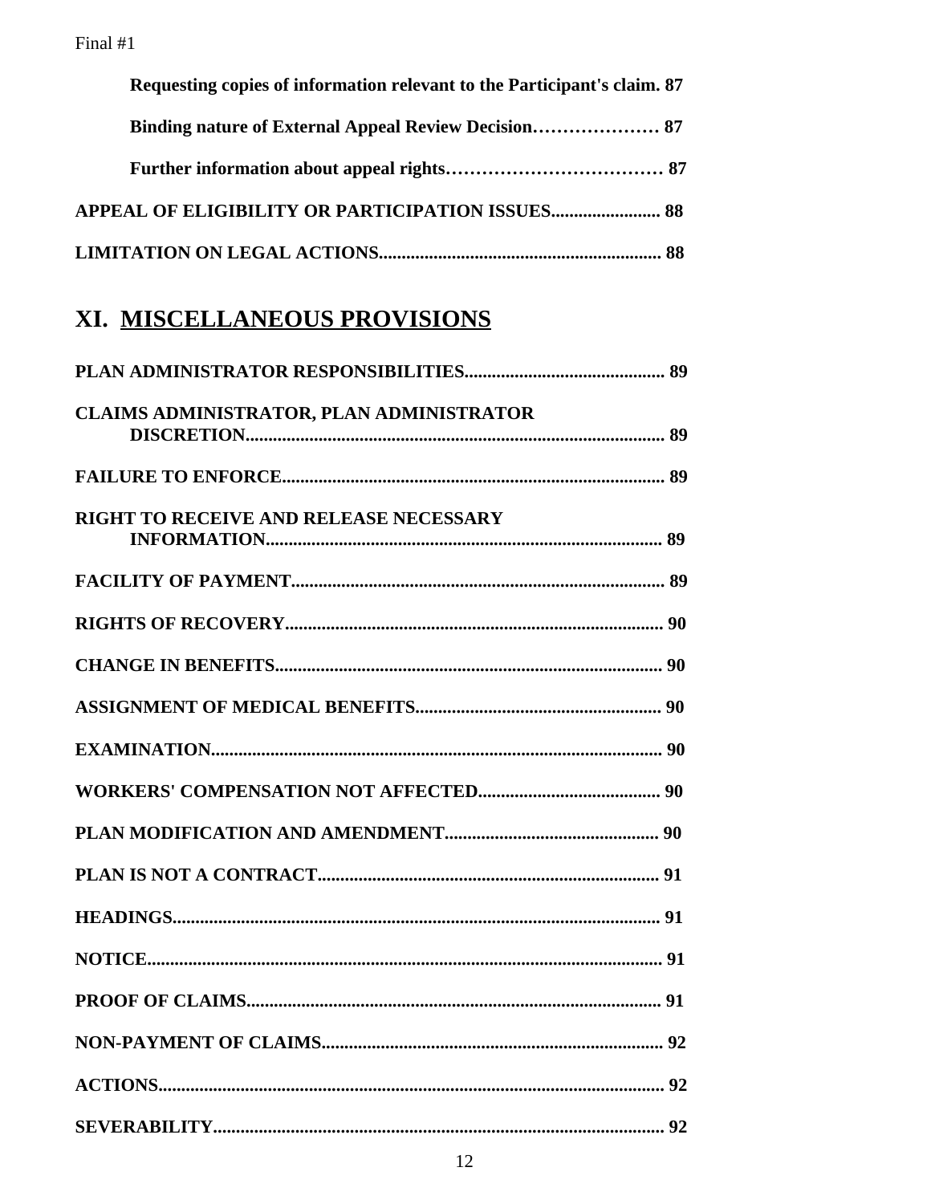**Requesting copies of information relevant to the Participant's claim. 87**

**Binding nature of External Appeal Review Decision………………… 87**

**Further information about appeal rights……………………………… 87**

**APPEAL OF ELIGIBILITY OR PARTICIPATION ISSUES........................ 88**

**LIMITATION ON LEGAL ACTIONS............................................................ 88**

# XI. MISCELLANEOUS PROVISIONS

**PLAN ADMINISTRATOR RESPONSIBILITIES........................................... 89**

**CLAIMS ADMINISTRATOR, PLAN ADMINISTRATOR DISCRETION........................................................................................... 89**

**FAILURE TO ENFORCE.................................................................................. 89**

**RIGHT TO RECEIVE AND RELEASE NECESSARY INFORMATION...................................................................................... 89**

**FACILITY OF PAYMENT................................................................................ 89**

**RIGHTS OF RECOVERY................................................................................. 90**

**CHANGE IN BENEFITS................................................................................... 90**

**ASSIGNMENT OF MEDICAL BENEFITS..................................................... 90**

**EXAMINATION................................................................................................. 90**

**WORKERS' COMPENSATION NOT AFFECTED........................................ 90**

**PLAN MODIFICATION AND AMENDMENT.............................................. 90**

**PLAN IS NOT A CONTRACT.......................................................................... 91**

**HEADINGS.......................................................................................................... 91**

**NOTICE................................................................................................................ 91**

**PROOF OF CLAIMS.......................................................................................... 91**

**NON-PAYMENT OF CLAIMS.......................................................................... 92**

**ACTIONS.............................................................................................................. 92**

**SEVERABILITY.................................................................................................. 92**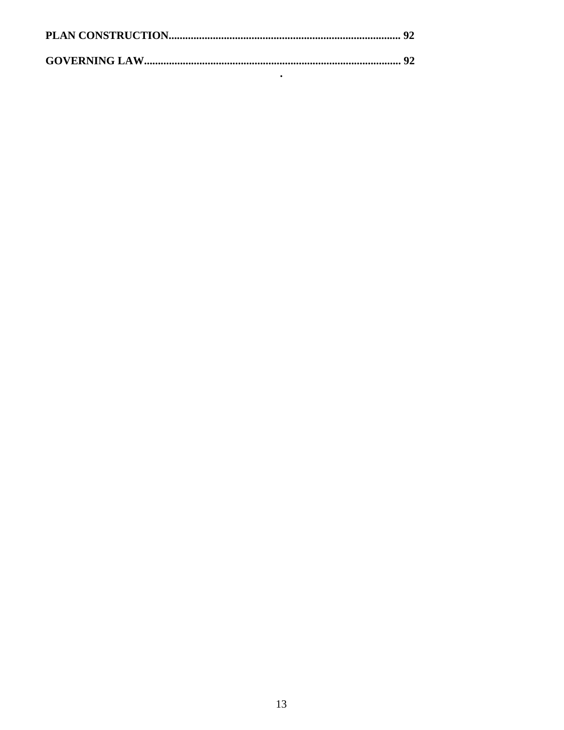**PLAN CONSTRUCTION................................................................................... 92**

**GOVERNING LAW........................................................................................... 92**

.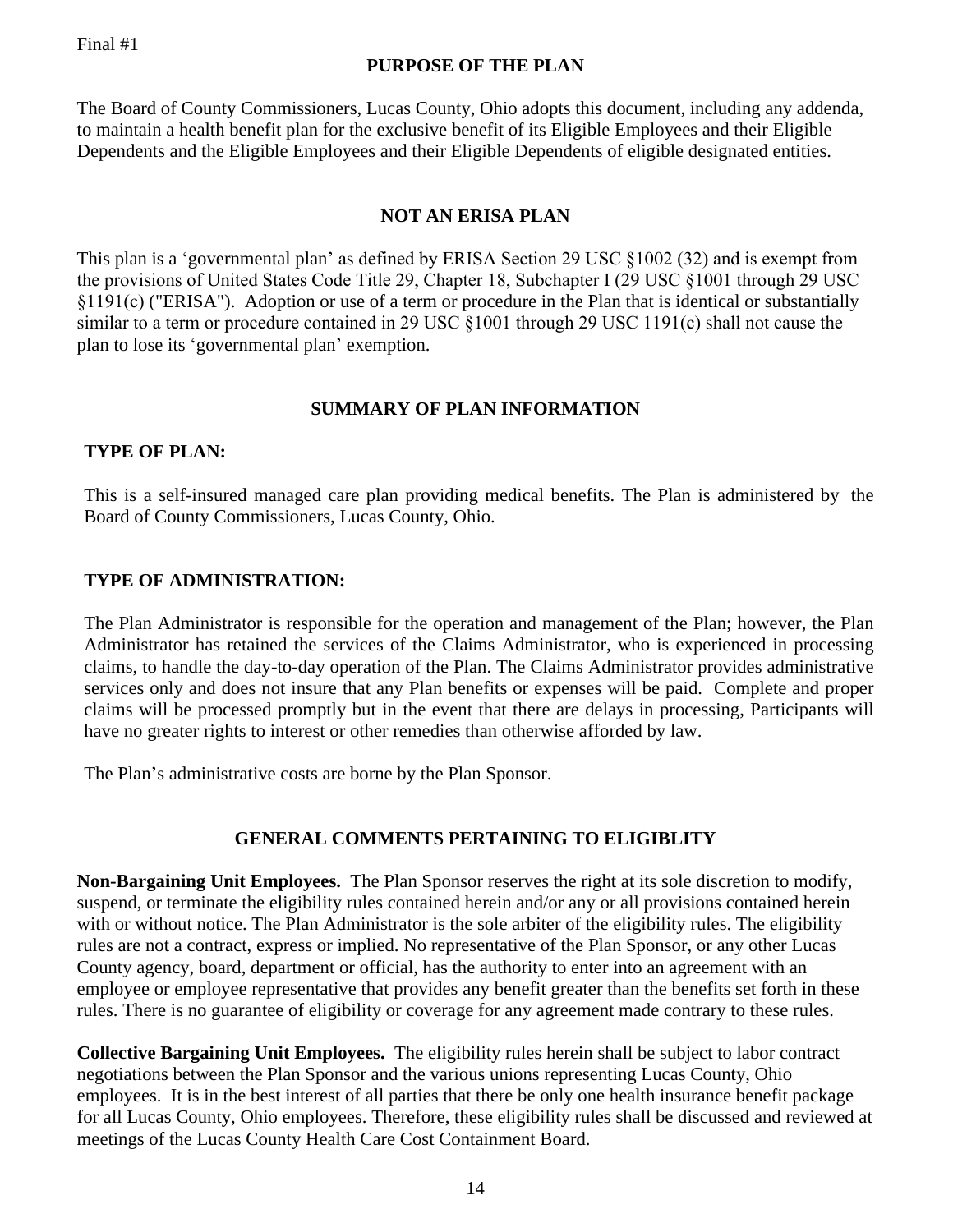Final #1

## PURPOSE OF THE PLAN

The Board of County Commissioners, Lucas County, Ohio adopts this document, including any addenda, to maintain a health benefit plan for the exclusive benefit of its Eligible Employees and their Eligible Dependents and the Eligible Employees and their Eligible Dependents of eligible designated entities.

## NOT AN ERISA PLAN

This plan is a 'governmental plan' as defined by ERISA Section 29 USC §1002 (32) and is exempt from the provisions of United States Code Title 29, Chapter 18, Subchapter I (29 USC §1001 through 29 USC §1191(c) ("ERISA"). Adoption or use of a term or procedure in the Plan that is identical or substantially similar to a term or procedure contained in 29 USC §1001 through 29 USC 1191(c) shall not cause the plan to lose its 'governmental plan' exemption.

## SUMMARY OF PLAN INFORMATION

### TYPE OF PLAN:

This is a self-insured managed care plan providing medical benefits. The Plan is administered by the Board of County Commissioners, Lucas County, Ohio.

### TYPE OF ADMINISTRATION:

The Plan Administrator is responsible for the operation and management of the Plan; however, the Plan Administrator has retained the services of the Claims Administrator, who is experienced in processing claims, to handle the day-to-day operation of the Plan. The Claims Administrator provides administrative services only and does not insure that any Plan benefits or expenses will be paid. Complete and proper claims will be processed promptly but in the event that there are delays in processing, Participants will have no greater rights to interest or other remedies than otherwise afforded by law.

The Plan's administrative costs are borne by the Plan Sponsor.

## GENERAL COMMENTS PERTAINING TO ELIGIBLITY

**Non-Bargaining Unit Employees.** The Plan Sponsor reserves the right at its sole discretion to modify, suspend, or terminate the eligibility rules contained herein and/or any or all provisions contained herein with or without notice. The Plan Administrator is the sole arbiter of the eligibility rules. The eligibility rules are not a contract, express or implied. No representative of the Plan Sponsor, or any other Lucas County agency, board, department or official, has the authority to enter into an agreement with an employee or employee representative that provides any benefit greater than the benefits set forth in these rules. There is no guarantee of eligibility or coverage for any agreement made contrary to these rules.

**Collective Bargaining Unit Employees.** The eligibility rules herein shall be subject to labor contract negotiations between the Plan Sponsor and the various unions representing Lucas County, Ohio employees. It is in the best interest of all parties that there be only one health insurance benefit package for all Lucas County, Ohio employees. Therefore, these eligibility rules shall be discussed and reviewed at meetings of the Lucas County Health Care Cost Containment Board.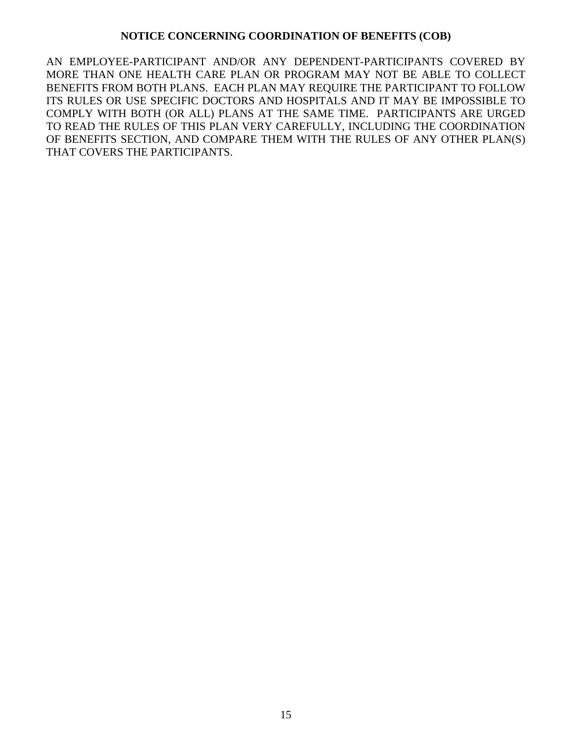**NOTICE CONCERNING COORDINATION OF BENEFITS (COB)**

AN EMPLOYEE-PARTICIPANT AND/OR ANY DEPENDENT-PARTICIPANTS COVERED BY MORE THAN ONE HEALTH CARE PLAN OR PROGRAM MAY NOT BE ABLE TO COLLECT BENEFITS FROM BOTH PLANS. EACH PLAN MAY REQUIRE THE PARTICIPANT TO FOLLOW ITS RULES OR USE SPECIFIC DOCTORS AND HOSPITALS AND IT MAY BE IMPOSSIBLE TO COMPLY WITH BOTH (OR ALL) PLANS AT THE SAME TIME. PARTICIPANTS ARE URGED TO READ THE RULES OF THIS PLAN VERY CAREFULLY, INCLUDING THE COORDINATION OF BENEFITS SECTION, AND COMPARE THEM WITH THE RULES OF ANY OTHER PLAN(S) THAT COVERS THE PARTICIPANTS.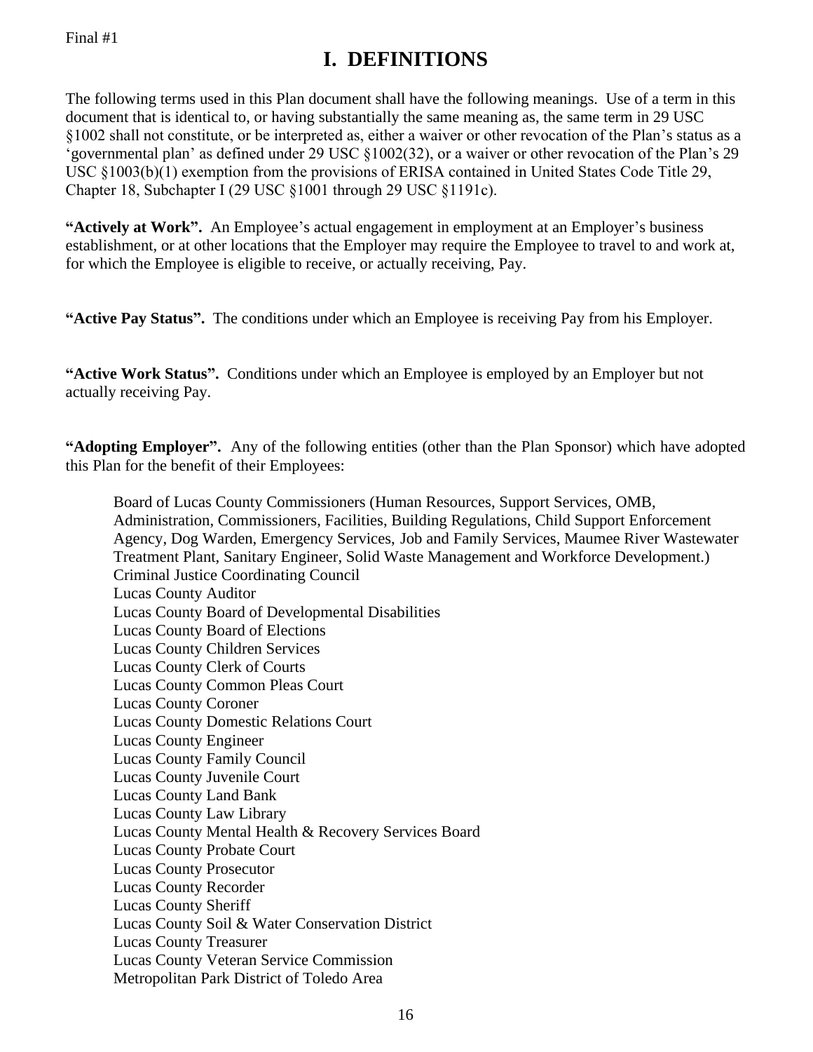Final #1

# I. DEFINITIONS

The following terms used in this Plan document shall have the following meanings. Use of a term in this document that is identical to, or having substantially the same meaning as, the same term in 29 USC §1002 shall not constitute, or be interpreted as, either a waiver or other revocation of the Plan's status as a 'governmental plan' as defined under 29 USC §1002(32), or a waiver or other revocation of the Plan's 29 USC §1003(b)(1) exemption from the provisions of ERISA contained in United States Code Title 29, Chapter 18, Subchapter I (29 USC §1001 through 29 USC §1191c).

**"Actively at Work".** An Employee's actual engagement in employment at an Employer's business establishment, or at other locations that the Employer may require the Employee to travel to and work at, for which the Employee is eligible to receive, or actually receiving, Pay.

**"Active Pay Status".** The conditions under which an Employee is receiving Pay from his Employer.

**"Active Work Status".** Conditions under which an Employee is employed by an Employer but not actually receiving Pay.

**"Adopting Employer".** Any of the following entities (other than the Plan Sponsor) which have adopted this Plan for the benefit of their Employees:

Board of Lucas County Commissioners (Human Resources, Support Services, OMB, Administration, Commissioners, Facilities, Building Regulations, Child Support Enforcement Agency, Dog Warden, Emergency Services, Job and Family Services, Maumee River Wastewater Treatment Plant, Sanitary Engineer, Solid Waste Management and Workforce Development.)
Criminal Justice Coordinating Council
Lucas County Auditor
Lucas County Board of Developmental Disabilities
Lucas County Board of Elections
Lucas County Children Services
Lucas County Clerk of Courts
Lucas County Common Pleas Court
Lucas County Coroner
Lucas County Domestic Relations Court
Lucas County Engineer
Lucas County Family Council
Lucas County Juvenile Court
Lucas County Land Bank
Lucas County Law Library
Lucas County Mental Health & Recovery Services Board
Lucas County Probate Court
Lucas County Prosecutor
Lucas County Recorder
Lucas County Sheriff
Lucas County Soil & Water Conservation District
Lucas County Treasurer
Lucas County Veteran Service Commission
Metropolitan Park District of Toledo Area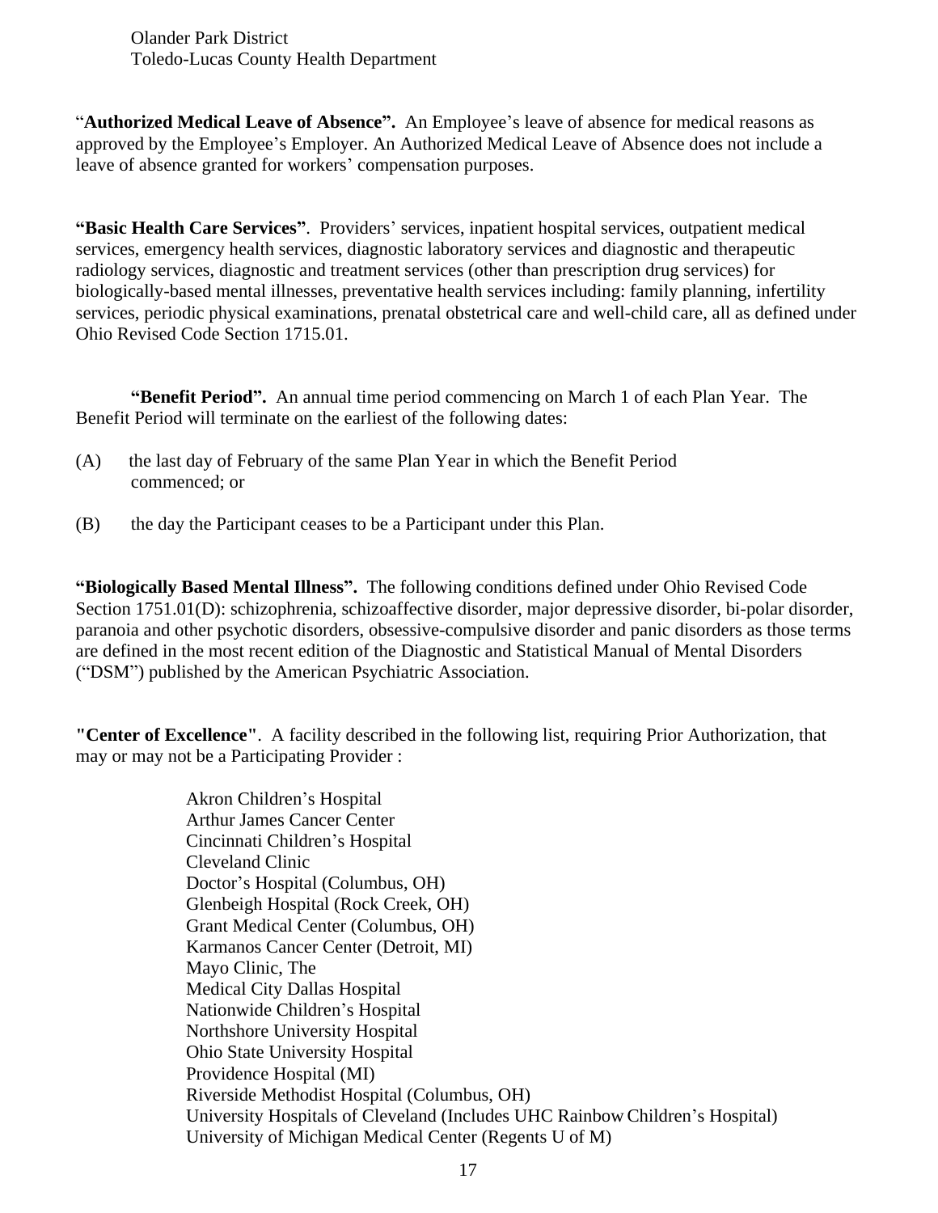Olander Park District
Toledo-Lucas County Health Department

"**Authorized Medical Leave of Absence".** An Employee's leave of absence for medical reasons as approved by the Employee's Employer. An Authorized Medical Leave of Absence does not include a leave of absence granted for workers' compensation purposes.

**"Basic Health Care Services"**. Providers' services, inpatient hospital services, outpatient medical services, emergency health services, diagnostic laboratory services and diagnostic and therapeutic radiology services, diagnostic and treatment services (other than prescription drug services) for biologically-based mental illnesses, preventative health services including: family planning, infertility services, periodic physical examinations, prenatal obstetrical care and well-child care, all as defined under Ohio Revised Code Section 1715.01.

**"Benefit Period".** An annual time period commencing on March 1 of each Plan Year. The Benefit Period will terminate on the earliest of the following dates:

(A) the last day of February of the same Plan Year in which the Benefit Period commenced; or

(B) the day the Participant ceases to be a Participant under this Plan.

**"Biologically Based Mental Illness".** The following conditions defined under Ohio Revised Code Section 1751.01(D): schizophrenia, schizoaffective disorder, major depressive disorder, bi-polar disorder, paranoia and other psychotic disorders, obsessive-compulsive disorder and panic disorders as those terms are defined in the most recent edition of the Diagnostic and Statistical Manual of Mental Disorders ("DSM") published by the American Psychiatric Association.

**"Center of Excellence"**. A facility described in the following list, requiring Prior Authorization, that may or may not be a Participating Provider :

Akron Children's Hospital
Arthur James Cancer Center
Cincinnati Children's Hospital
Cleveland Clinic
Doctor's Hospital (Columbus, OH)
Glenbeigh Hospital (Rock Creek, OH)
Grant Medical Center (Columbus, OH)
Karmanos Cancer Center (Detroit, MI)
Mayo Clinic, The
Medical City Dallas Hospital
Nationwide Children's Hospital
Northshore University Hospital
Ohio State University Hospital
Providence Hospital (MI)
Riverside Methodist Hospital (Columbus, OH)
University Hospitals of Cleveland (Includes UHC Rainbow Children's Hospital)
University of Michigan Medical Center (Regents U of M)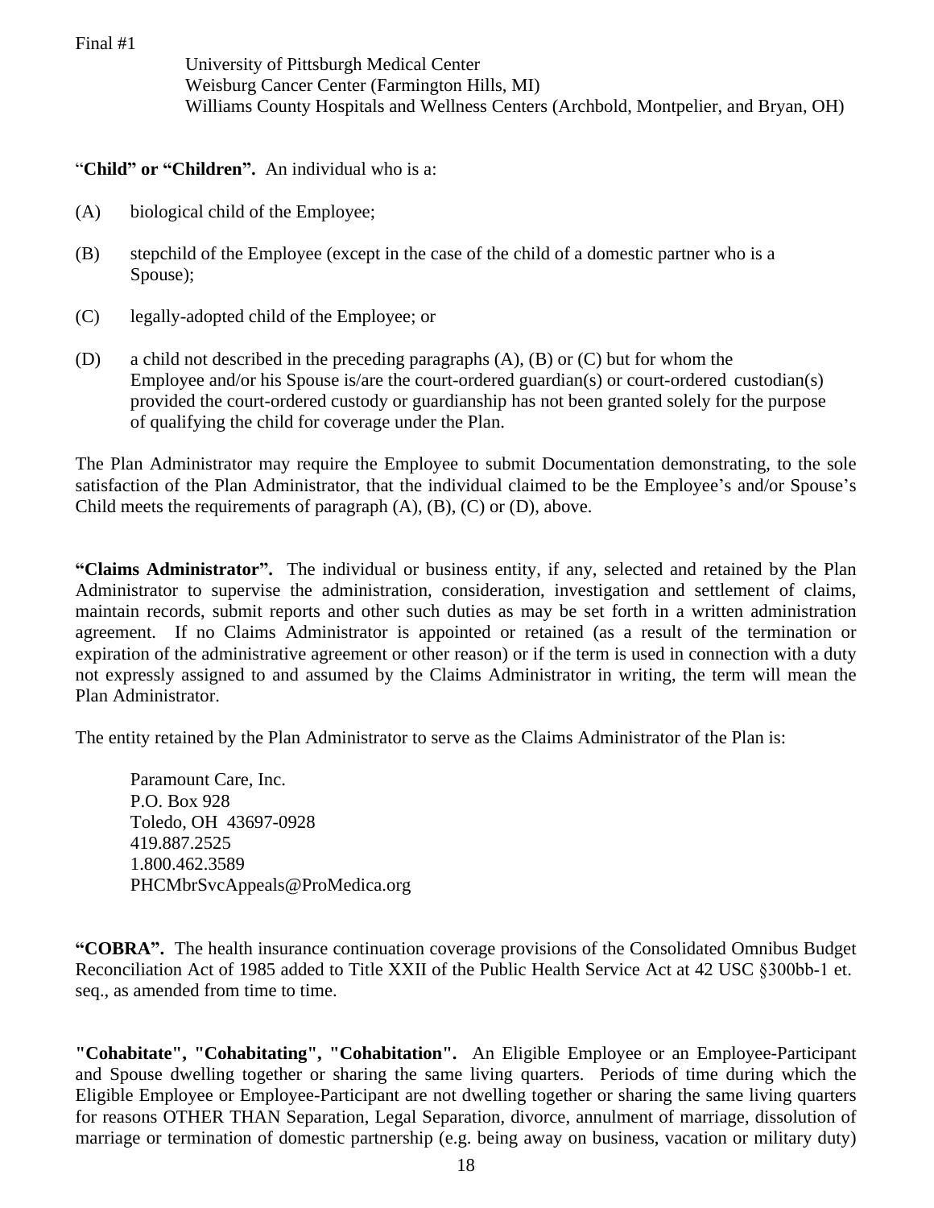Final #1

University of Pittsburgh Medical Center
Weisburg Cancer Center (Farmington Hills, MI)
Williams County Hospitals and Wellness Centers (Archbold, Montpelier, and Bryan, OH)

“**Child” or “Children”.** An individual who is a:

(A) biological child of the Employee;

(B) stepchild of the Employee (except in the case of the child of a domestic partner who is a Spouse);

(C) legally-adopted child of the Employee; or

(D) a child not described in the preceding paragraphs (A), (B) or (C) but for whom the Employee and/or his Spouse is/are the court-ordered guardian(s) or court-ordered custodian(s) provided the court-ordered custody or guardianship has not been granted solely for the purpose of qualifying the child for coverage under the Plan.

The Plan Administrator may require the Employee to submit Documentation demonstrating, to the sole satisfaction of the Plan Administrator, that the individual claimed to be the Employee’s and/or Spouse’s Child meets the requirements of paragraph (A), (B), (C) or (D), above.

**“Claims Administrator”.** The individual or business entity, if any, selected and retained by the Plan Administrator to supervise the administration, consideration, investigation and settlement of claims, maintain records, submit reports and other such duties as may be set forth in a written administration agreement. If no Claims Administrator is appointed or retained (as a result of the termination or expiration of the administrative agreement or other reason) or if the term is used in connection with a duty not expressly assigned to and assumed by the Claims Administrator in writing, the term will mean the Plan Administrator.

The entity retained by the Plan Administrator to serve as the Claims Administrator of the Plan is:

Paramount Care, Inc.
P.O. Box 928
Toledo, OH 43697-0928
419.887.2525
1.800.462.3589
PHCMbrSvcAppeals@ProMedica.org

**“COBRA”.** The health insurance continuation coverage provisions of the Consolidated Omnibus Budget Reconciliation Act of 1985 added to Title XXII of the Public Health Service Act at 42 USC §300bb-1 et. seq., as amended from time to time.

**"Cohabitate", "Cohabitating", "Cohabitation".** An Eligible Employee or an Employee-Participant and Spouse dwelling together or sharing the same living quarters. Periods of time during which the Eligible Employee or Employee-Participant are not dwelling together or sharing the same living quarters for reasons OTHER THAN Separation, Legal Separation, divorce, annulment of marriage, dissolution of marriage or termination of domestic partnership (e.g. being away on business, vacation or military duty)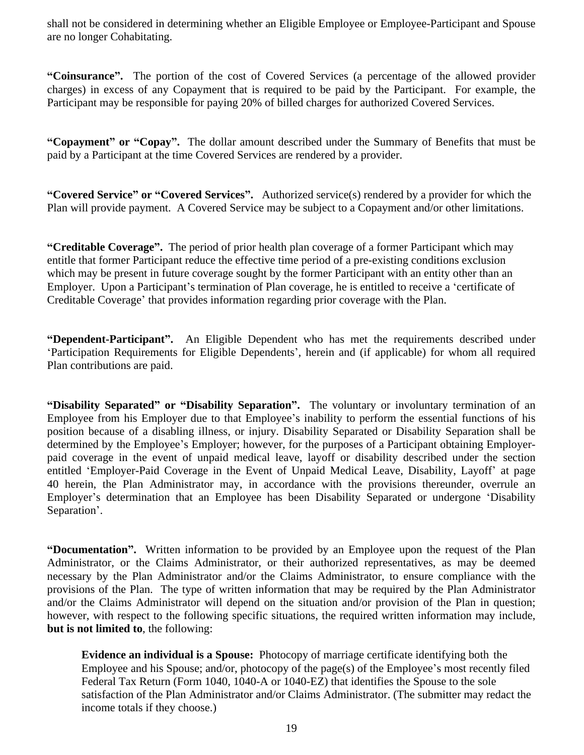shall not be considered in determining whether an Eligible Employee or Employee-Participant and Spouse are no longer Cohabitating.

**"Coinsurance".** The portion of the cost of Covered Services (a percentage of the allowed provider charges) in excess of any Copayment that is required to be paid by the Participant. For example, the Participant may be responsible for paying 20% of billed charges for authorized Covered Services.

**"Copayment" or "Copay".** The dollar amount described under the Summary of Benefits that must be paid by a Participant at the time Covered Services are rendered by a provider.

**"Covered Service" or "Covered Services".** Authorized service(s) rendered by a provider for which the Plan will provide payment. A Covered Service may be subject to a Copayment and/or other limitations.

**"Creditable Coverage".** The period of prior health plan coverage of a former Participant which may entitle that former Participant reduce the effective time period of a pre-existing conditions exclusion which may be present in future coverage sought by the former Participant with an entity other than an Employer. Upon a Participant's termination of Plan coverage, he is entitled to receive a 'certificate of Creditable Coverage' that provides information regarding prior coverage with the Plan.

**"Dependent-Participant".** An Eligible Dependent who has met the requirements described under 'Participation Requirements for Eligible Dependents', herein and (if applicable) for whom all required Plan contributions are paid.

**"Disability Separated" or "Disability Separation".** The voluntary or involuntary termination of an Employee from his Employer due to that Employee's inability to perform the essential functions of his position because of a disabling illness, or injury. Disability Separated or Disability Separation shall be determined by the Employee's Employer; however, for the purposes of a Participant obtaining Employer-paid coverage in the event of unpaid medical leave, layoff or disability described under the section entitled 'Employer-Paid Coverage in the Event of Unpaid Medical Leave, Disability, Layoff' at page 40 herein, the Plan Administrator may, in accordance with the provisions thereunder, overrule an Employer's determination that an Employee has been Disability Separated or undergone 'Disability Separation'.

**"Documentation".** Written information to be provided by an Employee upon the request of the Plan Administrator, or the Claims Administrator, or their authorized representatives, as may be deemed necessary by the Plan Administrator and/or the Claims Administrator, to ensure compliance with the provisions of the Plan. The type of written information that may be required by the Plan Administrator and/or the Claims Administrator will depend on the situation and/or provision of the Plan in question; however, with respect to the following specific situations, the required written information may include, **but is not limited to**, the following:

> **Evidence an individual is a Spouse:** Photocopy of marriage certificate identifying both the Employee and his Spouse; and/or, photocopy of the page(s) of the Employee's most recently filed Federal Tax Return (Form 1040, 1040-A or 1040-EZ) that identifies the Spouse to the sole satisfaction of the Plan Administrator and/or Claims Administrator. (The submitter may redact the income totals if they choose.)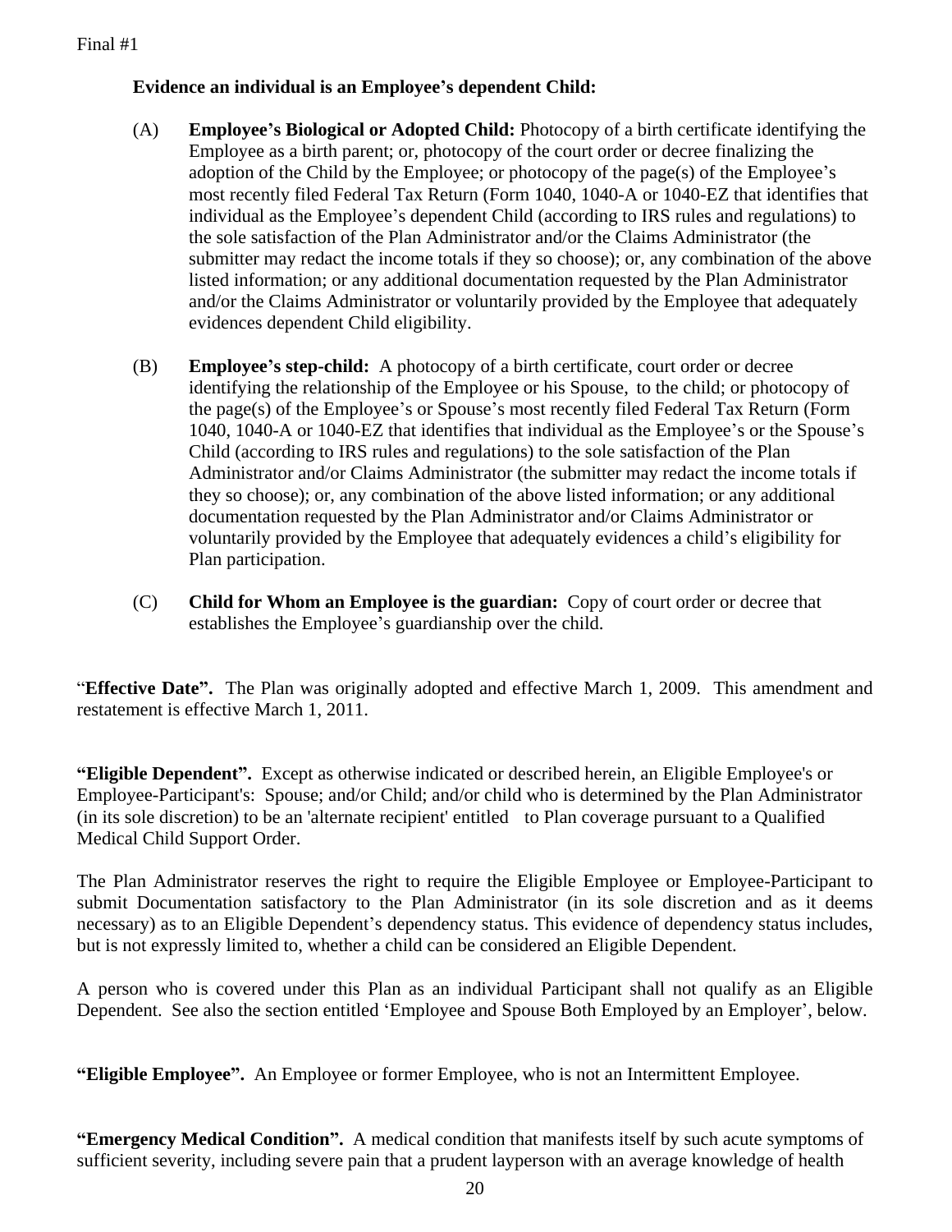**Evidence an individual is an Employee's dependent Child:**

(A) **Employee's Biological or Adopted Child:** Photocopy of a birth certificate identifying the Employee as a birth parent; or, photocopy of the court order or decree finalizing the adoption of the Child by the Employee; or photocopy of the page(s) of the Employee's most recently filed Federal Tax Return (Form 1040, 1040-A or 1040-EZ that identifies that individual as the Employee's dependent Child (according to IRS rules and regulations) to the sole satisfaction of the Plan Administrator and/or the Claims Administrator (the submitter may redact the income totals if they so choose); or, any combination of the above listed information; or any additional documentation requested by the Plan Administrator and/or the Claims Administrator or voluntarily provided by the Employee that adequately evidences dependent Child eligibility.

(B) **Employee's step-child:** A photocopy of a birth certificate, court order or decree identifying the relationship of the Employee or his Spouse, to the child; or photocopy of the page(s) of the Employee's or Spouse's most recently filed Federal Tax Return (Form 1040, 1040-A or 1040-EZ that identifies that individual as the Employee's or the Spouse's Child (according to IRS rules and regulations) to the sole satisfaction of the Plan Administrator and/or Claims Administrator (the submitter may redact the income totals if they so choose); or, any combination of the above listed information; or any additional documentation requested by the Plan Administrator and/or Claims Administrator or voluntarily provided by the Employee that adequately evidences a child's eligibility for Plan participation.

(C) **Child for Whom an Employee is the guardian:** Copy of court order or decree that establishes the Employee's guardianship over the child.

"**Effective Date".** The Plan was originally adopted and effective March 1, 2009. This amendment and restatement is effective March 1, 2011.

**"Eligible Dependent".** Except as otherwise indicated or described herein, an Eligible Employee's or Employee-Participant's: Spouse; and/or Child; and/or child who is determined by the Plan Administrator (in its sole discretion) to be an 'alternate recipient' entitled to Plan coverage pursuant to a Qualified Medical Child Support Order.

The Plan Administrator reserves the right to require the Eligible Employee or Employee-Participant to submit Documentation satisfactory to the Plan Administrator (in its sole discretion and as it deems necessary) as to an Eligible Dependent's dependency status. This evidence of dependency status includes, but is not expressly limited to, whether a child can be considered an Eligible Dependent.

A person who is covered under this Plan as an individual Participant shall not qualify as an Eligible Dependent. See also the section entitled 'Employee and Spouse Both Employed by an Employer', below.

**"Eligible Employee".** An Employee or former Employee, who is not an Intermittent Employee.

**"Emergency Medical Condition".** A medical condition that manifests itself by such acute symptoms of sufficient severity, including severe pain that a prudent layperson with an average knowledge of health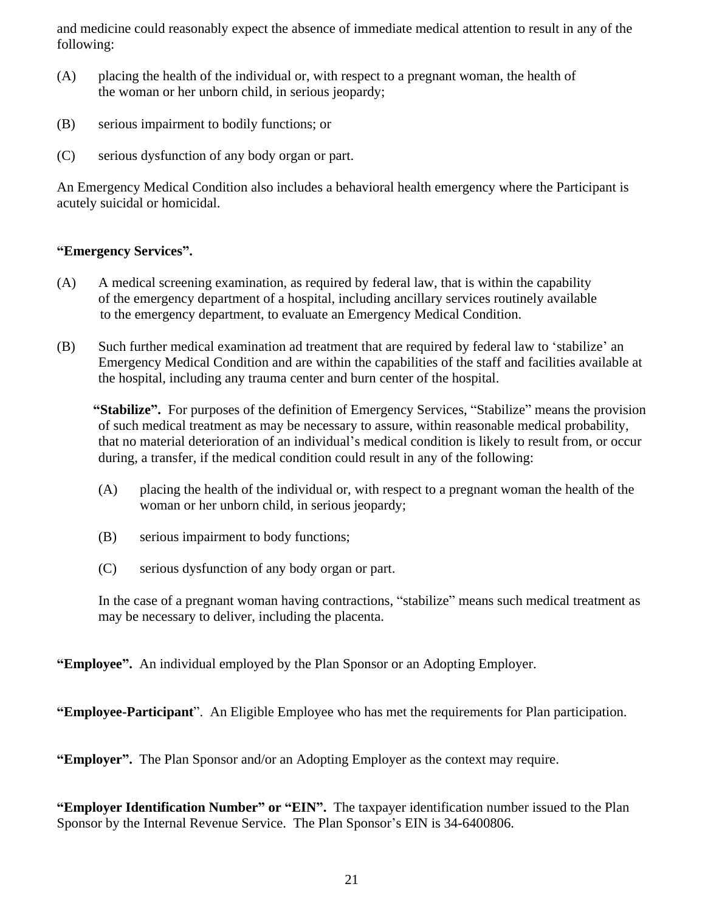and medicine could reasonably expect the absence of immediate medical attention to result in any of the following:

(A) placing the health of the individual or, with respect to a pregnant woman, the health of the woman or her unborn child, in serious jeopardy;

(B) serious impairment to bodily functions; or

(C) serious dysfunction of any body organ or part.

An Emergency Medical Condition also includes a behavioral health emergency where the Participant is acutely suicidal or homicidal.

**"Emergency Services".**

(A) A medical screening examination, as required by federal law, that is within the capability of the emergency department of a hospital, including ancillary services routinely available to the emergency department, to evaluate an Emergency Medical Condition.

(B) Such further medical examination ad treatment that are required by federal law to 'stabilize' an Emergency Medical Condition and are within the capabilities of the staff and facilities available at the hospital, including any trauma center and burn center of the hospital.

**"Stabilize".** For purposes of the definition of Emergency Services, "Stabilize" means the provision of such medical treatment as may be necessary to assure, within reasonable medical probability, that no material deterioration of an individual's medical condition is likely to result from, or occur during, a transfer, if the medical condition could result in any of the following:

(A) placing the health of the individual or, with respect to a pregnant woman the health of the woman or her unborn child, in serious jeopardy;

(B) serious impairment to body functions;

(C) serious dysfunction of any body organ or part.

In the case of a pregnant woman having contractions, "stabilize" means such medical treatment as may be necessary to deliver, including the placenta.

**"Employee".** An individual employed by the Plan Sponsor or an Adopting Employer.

**"Employee-Participant"**. An Eligible Employee who has met the requirements for Plan participation.

**"Employer".** The Plan Sponsor and/or an Adopting Employer as the context may require.

**"Employer Identification Number" or "EIN".** The taxpayer identification number issued to the Plan Sponsor by the Internal Revenue Service. The Plan Sponsor's EIN is 34-6400806.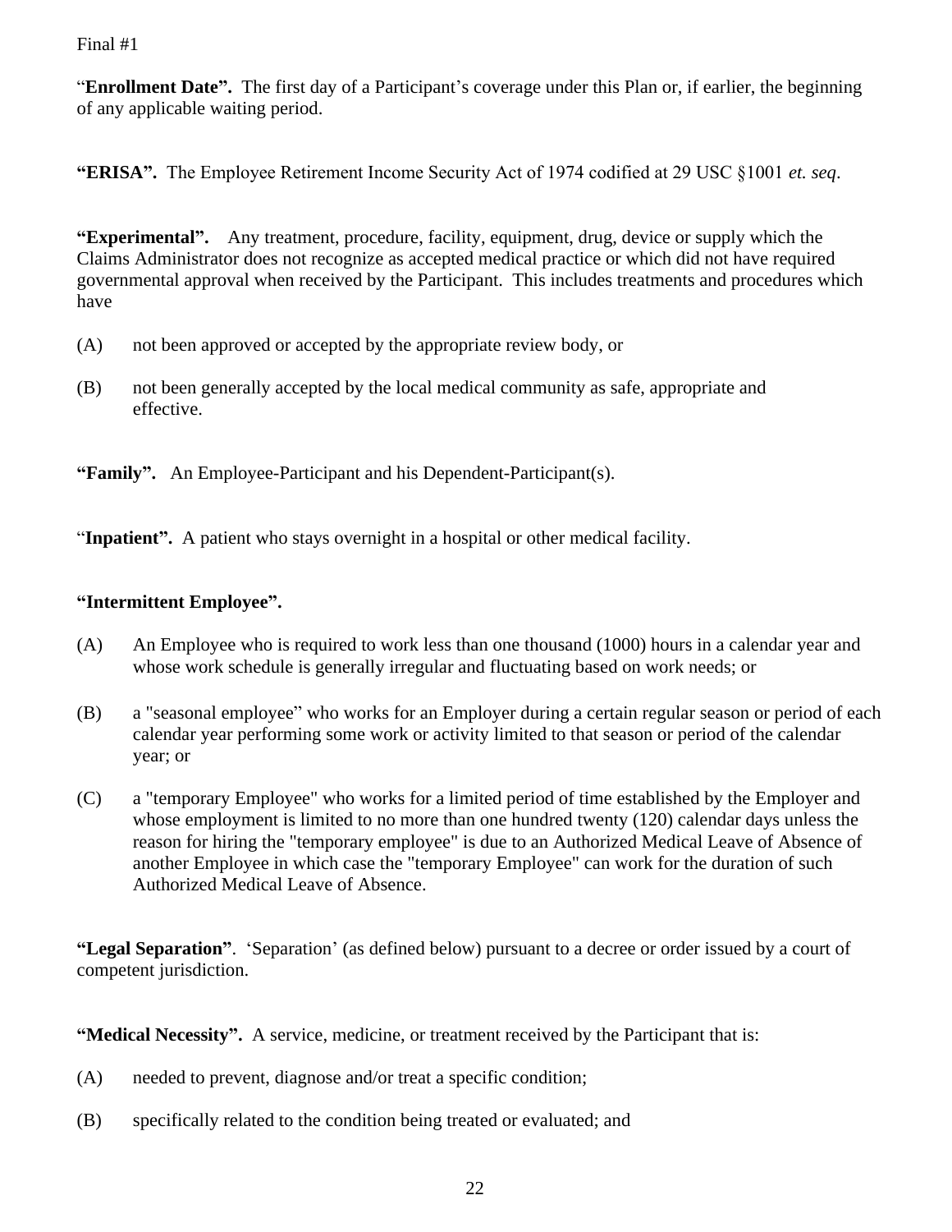Final #1

"**Enrollment Date**". The first day of a Participant's coverage under this Plan or, if earlier, the beginning of any applicable waiting period.

**"ERISA".** The Employee Retirement Income Security Act of 1974 codified at 29 USC §1001 *et. seq*.

**"Experimental".** Any treatment, procedure, facility, equipment, drug, device or supply which the Claims Administrator does not recognize as accepted medical practice or which did not have required governmental approval when received by the Participant. This includes treatments and procedures which have

(A) not been approved or accepted by the appropriate review body, or

(B) not been generally accepted by the local medical community as safe, appropriate and effective.

**"Family".** An Employee-Participant and his Dependent-Participant(s).

"**Inpatient**". A patient who stays overnight in a hospital or other medical facility.

**"Intermittent Employee".**

(A) An Employee who is required to work less than one thousand (1000) hours in a calendar year and whose work schedule is generally irregular and fluctuating based on work needs; or

(B) a "seasonal employee" who works for an Employer during a certain regular season or period of each calendar year performing some work or activity limited to that season or period of the calendar year; or

(C) a "temporary Employee" who works for a limited period of time established by the Employer and whose employment is limited to no more than one hundred twenty (120) calendar days unless the reason for hiring the "temporary employee" is due to an Authorized Medical Leave of Absence of another Employee in which case the "temporary Employee" can work for the duration of such Authorized Medical Leave of Absence.

**"Legal Separation"**. 'Separation' (as defined below) pursuant to a decree or order issued by a court of competent jurisdiction.

**"Medical Necessity".** A service, medicine, or treatment received by the Participant that is:

(A) needed to prevent, diagnose and/or treat a specific condition;

(B) specifically related to the condition being treated or evaluated; and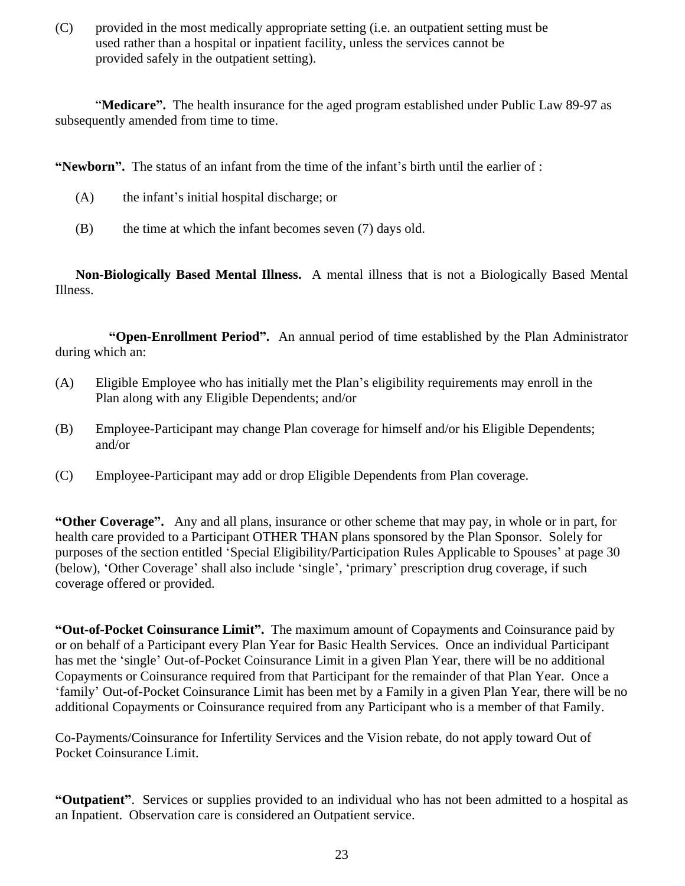(C) provided in the most medically appropriate setting (i.e. an outpatient setting must be used rather than a hospital or inpatient facility, unless the services cannot be provided safely in the outpatient setting).

"**Medicare".** The health insurance for the aged program established under Public Law 89-97 as subsequently amended from time to time.

**"Newborn".** The status of an infant from the time of the infant's birth until the earlier of :

(A) the infant's initial hospital discharge; or

(B) the time at which the infant becomes seven (7) days old.

**Non-Biologically Based Mental Illness.** A mental illness that is not a Biologically Based Mental Illness.

**"Open-Enrollment Period".** An annual period of time established by the Plan Administrator during which an:

(A) Eligible Employee who has initially met the Plan's eligibility requirements may enroll in the Plan along with any Eligible Dependents; and/or

(B) Employee-Participant may change Plan coverage for himself and/or his Eligible Dependents; and/or

(C) Employee-Participant may add or drop Eligible Dependents from Plan coverage.

**"Other Coverage".** Any and all plans, insurance or other scheme that may pay, in whole or in part, for health care provided to a Participant OTHER THAN plans sponsored by the Plan Sponsor. Solely for purposes of the section entitled 'Special Eligibility/Participation Rules Applicable to Spouses' at page 30 (below), 'Other Coverage' shall also include 'single', 'primary' prescription drug coverage, if such coverage offered or provided.

**"Out-of-Pocket Coinsurance Limit".** The maximum amount of Copayments and Coinsurance paid by or on behalf of a Participant every Plan Year for Basic Health Services. Once an individual Participant has met the 'single' Out-of-Pocket Coinsurance Limit in a given Plan Year, there will be no additional Copayments or Coinsurance required from that Participant for the remainder of that Plan Year. Once a 'family' Out-of-Pocket Coinsurance Limit has been met by a Family in a given Plan Year, there will be no additional Copayments or Coinsurance required from any Participant who is a member of that Family.

Co-Payments/Coinsurance for Infertility Services and the Vision rebate, do not apply toward Out of Pocket Coinsurance Limit.

**"Outpatient"**. Services or supplies provided to an individual who has not been admitted to a hospital as an Inpatient. Observation care is considered an Outpatient service.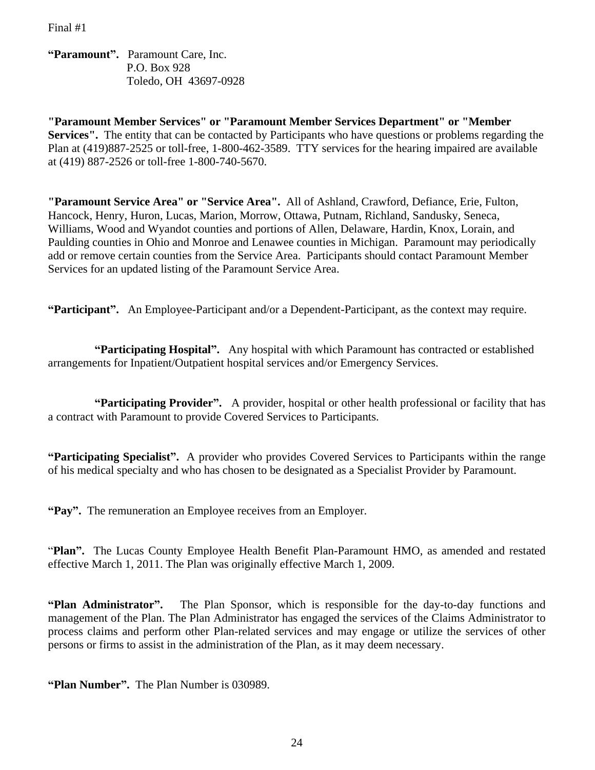Final #1

**"Paramount".** Paramount Care, Inc.
P.O. Box 928
Toledo, OH 43697-0928

**"Paramount Member Services" or "Paramount Member Services Department" or "Member Services".** The entity that can be contacted by Participants who have questions or problems regarding the Plan at (419)887-2525 or toll-free, 1-800-462-3589. TTY services for the hearing impaired are available at (419) 887-2526 or toll-free 1-800-740-5670.

**"Paramount Service Area" or "Service Area".** All of Ashland, Crawford, Defiance, Erie, Fulton, Hancock, Henry, Huron, Lucas, Marion, Morrow, Ottawa, Putnam, Richland, Sandusky, Seneca, Williams, Wood and Wyandot counties and portions of Allen, Delaware, Hardin, Knox, Lorain, and Paulding counties in Ohio and Monroe and Lenawee counties in Michigan. Paramount may periodically add or remove certain counties from the Service Area. Participants should contact Paramount Member Services for an updated listing of the Paramount Service Area.

**"Participant".** An Employee-Participant and/or a Dependent-Participant, as the context may require.

**"Participating Hospital".** Any hospital with which Paramount has contracted or established arrangements for Inpatient/Outpatient hospital services and/or Emergency Services.

**"Participating Provider".** A provider, hospital or other health professional or facility that has a contract with Paramount to provide Covered Services to Participants.

**"Participating Specialist".** A provider who provides Covered Services to Participants within the range of his medical specialty and who has chosen to be designated as a Specialist Provider by Paramount.

**"Pay".** The remuneration an Employee receives from an Employer.

**"Plan".** The Lucas County Employee Health Benefit Plan-Paramount HMO, as amended and restated effective March 1, 2011. The Plan was originally effective March 1, 2009.

**"Plan Administrator".** The Plan Sponsor, which is responsible for the day-to-day functions and management of the Plan. The Plan Administrator has engaged the services of the Claims Administrator to process claims and perform other Plan-related services and may engage or utilize the services of other persons or firms to assist in the administration of the Plan, as it may deem necessary.

**"Plan Number".** The Plan Number is 030989.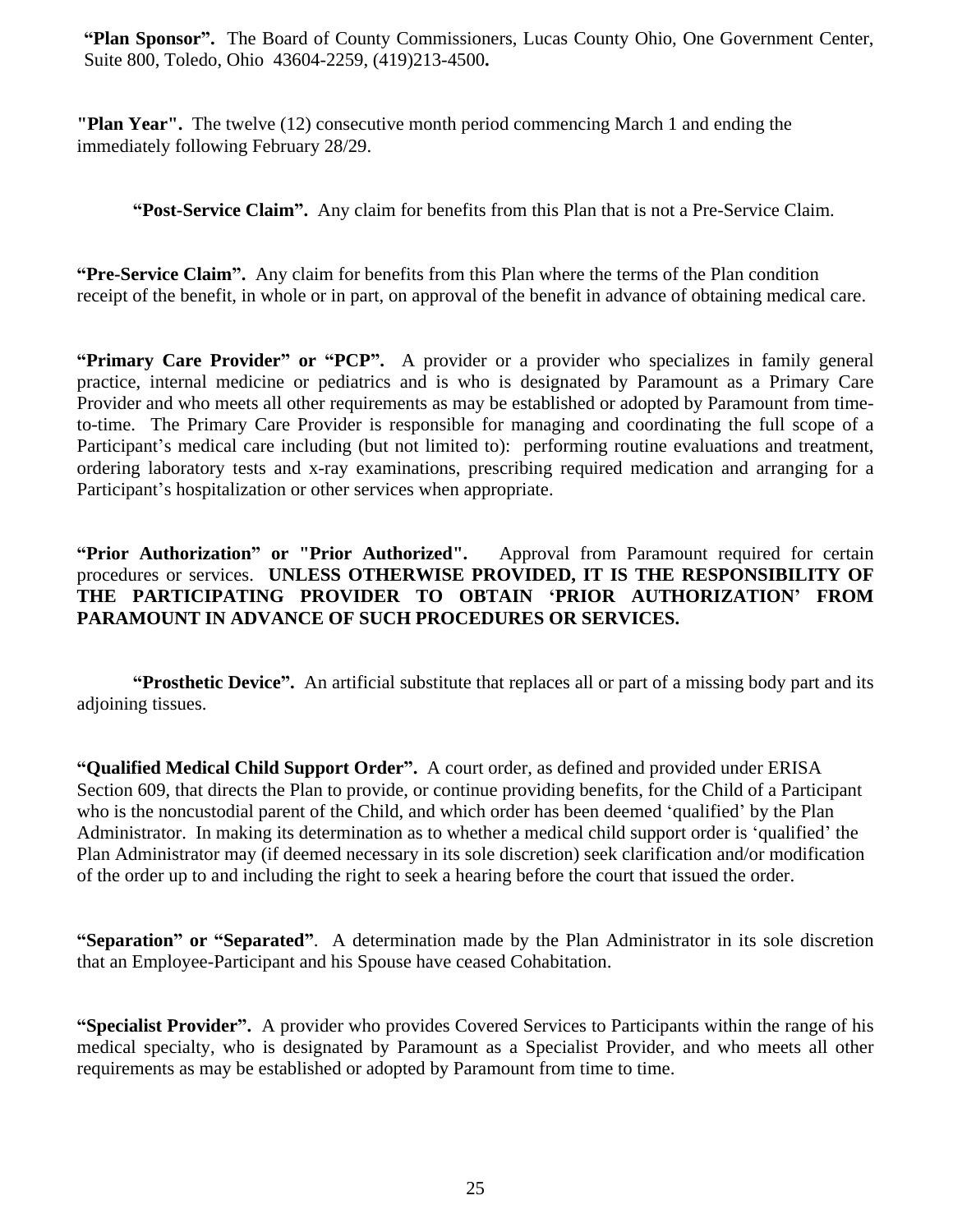**"Plan Sponsor".** The Board of County Commissioners, Lucas County Ohio, One Government Center, Suite 800, Toledo, Ohio 43604-2259, (419)213-4500**.**

**"Plan Year".** The twelve (12) consecutive month period commencing March 1 and ending the immediately following February 28/29.

**"Post-Service Claim".** Any claim for benefits from this Plan that is not a Pre-Service Claim.

**"Pre-Service Claim".** Any claim for benefits from this Plan where the terms of the Plan condition receipt of the benefit, in whole or in part, on approval of the benefit in advance of obtaining medical care.

**"Primary Care Provider" or "PCP".** A provider or a provider who specializes in family general practice, internal medicine or pediatrics and is who is designated by Paramount as a Primary Care Provider and who meets all other requirements as may be established or adopted by Paramount from time-to-time. The Primary Care Provider is responsible for managing and coordinating the full scope of a Participant's medical care including (but not limited to): performing routine evaluations and treatment, ordering laboratory tests and x-ray examinations, prescribing required medication and arranging for a Participant's hospitalization or other services when appropriate.

**"Prior Authorization" or "Prior Authorized".** Approval from Paramount required for certain procedures or services. **UNLESS OTHERWISE PROVIDED, IT IS THE RESPONSIBILITY OF THE PARTICIPATING PROVIDER TO OBTAIN 'PRIOR AUTHORIZATION' FROM PARAMOUNT IN ADVANCE OF SUCH PROCEDURES OR SERVICES.**

**"Prosthetic Device".** An artificial substitute that replaces all or part of a missing body part and its adjoining tissues.

**"Qualified Medical Child Support Order".** A court order, as defined and provided under ERISA Section 609, that directs the Plan to provide, or continue providing benefits, for the Child of a Participant who is the noncustodial parent of the Child, and which order has been deemed 'qualified' by the Plan Administrator. In making its determination as to whether a medical child support order is 'qualified' the Plan Administrator may (if deemed necessary in its sole discretion) seek clarification and/or modification of the order up to and including the right to seek a hearing before the court that issued the order.

**"Separation" or "Separated"**. A determination made by the Plan Administrator in its sole discretion that an Employee-Participant and his Spouse have ceased Cohabitation.

**"Specialist Provider".** A provider who provides Covered Services to Participants within the range of his medical specialty, who is designated by Paramount as a Specialist Provider, and who meets all other requirements as may be established or adopted by Paramount from time to time.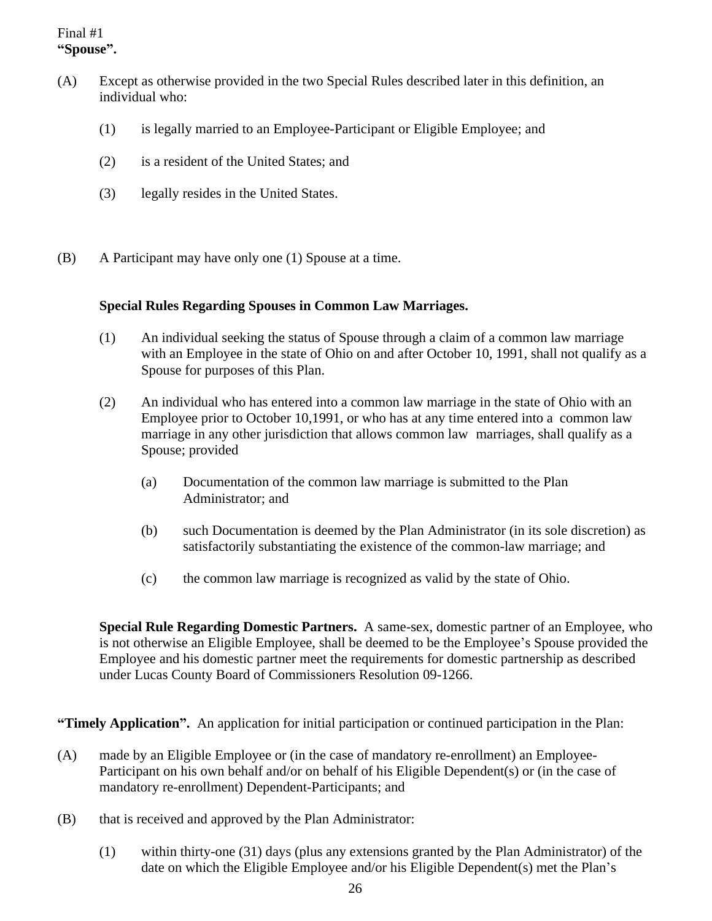Final #1

**“Spouse”.**

(A) Except as otherwise provided in the two Special Rules described later in this definition, an individual who:

(1) is legally married to an Employee-Participant or Eligible Employee; and

(2) is a resident of the United States; and

(3) legally resides in the United States.

(B) A Participant may have only one (1) Spouse at a time.

**Special Rules Regarding Spouses in Common Law Marriages.**

(1) An individual seeking the status of Spouse through a claim of a common law marriage with an Employee in the state of Ohio on and after October 10, 1991, shall not qualify as a Spouse for purposes of this Plan.

(2) An individual who has entered into a common law marriage in the state of Ohio with an Employee prior to October 10,1991, or who has at any time entered into a common law marriage in any other jurisdiction that allows common law marriages, shall qualify as a Spouse; provided

(a) Documentation of the common law marriage is submitted to the Plan Administrator; and

(b) such Documentation is deemed by the Plan Administrator (in its sole discretion) as satisfactorily substantiating the existence of the common-law marriage; and

(c) the common law marriage is recognized as valid by the state of Ohio.

**Special Rule Regarding Domestic Partners.** A same-sex, domestic partner of an Employee, who is not otherwise an Eligible Employee, shall be deemed to be the Employee’s Spouse provided the Employee and his domestic partner meet the requirements for domestic partnership as described under Lucas County Board of Commissioners Resolution 09-1266.

**“Timely Application”.** An application for initial participation or continued participation in the Plan:

(A) made by an Eligible Employee or (in the case of mandatory re-enrollment) an Employee-Participant on his own behalf and/or on behalf of his Eligible Dependent(s) or (in the case of mandatory re-enrollment) Dependent-Participants; and

(B) that is received and approved by the Plan Administrator:

(1) within thirty-one (31) days (plus any extensions granted by the Plan Administrator) of the date on which the Eligible Employee and/or his Eligible Dependent(s) met the Plan’s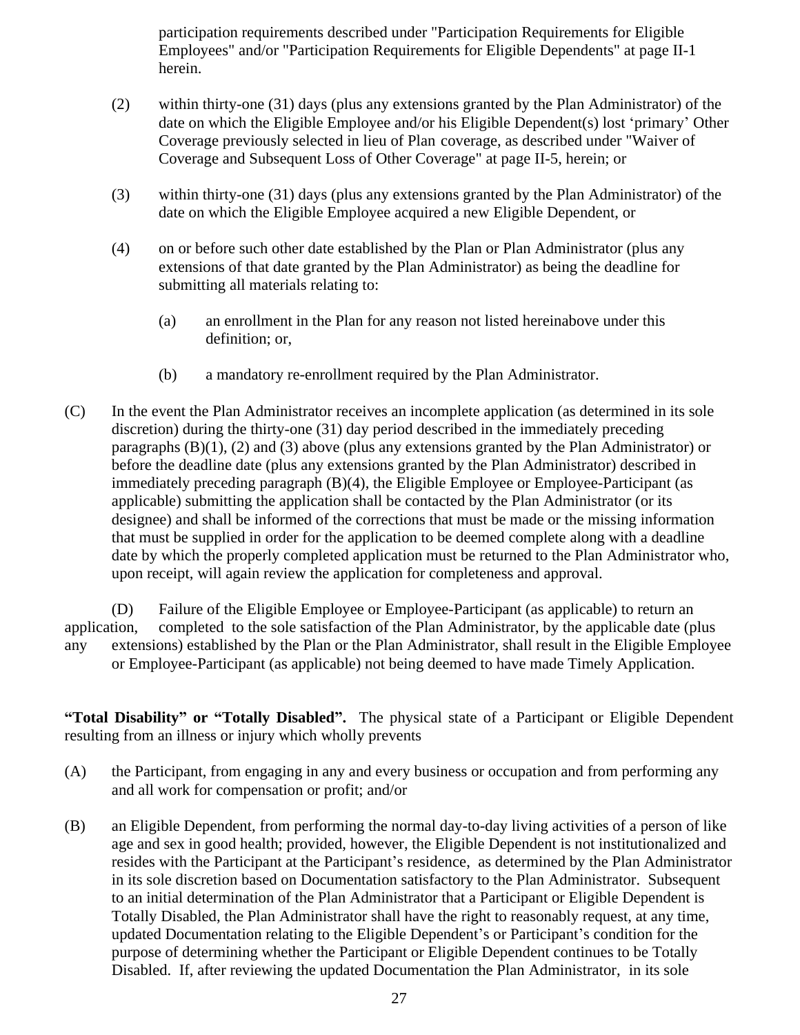participation requirements described under "Participation Requirements for Eligible Employees" and/or "Participation Requirements for Eligible Dependents" at page II-1 herein.

(2) within thirty-one (31) days (plus any extensions granted by the Plan Administrator) of the date on which the Eligible Employee and/or his Eligible Dependent(s) lost 'primary' Other Coverage previously selected in lieu of Plan coverage, as described under "Waiver of Coverage and Subsequent Loss of Other Coverage" at page II-5, herein; or

(3) within thirty-one (31) days (plus any extensions granted by the Plan Administrator) of the date on which the Eligible Employee acquired a new Eligible Dependent, or

(4) on or before such other date established by the Plan or Plan Administrator (plus any extensions of that date granted by the Plan Administrator) as being the deadline for submitting all materials relating to:

(a) an enrollment in the Plan for any reason not listed hereinabove under this definition; or,

(b) a mandatory re-enrollment required by the Plan Administrator.

(C) In the event the Plan Administrator receives an incomplete application (as determined in its sole discretion) during the thirty-one (31) day period described in the immediately preceding paragraphs (B)(1), (2) and (3) above (plus any extensions granted by the Plan Administrator) or before the deadline date (plus any extensions granted by the Plan Administrator) described in immediately preceding paragraph (B)(4), the Eligible Employee or Employee-Participant (as applicable) submitting the application shall be contacted by the Plan Administrator (or its designee) and shall be informed of the corrections that must be made or the missing information that must be supplied in order for the application to be deemed complete along with a deadline date by which the properly completed application must be returned to the Plan Administrator who, upon receipt, will again review the application for completeness and approval.

(D) Failure of the Eligible Employee or Employee-Participant (as applicable) to return an application, completed to the sole satisfaction of the Plan Administrator, by the applicable date (plus any extensions) established by the Plan or the Plan Administrator, shall result in the Eligible Employee or Employee-Participant (as applicable) not being deemed to have made Timely Application.

**"Total Disability" or "Totally Disabled".** The physical state of a Participant or Eligible Dependent resulting from an illness or injury which wholly prevents

(A) the Participant, from engaging in any and every business or occupation and from performing any and all work for compensation or profit; and/or

(B) an Eligible Dependent, from performing the normal day-to-day living activities of a person of like age and sex in good health; provided, however, the Eligible Dependent is not institutionalized and resides with the Participant at the Participant's residence, as determined by the Plan Administrator in its sole discretion based on Documentation satisfactory to the Plan Administrator. Subsequent to an initial determination of the Plan Administrator that a Participant or Eligible Dependent is Totally Disabled, the Plan Administrator shall have the right to reasonably request, at any time, updated Documentation relating to the Eligible Dependent's or Participant's condition for the purpose of determining whether the Participant or Eligible Dependent continues to be Totally Disabled. If, after reviewing the updated Documentation the Plan Administrator, in its sole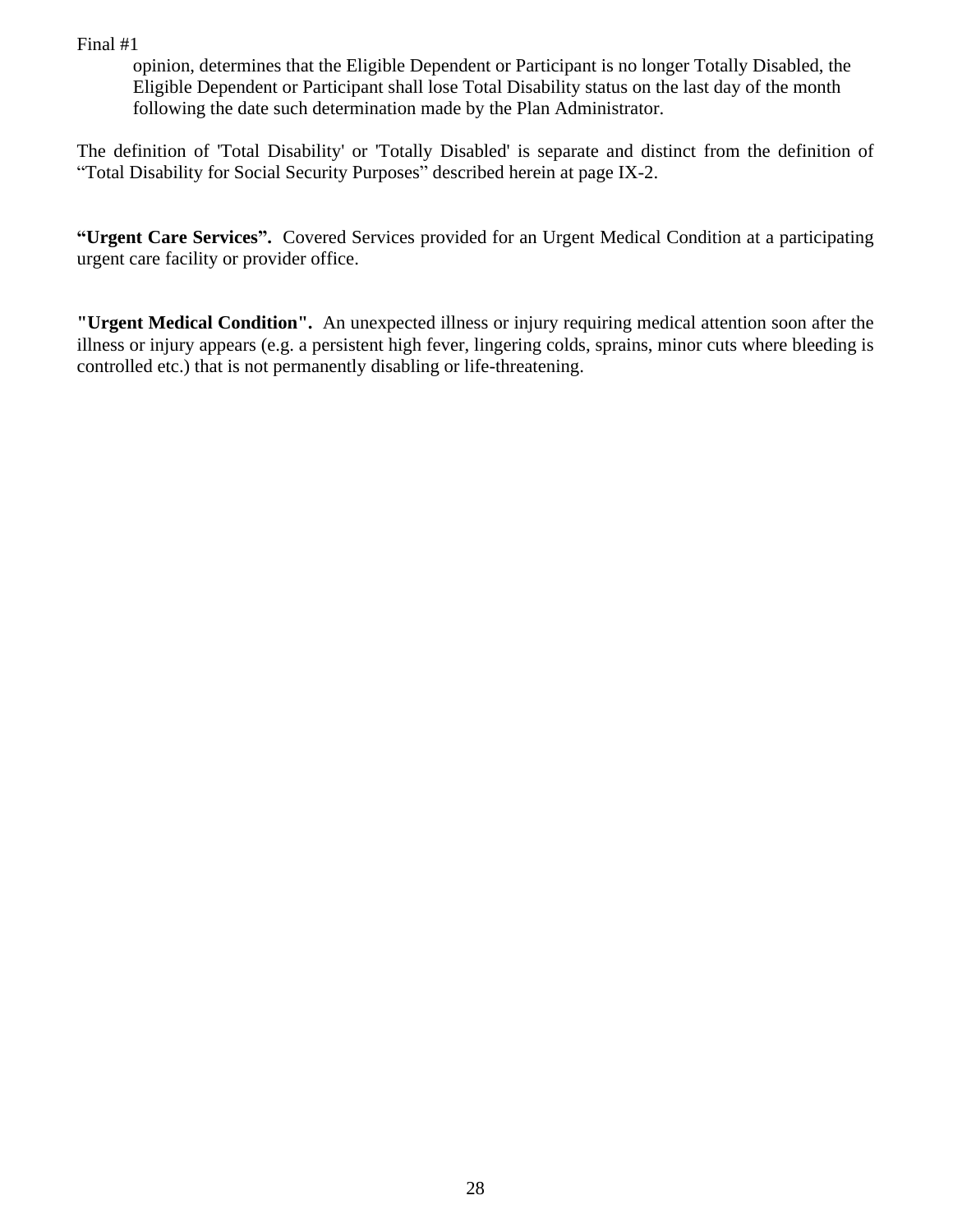Final #1

opinion, determines that the Eligible Dependent or Participant is no longer Totally Disabled, the Eligible Dependent or Participant shall lose Total Disability status on the last day of the month following the date such determination made by the Plan Administrator.

The definition of 'Total Disability' or 'Totally Disabled' is separate and distinct from the definition of "Total Disability for Social Security Purposes" described herein at page IX-2.

**"Urgent Care Services".** Covered Services provided for an Urgent Medical Condition at a participating urgent care facility or provider office.

**"Urgent Medical Condition".** An unexpected illness or injury requiring medical attention soon after the illness or injury appears (e.g. a persistent high fever, lingering colds, sprains, minor cuts where bleeding is controlled etc.) that is not permanently disabling or life-threatening.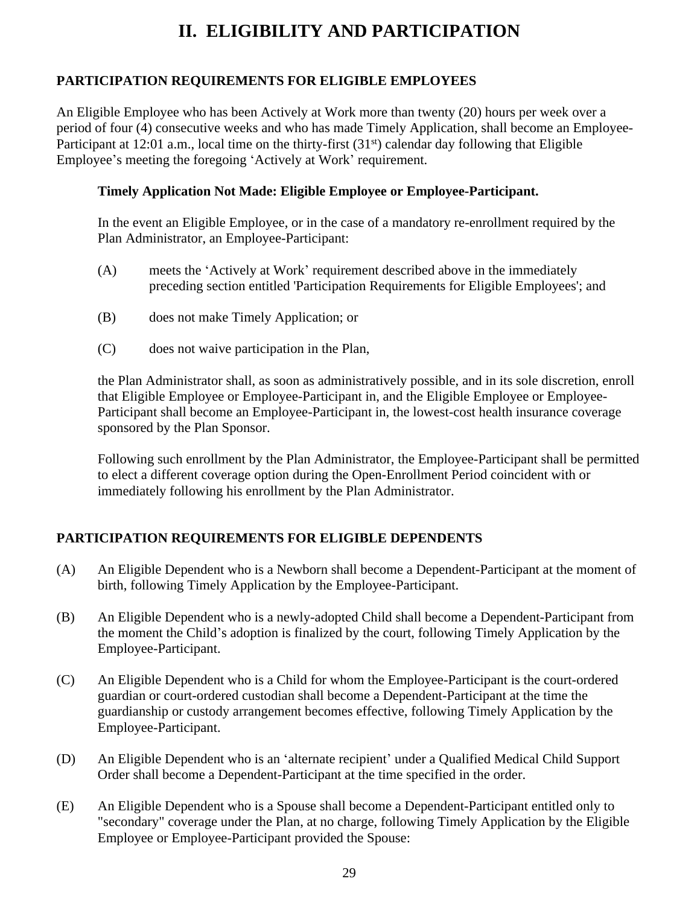# II. ELIGIBILITY AND PARTICIPATION

**PARTICIPATION REQUIREMENTS FOR ELIGIBLE EMPLOYEES**

An Eligible Employee who has been Actively at Work more than twenty (20) hours per week over a period of four (4) consecutive weeks and who has made Timely Application, shall become an Employee-Participant at 12:01 a.m., local time on the thirty-first (31st) calendar day following that Eligible Employee's meeting the foregoing 'Actively at Work' requirement.

**Timely Application Not Made: Eligible Employee or Employee-Participant.**

In the event an Eligible Employee, or in the case of a mandatory re-enrollment required by the Plan Administrator, an Employee-Participant:

(A) meets the 'Actively at Work' requirement described above in the immediately preceding section entitled 'Participation Requirements for Eligible Employees'; and

(B) does not make Timely Application; or

(C) does not waive participation in the Plan,

the Plan Administrator shall, as soon as administratively possible, and in its sole discretion, enroll that Eligible Employee or Employee-Participant in, and the Eligible Employee or Employee-Participant shall become an Employee-Participant in, the lowest-cost health insurance coverage sponsored by the Plan Sponsor.

Following such enrollment by the Plan Administrator, the Employee-Participant shall be permitted to elect a different coverage option during the Open-Enrollment Period coincident with or immediately following his enrollment by the Plan Administrator.

**PARTICIPATION REQUIREMENTS FOR ELIGIBLE DEPENDENTS**

(A) An Eligible Dependent who is a Newborn shall become a Dependent-Participant at the moment of birth, following Timely Application by the Employee-Participant.

(B) An Eligible Dependent who is a newly-adopted Child shall become a Dependent-Participant from the moment the Child's adoption is finalized by the court, following Timely Application by the Employee-Participant.

(C) An Eligible Dependent who is a Child for whom the Employee-Participant is the court-ordered guardian or court-ordered custodian shall become a Dependent-Participant at the time the guardianship or custody arrangement becomes effective, following Timely Application by the Employee-Participant.

(D) An Eligible Dependent who is an 'alternate recipient' under a Qualified Medical Child Support Order shall become a Dependent-Participant at the time specified in the order.

(E) An Eligible Dependent who is a Spouse shall become a Dependent-Participant entitled only to "secondary" coverage under the Plan, at no charge, following Timely Application by the Eligible Employee or Employee-Participant provided the Spouse: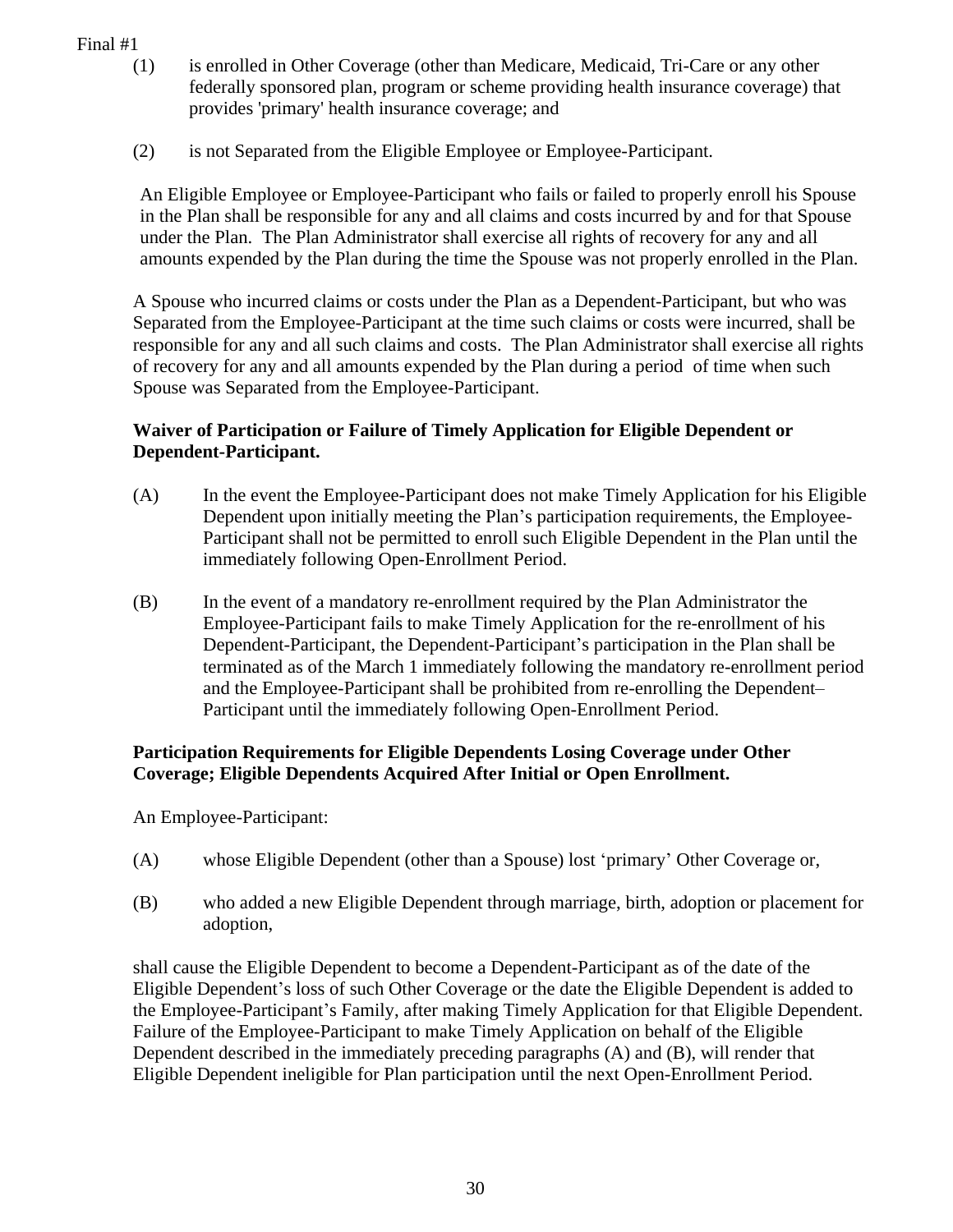(1) is enrolled in Other Coverage (other than Medicare, Medicaid, Tri-Care or any other federally sponsored plan, program or scheme providing health insurance coverage) that provides 'primary' health insurance coverage; and

(2) is not Separated from the Eligible Employee or Employee-Participant.

An Eligible Employee or Employee-Participant who fails or failed to properly enroll his Spouse in the Plan shall be responsible for any and all claims and costs incurred by and for that Spouse under the Plan. The Plan Administrator shall exercise all rights of recovery for any and all amounts expended by the Plan during the time the Spouse was not properly enrolled in the Plan.

A Spouse who incurred claims or costs under the Plan as a Dependent-Participant, but who was Separated from the Employee-Participant at the time such claims or costs were incurred, shall be responsible for any and all such claims and costs. The Plan Administrator shall exercise all rights of recovery for any and all amounts expended by the Plan during a period of time when such Spouse was Separated from the Employee-Participant.

**Waiver of Participation or Failure of Timely Application for Eligible Dependent or Dependent-Participant.**

(A) In the event the Employee-Participant does not make Timely Application for his Eligible Dependent upon initially meeting the Plan's participation requirements, the Employee-Participant shall not be permitted to enroll such Eligible Dependent in the Plan until the immediately following Open-Enrollment Period.

(B) In the event of a mandatory re-enrollment required by the Plan Administrator the Employee-Participant fails to make Timely Application for the re-enrollment of his Dependent-Participant, the Dependent-Participant's participation in the Plan shall be terminated as of the March 1 immediately following the mandatory re-enrollment period and the Employee-Participant shall be prohibited from re-enrolling the Dependent–Participant until the immediately following Open-Enrollment Period.

**Participation Requirements for Eligible Dependents Losing Coverage under Other Coverage; Eligible Dependents Acquired After Initial or Open Enrollment.**

An Employee-Participant:

(A) whose Eligible Dependent (other than a Spouse) lost 'primary' Other Coverage or,

(B) who added a new Eligible Dependent through marriage, birth, adoption or placement for adoption,

shall cause the Eligible Dependent to become a Dependent-Participant as of the date of the Eligible Dependent's loss of such Other Coverage or the date the Eligible Dependent is added to the Employee-Participant's Family, after making Timely Application for that Eligible Dependent. Failure of the Employee-Participant to make Timely Application on behalf of the Eligible Dependent described in the immediately preceding paragraphs (A) and (B), will render that Eligible Dependent ineligible for Plan participation until the next Open-Enrollment Period.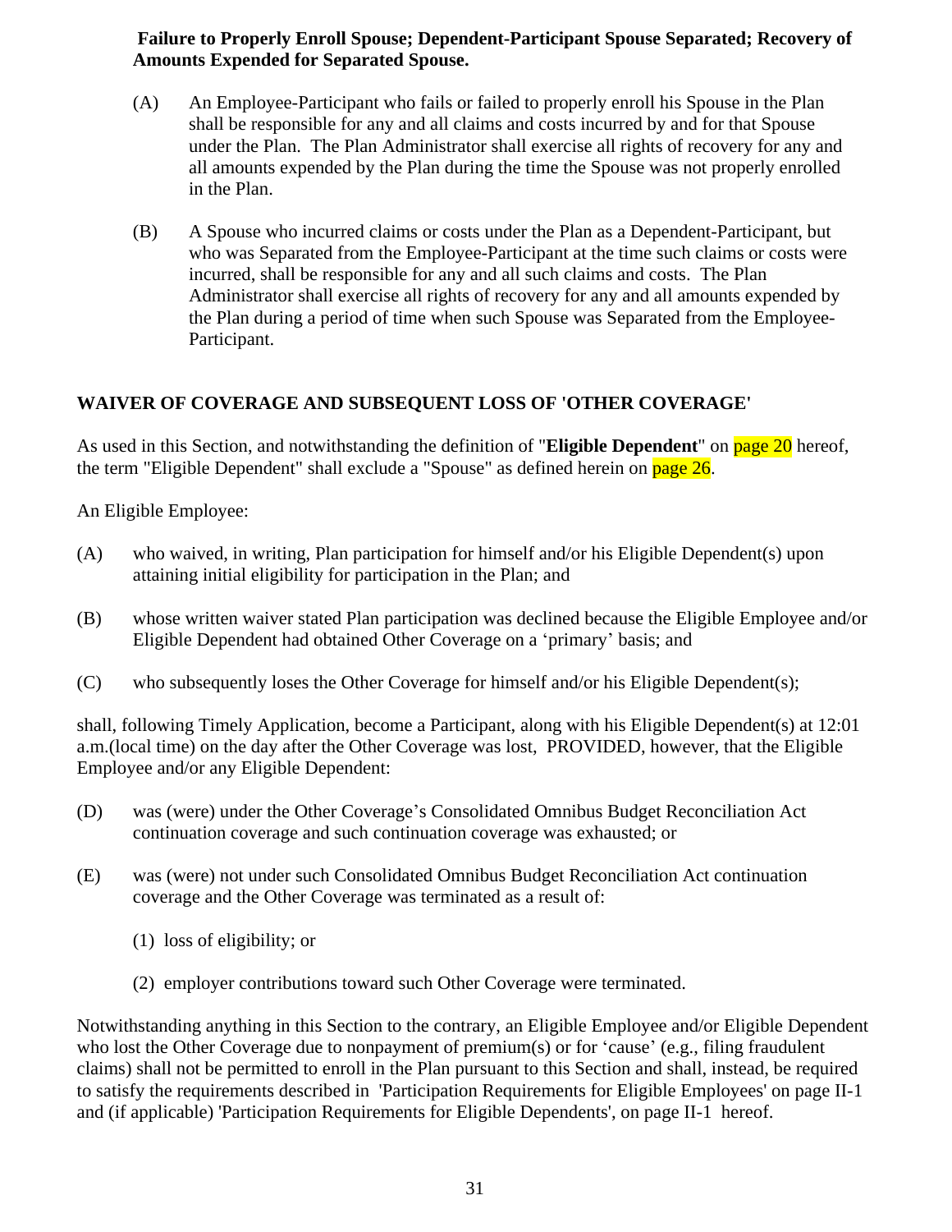**Failure to Properly Enroll Spouse; Dependent-Participant Spouse Separated; Recovery of Amounts Expended for Separated Spouse.**

(A) An Employee-Participant who fails or failed to properly enroll his Spouse in the Plan shall be responsible for any and all claims and costs incurred by and for that Spouse under the Plan. The Plan Administrator shall exercise all rights of recovery for any and all amounts expended by the Plan during the time the Spouse was not properly enrolled in the Plan.

(B) A Spouse who incurred claims or costs under the Plan as a Dependent-Participant, but who was Separated from the Employee-Participant at the time such claims or costs were incurred, shall be responsible for any and all such claims and costs. The Plan Administrator shall exercise all rights of recovery for any and all amounts expended by the Plan during a period of time when such Spouse was Separated from the Employee-Participant.

## WAIVER OF COVERAGE AND SUBSEQUENT LOSS OF 'OTHER COVERAGE'

As used in this Section, and notwithstanding the definition of "**Eligible Dependent**" on page 20 hereof, the term "Eligible Dependent" shall exclude a "Spouse" as defined herein on page 26.

An Eligible Employee:

(A) who waived, in writing, Plan participation for himself and/or his Eligible Dependent(s) upon attaining initial eligibility for participation in the Plan; and

(B) whose written waiver stated Plan participation was declined because the Eligible Employee and/or Eligible Dependent had obtained Other Coverage on a 'primary' basis; and

(C) who subsequently loses the Other Coverage for himself and/or his Eligible Dependent(s);

shall, following Timely Application, become a Participant, along with his Eligible Dependent(s) at 12:01 a.m.(local time) on the day after the Other Coverage was lost, PROVIDED, however, that the Eligible Employee and/or any Eligible Dependent:

(D) was (were) under the Other Coverage's Consolidated Omnibus Budget Reconciliation Act continuation coverage and such continuation coverage was exhausted; or

(E) was (were) not under such Consolidated Omnibus Budget Reconciliation Act continuation coverage and the Other Coverage was terminated as a result of:

(1) loss of eligibility; or

(2) employer contributions toward such Other Coverage were terminated.

Notwithstanding anything in this Section to the contrary, an Eligible Employee and/or Eligible Dependent who lost the Other Coverage due to nonpayment of premium(s) or for 'cause' (e.g., filing fraudulent claims) shall not be permitted to enroll in the Plan pursuant to this Section and shall, instead, be required to satisfy the requirements described in 'Participation Requirements for Eligible Employees' on page II-1 and (if applicable) 'Participation Requirements for Eligible Dependents', on page II-1 hereof.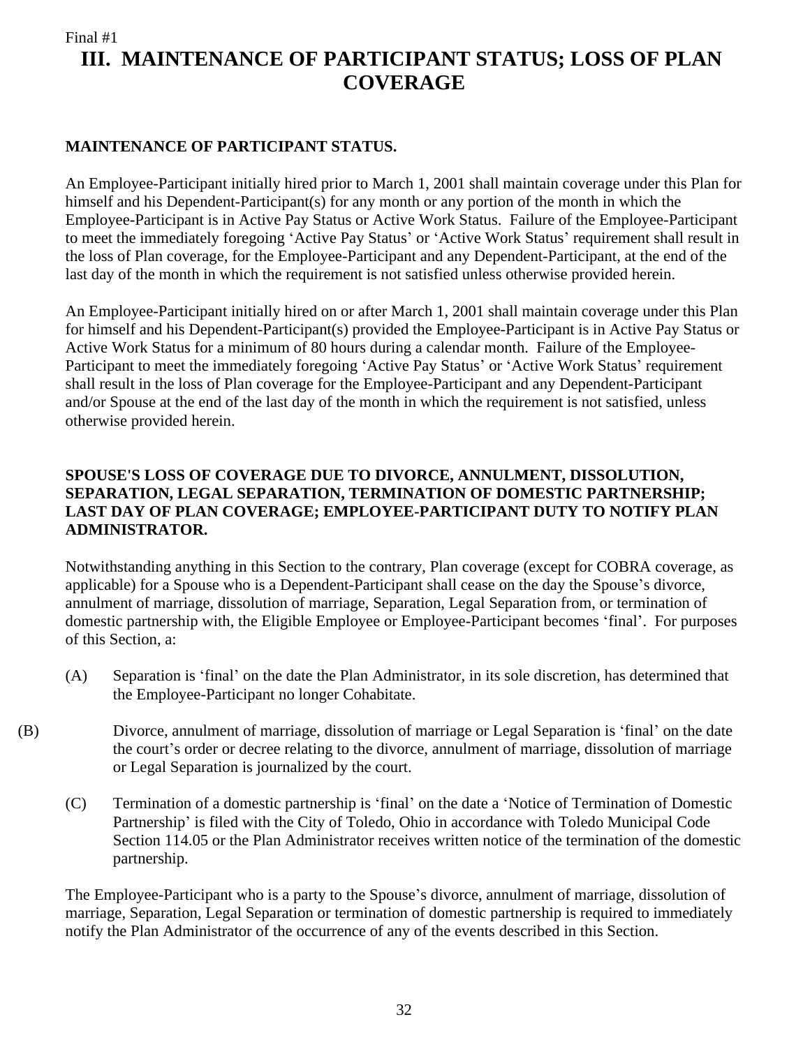Final #1

# III. MAINTENANCE OF PARTICIPANT STATUS; LOSS OF PLAN COVERAGE

**MAINTENANCE OF PARTICIPANT STATUS.**

An Employee-Participant initially hired prior to March 1, 2001 shall maintain coverage under this Plan for himself and his Dependent-Participant(s) for any month or any portion of the month in which the Employee-Participant is in Active Pay Status or Active Work Status. Failure of the Employee-Participant to meet the immediately foregoing 'Active Pay Status' or 'Active Work Status' requirement shall result in the loss of Plan coverage, for the Employee-Participant and any Dependent-Participant, at the end of the last day of the month in which the requirement is not satisfied unless otherwise provided herein.

An Employee-Participant initially hired on or after March 1, 2001 shall maintain coverage under this Plan for himself and his Dependent-Participant(s) provided the Employee-Participant is in Active Pay Status or Active Work Status for a minimum of 80 hours during a calendar month. Failure of the Employee-Participant to meet the immediately foregoing 'Active Pay Status' or 'Active Work Status' requirement shall result in the loss of Plan coverage for the Employee-Participant and any Dependent-Participant and/or Spouse at the end of the last day of the month in which the requirement is not satisfied, unless otherwise provided herein.

**SPOUSE'S LOSS OF COVERAGE DUE TO DIVORCE, ANNULMENT, DISSOLUTION, SEPARATION, LEGAL SEPARATION, TERMINATION OF DOMESTIC PARTNERSHIP; LAST DAY OF PLAN COVERAGE; EMPLOYEE-PARTICIPANT DUTY TO NOTIFY PLAN ADMINISTRATOR.**

Notwithstanding anything in this Section to the contrary, Plan coverage (except for COBRA coverage, as applicable) for a Spouse who is a Dependent-Participant shall cease on the day the Spouse's divorce, annulment of marriage, dissolution of marriage, Separation, Legal Separation from, or termination of domestic partnership with, the Eligible Employee or Employee-Participant becomes 'final'. For purposes of this Section, a:

(A) Separation is 'final' on the date the Plan Administrator, in its sole discretion, has determined that the Employee-Participant no longer Cohabitate.

(B) Divorce, annulment of marriage, dissolution of marriage or Legal Separation is 'final' on the date the court's order or decree relating to the divorce, annulment of marriage, dissolution of marriage or Legal Separation is journalized by the court.

(C) Termination of a domestic partnership is 'final' on the date a 'Notice of Termination of Domestic Partnership' is filed with the City of Toledo, Ohio in accordance with Toledo Municipal Code Section 114.05 or the Plan Administrator receives written notice of the termination of the domestic partnership.

The Employee-Participant who is a party to the Spouse's divorce, annulment of marriage, dissolution of marriage, Separation, Legal Separation or termination of domestic partnership is required to immediately notify the Plan Administrator of the occurrence of any of the events described in this Section.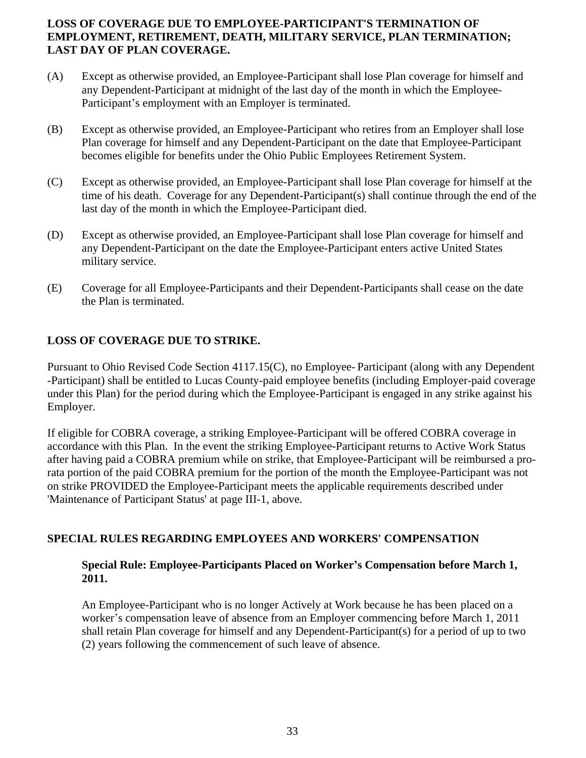## LOSS OF COVERAGE DUE TO EMPLOYEE-PARTICIPANT'S TERMINATION OF EMPLOYMENT, RETIREMENT, DEATH, MILITARY SERVICE, PLAN TERMINATION; LAST DAY OF PLAN COVERAGE.

(A) Except as otherwise provided, an Employee-Participant shall lose Plan coverage for himself and any Dependent-Participant at midnight of the last day of the month in which the Employee-Participant's employment with an Employer is terminated.

(B) Except as otherwise provided, an Employee-Participant who retires from an Employer shall lose Plan coverage for himself and any Dependent-Participant on the date that Employee-Participant becomes eligible for benefits under the Ohio Public Employees Retirement System.

(C) Except as otherwise provided, an Employee-Participant shall lose Plan coverage for himself at the time of his death. Coverage for any Dependent-Participant(s) shall continue through the end of the last day of the month in which the Employee-Participant died.

(D) Except as otherwise provided, an Employee-Participant shall lose Plan coverage for himself and any Dependent-Participant on the date the Employee-Participant enters active United States military service.

(E) Coverage for all Employee-Participants and their Dependent-Participants shall cease on the date the Plan is terminated.

## LOSS OF COVERAGE DUE TO STRIKE.

Pursuant to Ohio Revised Code Section 4117.15(C), no Employee- Participant (along with any Dependent -Participant) shall be entitled to Lucas County-paid employee benefits (including Employer-paid coverage under this Plan) for the period during which the Employee-Participant is engaged in any strike against his Employer.

If eligible for COBRA coverage, a striking Employee-Participant will be offered COBRA coverage in accordance with this Plan. In the event the striking Employee-Participant returns to Active Work Status after having paid a COBRA premium while on strike, that Employee-Participant will be reimbursed a pro-rata portion of the paid COBRA premium for the portion of the month the Employee-Participant was not on strike PROVIDED the Employee-Participant meets the applicable requirements described under 'Maintenance of Participant Status' at page III-1, above.

## SPECIAL RULES REGARDING EMPLOYEES AND WORKERS' COMPENSATION

### Special Rule: Employee-Participants Placed on Worker's Compensation before March 1, 2011.

An Employee-Participant who is no longer Actively at Work because he has been placed on a worker's compensation leave of absence from an Employer commencing before March 1, 2011 shall retain Plan coverage for himself and any Dependent-Participant(s) for a period of up to two (2) years following the commencement of such leave of absence.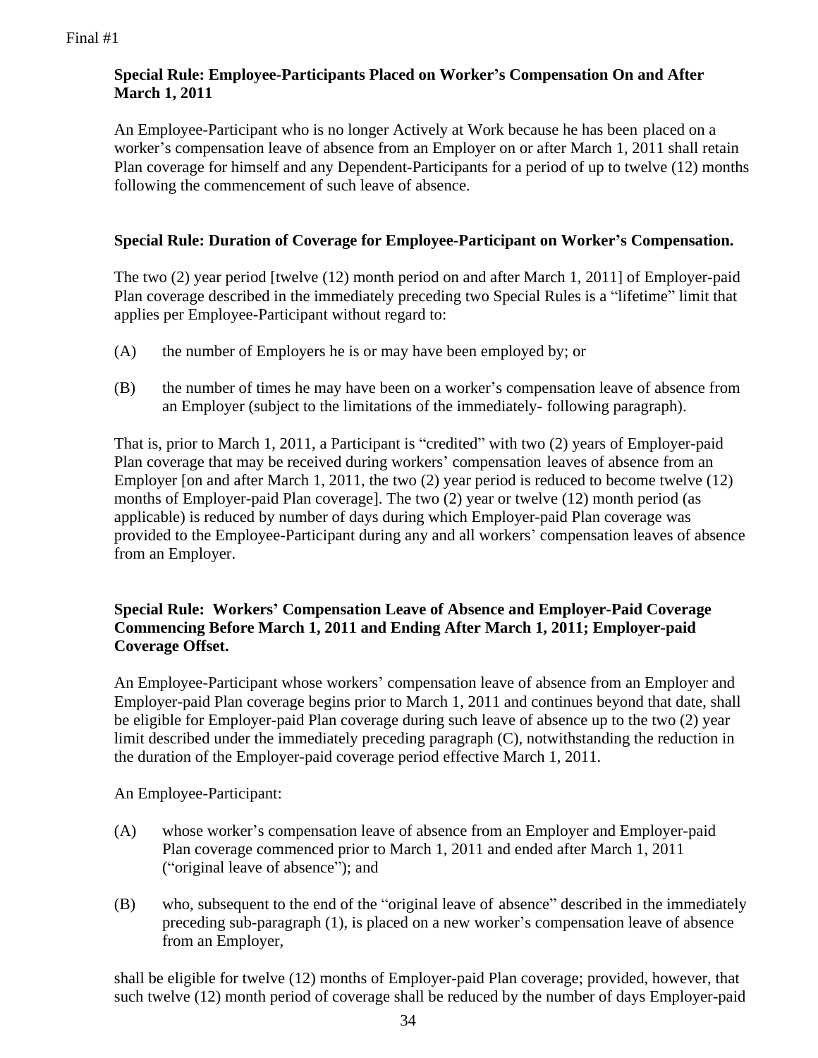Final #1

**Special Rule: Employee-Participants Placed on Worker's Compensation On and After March 1, 2011**

An Employee-Participant who is no longer Actively at Work because he has been placed on a worker's compensation leave of absence from an Employer on or after March 1, 2011 shall retain Plan coverage for himself and any Dependent-Participants for a period of up to twelve (12) months following the commencement of such leave of absence.

**Special Rule: Duration of Coverage for Employee-Participant on Worker's Compensation.**

The two (2) year period [twelve (12) month period on and after March 1, 2011] of Employer-paid Plan coverage described in the immediately preceding two Special Rules is a "lifetime" limit that applies per Employee-Participant without regard to:

(A) the number of Employers he is or may have been employed by; or

(B) the number of times he may have been on a worker's compensation leave of absence from an Employer (subject to the limitations of the immediately- following paragraph).

That is, prior to March 1, 2011, a Participant is "credited" with two (2) years of Employer-paid Plan coverage that may be received during workers' compensation leaves of absence from an Employer [on and after March 1, 2011, the two (2) year period is reduced to become twelve (12) months of Employer-paid Plan coverage]. The two (2) year or twelve (12) month period (as applicable) is reduced by number of days during which Employer-paid Plan coverage was provided to the Employee-Participant during any and all workers' compensation leaves of absence from an Employer.

**Special Rule: Workers' Compensation Leave of Absence and Employer-Paid Coverage Commencing Before March 1, 2011 and Ending After March 1, 2011; Employer-paid Coverage Offset.**

An Employee-Participant whose workers' compensation leave of absence from an Employer and Employer-paid Plan coverage begins prior to March 1, 2011 and continues beyond that date, shall be eligible for Employer-paid Plan coverage during such leave of absence up to the two (2) year limit described under the immediately preceding paragraph (C), notwithstanding the reduction in the duration of the Employer-paid coverage period effective March 1, 2011.

An Employee-Participant:

(A) whose worker's compensation leave of absence from an Employer and Employer-paid Plan coverage commenced prior to March 1, 2011 and ended after March 1, 2011 ("original leave of absence"); and

(B) who, subsequent to the end of the "original leave of absence" described in the immediately preceding sub-paragraph (1), is placed on a new worker's compensation leave of absence from an Employer,

shall be eligible for twelve (12) months of Employer-paid Plan coverage; provided, however, that such twelve (12) month period of coverage shall be reduced by the number of days Employer-paid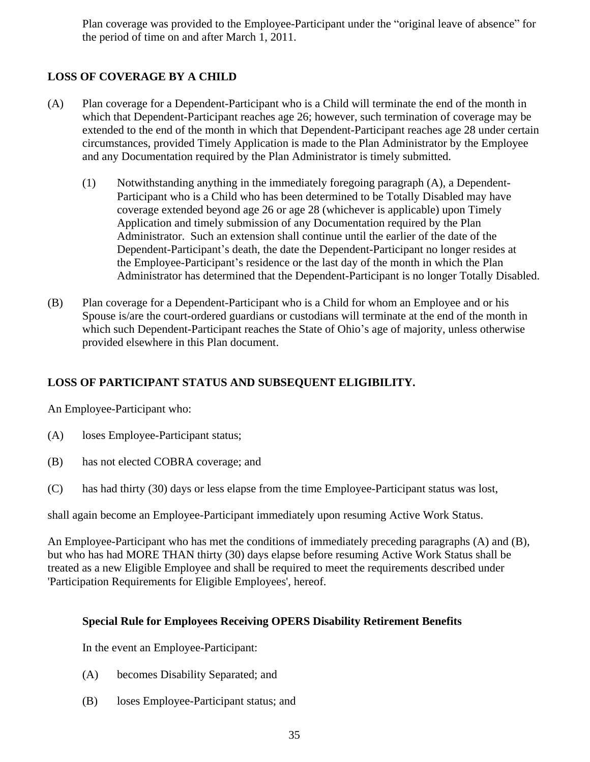Plan coverage was provided to the Employee-Participant under the “original leave of absence” for the period of time on and after March 1, 2011.

## LOSS OF COVERAGE BY A CHILD

(A) Plan coverage for a Dependent-Participant who is a Child will terminate the end of the month in which that Dependent-Participant reaches age 26; however, such termination of coverage may be extended to the end of the month in which that Dependent-Participant reaches age 28 under certain circumstances, provided Timely Application is made to the Plan Administrator by the Employee and any Documentation required by the Plan Administrator is timely submitted.

(1) Notwithstanding anything in the immediately foregoing paragraph (A), a Dependent-Participant who is a Child who has been determined to be Totally Disabled may have coverage extended beyond age 26 or age 28 (whichever is applicable) upon Timely Application and timely submission of any Documentation required by the Plan Administrator. Such an extension shall continue until the earlier of the date of the Dependent-Participant’s death, the date the Dependent-Participant no longer resides at the Employee-Participant’s residence or the last day of the month in which the Plan Administrator has determined that the Dependent-Participant is no longer Totally Disabled.

(B) Plan coverage for a Dependent-Participant who is a Child for whom an Employee and or his Spouse is/are the court-ordered guardians or custodians will terminate at the end of the month in which such Dependent-Participant reaches the State of Ohio’s age of majority, unless otherwise provided elsewhere in this Plan document.

## LOSS OF PARTICIPANT STATUS AND SUBSEQUENT ELIGIBILITY.

An Employee-Participant who:

(A) loses Employee-Participant status;

(B) has not elected COBRA coverage; and

(C) has had thirty (30) days or less elapse from the time Employee-Participant status was lost,

shall again become an Employee-Participant immediately upon resuming Active Work Status.

An Employee-Participant who has met the conditions of immediately preceding paragraphs (A) and (B), but who has had MORE THAN thirty (30) days elapse before resuming Active Work Status shall be treated as a new Eligible Employee and shall be required to meet the requirements described under 'Participation Requirements for Eligible Employees', hereof.

### Special Rule for Employees Receiving OPERS Disability Retirement Benefits

In the event an Employee-Participant:

(A) becomes Disability Separated; and

(B) loses Employee-Participant status; and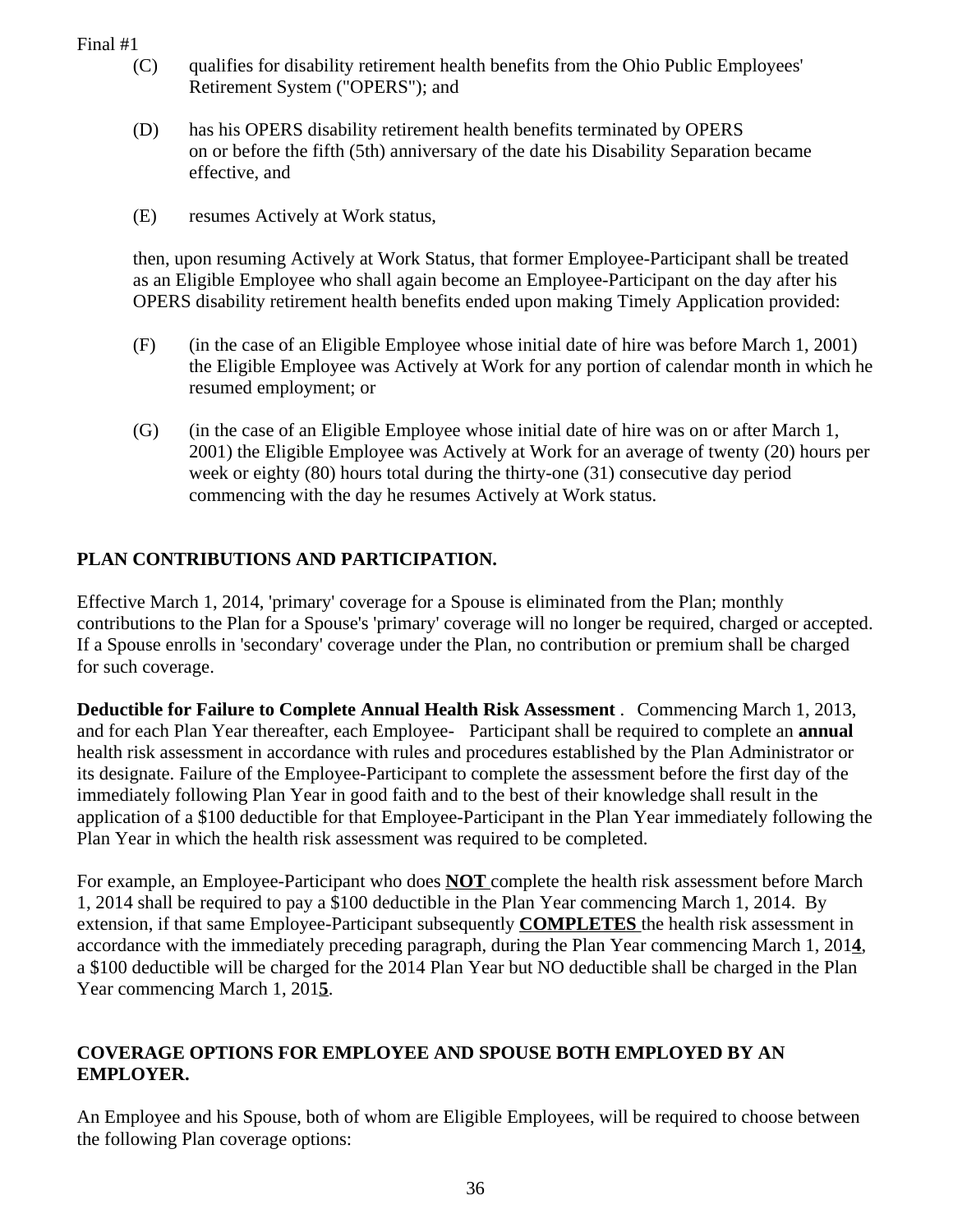(C) qualifies for disability retirement health benefits from the Ohio Public Employees' Retirement System ("OPERS"); and

(D) has his OPERS disability retirement health benefits terminated by OPERS on or before the fifth (5th) anniversary of the date his Disability Separation became effective, and

(E) resumes Actively at Work status,

then, upon resuming Actively at Work Status, that former Employee-Participant shall be treated as an Eligible Employee who shall again become an Employee-Participant on the day after his OPERS disability retirement health benefits ended upon making Timely Application provided:

(F) (in the case of an Eligible Employee whose initial date of hire was before March 1, 2001) the Eligible Employee was Actively at Work for any portion of calendar month in which he resumed employment; or

(G) (in the case of an Eligible Employee whose initial date of hire was on or after March 1, 2001) the Eligible Employee was Actively at Work for an average of twenty (20) hours per week or eighty (80) hours total during the thirty-one (31) consecutive day period commencing with the day he resumes Actively at Work status.

**PLAN CONTRIBUTIONS AND PARTICIPATION.**

Effective March 1, 2014, 'primary' coverage for a Spouse is eliminated from the Plan; monthly contributions to the Plan for a Spouse's 'primary' coverage will no longer be required, charged or accepted. If a Spouse enrolls in 'secondary' coverage under the Plan, no contribution or premium shall be charged for such coverage.

**Deductible for Failure to Complete Annual Health Risk Assessment** . Commencing March 1, 2013, and for each Plan Year thereafter, each Employee- Participant shall be required to complete an **annual** health risk assessment in accordance with rules and procedures established by the Plan Administrator or its designate. Failure of the Employee-Participant to complete the assessment before the first day of the immediately following Plan Year in good faith and to the best of their knowledge shall result in the application of a $100 deductible for that Employee-Participant in the Plan Year immediately following the Plan Year in which the health risk assessment was required to be completed.

For example, an Employee-Participant who does **NOT** complete the health risk assessment before March 1, 2014 shall be required to pay a $100 deductible in the Plan Year commencing March 1, 2014. By extension, if that same Employee-Participant subsequently **COMPLETES** the health risk assessment in accordance with the immediately preceding paragraph, during the Plan Year commencing March 1, 201**4**, a $100 deductible will be charged for the 2014 Plan Year but NO deductible shall be charged in the Plan Year commencing March 1, 201**5**.

**COVERAGE OPTIONS FOR EMPLOYEE AND SPOUSE BOTH EMPLOYED BY AN EMPLOYER.**

An Employee and his Spouse, both of whom are Eligible Employees, will be required to choose between the following Plan coverage options: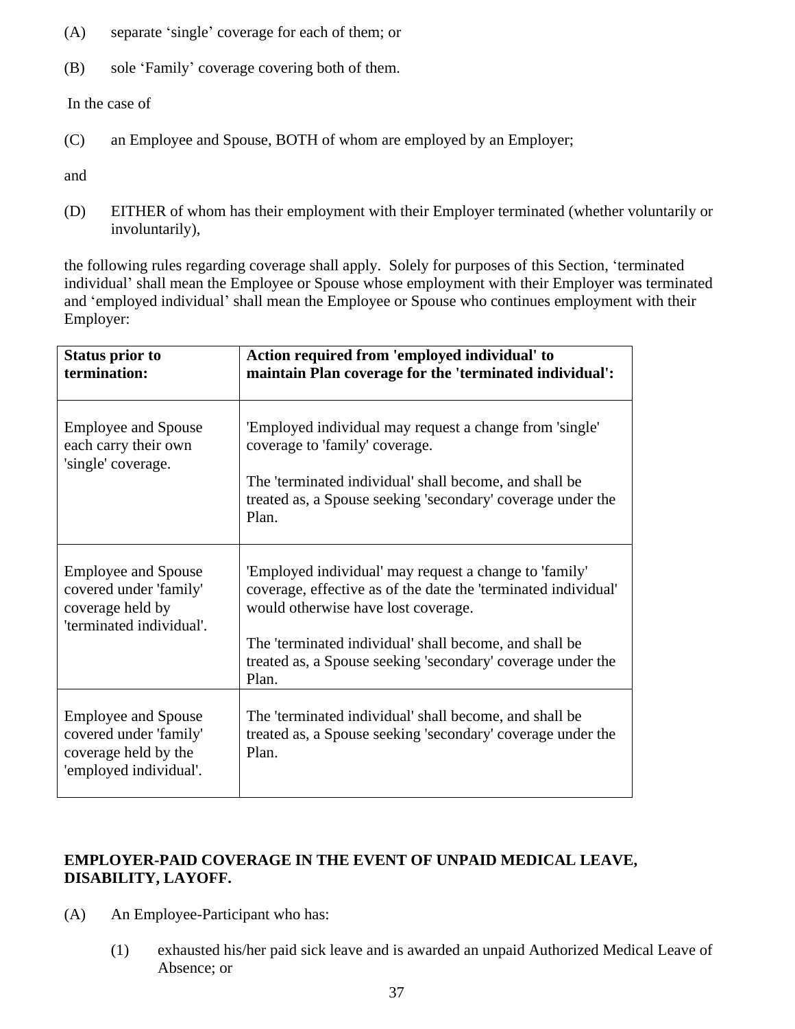(A) separate 'single' coverage for each of them; or

(B) sole 'Family' coverage covering both of them.

In the case of

(C) an Employee and Spouse, BOTH of whom are employed by an Employer;

and

(D) EITHER of whom has their employment with their Employer terminated (whether voluntarily or involuntarily),

the following rules regarding coverage shall apply. Solely for purposes of this Section, 'terminated individual' shall mean the Employee or Spouse whose employment with their Employer was terminated and 'employed individual' shall mean the Employee or Spouse who continues employment with their Employer:

| Status prior to termination: | Action required from 'employed individual' to maintain Plan coverage for the 'terminated individual': |
|---|---|
| Employee and Spouse each carry their own 'single' coverage. | 'Employed individual may request a change from 'single' coverage to 'family' coverage. <br><br> The 'terminated individual' shall become, and shall be treated as, a Spouse seeking 'secondary' coverage under the Plan. |
| Employee and Spouse covered under 'family' coverage held by 'terminated individual'. | 'Employed individual' may request a change to 'family' coverage, effective as of the date the 'terminated individual' would otherwise have lost coverage. <br><br> The 'terminated individual' shall become, and shall be treated as, a Spouse seeking 'secondary' coverage under the Plan. |
| Employee and Spouse covered under 'family' coverage held by the 'employed individual'. | The 'terminated individual' shall become, and shall be treated as, a Spouse seeking 'secondary' coverage under the Plan. |

**EMPLOYER-PAID COVERAGE IN THE EVENT OF UNPAID MEDICAL LEAVE, DISABILITY, LAYOFF.**

(A) An Employee-Participant who has:

(1) exhausted his/her paid sick leave and is awarded an unpaid Authorized Medical Leave of Absence; or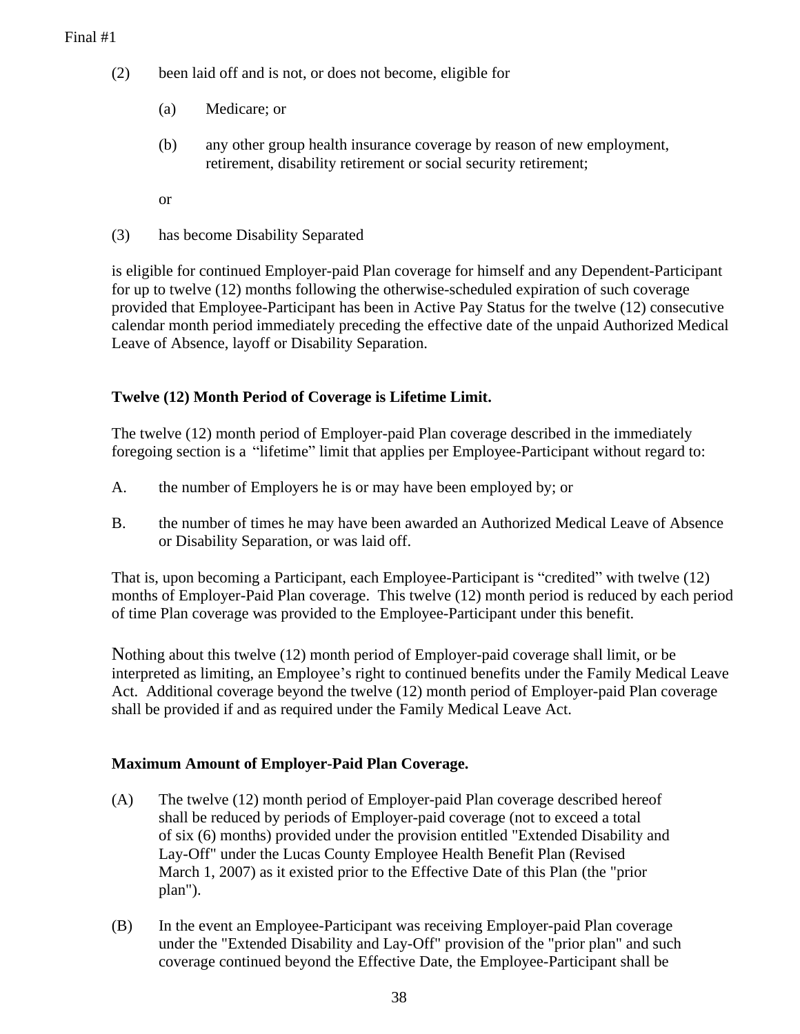(2) been laid off and is not, or does not become, eligible for

 (a) Medicare; or

 (b) any other group health insurance coverage by reason of new employment, retirement, disability retirement or social security retirement;

 or

(3) has become Disability Separated

is eligible for continued Employer-paid Plan coverage for himself and any Dependent-Participant for up to twelve (12) months following the otherwise-scheduled expiration of such coverage provided that Employee-Participant has been in Active Pay Status for the twelve (12) consecutive calendar month period immediately preceding the effective date of the unpaid Authorized Medical Leave of Absence, layoff or Disability Separation.

**Twelve (12) Month Period of Coverage is Lifetime Limit.**

The twelve (12) month period of Employer-paid Plan coverage described in the immediately foregoing section is a "lifetime" limit that applies per Employee-Participant without regard to:

A. the number of Employers he is or may have been employed by; or

B. the number of times he may have been awarded an Authorized Medical Leave of Absence or Disability Separation, or was laid off.

That is, upon becoming a Participant, each Employee-Participant is "credited" with twelve (12) months of Employer-Paid Plan coverage. This twelve (12) month period is reduced by each period of time Plan coverage was provided to the Employee-Participant under this benefit.

Nothing about this twelve (12) month period of Employer-paid coverage shall limit, or be interpreted as limiting, an Employee's right to continued benefits under the Family Medical Leave Act. Additional coverage beyond the twelve (12) month period of Employer-paid Plan coverage shall be provided if and as required under the Family Medical Leave Act.

**Maximum Amount of Employer-Paid Plan Coverage.**

(A) The twelve (12) month period of Employer-paid Plan coverage described hereof shall be reduced by periods of Employer-paid coverage (not to exceed a total of six (6) months) provided under the provision entitled "Extended Disability and Lay-Off" under the Lucas County Employee Health Benefit Plan (Revised March 1, 2007) as it existed prior to the Effective Date of this Plan (the "prior plan").

(B) In the event an Employee-Participant was receiving Employer-paid Plan coverage under the "Extended Disability and Lay-Off" provision of the "prior plan" and such coverage continued beyond the Effective Date, the Employee-Participant shall be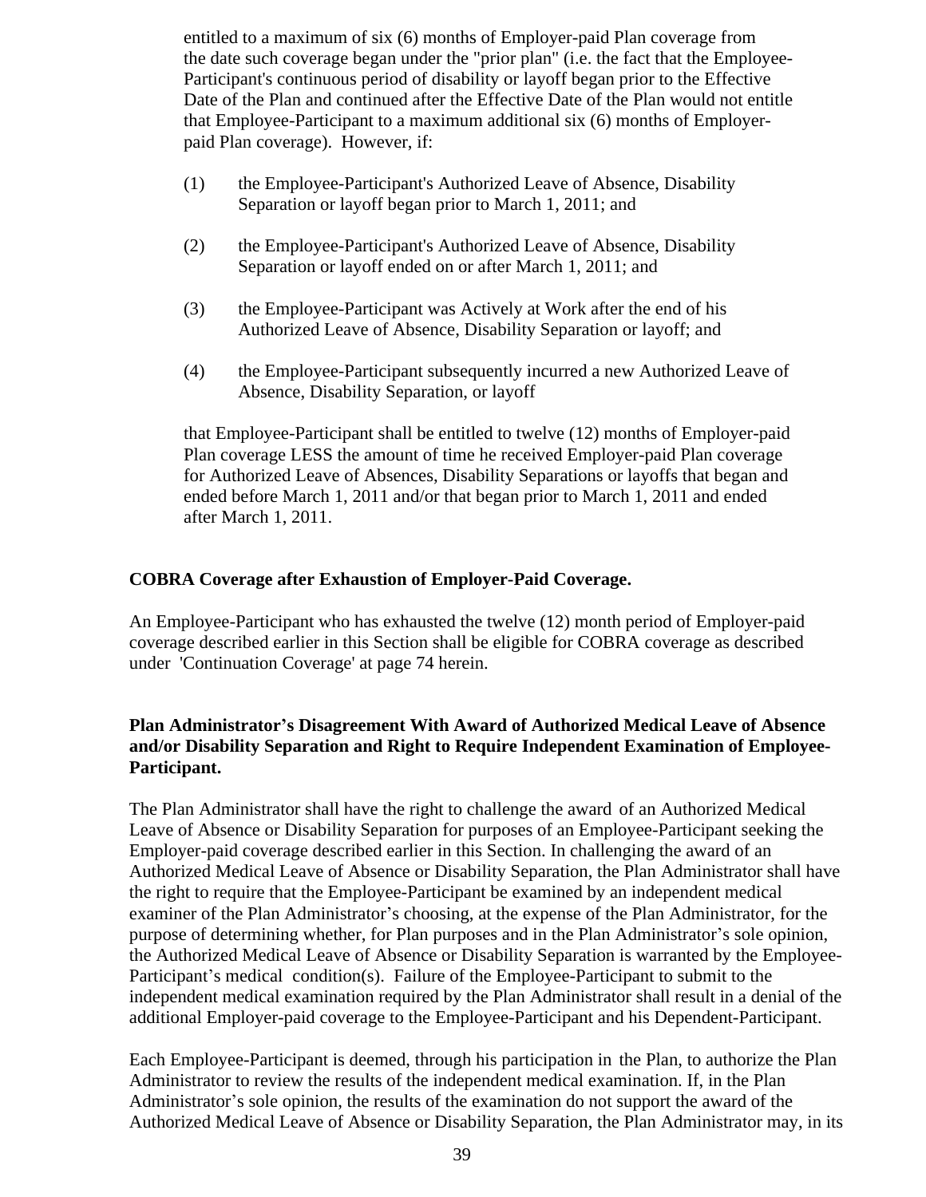entitled to a maximum of six (6) months of Employer-paid Plan coverage from the date such coverage began under the "prior plan" (i.e. the fact that the Employee-Participant's continuous period of disability or layoff began prior to the Effective Date of the Plan and continued after the Effective Date of the Plan would not entitle that Employee-Participant to a maximum additional six (6) months of Employer-paid Plan coverage). However, if:

(1) the Employee-Participant's Authorized Leave of Absence, Disability Separation or layoff began prior to March 1, 2011; and

(2) the Employee-Participant's Authorized Leave of Absence, Disability Separation or layoff ended on or after March 1, 2011; and

(3) the Employee-Participant was Actively at Work after the end of his Authorized Leave of Absence, Disability Separation or layoff; and

(4) the Employee-Participant subsequently incurred a new Authorized Leave of Absence, Disability Separation, or layoff

that Employee-Participant shall be entitled to twelve (12) months of Employer-paid Plan coverage LESS the amount of time he received Employer-paid Plan coverage for Authorized Leave of Absences, Disability Separations or layoffs that began and ended before March 1, 2011 and/or that began prior to March 1, 2011 and ended after March 1, 2011.

**COBRA Coverage after Exhaustion of Employer-Paid Coverage.**

An Employee-Participant who has exhausted the twelve (12) month period of Employer-paid coverage described earlier in this Section shall be eligible for COBRA coverage as described under 'Continuation Coverage' at page 74 herein.

**Plan Administrator's Disagreement With Award of Authorized Medical Leave of Absence and/or Disability Separation and Right to Require Independent Examination of Employee-Participant.**

The Plan Administrator shall have the right to challenge the award of an Authorized Medical Leave of Absence or Disability Separation for purposes of an Employee-Participant seeking the Employer-paid coverage described earlier in this Section. In challenging the award of an Authorized Medical Leave of Absence or Disability Separation, the Plan Administrator shall have the right to require that the Employee-Participant be examined by an independent medical examiner of the Plan Administrator's choosing, at the expense of the Plan Administrator, for the purpose of determining whether, for Plan purposes and in the Plan Administrator's sole opinion, the Authorized Medical Leave of Absence or Disability Separation is warranted by the Employee-Participant's medical condition(s). Failure of the Employee-Participant to submit to the independent medical examination required by the Plan Administrator shall result in a denial of the additional Employer-paid coverage to the Employee-Participant and his Dependent-Participant.

Each Employee-Participant is deemed, through his participation in the Plan, to authorize the Plan Administrator to review the results of the independent medical examination. If, in the Plan Administrator's sole opinion, the results of the examination do not support the award of the Authorized Medical Leave of Absence or Disability Separation, the Plan Administrator may, in its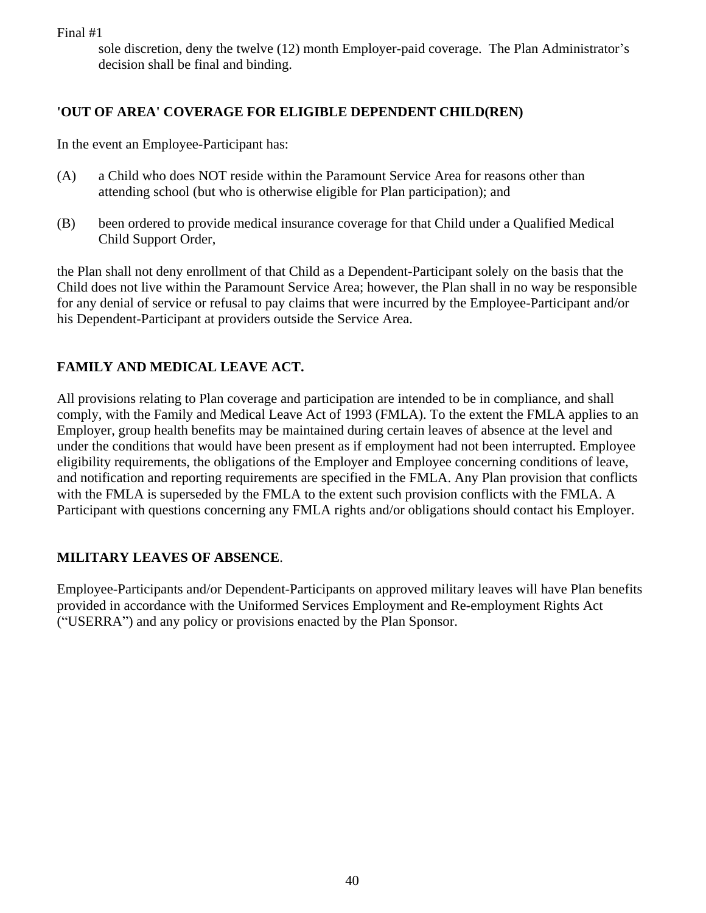sole discretion, deny the twelve (12) month Employer-paid coverage. The Plan Administrator's decision shall be final and binding.

## 'OUT OF AREA' COVERAGE FOR ELIGIBLE DEPENDENT CHILD(REN)

In the event an Employee-Participant has:

(A) a Child who does NOT reside within the Paramount Service Area for reasons other than attending school (but who is otherwise eligible for Plan participation); and

(B) been ordered to provide medical insurance coverage for that Child under a Qualified Medical Child Support Order,

the Plan shall not deny enrollment of that Child as a Dependent-Participant solely on the basis that the Child does not live within the Paramount Service Area; however, the Plan shall in no way be responsible for any denial of service or refusal to pay claims that were incurred by the Employee-Participant and/or his Dependent-Participant at providers outside the Service Area.

## FAMILY AND MEDICAL LEAVE ACT.

All provisions relating to Plan coverage and participation are intended to be in compliance, and shall comply, with the Family and Medical Leave Act of 1993 (FMLA). To the extent the FMLA applies to an Employer, group health benefits may be maintained during certain leaves of absence at the level and under the conditions that would have been present as if employment had not been interrupted. Employee eligibility requirements, the obligations of the Employer and Employee concerning conditions of leave, and notification and reporting requirements are specified in the FMLA. Any Plan provision that conflicts with the FMLA is superseded by the FMLA to the extent such provision conflicts with the FMLA. A Participant with questions concerning any FMLA rights and/or obligations should contact his Employer.

## MILITARY LEAVES OF ABSENCE.

Employee-Participants and/or Dependent-Participants on approved military leaves will have Plan benefits provided in accordance with the Uniformed Services Employment and Re-employment Rights Act ("USERRA") and any policy or provisions enacted by the Plan Sponsor.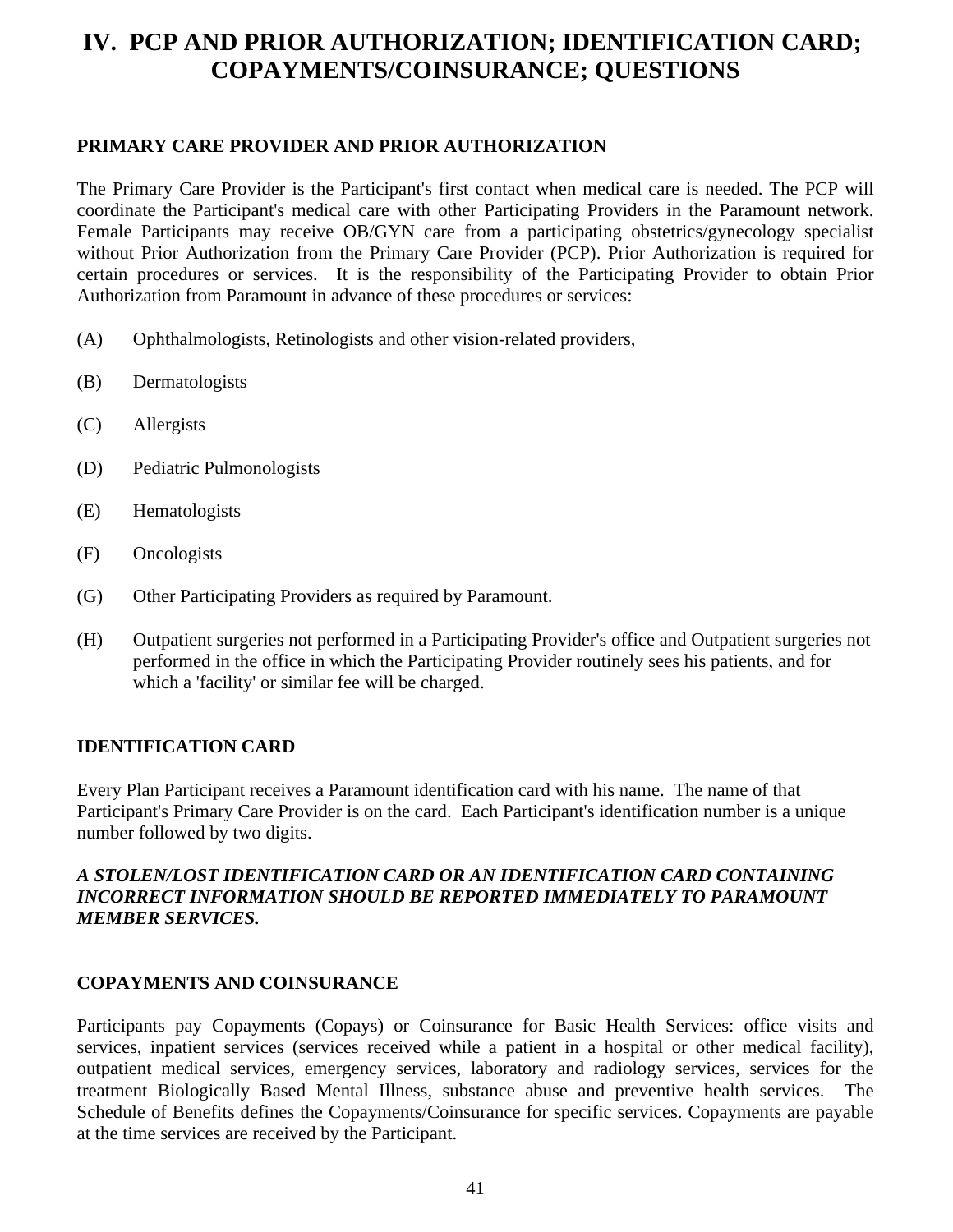# IV. PCP AND PRIOR AUTHORIZATION; IDENTIFICATION CARD; COPAYMENTS/COINSURANCE; QUESTIONS

## PRIMARY CARE PROVIDER AND PRIOR AUTHORIZATION

The Primary Care Provider is the Participant's first contact when medical care is needed. The PCP will coordinate the Participant's medical care with other Participating Providers in the Paramount network. Female Participants may receive OB/GYN care from a participating obstetrics/gynecology specialist without Prior Authorization from the Primary Care Provider (PCP). Prior Authorization is required for certain procedures or services. It is the responsibility of the Participating Provider to obtain Prior Authorization from Paramount in advance of these procedures or services:

(A) Ophthalmologists, Retinologists and other vision-related providers,

(B) Dermatologists

(C) Allergists

(D) Pediatric Pulmonologists

(E) Hematologists

(F) Oncologists

(G) Other Participating Providers as required by Paramount.

(H) Outpatient surgeries not performed in a Participating Provider's office and Outpatient surgeries not performed in the office in which the Participating Provider routinely sees his patients, and for which a 'facility' or similar fee will be charged.

## IDENTIFICATION CARD

Every Plan Participant receives a Paramount identification card with his name. The name of that Participant's Primary Care Provider is on the card. Each Participant's identification number is a unique number followed by two digits.

***A STOLEN/LOST IDENTIFICATION CARD OR AN IDENTIFICATION CARD CONTAINING INCORRECT INFORMATION SHOULD BE REPORTED IMMEDIATELY TO PARAMOUNT MEMBER SERVICES.***

## COPAYMENTS AND COINSURANCE

Participants pay Copayments (Copays) or Coinsurance for Basic Health Services: office visits and services, inpatient services (services received while a patient in a hospital or other medical facility), outpatient medical services, emergency services, laboratory and radiology services, services for the treatment Biologically Based Mental Illness, substance abuse and preventive health services. The Schedule of Benefits defines the Copayments/Coinsurance for specific services. Copayments are payable at the time services are received by the Participant.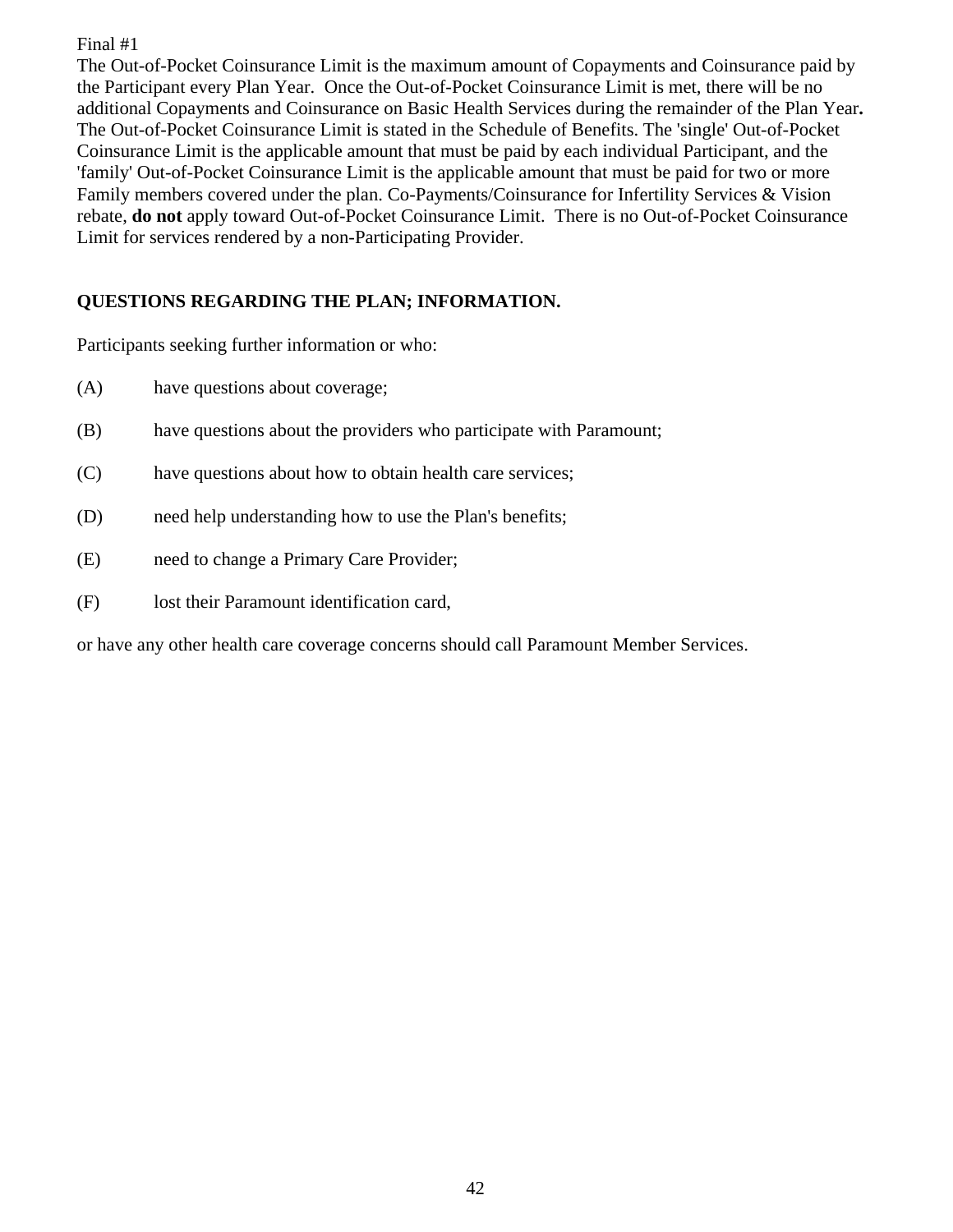Final #1

The Out-of-Pocket Coinsurance Limit is the maximum amount of Copayments and Coinsurance paid by the Participant every Plan Year. Once the Out-of-Pocket Coinsurance Limit is met, there will be no additional Copayments and Coinsurance on Basic Health Services during the remainder of the Plan Year**.** The Out-of-Pocket Coinsurance Limit is stated in the Schedule of Benefits. The 'single' Out-of-Pocket Coinsurance Limit is the applicable amount that must be paid by each individual Participant, and the 'family' Out-of-Pocket Coinsurance Limit is the applicable amount that must be paid for two or more Family members covered under the plan. Co-Payments/Coinsurance for Infertility Services & Vision rebate, **do not** apply toward Out-of-Pocket Coinsurance Limit. There is no Out-of-Pocket Coinsurance Limit for services rendered by a non-Participating Provider.

**QUESTIONS REGARDING THE PLAN; INFORMATION.**

Participants seeking further information or who:

(A) have questions about coverage;

(B) have questions about the providers who participate with Paramount;

(C) have questions about how to obtain health care services;

(D) need help understanding how to use the Plan's benefits;

(E) need to change a Primary Care Provider;

(F) lost their Paramount identification card,

or have any other health care coverage concerns should call Paramount Member Services.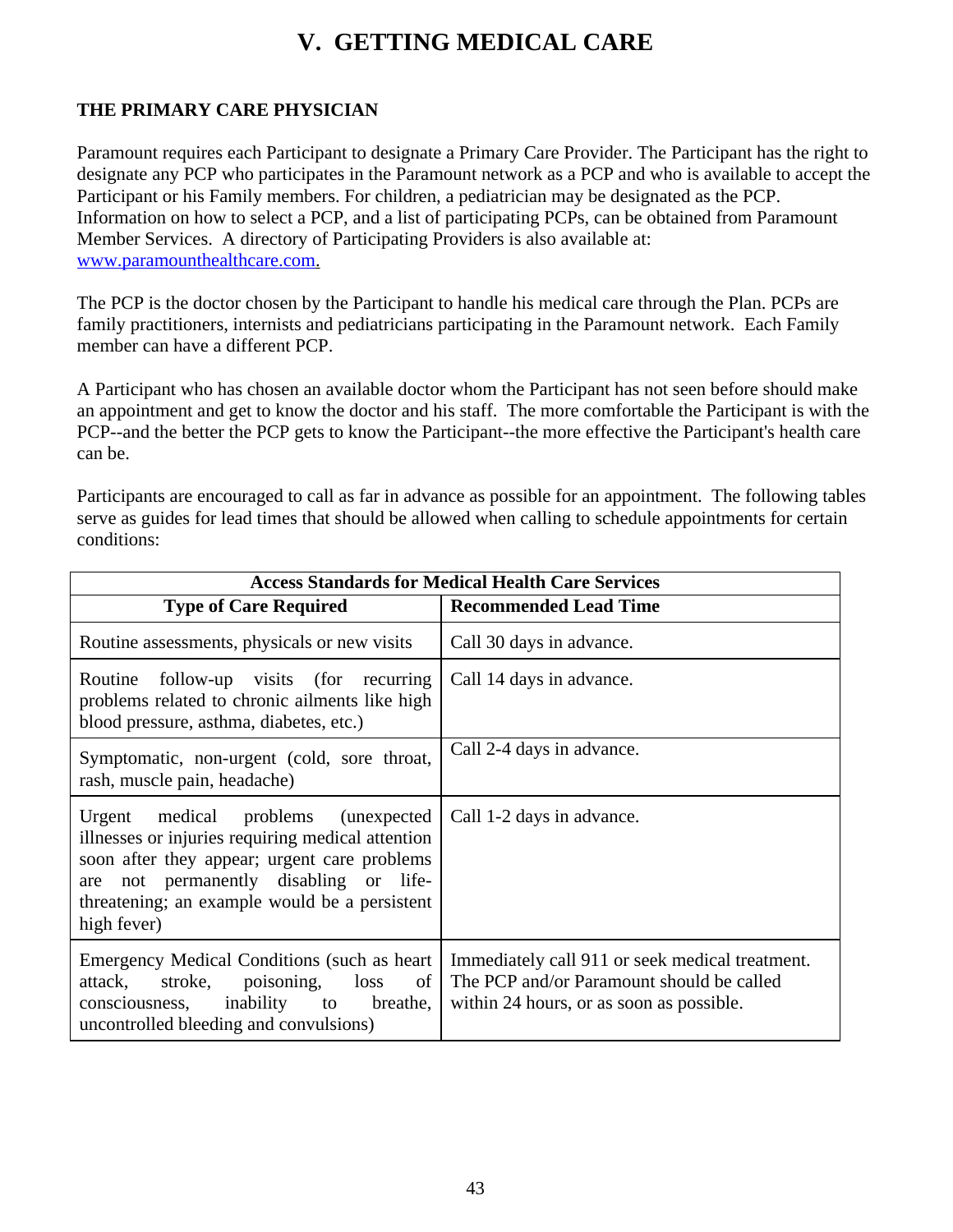# V. GETTING MEDICAL CARE

## THE PRIMARY CARE PHYSICIAN

Paramount requires each Participant to designate a Primary Care Provider. The Participant has the right to designate any PCP who participates in the Paramount network as a PCP and who is available to accept the Participant or his Family members. For children, a pediatrician may be designated as the PCP. Information on how to select a PCP, and a list of participating PCPs, can be obtained from Paramount Member Services. A directory of Participating Providers is also available at: www.paramounthealthcare.com.

The PCP is the doctor chosen by the Participant to handle his medical care through the Plan. PCPs are family practitioners, internists and pediatricians participating in the Paramount network. Each Family member can have a different PCP.

A Participant who has chosen an available doctor whom the Participant has not seen before should make an appointment and get to know the doctor and his staff. The more comfortable the Participant is with the PCP--and the better the PCP gets to know the Participant--the more effective the Participant's health care can be.

Participants are encouraged to call as far in advance as possible for an appointment. The following tables serve as guides for lead times that should be allowed when calling to schedule appointments for certain conditions:

| **Access Standards for Medical Health Care Services** | |
|---|---|
| **Type of Care Required** | **Recommended Lead Time** |
| Routine assessments, physicals or new visits | Call 30 days in advance. |
| Routine follow-up visits (for recurring problems related to chronic ailments like high blood pressure, asthma, diabetes, etc.) | Call 14 days in advance. |
| Symptomatic, non-urgent (cold, sore throat, rash, muscle pain, headache) | Call 2-4 days in advance. |
| Urgent medical problems (unexpected illnesses or injuries requiring medical attention soon after they appear; urgent care problems are not permanently disabling or life-threatening; an example would be a persistent high fever) | Call 1-2 days in advance. |
| Emergency Medical Conditions (such as heart attack, stroke, poisoning, loss of consciousness, inability to breathe, uncontrolled bleeding and convulsions) | Immediately call 911 or seek medical treatment. The PCP and/or Paramount should be called within 24 hours, or as soon as possible. |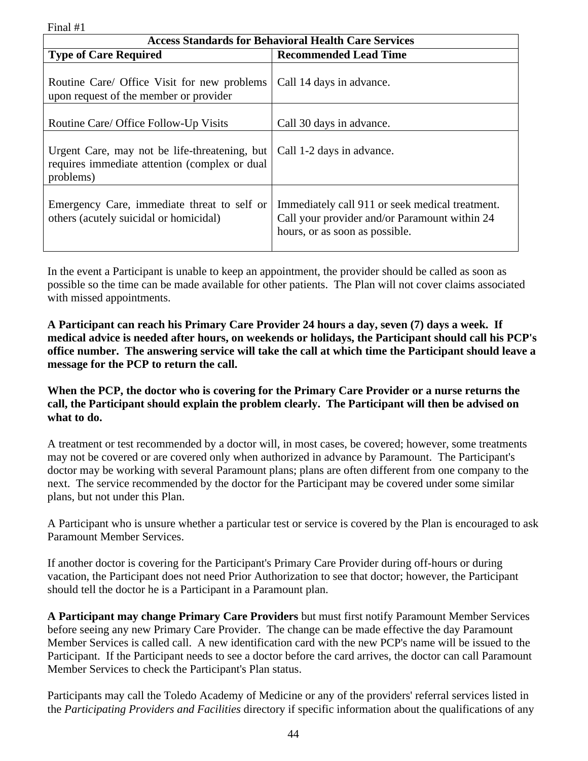Final #1

| Access Standards for Behavioral Health Care Services | |
|---|---|
| **Type of Care Required** | **Recommended Lead Time** |
| Routine Care/ Office Visit for new problems upon request of the member or provider | Call 14 days in advance. |
| Routine Care/ Office Follow-Up Visits | Call 30 days in advance. |
| Urgent Care, may not be life-threatening, but requires immediate attention (complex or dual problems) | Call 1-2 days in advance. |
| Emergency Care, immediate threat to self or others (acutely suicidal or homicidal) | Immediately call 911 or seek medical treatment. Call your provider and/or Paramount within 24 hours, or as soon as possible. |

In the event a Participant is unable to keep an appointment, the provider should be called as soon as possible so the time can be made available for other patients. The Plan will not cover claims associated with missed appointments.

**A Participant can reach his Primary Care Provider 24 hours a day, seven (7) days a week. If medical advice is needed after hours, on weekends or holidays, the Participant should call his PCP's office number. The answering service will take the call at which time the Participant should leave a message for the PCP to return the call.**

**When the PCP, the doctor who is covering for the Primary Care Provider or a nurse returns the call, the Participant should explain the problem clearly. The Participant will then be advised on what to do.**

A treatment or test recommended by a doctor will, in most cases, be covered; however, some treatments may not be covered or are covered only when authorized in advance by Paramount. The Participant's doctor may be working with several Paramount plans; plans are often different from one company to the next. The service recommended by the doctor for the Participant may be covered under some similar plans, but not under this Plan.

A Participant who is unsure whether a particular test or service is covered by the Plan is encouraged to ask Paramount Member Services.

If another doctor is covering for the Participant's Primary Care Provider during off-hours or during vacation, the Participant does not need Prior Authorization to see that doctor; however, the Participant should tell the doctor he is a Participant in a Paramount plan.

**A Participant may change Primary Care Providers** but must first notify Paramount Member Services before seeing any new Primary Care Provider. The change can be made effective the day Paramount Member Services is called call. A new identification card with the new PCP's name will be issued to the Participant. If the Participant needs to see a doctor before the card arrives, the doctor can call Paramount Member Services to check the Participant's Plan status.

Participants may call the Toledo Academy of Medicine or any of the providers' referral services listed in the *Participating Providers and Facilities* directory if specific information about the qualifications of any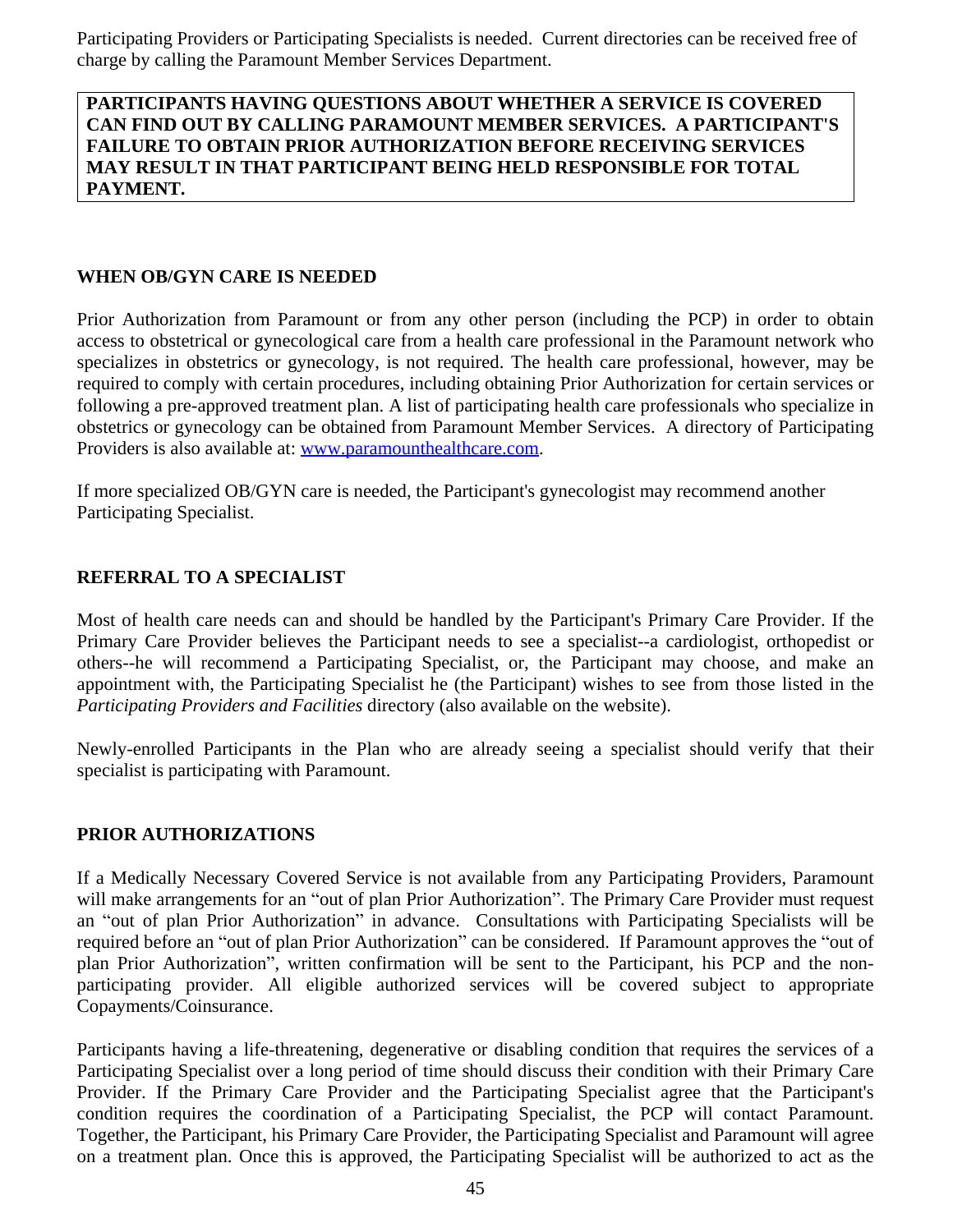Participating Providers or Participating Specialists is needed. Current directories can be received free of charge by calling the Paramount Member Services Department.

**PARTICIPANTS HAVING QUESTIONS ABOUT WHETHER A SERVICE IS COVERED CAN FIND OUT BY CALLING PARAMOUNT MEMBER SERVICES. A PARTICIPANT'S FAILURE TO OBTAIN PRIOR AUTHORIZATION BEFORE RECEIVING SERVICES MAY RESULT IN THAT PARTICIPANT BEING HELD RESPONSIBLE FOR TOTAL PAYMENT.**

## WHEN OB/GYN CARE IS NEEDED

Prior Authorization from Paramount or from any other person (including the PCP) in order to obtain access to obstetrical or gynecological care from a health care professional in the Paramount network who specializes in obstetrics or gynecology, is not required. The health care professional, however, may be required to comply with certain procedures, including obtaining Prior Authorization for certain services or following a pre-approved treatment plan. A list of participating health care professionals who specialize in obstetrics or gynecology can be obtained from Paramount Member Services. A directory of Participating Providers is also available at: www.paramounthealthcare.com.

If more specialized OB/GYN care is needed, the Participant's gynecologist may recommend another Participating Specialist.

## REFERRAL TO A SPECIALIST

Most of health care needs can and should be handled by the Participant's Primary Care Provider. If the Primary Care Provider believes the Participant needs to see a specialist--a cardiologist, orthopedist or others--he will recommend a Participating Specialist, or, the Participant may choose, and make an appointment with, the Participating Specialist he (the Participant) wishes to see from those listed in the *Participating Providers and Facilities* directory (also available on the website).

Newly-enrolled Participants in the Plan who are already seeing a specialist should verify that their specialist is participating with Paramount.

## PRIOR AUTHORIZATIONS

If a Medically Necessary Covered Service is not available from any Participating Providers, Paramount will make arrangements for an "out of plan Prior Authorization". The Primary Care Provider must request an "out of plan Prior Authorization" in advance. Consultations with Participating Specialists will be required before an "out of plan Prior Authorization" can be considered. If Paramount approves the "out of plan Prior Authorization", written confirmation will be sent to the Participant, his PCP and the non-participating provider. All eligible authorized services will be covered subject to appropriate Copayments/Coinsurance.

Participants having a life-threatening, degenerative or disabling condition that requires the services of a Participating Specialist over a long period of time should discuss their condition with their Primary Care Provider. If the Primary Care Provider and the Participating Specialist agree that the Participant's condition requires the coordination of a Participating Specialist, the PCP will contact Paramount. Together, the Participant, his Primary Care Provider, the Participating Specialist and Paramount will agree on a treatment plan. Once this is approved, the Participating Specialist will be authorized to act as the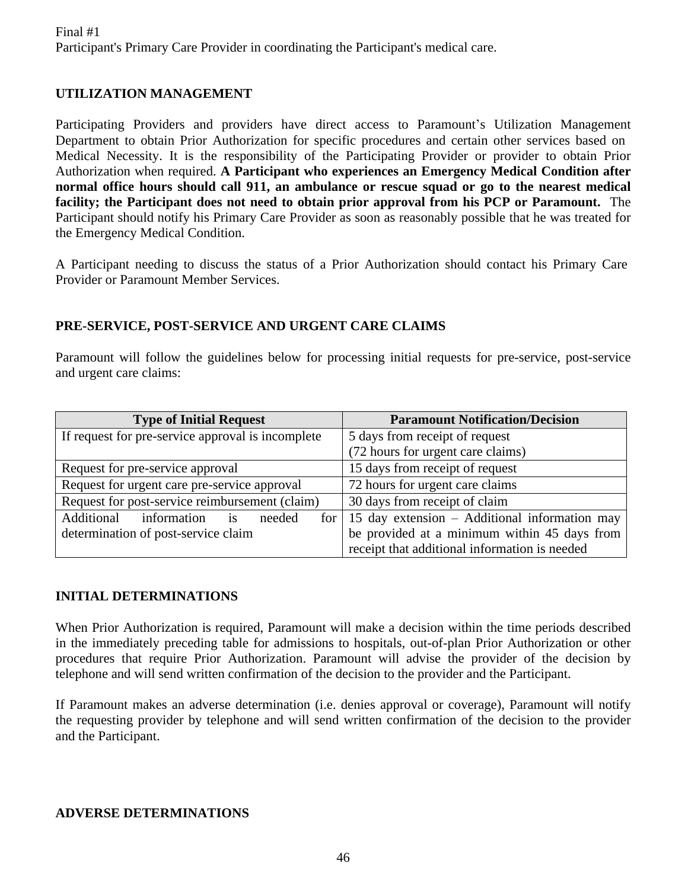Final #1

Participant's Primary Care Provider in coordinating the Participant's medical care.

## UTILIZATION MANAGEMENT

Participating Providers and providers have direct access to Paramount's Utilization Management Department to obtain Prior Authorization for specific procedures and certain other services based on Medical Necessity. It is the responsibility of the Participating Provider or provider to obtain Prior Authorization when required. **A Participant who experiences an Emergency Medical Condition after normal office hours should call 911, an ambulance or rescue squad or go to the nearest medical facility; the Participant does not need to obtain prior approval from his PCP or Paramount.** The Participant should notify his Primary Care Provider as soon as reasonably possible that he was treated for the Emergency Medical Condition.

A Participant needing to discuss the status of a Prior Authorization should contact his Primary Care Provider or Paramount Member Services.

## PRE-SERVICE, POST-SERVICE AND URGENT CARE CLAIMS

Paramount will follow the guidelines below for processing initial requests for pre-service, post-service and urgent care claims:

| Type of Initial Request | Paramount Notification/Decision |
|---|---|
| If request for pre-service approval is incomplete | 5 days from receipt of request (72 hours for urgent care claims) |
| Request for pre-service approval | 15 days from receipt of request |
| Request for urgent care pre-service approval | 72 hours for urgent care claims |
| Request for post-service reimbursement (claim) | 30 days from receipt of claim |
| Additional information is needed for determination of post-service claim | 15 day extension – Additional information may be provided at a minimum within 45 days from receipt that additional information is needed |

## INITIAL DETERMINATIONS

When Prior Authorization is required, Paramount will make a decision within the time periods described in the immediately preceding table for admissions to hospitals, out-of-plan Prior Authorization or other procedures that require Prior Authorization. Paramount will advise the provider of the decision by telephone and will send written confirmation of the decision to the provider and the Participant.

If Paramount makes an adverse determination (i.e. denies approval or coverage), Paramount will notify the requesting provider by telephone and will send written confirmation of the decision to the provider and the Participant.

## ADVERSE DETERMINATIONS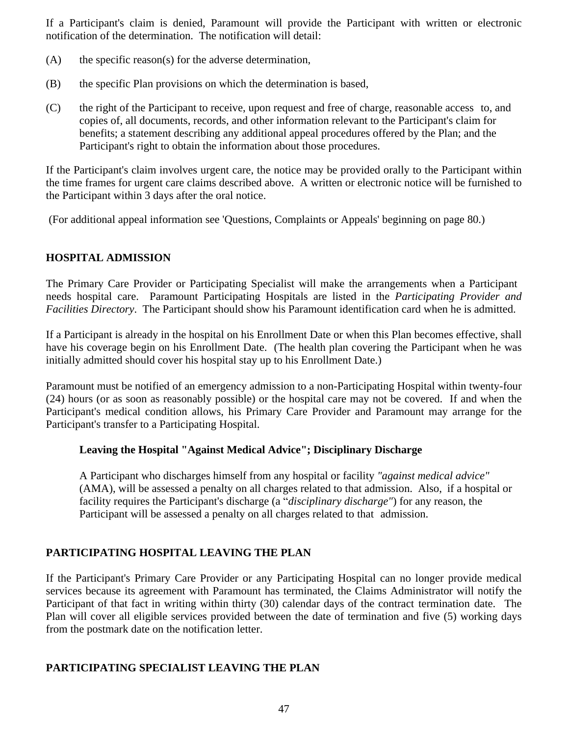If a Participant's claim is denied, Paramount will provide the Participant with written or electronic notification of the determination. The notification will detail:

(A) the specific reason(s) for the adverse determination,

(B) the specific Plan provisions on which the determination is based,

(C) the right of the Participant to receive, upon request and free of charge, reasonable access to, and copies of, all documents, records, and other information relevant to the Participant's claim for benefits; a statement describing any additional appeal procedures offered by the Plan; and the Participant's right to obtain the information about those procedures.

If the Participant's claim involves urgent care, the notice may be provided orally to the Participant within the time frames for urgent care claims described above. A written or electronic notice will be furnished to the Participant within 3 days after the oral notice.

(For additional appeal information see 'Questions, Complaints or Appeals' beginning on page 80.)

## HOSPITAL ADMISSION

The Primary Care Provider or Participating Specialist will make the arrangements when a Participant needs hospital care. Paramount Participating Hospitals are listed in the *Participating Provider and Facilities Directory*. The Participant should show his Paramount identification card when he is admitted.

If a Participant is already in the hospital on his Enrollment Date or when this Plan becomes effective, shall have his coverage begin on his Enrollment Date. (The health plan covering the Participant when he was initially admitted should cover his hospital stay up to his Enrollment Date.)

Paramount must be notified of an emergency admission to a non-Participating Hospital within twenty-four (24) hours (or as soon as reasonably possible) or the hospital care may not be covered. If and when the Participant's medical condition allows, his Primary Care Provider and Paramount may arrange for the Participant's transfer to a Participating Hospital.

### Leaving the Hospital "Against Medical Advice"; Disciplinary Discharge

A Participant who discharges himself from any hospital or facility *"against medical advice"* (AMA), will be assessed a penalty on all charges related to that admission. Also, if a hospital or facility requires the Participant's discharge (a "*disciplinary discharge"*) for any reason, the Participant will be assessed a penalty on all charges related to that admission.

## PARTICIPATING HOSPITAL LEAVING THE PLAN

If the Participant's Primary Care Provider or any Participating Hospital can no longer provide medical services because its agreement with Paramount has terminated, the Claims Administrator will notify the Participant of that fact in writing within thirty (30) calendar days of the contract termination date. The Plan will cover all eligible services provided between the date of termination and five (5) working days from the postmark date on the notification letter.

## PARTICIPATING SPECIALIST LEAVING THE PLAN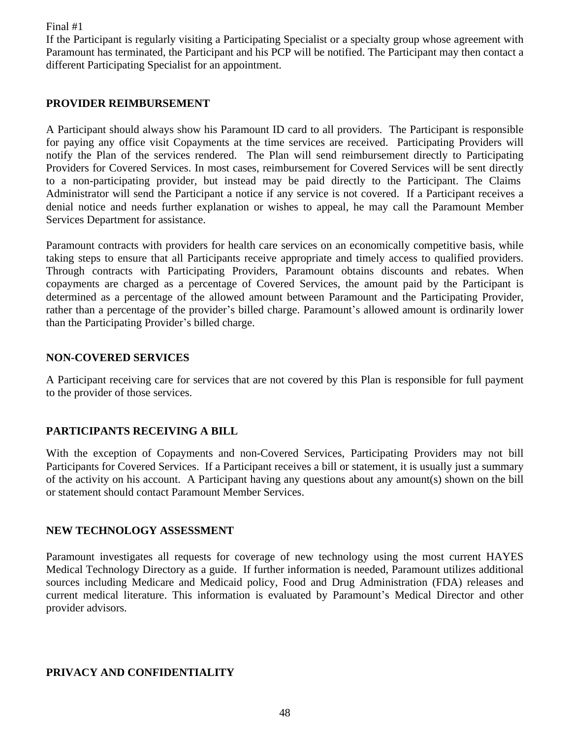Final #1

If the Participant is regularly visiting a Participating Specialist or a specialty group whose agreement with Paramount has terminated, the Participant and his PCP will be notified. The Participant may then contact a different Participating Specialist for an appointment.

**PROVIDER REIMBURSEMENT**

A Participant should always show his Paramount ID card to all providers. The Participant is responsible for paying any office visit Copayments at the time services are received. Participating Providers will notify the Plan of the services rendered. The Plan will send reimbursement directly to Participating Providers for Covered Services. In most cases, reimbursement for Covered Services will be sent directly to a non-participating provider, but instead may be paid directly to the Participant. The Claims Administrator will send the Participant a notice if any service is not covered. If a Participant receives a denial notice and needs further explanation or wishes to appeal, he may call the Paramount Member Services Department for assistance.

Paramount contracts with providers for health care services on an economically competitive basis, while taking steps to ensure that all Participants receive appropriate and timely access to qualified providers. Through contracts with Participating Providers, Paramount obtains discounts and rebates. When copayments are charged as a percentage of Covered Services, the amount paid by the Participant is determined as a percentage of the allowed amount between Paramount and the Participating Provider, rather than a percentage of the provider's billed charge. Paramount's allowed amount is ordinarily lower than the Participating Provider's billed charge.

**NON-COVERED SERVICES**

A Participant receiving care for services that are not covered by this Plan is responsible for full payment to the provider of those services.

**PARTICIPANTS RECEIVING A BILL**

With the exception of Copayments and non-Covered Services, Participating Providers may not bill Participants for Covered Services. If a Participant receives a bill or statement, it is usually just a summary of the activity on his account. A Participant having any questions about any amount(s) shown on the bill or statement should contact Paramount Member Services.

**NEW TECHNOLOGY ASSESSMENT**

Paramount investigates all requests for coverage of new technology using the most current HAYES Medical Technology Directory as a guide. If further information is needed, Paramount utilizes additional sources including Medicare and Medicaid policy, Food and Drug Administration (FDA) releases and current medical literature. This information is evaluated by Paramount's Medical Director and other provider advisors.

**PRIVACY AND CONFIDENTIALITY**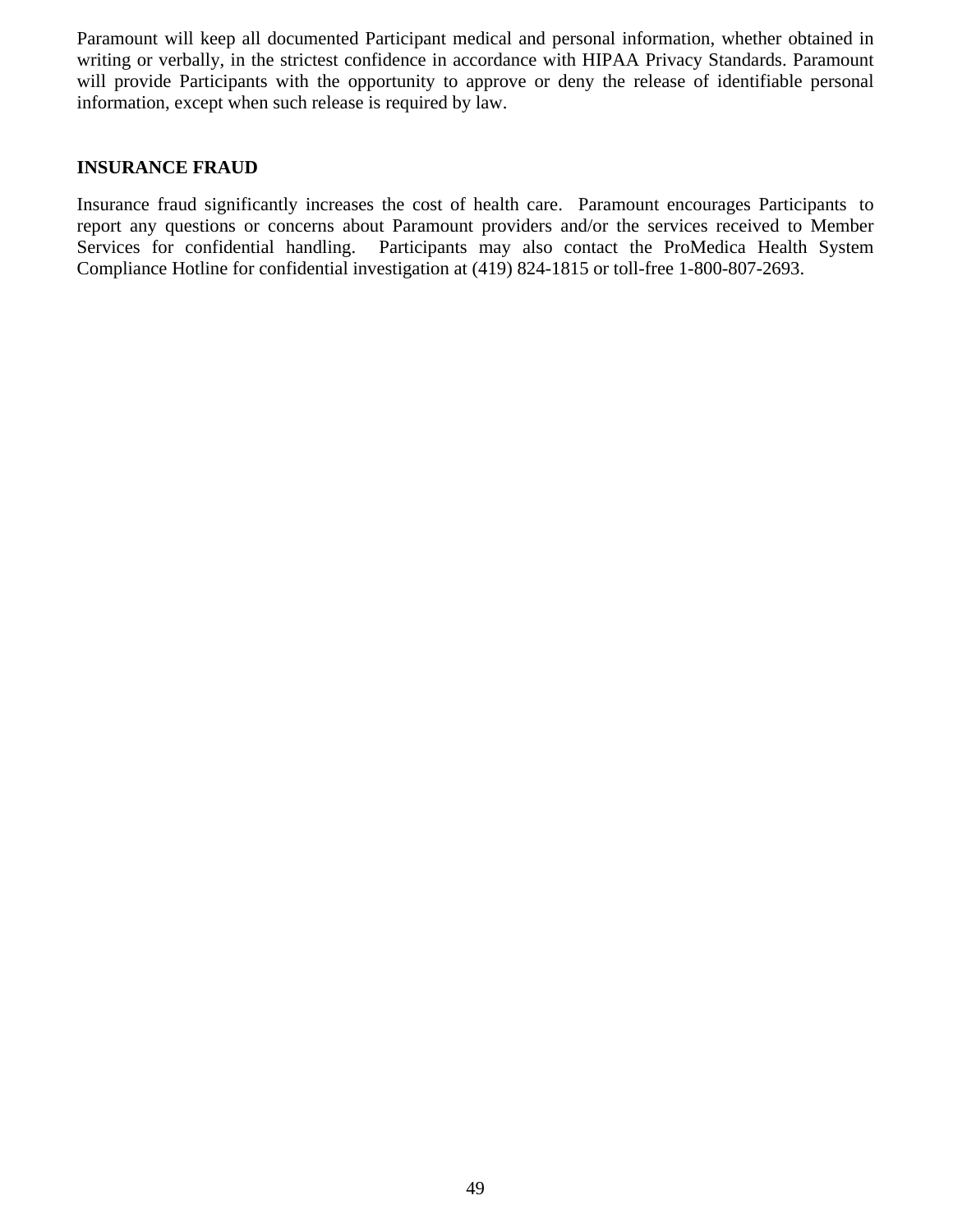Paramount will keep all documented Participant medical and personal information, whether obtained in writing or verbally, in the strictest confidence in accordance with HIPAA Privacy Standards. Paramount will provide Participants with the opportunity to approve or deny the release of identifiable personal information, except when such release is required by law.

## INSURANCE FRAUD

Insurance fraud significantly increases the cost of health care. Paramount encourages Participants to report any questions or concerns about Paramount providers and/or the services received to Member Services for confidential handling. Participants may also contact the ProMedica Health System Compliance Hotline for confidential investigation at (419) 824-1815 or toll-free 1-800-807-2693.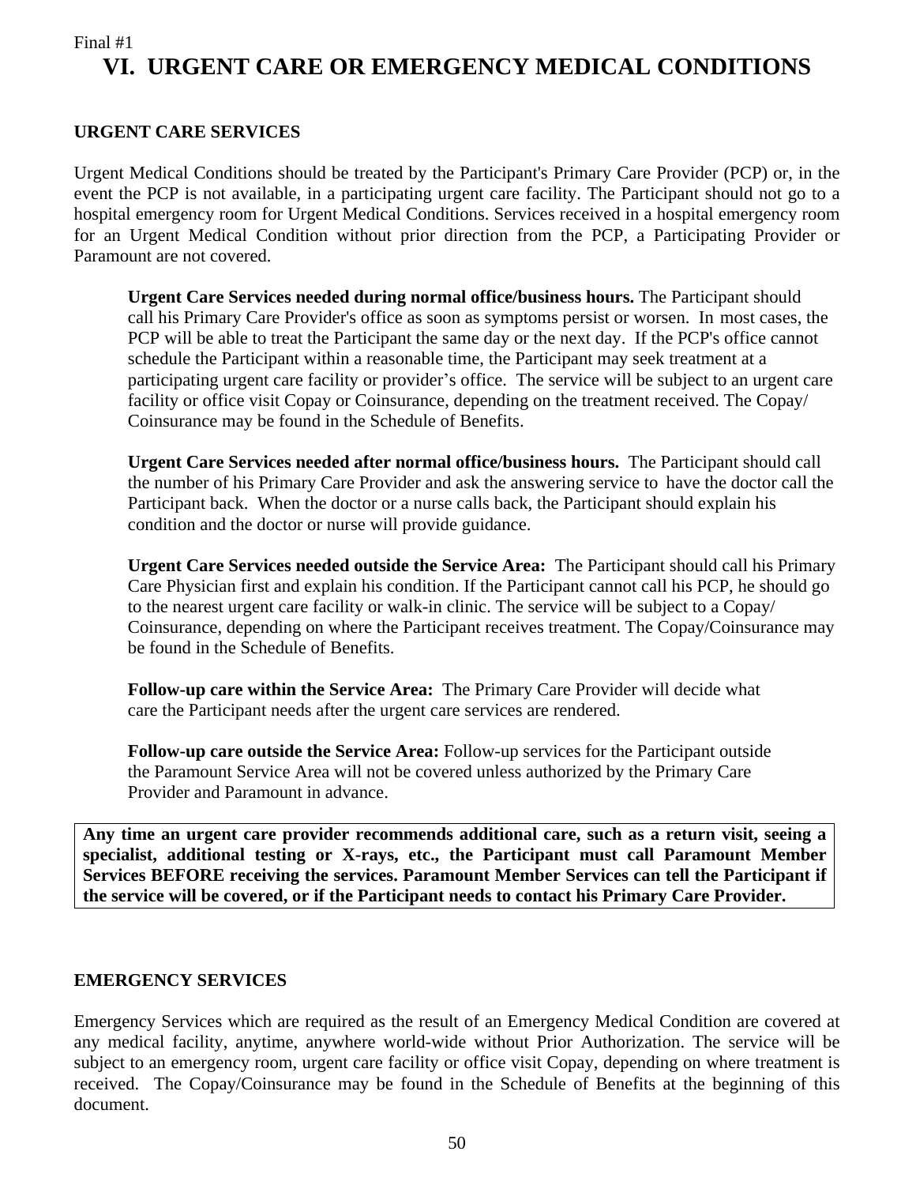Final #1

# VI. URGENT CARE OR EMERGENCY MEDICAL CONDITIONS

**URGENT CARE SERVICES**

Urgent Medical Conditions should be treated by the Participant's Primary Care Provider (PCP) or, in the event the PCP is not available, in a participating urgent care facility. The Participant should not go to a hospital emergency room for Urgent Medical Conditions. Services received in a hospital emergency room for an Urgent Medical Condition without prior direction from the PCP, a Participating Provider or Paramount are not covered.

**Urgent Care Services needed during normal office/business hours.** The Participant should call his Primary Care Provider's office as soon as symptoms persist or worsen. In most cases, the PCP will be able to treat the Participant the same day or the next day. If the PCP's office cannot schedule the Participant within a reasonable time, the Participant may seek treatment at a participating urgent care facility or provider's office. The service will be subject to an urgent care facility or office visit Copay or Coinsurance, depending on the treatment received. The Copay/ Coinsurance may be found in the Schedule of Benefits.

**Urgent Care Services needed after normal office/business hours.** The Participant should call the number of his Primary Care Provider and ask the answering service to have the doctor call the Participant back. When the doctor or a nurse calls back, the Participant should explain his condition and the doctor or nurse will provide guidance.

**Urgent Care Services needed outside the Service Area:** The Participant should call his Primary Care Physician first and explain his condition. If the Participant cannot call his PCP, he should go to the nearest urgent care facility or walk-in clinic. The service will be subject to a Copay/ Coinsurance, depending on where the Participant receives treatment. The Copay/Coinsurance may be found in the Schedule of Benefits.

**Follow-up care within the Service Area:** The Primary Care Provider will decide what care the Participant needs after the urgent care services are rendered.

**Follow-up care outside the Service Area:** Follow-up services for the Participant outside the Paramount Service Area will not be covered unless authorized by the Primary Care Provider and Paramount in advance.

**Any time an urgent care provider recommends additional care, such as a return visit, seeing a specialist, additional testing or X-rays, etc., the Participant must call Paramount Member Services BEFORE receiving the services. Paramount Member Services can tell the Participant if the service will be covered, or if the Participant needs to contact his Primary Care Provider.**

**EMERGENCY SERVICES**

Emergency Services which are required as the result of an Emergency Medical Condition are covered at any medical facility, anytime, anywhere world-wide without Prior Authorization. The service will be subject to an emergency room, urgent care facility or office visit Copay, depending on where treatment is received. The Copay/Coinsurance may be found in the Schedule of Benefits at the beginning of this document.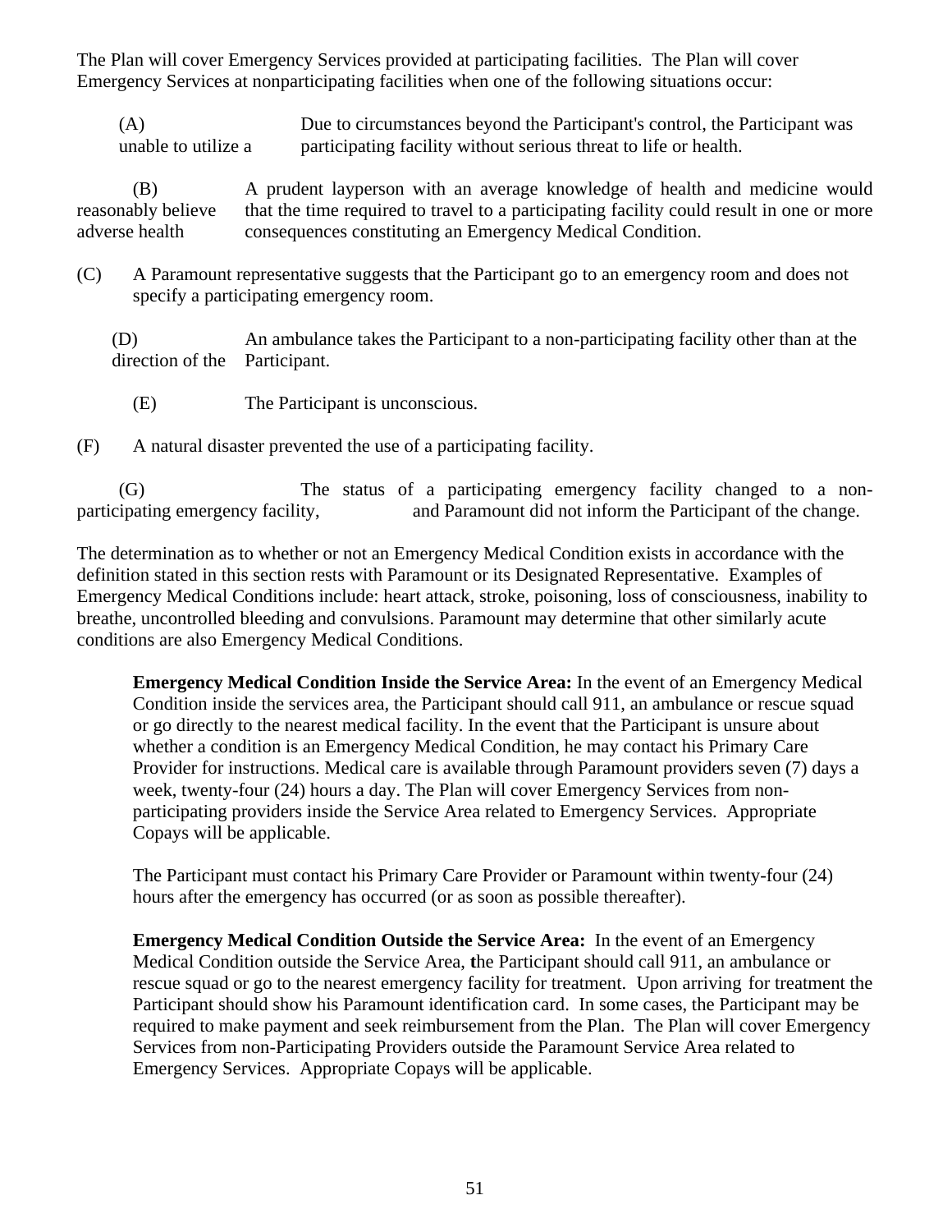The Plan will cover Emergency Services provided at participating facilities. The Plan will cover Emergency Services at nonparticipating facilities when one of the following situations occur:

(A) Due to circumstances beyond the Participant's control, the Participant was unable to utilize a participating facility without serious threat to life or health.

(B) A prudent layperson with an average knowledge of health and medicine would reasonably believe that the time required to travel to a participating facility could result in one or more adverse health consequences constituting an Emergency Medical Condition.

(C) A Paramount representative suggests that the Participant go to an emergency room and does not specify a participating emergency room.

(D) An ambulance takes the Participant to a non-participating facility other than at the direction of the Participant.

(E) The Participant is unconscious.

(F) A natural disaster prevented the use of a participating facility.

(G) The status of a participating emergency facility changed to a non-participating emergency facility, and Paramount did not inform the Participant of the change.

The determination as to whether or not an Emergency Medical Condition exists in accordance with the definition stated in this section rests with Paramount or its Designated Representative. Examples of Emergency Medical Conditions include: heart attack, stroke, poisoning, loss of consciousness, inability to breathe, uncontrolled bleeding and convulsions. Paramount may determine that other similarly acute conditions are also Emergency Medical Conditions.

**Emergency Medical Condition Inside the Service Area:** In the event of an Emergency Medical Condition inside the services area, the Participant should call 911, an ambulance or rescue squad or go directly to the nearest medical facility. In the event that the Participant is unsure about whether a condition is an Emergency Medical Condition, he may contact his Primary Care Provider for instructions. Medical care is available through Paramount providers seven (7) days a week, twenty-four (24) hours a day. The Plan will cover Emergency Services from non-participating providers inside the Service Area related to Emergency Services. Appropriate Copays will be applicable.

The Participant must contact his Primary Care Provider or Paramount within twenty-four (24) hours after the emergency has occurred (or as soon as possible thereafter).

**Emergency Medical Condition Outside the Service Area:** In the event of an Emergency Medical Condition outside the Service Area, the Participant should call 911, an ambulance or rescue squad or go to the nearest emergency facility for treatment. Upon arriving for treatment the Participant should show his Paramount identification card. In some cases, the Participant may be required to make payment and seek reimbursement from the Plan. The Plan will cover Emergency Services from non-Participating Providers outside the Paramount Service Area related to Emergency Services. Appropriate Copays will be applicable.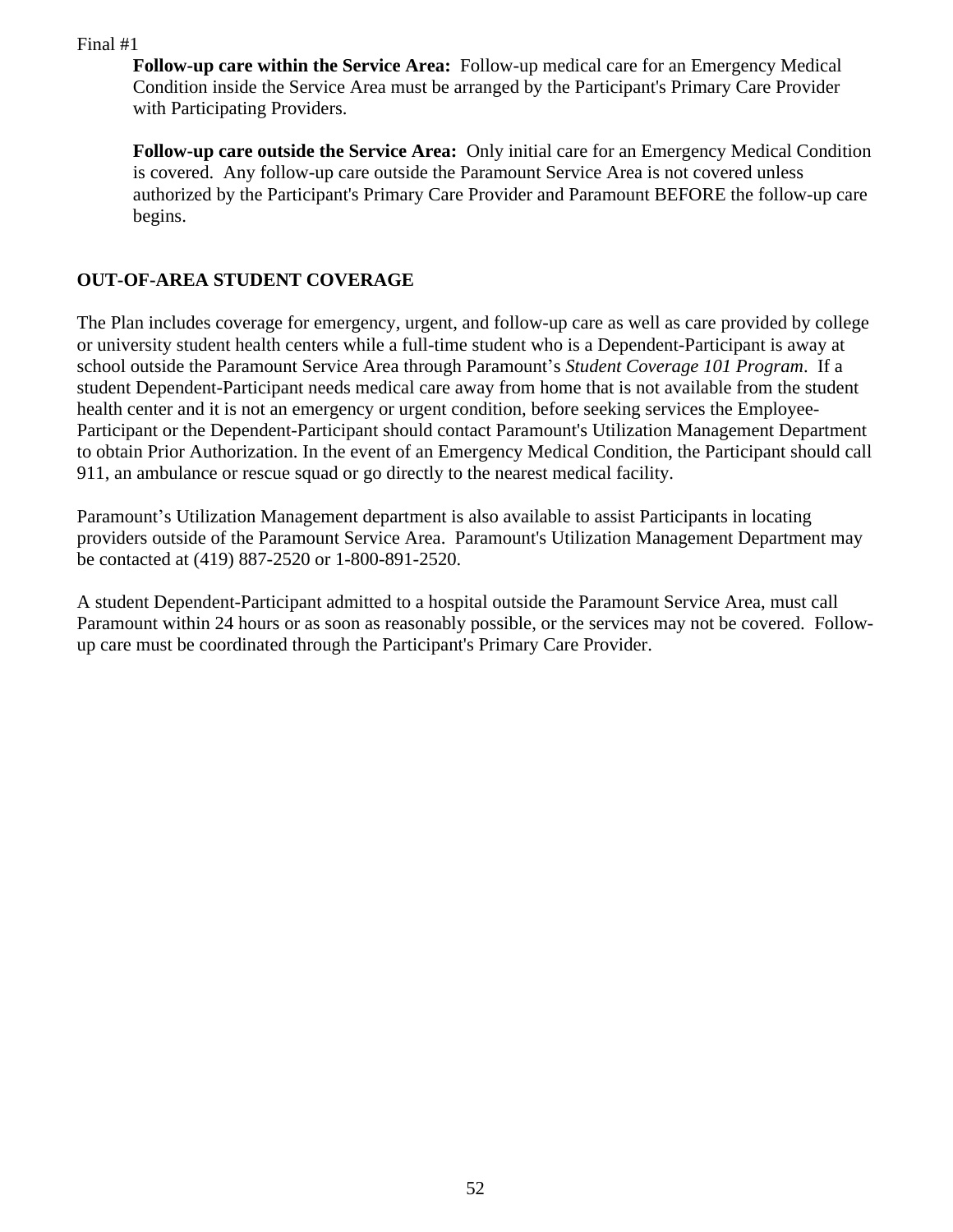Final #1

**Follow-up care within the Service Area:** Follow-up medical care for an Emergency Medical Condition inside the Service Area must be arranged by the Participant's Primary Care Provider with Participating Providers.

**Follow-up care outside the Service Area:** Only initial care for an Emergency Medical Condition is covered. Any follow-up care outside the Paramount Service Area is not covered unless authorized by the Participant's Primary Care Provider and Paramount BEFORE the follow-up care begins.

## OUT-OF-AREA STUDENT COVERAGE

The Plan includes coverage for emergency, urgent, and follow-up care as well as care provided by college or university student health centers while a full-time student who is a Dependent-Participant is away at school outside the Paramount Service Area through Paramount's *Student Coverage 101 Program*. If a student Dependent-Participant needs medical care away from home that is not available from the student health center and it is not an emergency or urgent condition, before seeking services the Employee-Participant or the Dependent-Participant should contact Paramount's Utilization Management Department to obtain Prior Authorization. In the event of an Emergency Medical Condition, the Participant should call 911, an ambulance or rescue squad or go directly to the nearest medical facility.

Paramount's Utilization Management department is also available to assist Participants in locating providers outside of the Paramount Service Area. Paramount's Utilization Management Department may be contacted at (419) 887-2520 or 1-800-891-2520.

A student Dependent-Participant admitted to a hospital outside the Paramount Service Area, must call Paramount within 24 hours or as soon as reasonably possible, or the services may not be covered. Follow-up care must be coordinated through the Participant's Primary Care Provider.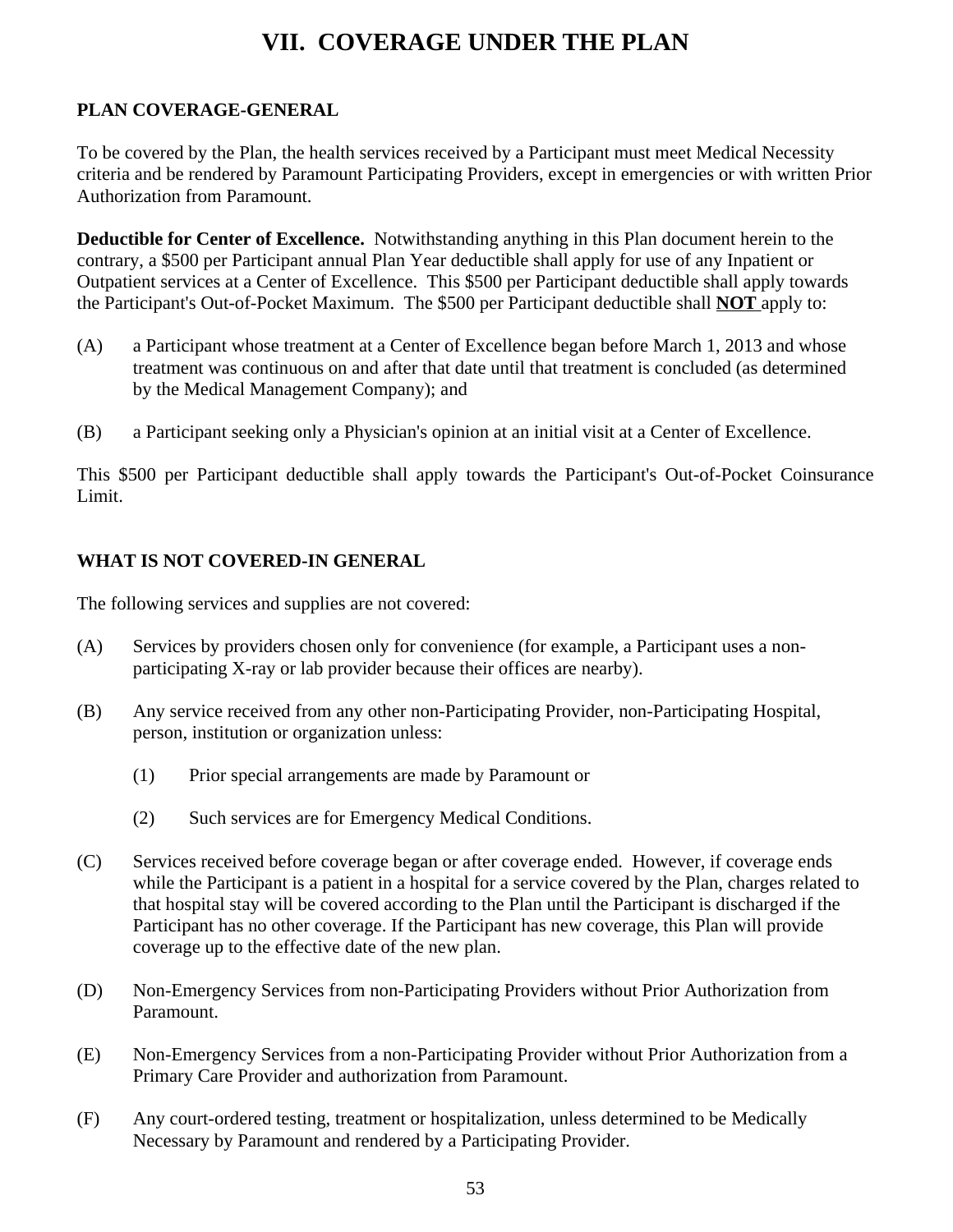# VII. COVERAGE UNDER THE PLAN

## PLAN COVERAGE-GENERAL

To be covered by the Plan, the health services received by a Participant must meet Medical Necessity criteria and be rendered by Paramount Participating Providers, except in emergencies or with written Prior Authorization from Paramount.

**Deductible for Center of Excellence.** Notwithstanding anything in this Plan document herein to the contrary, a $500 per Participant annual Plan Year deductible shall apply for use of any Inpatient or Outpatient services at a Center of Excellence. This $500 per Participant deductible shall apply towards the Participant's Out-of-Pocket Maximum. The $500 per Participant deductible shall **NOT** apply to:

(A) a Participant whose treatment at a Center of Excellence began before March 1, 2013 and whose treatment was continuous on and after that date until that treatment is concluded (as determined by the Medical Management Company); and

(B) a Participant seeking only a Physician's opinion at an initial visit at a Center of Excellence.

This $500 per Participant deductible shall apply towards the Participant's Out-of-Pocket Coinsurance Limit.

## WHAT IS NOT COVERED-IN GENERAL

The following services and supplies are not covered:

(A) Services by providers chosen only for convenience (for example, a Participant uses a non-participating X-ray or lab provider because their offices are nearby).

(B) Any service received from any other non-Participating Provider, non-Participating Hospital, person, institution or organization unless:

  (1) Prior special arrangements are made by Paramount or

  (2) Such services are for Emergency Medical Conditions.

(C) Services received before coverage began or after coverage ended. However, if coverage ends while the Participant is a patient in a hospital for a service covered by the Plan, charges related to that hospital stay will be covered according to the Plan until the Participant is discharged if the Participant has no other coverage. If the Participant has new coverage, this Plan will provide coverage up to the effective date of the new plan.

(D) Non-Emergency Services from non-Participating Providers without Prior Authorization from Paramount.

(E) Non-Emergency Services from a non-Participating Provider without Prior Authorization from a Primary Care Provider and authorization from Paramount.

(F) Any court-ordered testing, treatment or hospitalization, unless determined to be Medically Necessary by Paramount and rendered by a Participating Provider.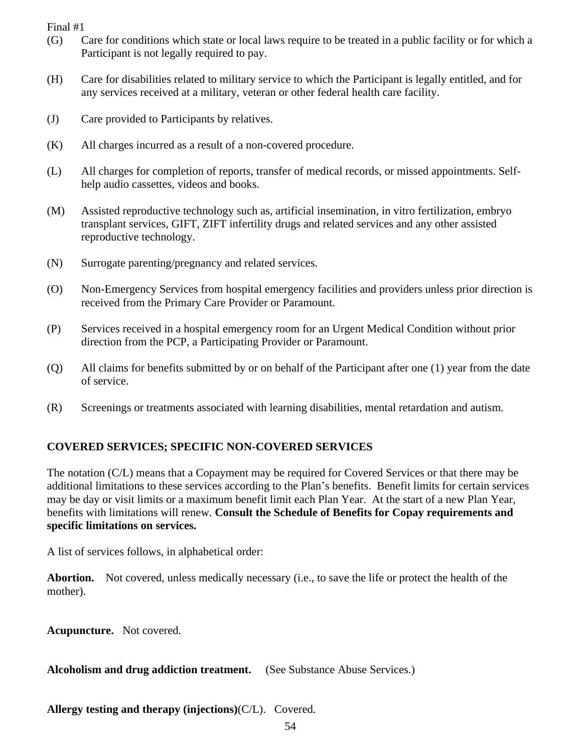Final #1

(G) Care for conditions which state or local laws require to be treated in a public facility or for which a Participant is not legally required to pay.

(H) Care for disabilities related to military service to which the Participant is legally entitled, and for any services received at a military, veteran or other federal health care facility.

(J) Care provided to Participants by relatives.

(K) All charges incurred as a result of a non-covered procedure.

(L) All charges for completion of reports, transfer of medical records, or missed appointments. Self-help audio cassettes, videos and books.

(M) Assisted reproductive technology such as, artificial insemination, in vitro fertilization, embryo transplant services, GIFT, ZIFT infertility drugs and related services and any other assisted reproductive technology.

(N) Surrogate parenting/pregnancy and related services.

(O) Non-Emergency Services from hospital emergency facilities and providers unless prior direction is received from the Primary Care Provider or Paramount.

(P) Services received in a hospital emergency room for an Urgent Medical Condition without prior direction from the PCP, a Participating Provider or Paramount.

(Q) All claims for benefits submitted by or on behalf of the Participant after one (1) year from the date of service.

(R) Screenings or treatments associated with learning disabilities, mental retardation and autism.

**COVERED SERVICES; SPECIFIC NON-COVERED SERVICES**

The notation (C/L) means that a Copayment may be required for Covered Services or that there may be additional limitations to these services according to the Plan's benefits. Benefit limits for certain services may be day or visit limits or a maximum benefit limit each Plan Year. At the start of a new Plan Year, benefits with limitations will renew. **Consult the Schedule of Benefits for Copay requirements and specific limitations on services.**

A list of services follows, in alphabetical order:

**Abortion.** Not covered, unless medically necessary (i.e., to save the life or protect the health of the mother).

**Acupuncture.** Not covered.

**Alcoholism and drug addiction treatment.** (See Substance Abuse Services.)

**Allergy testing and therapy (injections)**(C/L). Covered.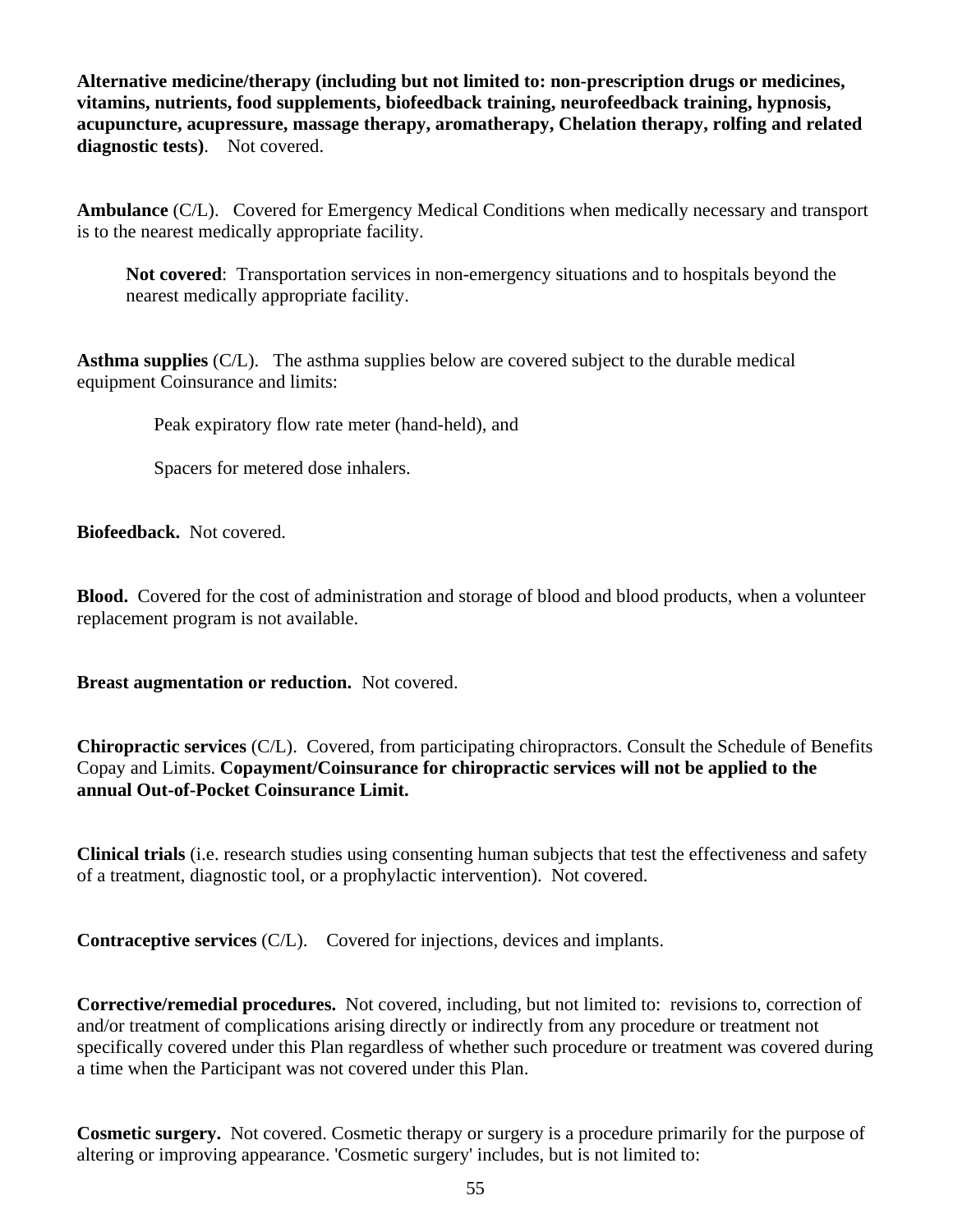**Alternative medicine/therapy (including but not limited to: non-prescription drugs or medicines, vitamins, nutrients, food supplements, biofeedback training, neurofeedback training, hypnosis, acupuncture, acupressure, massage therapy, aromatherapy, Chelation therapy, rolfing and related diagnostic tests)**. Not covered.

**Ambulance** (C/L). Covered for Emergency Medical Conditions when medically necessary and transport is to the nearest medically appropriate facility.

> **Not covered**: Transportation services in non-emergency situations and to hospitals beyond the nearest medically appropriate facility.

**Asthma supplies** (C/L). The asthma supplies below are covered subject to the durable medical equipment Coinsurance and limits:

> Peak expiratory flow rate meter (hand-held), and
>
> Spacers for metered dose inhalers.

**Biofeedback.** Not covered.

**Blood.** Covered for the cost of administration and storage of blood and blood products, when a volunteer replacement program is not available.

**Breast augmentation or reduction.** Not covered.

**Chiropractic services** (C/L). Covered, from participating chiropractors. Consult the Schedule of Benefits Copay and Limits. **Copayment/Coinsurance for chiropractic services will not be applied to the annual Out-of-Pocket Coinsurance Limit.**

**Clinical trials** (i.e. research studies using consenting human subjects that test the effectiveness and safety of a treatment, diagnostic tool, or a prophylactic intervention). Not covered.

**Contraceptive services** (C/L). Covered for injections, devices and implants.

**Corrective/remedial procedures.** Not covered, including, but not limited to: revisions to, correction of and/or treatment of complications arising directly or indirectly from any procedure or treatment not specifically covered under this Plan regardless of whether such procedure or treatment was covered during a time when the Participant was not covered under this Plan.

**Cosmetic surgery.** Not covered. Cosmetic therapy or surgery is a procedure primarily for the purpose of altering or improving appearance. 'Cosmetic surgery' includes, but is not limited to: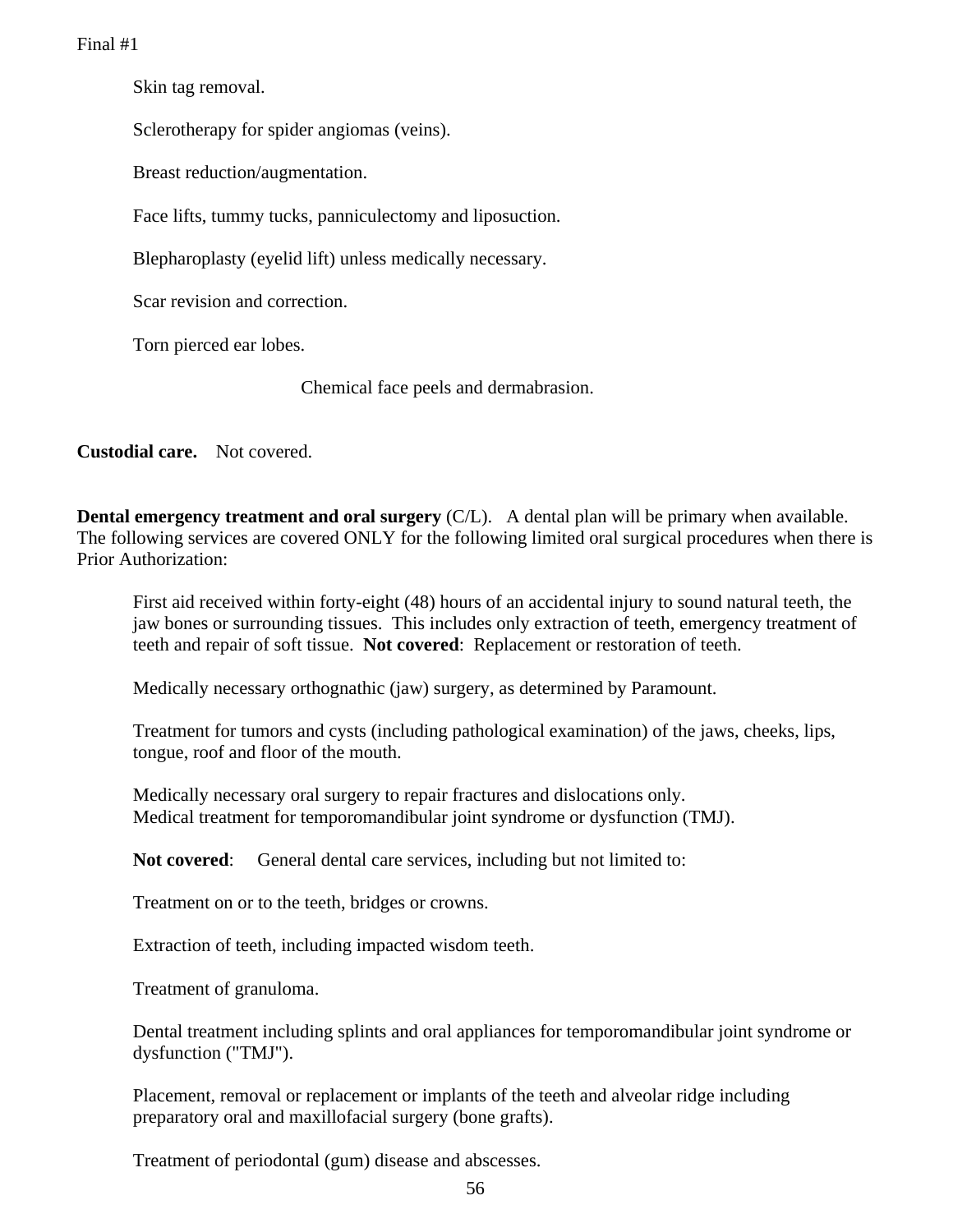Skin tag removal.

Sclerotherapy for spider angiomas (veins).

Breast reduction/augmentation.

Face lifts, tummy tucks, panniculectomy and liposuction.

Blepharoplasty (eyelid lift) unless medically necessary.

Scar revision and correction.

Torn pierced ear lobes.

Chemical face peels and dermabrasion.

**Custodial care.** Not covered.

**Dental emergency treatment and oral surgery** (C/L). A dental plan will be primary when available. The following services are covered ONLY for the following limited oral surgical procedures when there is Prior Authorization:

First aid received within forty-eight (48) hours of an accidental injury to sound natural teeth, the jaw bones or surrounding tissues. This includes only extraction of teeth, emergency treatment of teeth and repair of soft tissue. **Not covered**: Replacement or restoration of teeth.

Medically necessary orthognathic (jaw) surgery, as determined by Paramount.

Treatment for tumors and cysts (including pathological examination) of the jaws, cheeks, lips, tongue, roof and floor of the mouth.

Medically necessary oral surgery to repair fractures and dislocations only.
Medical treatment for temporomandibular joint syndrome or dysfunction (TMJ).

**Not covered**: General dental care services, including but not limited to:

Treatment on or to the teeth, bridges or crowns.

Extraction of teeth, including impacted wisdom teeth.

Treatment of granuloma.

Dental treatment including splints and oral appliances for temporomandibular joint syndrome or dysfunction ("TMJ").

Placement, removal or replacement or implants of the teeth and alveolar ridge including preparatory oral and maxillofacial surgery (bone grafts).

Treatment of periodontal (gum) disease and abscesses.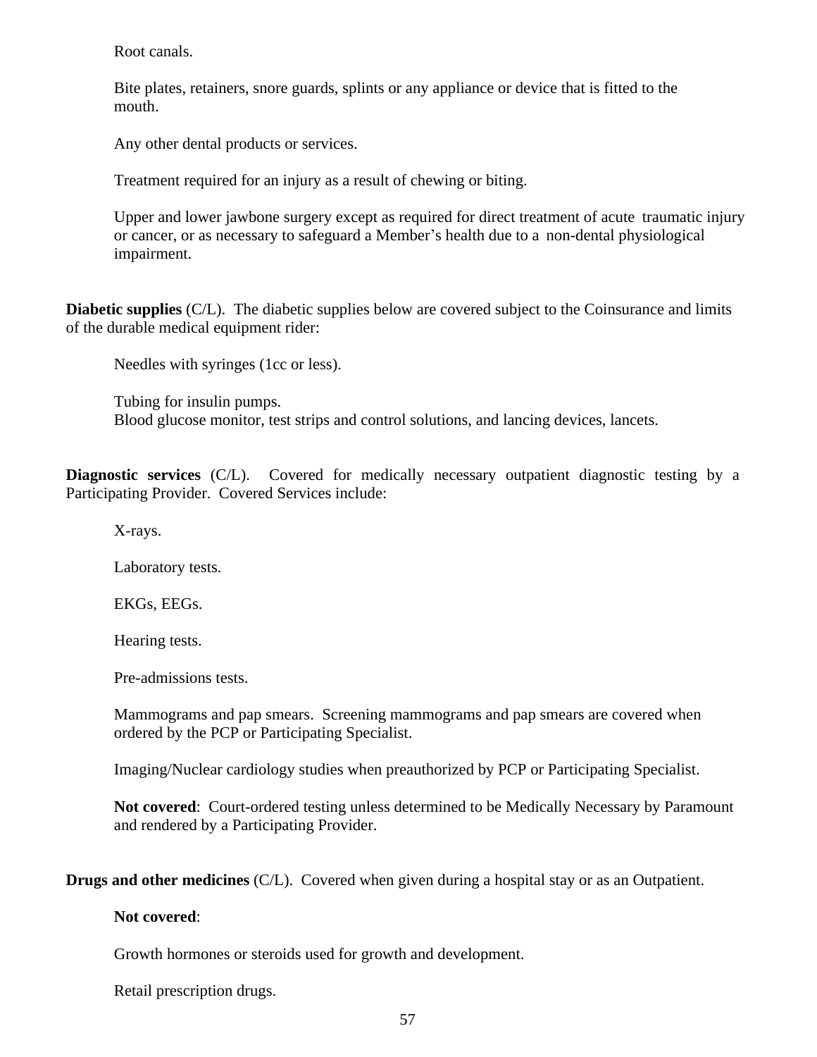Root canals.

Bite plates, retainers, snore guards, splints or any appliance or device that is fitted to the mouth.

Any other dental products or services.

Treatment required for an injury as a result of chewing or biting.

Upper and lower jawbone surgery except as required for direct treatment of acute traumatic injury or cancer, or as necessary to safeguard a Member's health due to a non-dental physiological impairment.

**Diabetic supplies** (C/L). The diabetic supplies below are covered subject to the Coinsurance and limits of the durable medical equipment rider:

Needles with syringes (1cc or less).

Tubing for insulin pumps.
Blood glucose monitor, test strips and control solutions, and lancing devices, lancets.

**Diagnostic services** (C/L). Covered for medically necessary outpatient diagnostic testing by a Participating Provider. Covered Services include:

X-rays.

Laboratory tests.

EKGs, EEGs.

Hearing tests.

Pre-admissions tests.

Mammograms and pap smears. Screening mammograms and pap smears are covered when ordered by the PCP or Participating Specialist.

Imaging/Nuclear cardiology studies when preauthorized by PCP or Participating Specialist.

**Not covered**: Court-ordered testing unless determined to be Medically Necessary by Paramount and rendered by a Participating Provider.

**Drugs and other medicines** (C/L). Covered when given during a hospital stay or as an Outpatient.

**Not covered**:

Growth hormones or steroids used for growth and development.

Retail prescription drugs.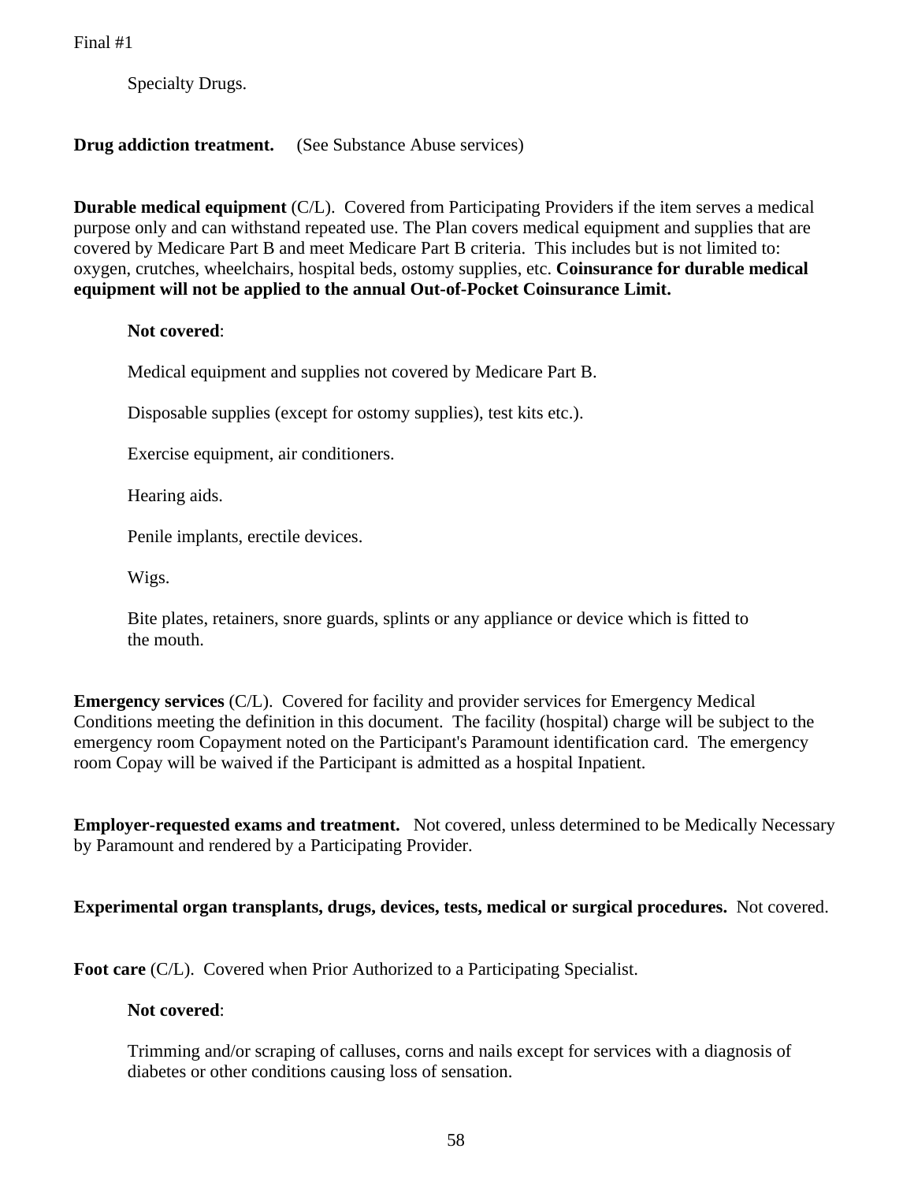Specialty Drugs.

**Drug addiction treatment.** (See Substance Abuse services)

**Durable medical equipment** (C/L). Covered from Participating Providers if the item serves a medical purpose only and can withstand repeated use. The Plan covers medical equipment and supplies that are covered by Medicare Part B and meet Medicare Part B criteria. This includes but is not limited to: oxygen, crutches, wheelchairs, hospital beds, ostomy supplies, etc. **Coinsurance for durable medical equipment will not be applied to the annual Out-of-Pocket Coinsurance Limit.**

**Not covered**:

Medical equipment and supplies not covered by Medicare Part B.

Disposable supplies (except for ostomy supplies), test kits etc.).

Exercise equipment, air conditioners.

Hearing aids.

Penile implants, erectile devices.

Wigs.

Bite plates, retainers, snore guards, splints or any appliance or device which is fitted to the mouth.

**Emergency services** (C/L). Covered for facility and provider services for Emergency Medical Conditions meeting the definition in this document. The facility (hospital) charge will be subject to the emergency room Copayment noted on the Participant's Paramount identification card. The emergency room Copay will be waived if the Participant is admitted as a hospital Inpatient.

**Employer-requested exams and treatment.** Not covered, unless determined to be Medically Necessary by Paramount and rendered by a Participating Provider.

**Experimental organ transplants, drugs, devices, tests, medical or surgical procedures.** Not covered.

**Foot care** (C/L). Covered when Prior Authorized to a Participating Specialist.

**Not covered**:

Trimming and/or scraping of calluses, corns and nails except for services with a diagnosis of diabetes or other conditions causing loss of sensation.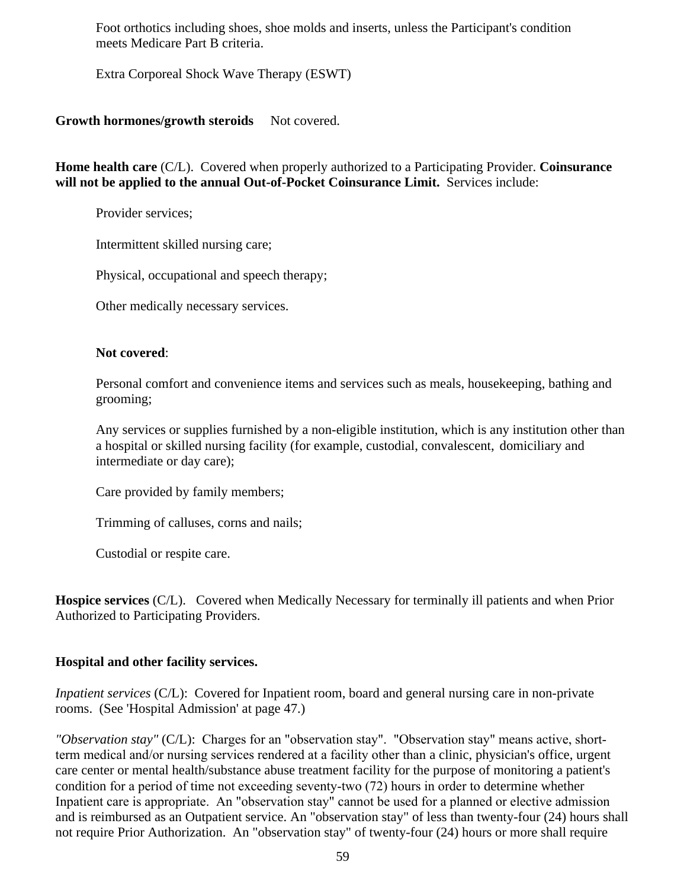Foot orthotics including shoes, shoe molds and inserts, unless the Participant's condition meets Medicare Part B criteria.

Extra Corporeal Shock Wave Therapy (ESWT)

**Growth hormones/growth steroids** Not covered.

**Home health care** (C/L). Covered when properly authorized to a Participating Provider. **Coinsurance will not be applied to the annual Out-of-Pocket Coinsurance Limit.** Services include:

Provider services;

Intermittent skilled nursing care;

Physical, occupational and speech therapy;

Other medically necessary services.

**Not covered**:

Personal comfort and convenience items and services such as meals, housekeeping, bathing and grooming;

Any services or supplies furnished by a non-eligible institution, which is any institution other than a hospital or skilled nursing facility (for example, custodial, convalescent, domiciliary and intermediate or day care);

Care provided by family members;

Trimming of calluses, corns and nails;

Custodial or respite care.

**Hospice services** (C/L). Covered when Medically Necessary for terminally ill patients and when Prior Authorized to Participating Providers.

**Hospital and other facility services.**

*Inpatient services* (C/L): Covered for Inpatient room, board and general nursing care in non-private rooms. (See 'Hospital Admission' at page 47.)

*"Observation stay"* (C/L): Charges for an "observation stay". "Observation stay" means active, short-term medical and/or nursing services rendered at a facility other than a clinic, physician's office, urgent care center or mental health/substance abuse treatment facility for the purpose of monitoring a patient's condition for a period of time not exceeding seventy-two (72) hours in order to determine whether Inpatient care is appropriate. An "observation stay" cannot be used for a planned or elective admission and is reimbursed as an Outpatient service. An "observation stay" of less than twenty-four (24) hours shall not require Prior Authorization. An "observation stay" of twenty-four (24) hours or more shall require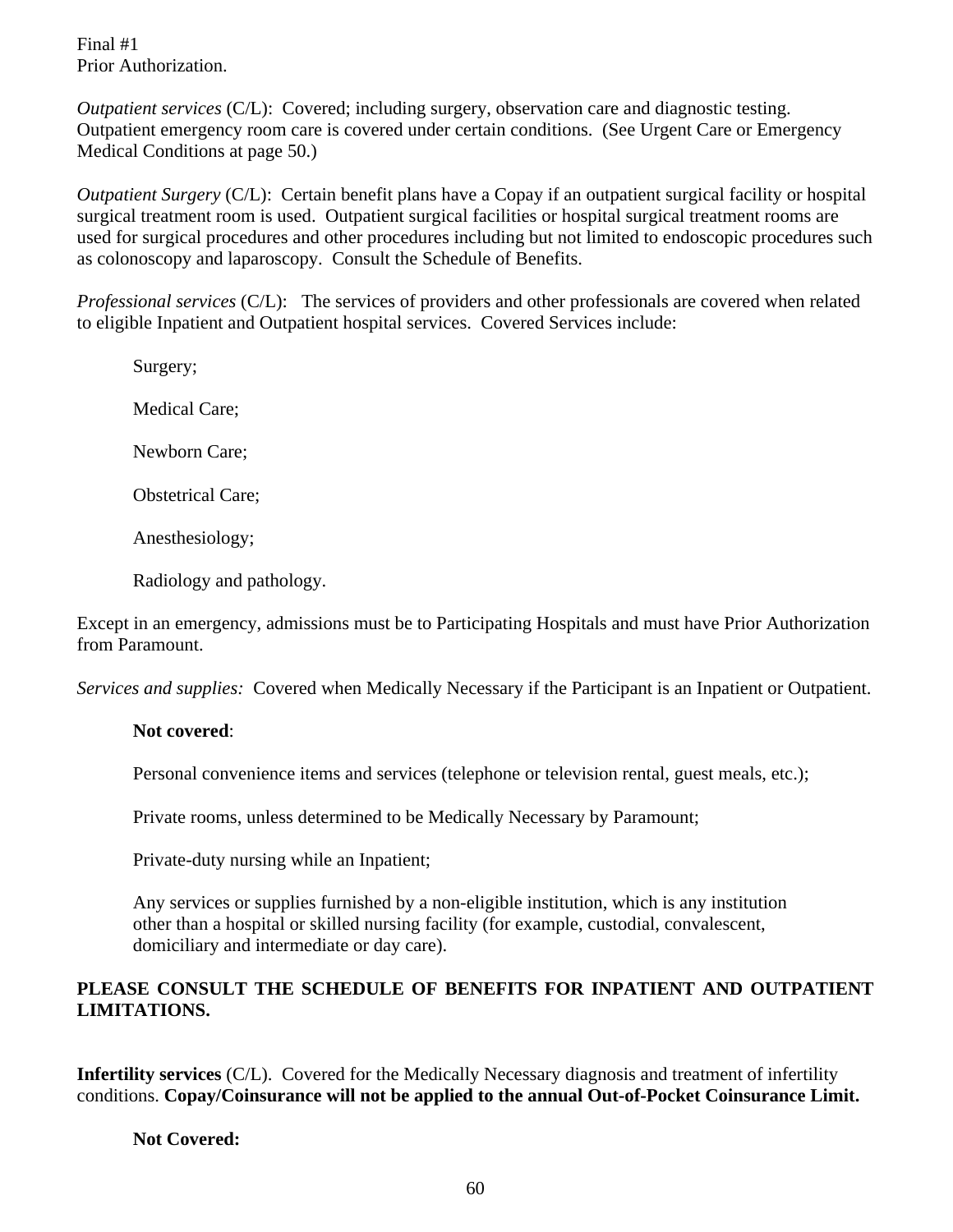Final #1
Prior Authorization.

*Outpatient services* (C/L): Covered; including surgery, observation care and diagnostic testing. Outpatient emergency room care is covered under certain conditions. (See Urgent Care or Emergency Medical Conditions at page 50.)

*Outpatient Surgery* (C/L): Certain benefit plans have a Copay if an outpatient surgical facility or hospital surgical treatment room is used. Outpatient surgical facilities or hospital surgical treatment rooms are used for surgical procedures and other procedures including but not limited to endoscopic procedures such as colonoscopy and laparoscopy. Consult the Schedule of Benefits.

*Professional services* (C/L): The services of providers and other professionals are covered when related to eligible Inpatient and Outpatient hospital services. Covered Services include:

Surgery;

Medical Care;

Newborn Care;

Obstetrical Care;

Anesthesiology;

Radiology and pathology.

Except in an emergency, admissions must be to Participating Hospitals and must have Prior Authorization from Paramount.

*Services and supplies:* Covered when Medically Necessary if the Participant is an Inpatient or Outpatient.

**Not covered**:

Personal convenience items and services (telephone or television rental, guest meals, etc.);

Private rooms, unless determined to be Medically Necessary by Paramount;

Private-duty nursing while an Inpatient;

Any services or supplies furnished by a non-eligible institution, which is any institution other than a hospital or skilled nursing facility (for example, custodial, convalescent, domiciliary and intermediate or day care).

**PLEASE CONSULT THE SCHEDULE OF BENEFITS FOR INPATIENT AND OUTPATIENT LIMITATIONS.**

**Infertility services** (C/L). Covered for the Medically Necessary diagnosis and treatment of infertility conditions. **Copay/Coinsurance will not be applied to the annual Out-of-Pocket Coinsurance Limit.**

**Not Covered:**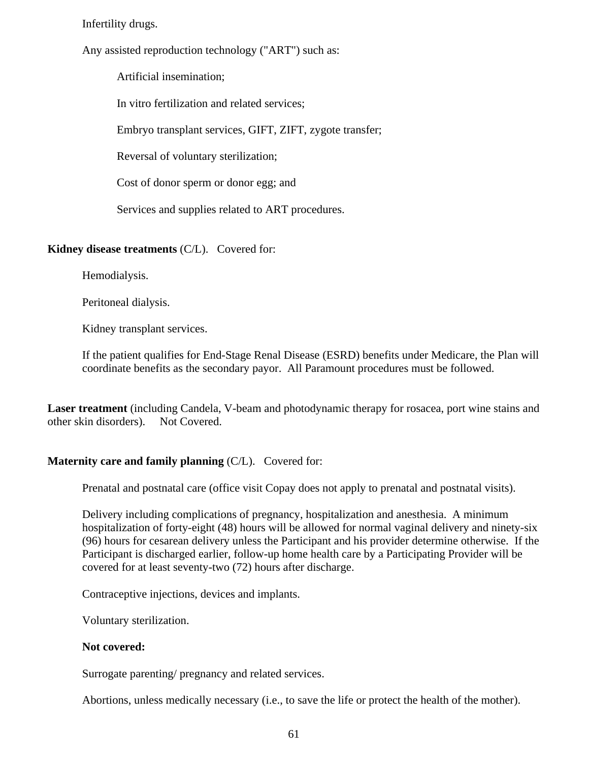Infertility drugs.

Any assisted reproduction technology ("ART") such as:

- Artificial insemination;
- In vitro fertilization and related services;
- Embryo transplant services, GIFT, ZIFT, zygote transfer;
- Reversal of voluntary sterilization;
- Cost of donor sperm or donor egg; and
- Services and supplies related to ART procedures.

**Kidney disease treatments** (C/L). Covered for:

Hemodialysis.

Peritoneal dialysis.

Kidney transplant services.

If the patient qualifies for End-Stage Renal Disease (ESRD) benefits under Medicare, the Plan will coordinate benefits as the secondary payor. All Paramount procedures must be followed.

**Laser treatment** (including Candela, V-beam and photodynamic therapy for rosacea, port wine stains and other skin disorders). Not Covered.

**Maternity care and family planning** (C/L). Covered for:

Prenatal and postnatal care (office visit Copay does not apply to prenatal and postnatal visits).

Delivery including complications of pregnancy, hospitalization and anesthesia. A minimum hospitalization of forty-eight (48) hours will be allowed for normal vaginal delivery and ninety-six (96) hours for cesarean delivery unless the Participant and his provider determine otherwise. If the Participant is discharged earlier, follow-up home health care by a Participating Provider will be covered for at least seventy-two (72) hours after discharge.

Contraceptive injections, devices and implants.

Voluntary sterilization.

**Not covered:**

Surrogate parenting/ pregnancy and related services.

Abortions, unless medically necessary (i.e., to save the life or protect the health of the mother).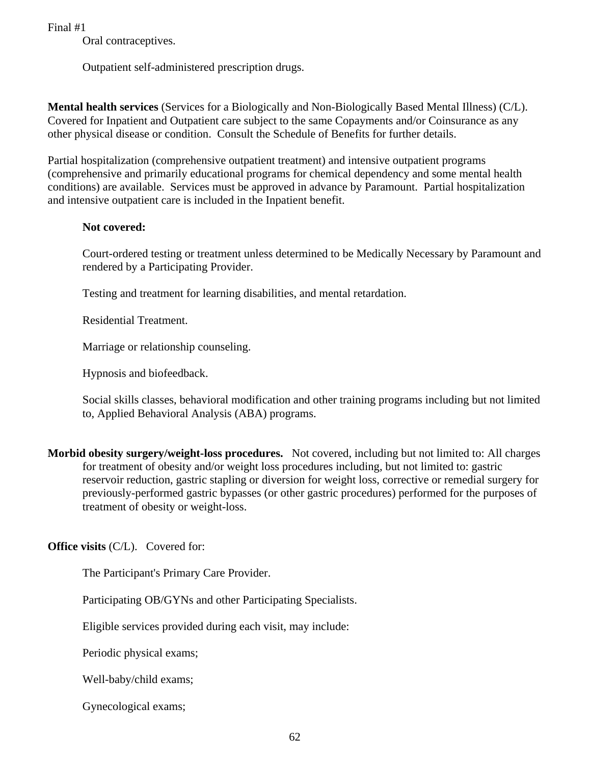Final #1

Oral contraceptives.

Outpatient self-administered prescription drugs.

**Mental health services** (Services for a Biologically and Non-Biologically Based Mental Illness) (C/L). Covered for Inpatient and Outpatient care subject to the same Copayments and/or Coinsurance as any other physical disease or condition. Consult the Schedule of Benefits for further details.

Partial hospitalization (comprehensive outpatient treatment) and intensive outpatient programs (comprehensive and primarily educational programs for chemical dependency and some mental health conditions) are available. Services must be approved in advance by Paramount. Partial hospitalization and intensive outpatient care is included in the Inpatient benefit.

**Not covered:**

Court-ordered testing or treatment unless determined to be Medically Necessary by Paramount and rendered by a Participating Provider.

Testing and treatment for learning disabilities, and mental retardation.

Residential Treatment.

Marriage or relationship counseling.

Hypnosis and biofeedback.

Social skills classes, behavioral modification and other training programs including but not limited to, Applied Behavioral Analysis (ABA) programs.

**Morbid obesity surgery/weight-loss procedures.** Not covered, including but not limited to: All charges for treatment of obesity and/or weight loss procedures including, but not limited to: gastric reservoir reduction, gastric stapling or diversion for weight loss, corrective or remedial surgery for previously-performed gastric bypasses (or other gastric procedures) performed for the purposes of treatment of obesity or weight-loss.

**Office visits** (C/L). Covered for:

The Participant's Primary Care Provider.

Participating OB/GYNs and other Participating Specialists.

Eligible services provided during each visit, may include:

Periodic physical exams;

Well-baby/child exams;

Gynecological exams;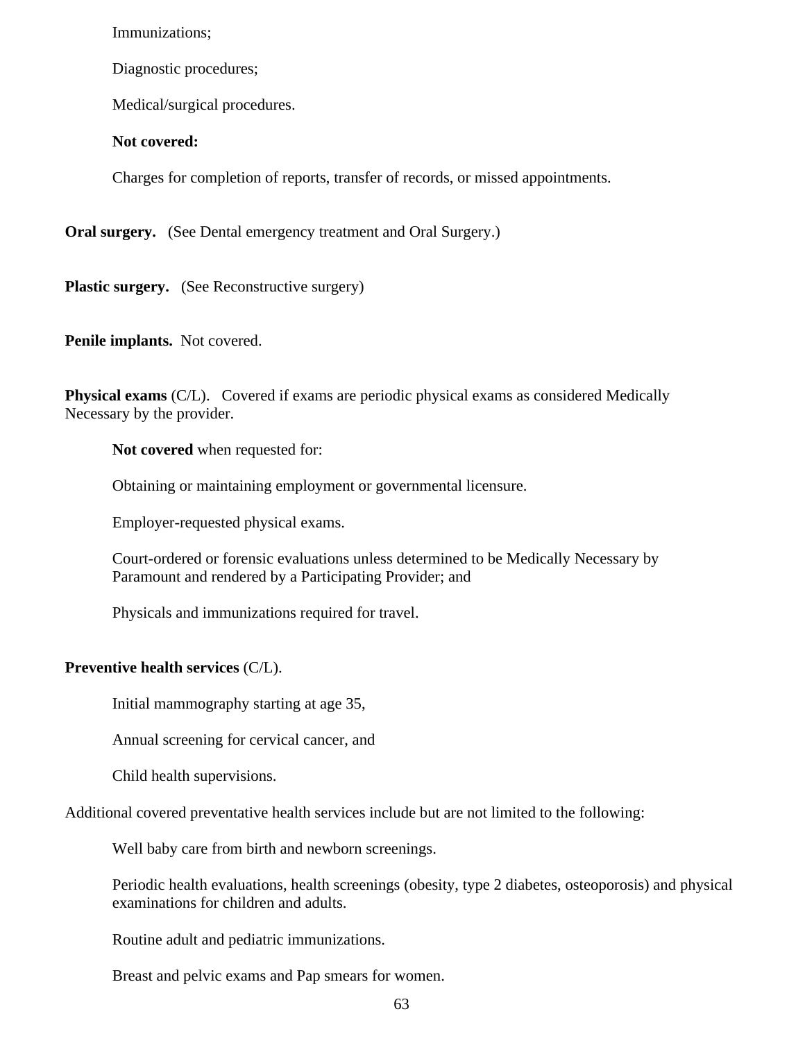Immunizations;

Diagnostic procedures;

Medical/surgical procedures.

**Not covered:**

Charges for completion of reports, transfer of records, or missed appointments.

**Oral surgery.** (See Dental emergency treatment and Oral Surgery.)

**Plastic surgery.** (See Reconstructive surgery)

**Penile implants.** Not covered.

**Physical exams** (C/L). Covered if exams are periodic physical exams as considered Medically Necessary by the provider.

**Not covered** when requested for:

Obtaining or maintaining employment or governmental licensure.

Employer-requested physical exams.

Court-ordered or forensic evaluations unless determined to be Medically Necessary by Paramount and rendered by a Participating Provider; and

Physicals and immunizations required for travel.

**Preventive health services** (C/L).

Initial mammography starting at age 35,

Annual screening for cervical cancer, and

Child health supervisions.

Additional covered preventative health services include but are not limited to the following:

Well baby care from birth and newborn screenings.

Periodic health evaluations, health screenings (obesity, type 2 diabetes, osteoporosis) and physical examinations for children and adults.

Routine adult and pediatric immunizations.

Breast and pelvic exams and Pap smears for women.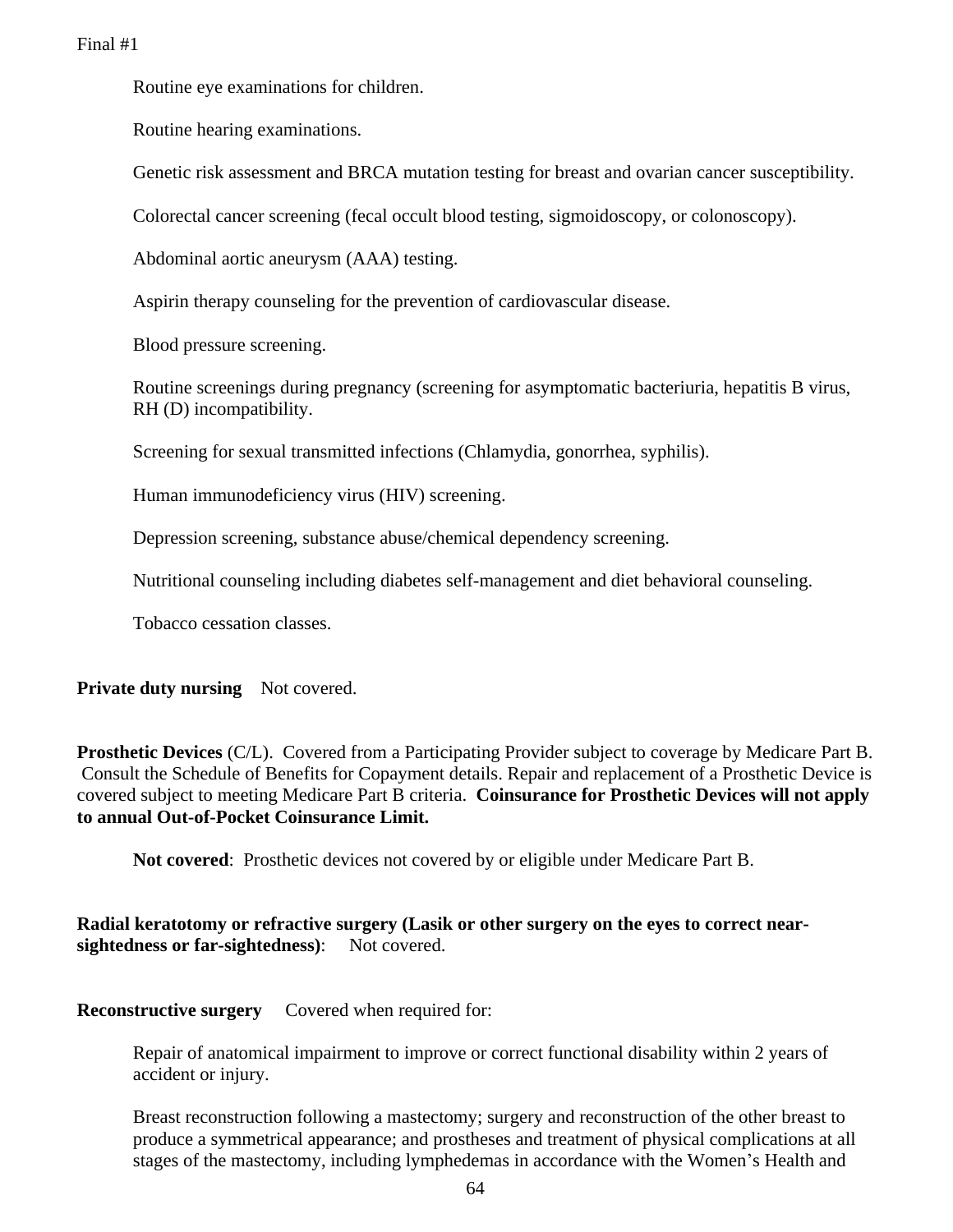Routine eye examinations for children.

Routine hearing examinations.

Genetic risk assessment and BRCA mutation testing for breast and ovarian cancer susceptibility.

Colorectal cancer screening (fecal occult blood testing, sigmoidoscopy, or colonoscopy).

Abdominal aortic aneurysm (AAA) testing.

Aspirin therapy counseling for the prevention of cardiovascular disease.

Blood pressure screening.

Routine screenings during pregnancy (screening for asymptomatic bacteriuria, hepatitis B virus, RH (D) incompatibility.

Screening for sexual transmitted infections (Chlamydia, gonorrhea, syphilis).

Human immunodeficiency virus (HIV) screening.

Depression screening, substance abuse/chemical dependency screening.

Nutritional counseling including diabetes self-management and diet behavioral counseling.

Tobacco cessation classes.

**Private duty nursing** Not covered.

**Prosthetic Devices** (C/L). Covered from a Participating Provider subject to coverage by Medicare Part B. Consult the Schedule of Benefits for Copayment details. Repair and replacement of a Prosthetic Device is covered subject to meeting Medicare Part B criteria. **Coinsurance for Prosthetic Devices will not apply to annual Out-of-Pocket Coinsurance Limit.**

**Not covered**: Prosthetic devices not covered by or eligible under Medicare Part B.

**Radial keratotomy or refractive surgery (Lasik or other surgery on the eyes to correct near-sightedness or far-sightedness)**: Not covered.

**Reconstructive surgery** Covered when required for:

Repair of anatomical impairment to improve or correct functional disability within 2 years of accident or injury.

Breast reconstruction following a mastectomy; surgery and reconstruction of the other breast to produce a symmetrical appearance; and prostheses and treatment of physical complications at all stages of the mastectomy, including lymphedemas in accordance with the Women's Health and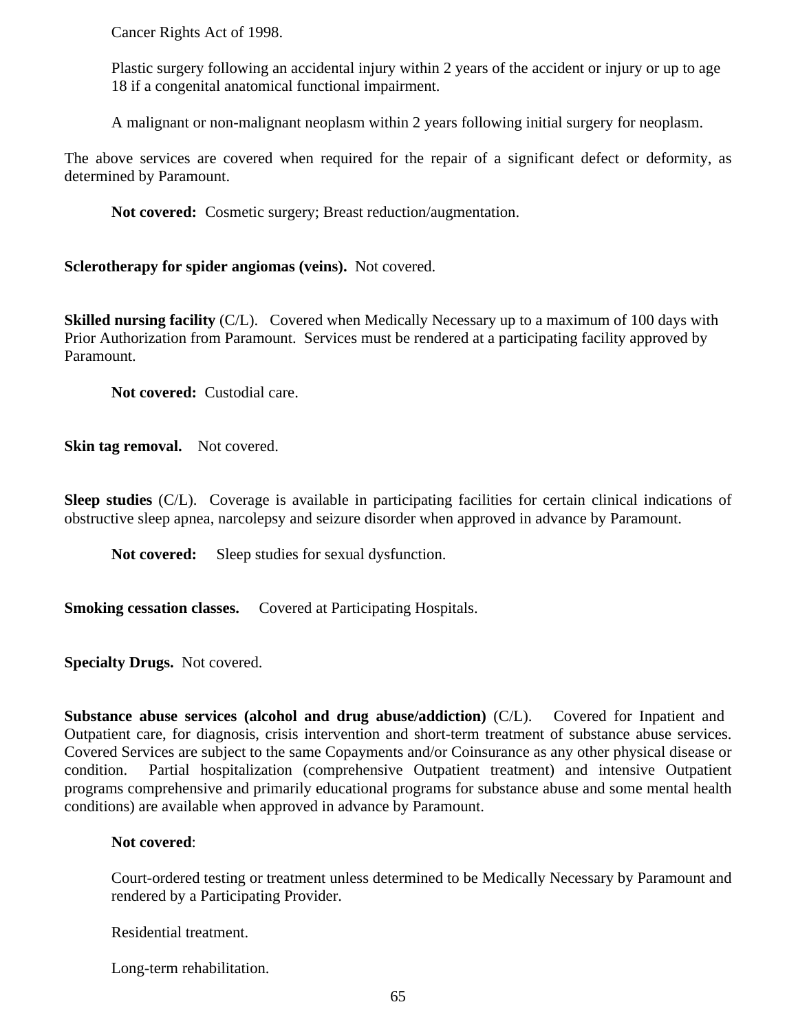Cancer Rights Act of 1998.

Plastic surgery following an accidental injury within 2 years of the accident or injury or up to age 18 if a congenital anatomical functional impairment.

A malignant or non-malignant neoplasm within 2 years following initial surgery for neoplasm.

The above services are covered when required for the repair of a significant defect or deformity, as determined by Paramount.

**Not covered:** Cosmetic surgery; Breast reduction/augmentation.

**Sclerotherapy for spider angiomas (veins).** Not covered.

**Skilled nursing facility** (C/L). Covered when Medically Necessary up to a maximum of 100 days with Prior Authorization from Paramount. Services must be rendered at a participating facility approved by Paramount.

**Not covered:** Custodial care.

**Skin tag removal.** Not covered.

**Sleep studies** (C/L). Coverage is available in participating facilities for certain clinical indications of obstructive sleep apnea, narcolepsy and seizure disorder when approved in advance by Paramount.

**Not covered:** Sleep studies for sexual dysfunction.

**Smoking cessation classes.** Covered at Participating Hospitals.

**Specialty Drugs.** Not covered.

**Substance abuse services (alcohol and drug abuse/addiction)** (C/L). Covered for Inpatient and Outpatient care, for diagnosis, crisis intervention and short-term treatment of substance abuse services. Covered Services are subject to the same Copayments and/or Coinsurance as any other physical disease or condition. Partial hospitalization (comprehensive Outpatient treatment) and intensive Outpatient programs comprehensive and primarily educational programs for substance abuse and some mental health conditions) are available when approved in advance by Paramount.

**Not covered**:

Court-ordered testing or treatment unless determined to be Medically Necessary by Paramount and rendered by a Participating Provider.

Residential treatment.

Long-term rehabilitation.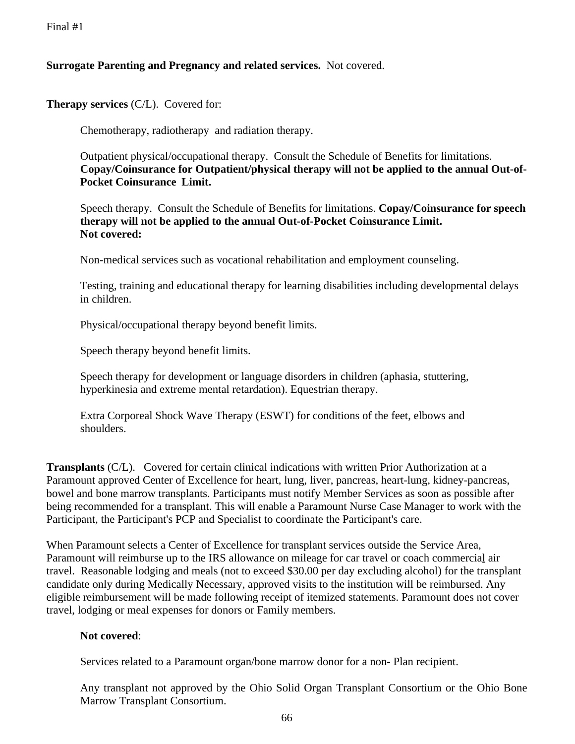Final #1

**Surrogate Parenting and Pregnancy and related services.** Not covered.

**Therapy services** (C/L). Covered for:

Chemotherapy, radiotherapy and radiation therapy.

Outpatient physical/occupational therapy. Consult the Schedule of Benefits for limitations. **Copay/Coinsurance for Outpatient/physical therapy will not be applied to the annual Out-of-Pocket Coinsurance Limit.**

Speech therapy. Consult the Schedule of Benefits for limitations. **Copay/Coinsurance for speech therapy will not be applied to the annual Out-of-Pocket Coinsurance Limit.**
**Not covered:**

Non-medical services such as vocational rehabilitation and employment counseling.

Testing, training and educational therapy for learning disabilities including developmental delays in children.

Physical/occupational therapy beyond benefit limits.

Speech therapy beyond benefit limits.

Speech therapy for development or language disorders in children (aphasia, stuttering, hyperkinesia and extreme mental retardation). Equestrian therapy.

Extra Corporeal Shock Wave Therapy (ESWT) for conditions of the feet, elbows and shoulders.

**Transplants** (C/L). Covered for certain clinical indications with written Prior Authorization at a Paramount approved Center of Excellence for heart, lung, liver, pancreas, heart-lung, kidney-pancreas, bowel and bone marrow transplants. Participants must notify Member Services as soon as possible after being recommended for a transplant. This will enable a Paramount Nurse Case Manager to work with the Participant, the Participant's PCP and Specialist to coordinate the Participant's care.

When Paramount selects a Center of Excellence for transplant services outside the Service Area, Paramount will reimburse up to the IRS allowance on mileage for car travel or coach commercial air travel. Reasonable lodging and meals (not to exceed $30.00 per day excluding alcohol) for the transplant candidate only during Medically Necessary, approved visits to the institution will be reimbursed. Any eligible reimbursement will be made following receipt of itemized statements. Paramount does not cover travel, lodging or meal expenses for donors or Family members.

**Not covered**:

Services related to a Paramount organ/bone marrow donor for a non- Plan recipient.

Any transplant not approved by the Ohio Solid Organ Transplant Consortium or the Ohio Bone Marrow Transplant Consortium.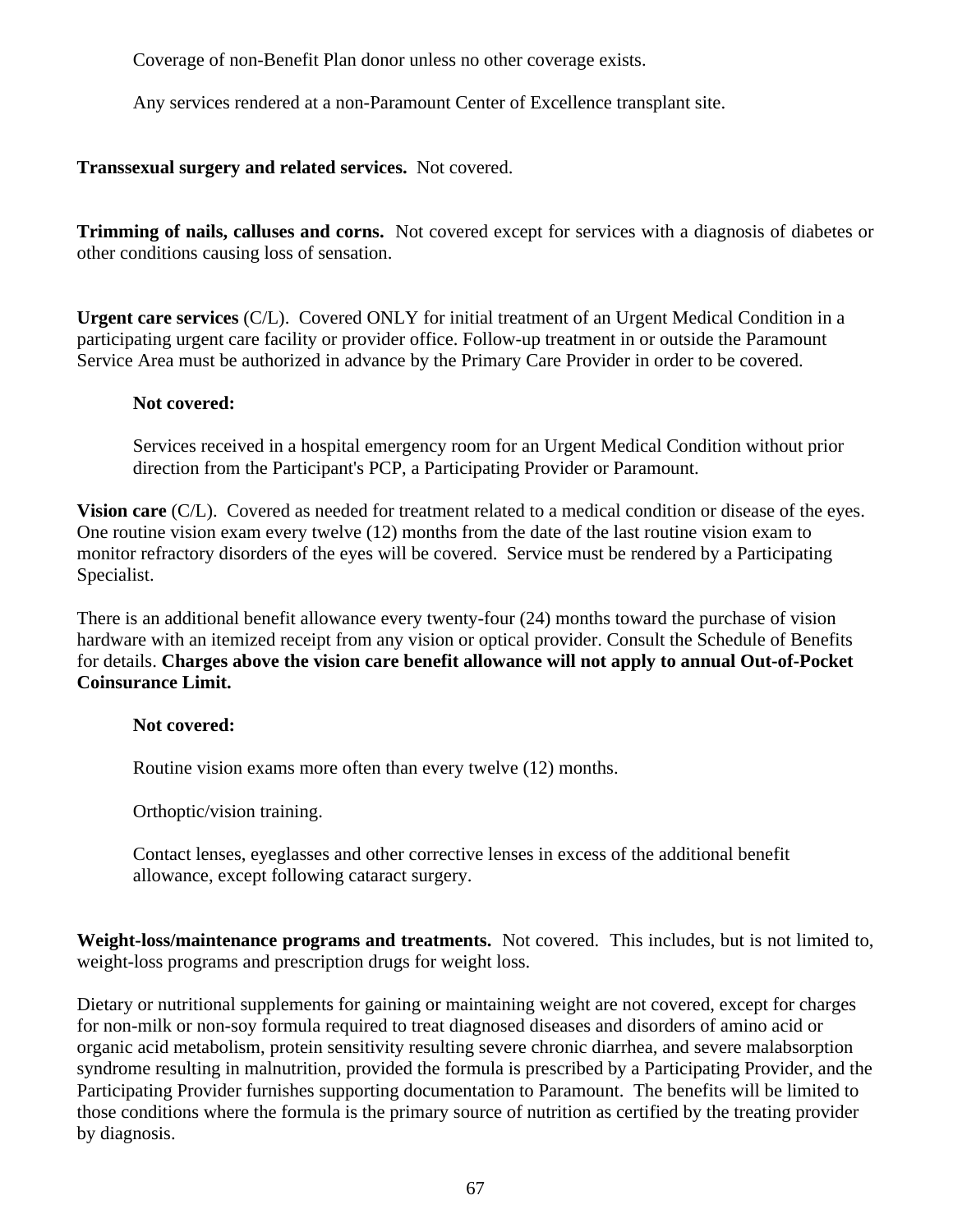Coverage of non-Benefit Plan donor unless no other coverage exists.

Any services rendered at a non-Paramount Center of Excellence transplant site.

**Transsexual surgery and related services.** Not covered.

**Trimming of nails, calluses and corns.** Not covered except for services with a diagnosis of diabetes or other conditions causing loss of sensation.

**Urgent care services** (C/L). Covered ONLY for initial treatment of an Urgent Medical Condition in a participating urgent care facility or provider office. Follow-up treatment in or outside the Paramount Service Area must be authorized in advance by the Primary Care Provider in order to be covered.

**Not covered:**

Services received in a hospital emergency room for an Urgent Medical Condition without prior direction from the Participant's PCP, a Participating Provider or Paramount.

**Vision care** (C/L). Covered as needed for treatment related to a medical condition or disease of the eyes. One routine vision exam every twelve (12) months from the date of the last routine vision exam to monitor refractory disorders of the eyes will be covered. Service must be rendered by a Participating Specialist.

There is an additional benefit allowance every twenty-four (24) months toward the purchase of vision hardware with an itemized receipt from any vision or optical provider. Consult the Schedule of Benefits for details. **Charges above the vision care benefit allowance will not apply to annual Out-of-Pocket Coinsurance Limit.**

**Not covered:**

Routine vision exams more often than every twelve (12) months.

Orthoptic/vision training.

Contact lenses, eyeglasses and other corrective lenses in excess of the additional benefit allowance, except following cataract surgery.

**Weight-loss/maintenance programs and treatments.** Not covered. This includes, but is not limited to, weight-loss programs and prescription drugs for weight loss.

Dietary or nutritional supplements for gaining or maintaining weight are not covered, except for charges for non-milk or non-soy formula required to treat diagnosed diseases and disorders of amino acid or organic acid metabolism, protein sensitivity resulting severe chronic diarrhea, and severe malabsorption syndrome resulting in malnutrition, provided the formula is prescribed by a Participating Provider, and the Participating Provider furnishes supporting documentation to Paramount. The benefits will be limited to those conditions where the formula is the primary source of nutrition as certified by the treating provider by diagnosis.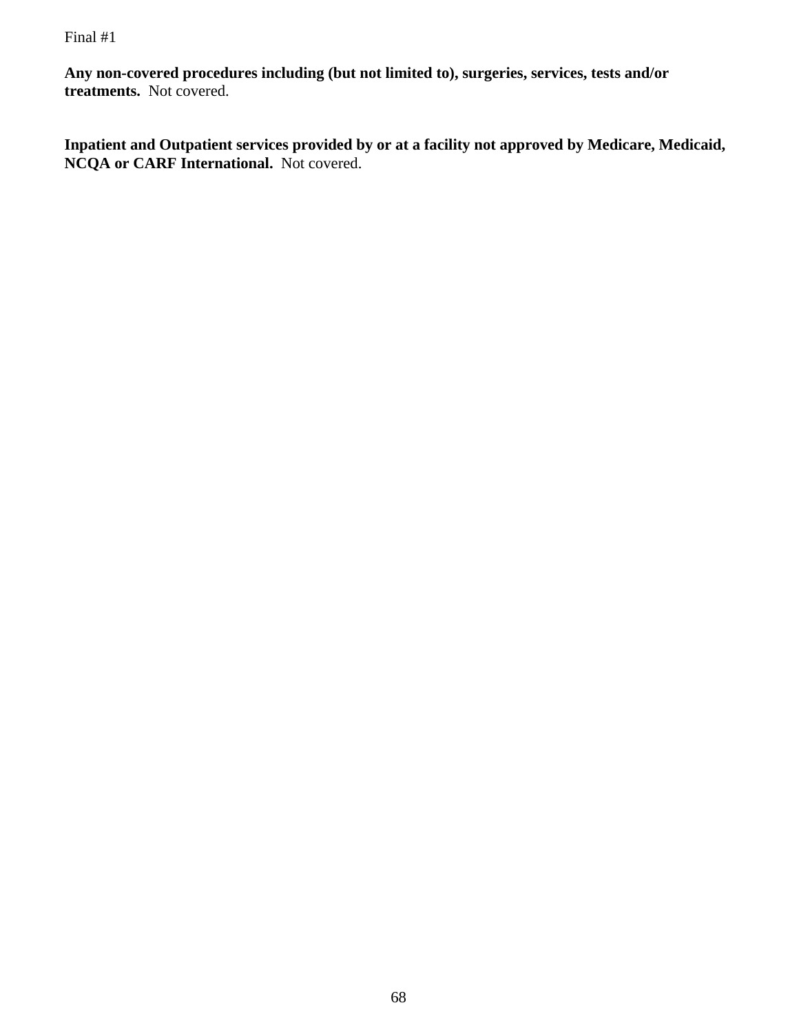Final #1

**Any non-covered procedures including (but not limited to), surgeries, services, tests and/or treatments.** Not covered.

**Inpatient and Outpatient services provided by or at a facility not approved by Medicare, Medicaid, NCQA or CARF International.** Not covered.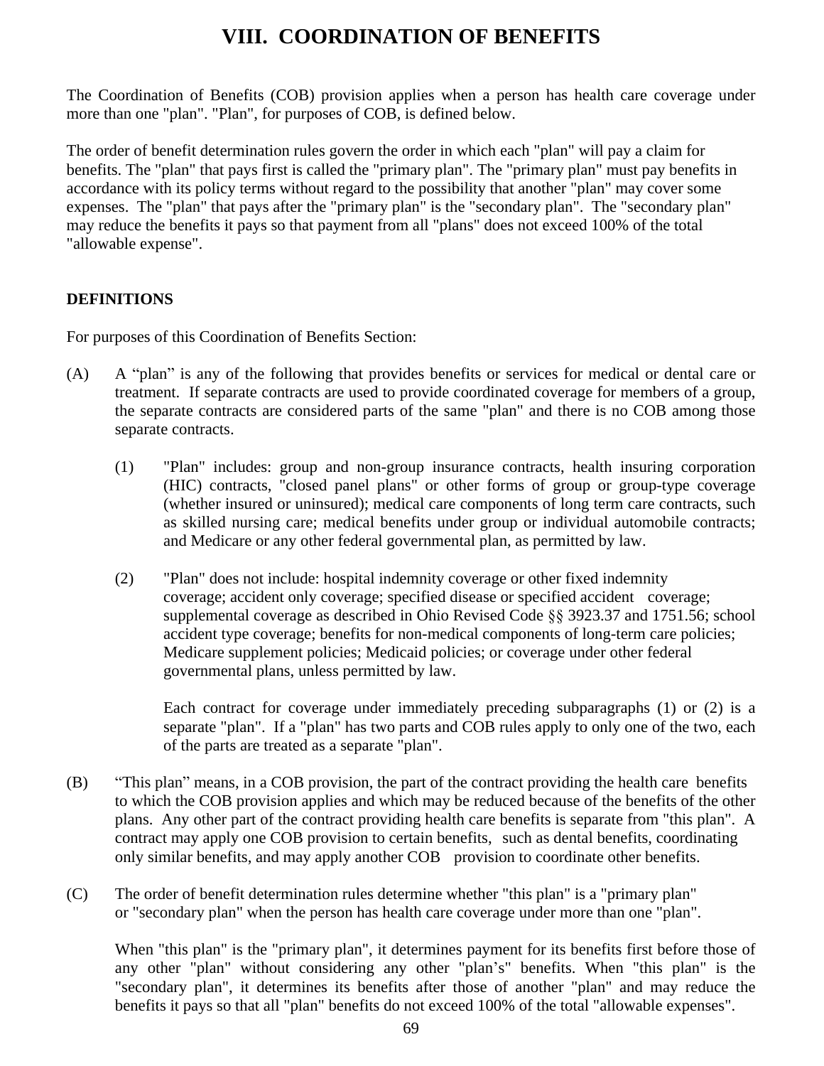# VIII. COORDINATION OF BENEFITS

The Coordination of Benefits (COB) provision applies when a person has health care coverage under more than one "plan". "Plan", for purposes of COB, is defined below.

The order of benefit determination rules govern the order in which each "plan" will pay a claim for benefits. The "plan" that pays first is called the "primary plan". The "primary plan" must pay benefits in accordance with its policy terms without regard to the possibility that another "plan" may cover some expenses. The "plan" that pays after the "primary plan" is the "secondary plan". The "secondary plan" may reduce the benefits it pays so that payment from all "plans" does not exceed 100% of the total "allowable expense".

**DEFINITIONS**

For purposes of this Coordination of Benefits Section:

(A) A “plan” is any of the following that provides benefits or services for medical or dental care or treatment. If separate contracts are used to provide coordinated coverage for members of a group, the separate contracts are considered parts of the same "plan" and there is no COB among those separate contracts.

(1) "Plan" includes: group and non-group insurance contracts, health insuring corporation (HIC) contracts, "closed panel plans" or other forms of group or group-type coverage (whether insured or uninsured); medical care components of long term care contracts, such as skilled nursing care; medical benefits under group or individual automobile contracts; and Medicare or any other federal governmental plan, as permitted by law.

(2) "Plan" does not include: hospital indemnity coverage or other fixed indemnity coverage; accident only coverage; specified disease or specified accident coverage; supplemental coverage as described in Ohio Revised Code §§ 3923.37 and 1751.56; school accident type coverage; benefits for non-medical components of long-term care policies; Medicare supplement policies; Medicaid policies; or coverage under other federal governmental plans, unless permitted by law.

Each contract for coverage under immediately preceding subparagraphs (1) or (2) is a separate "plan". If a "plan" has two parts and COB rules apply to only one of the two, each of the parts are treated as a separate "plan".

(B) “This plan” means, in a COB provision, the part of the contract providing the health care benefits to which the COB provision applies and which may be reduced because of the benefits of the other plans. Any other part of the contract providing health care benefits is separate from "this plan". A contract may apply one COB provision to certain benefits, such as dental benefits, coordinating only similar benefits, and may apply another COB provision to coordinate other benefits.

(C) The order of benefit determination rules determine whether "this plan" is a "primary plan" or "secondary plan" when the person has health care coverage under more than one "plan".

When "this plan" is the "primary plan", it determines payment for its benefits first before those of any other "plan" without considering any other "plan’s" benefits. When "this plan" is the "secondary plan", it determines its benefits after those of another "plan" and may reduce the benefits it pays so that all "plan" benefits do not exceed 100% of the total "allowable expenses".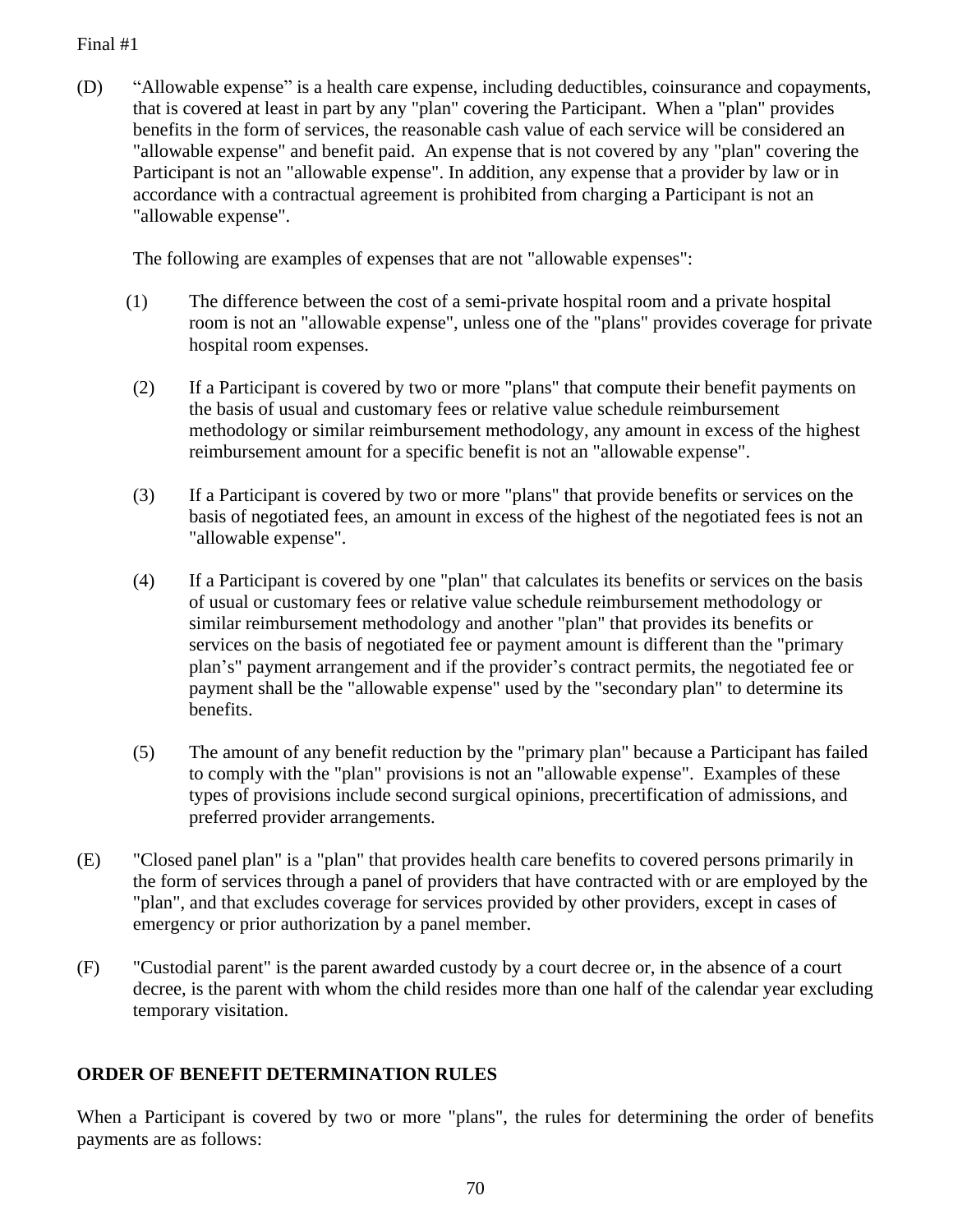(D) “Allowable expense” is a health care expense, including deductibles, coinsurance and copayments, that is covered at least in part by any "plan" covering the Participant. When a "plan" provides benefits in the form of services, the reasonable cash value of each service will be considered an "allowable expense" and benefit paid. An expense that is not covered by any "plan" covering the Participant is not an "allowable expense". In addition, any expense that a provider by law or in accordance with a contractual agreement is prohibited from charging a Participant is not an "allowable expense".

The following are examples of expenses that are not "allowable expenses":

(1) The difference between the cost of a semi-private hospital room and a private hospital room is not an "allowable expense", unless one of the "plans" provides coverage for private hospital room expenses.

(2) If a Participant is covered by two or more "plans" that compute their benefit payments on the basis of usual and customary fees or relative value schedule reimbursement methodology or similar reimbursement methodology, any amount in excess of the highest reimbursement amount for a specific benefit is not an "allowable expense".

(3) If a Participant is covered by two or more "plans" that provide benefits or services on the basis of negotiated fees, an amount in excess of the highest of the negotiated fees is not an "allowable expense".

(4) If a Participant is covered by one "plan" that calculates its benefits or services on the basis of usual or customary fees or relative value schedule reimbursement methodology or similar reimbursement methodology and another "plan" that provides its benefits or services on the basis of negotiated fee or payment amount is different than the "primary plan’s" payment arrangement and if the provider’s contract permits, the negotiated fee or payment shall be the "allowable expense" used by the "secondary plan" to determine its benefits.

(5) The amount of any benefit reduction by the "primary plan" because a Participant has failed to comply with the "plan" provisions is not an "allowable expense". Examples of these types of provisions include second surgical opinions, precertification of admissions, and preferred provider arrangements.

(E) "Closed panel plan" is a "plan" that provides health care benefits to covered persons primarily in the form of services through a panel of providers that have contracted with or are employed by the "plan", and that excludes coverage for services provided by other providers, except in cases of emergency or prior authorization by a panel member.

(F) "Custodial parent" is the parent awarded custody by a court decree or, in the absence of a court decree, is the parent with whom the child resides more than one half of the calendar year excluding temporary visitation.

**ORDER OF BENEFIT DETERMINATION RULES**

When a Participant is covered by two or more "plans", the rules for determining the order of benefits payments are as follows: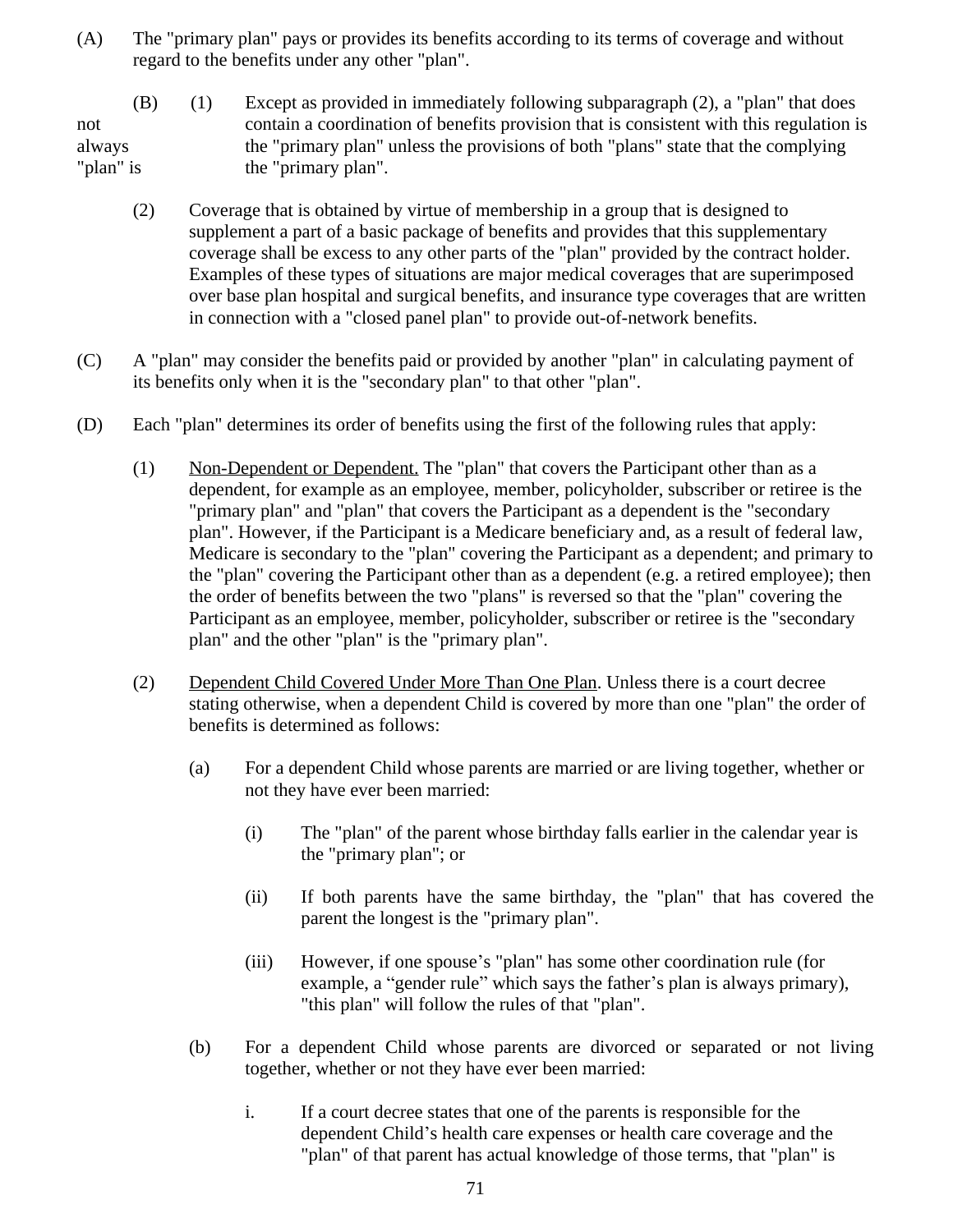(A) The "primary plan" pays or provides its benefits according to its terms of coverage and without regard to the benefits under any other "plan".

(B) (1) Except as provided in immediately following subparagraph (2), a "plan" that does not contain a coordination of benefits provision that is consistent with this regulation is always the "primary plan" unless the provisions of both "plans" state that the complying "plan" is the "primary plan".

(2) Coverage that is obtained by virtue of membership in a group that is designed to supplement a part of a basic package of benefits and provides that this supplementary coverage shall be excess to any other parts of the "plan" provided by the contract holder. Examples of these types of situations are major medical coverages that are superimposed over base plan hospital and surgical benefits, and insurance type coverages that are written in connection with a "closed panel plan" to provide out-of-network benefits.

(C) A "plan" may consider the benefits paid or provided by another "plan" in calculating payment of its benefits only when it is the "secondary plan" to that other "plan".

(D) Each "plan" determines its order of benefits using the first of the following rules that apply:

(1) Non-Dependent or Dependent. The "plan" that covers the Participant other than as a dependent, for example as an employee, member, policyholder, subscriber or retiree is the "primary plan" and "plan" that covers the Participant as a dependent is the "secondary plan". However, if the Participant is a Medicare beneficiary and, as a result of federal law, Medicare is secondary to the "plan" covering the Participant as a dependent; and primary to the "plan" covering the Participant other than as a dependent (e.g. a retired employee); then the order of benefits between the two "plans" is reversed so that the "plan" covering the Participant as an employee, member, policyholder, subscriber or retiree is the "secondary plan" and the other "plan" is the "primary plan".

(2) Dependent Child Covered Under More Than One Plan. Unless there is a court decree stating otherwise, when a dependent Child is covered by more than one "plan" the order of benefits is determined as follows:

(a) For a dependent Child whose parents are married or are living together, whether or not they have ever been married:

(i) The "plan" of the parent whose birthday falls earlier in the calendar year is the "primary plan"; or

(ii) If both parents have the same birthday, the "plan" that has covered the parent the longest is the "primary plan".

(iii) However, if one spouse's "plan" has some other coordination rule (for example, a "gender rule" which says the father's plan is always primary), "this plan" will follow the rules of that "plan".

(b) For a dependent Child whose parents are divorced or separated or not living together, whether or not they have ever been married:

i. If a court decree states that one of the parents is responsible for the dependent Child's health care expenses or health care coverage and the "plan" of that parent has actual knowledge of those terms, that "plan" is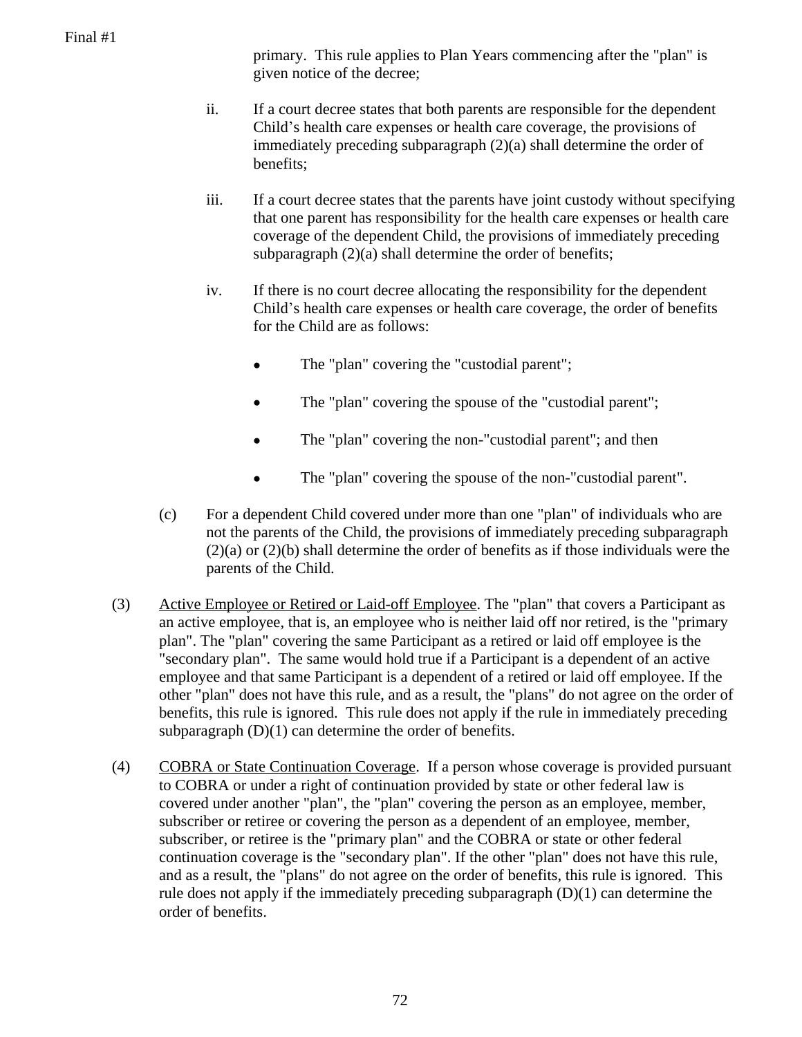primary. This rule applies to Plan Years commencing after the "plan" is given notice of the decree;

ii. If a court decree states that both parents are responsible for the dependent Child's health care expenses or health care coverage, the provisions of immediately preceding subparagraph (2)(a) shall determine the order of benefits;

iii. If a court decree states that the parents have joint custody without specifying that one parent has responsibility for the health care expenses or health care coverage of the dependent Child, the provisions of immediately preceding subparagraph (2)(a) shall determine the order of benefits;

iv. If there is no court decree allocating the responsibility for the dependent Child's health care expenses or health care coverage, the order of benefits for the Child are as follows:

- The "plan" covering the "custodial parent";
- The "plan" covering the spouse of the "custodial parent";
- The "plan" covering the non-"custodial parent"; and then
- The "plan" covering the spouse of the non-"custodial parent".

(c) For a dependent Child covered under more than one "plan" of individuals who are not the parents of the Child, the provisions of immediately preceding subparagraph (2)(a) or (2)(b) shall determine the order of benefits as if those individuals were the parents of the Child.

(3) Active Employee or Retired or Laid-off Employee. The "plan" that covers a Participant as an active employee, that is, an employee who is neither laid off nor retired, is the "primary plan". The "plan" covering the same Participant as a retired or laid off employee is the "secondary plan". The same would hold true if a Participant is a dependent of an active employee and that same Participant is a dependent of a retired or laid off employee. If the other "plan" does not have this rule, and as a result, the "plans" do not agree on the order of benefits, this rule is ignored. This rule does not apply if the rule in immediately preceding subparagraph (D)(1) can determine the order of benefits.

(4) COBRA or State Continuation Coverage. If a person whose coverage is provided pursuant to COBRA or under a right of continuation provided by state or other federal law is covered under another "plan", the "plan" covering the person as an employee, member, subscriber or retiree or covering the person as a dependent of an employee, member, subscriber, or retiree is the "primary plan" and the COBRA or state or other federal continuation coverage is the "secondary plan". If the other "plan" does not have this rule, and as a result, the "plans" do not agree on the order of benefits, this rule is ignored. This rule does not apply if the immediately preceding subparagraph (D)(1) can determine the order of benefits.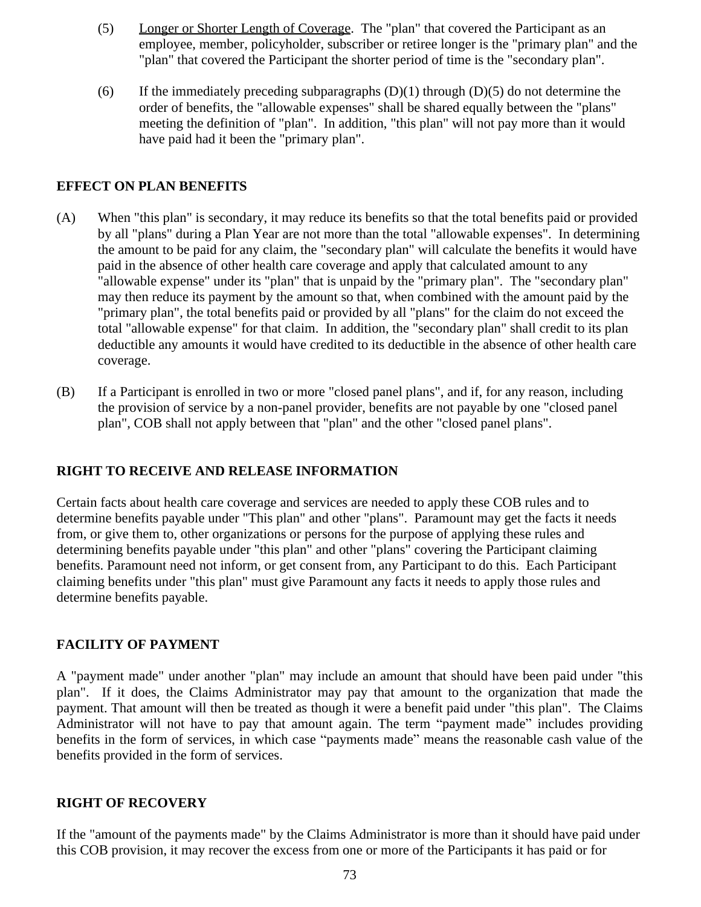(5) Longer or Shorter Length of Coverage. The "plan" that covered the Participant as an employee, member, policyholder, subscriber or retiree longer is the "primary plan" and the "plan" that covered the Participant the shorter period of time is the "secondary plan".

(6) If the immediately preceding subparagraphs (D)(1) through (D)(5) do not determine the order of benefits, the "allowable expenses" shall be shared equally between the "plans" meeting the definition of "plan". In addition, "this plan" will not pay more than it would have paid had it been the "primary plan".

**EFFECT ON PLAN BENEFITS**

(A) When "this plan" is secondary, it may reduce its benefits so that the total benefits paid or provided by all "plans" during a Plan Year are not more than the total "allowable expenses". In determining the amount to be paid for any claim, the "secondary plan" will calculate the benefits it would have paid in the absence of other health care coverage and apply that calculated amount to any "allowable expense" under its "plan" that is unpaid by the "primary plan". The "secondary plan" may then reduce its payment by the amount so that, when combined with the amount paid by the "primary plan", the total benefits paid or provided by all "plans" for the claim do not exceed the total "allowable expense" for that claim. In addition, the "secondary plan" shall credit to its plan deductible any amounts it would have credited to its deductible in the absence of other health care coverage.

(B) If a Participant is enrolled in two or more "closed panel plans", and if, for any reason, including the provision of service by a non-panel provider, benefits are not payable by one "closed panel plan", COB shall not apply between that "plan" and the other "closed panel plans".

**RIGHT TO RECEIVE AND RELEASE INFORMATION**

Certain facts about health care coverage and services are needed to apply these COB rules and to determine benefits payable under "This plan" and other "plans". Paramount may get the facts it needs from, or give them to, other organizations or persons for the purpose of applying these rules and determining benefits payable under "this plan" and other "plans" covering the Participant claiming benefits. Paramount need not inform, or get consent from, any Participant to do this. Each Participant claiming benefits under "this plan" must give Paramount any facts it needs to apply those rules and determine benefits payable.

**FACILITY OF PAYMENT**

A "payment made" under another "plan" may include an amount that should have been paid under "this plan". If it does, the Claims Administrator may pay that amount to the organization that made the payment. That amount will then be treated as though it were a benefit paid under "this plan". The Claims Administrator will not have to pay that amount again. The term “payment made” includes providing benefits in the form of services, in which case “payments made” means the reasonable cash value of the benefits provided in the form of services.

**RIGHT OF RECOVERY**

If the "amount of the payments made" by the Claims Administrator is more than it should have paid under this COB provision, it may recover the excess from one or more of the Participants it has paid or for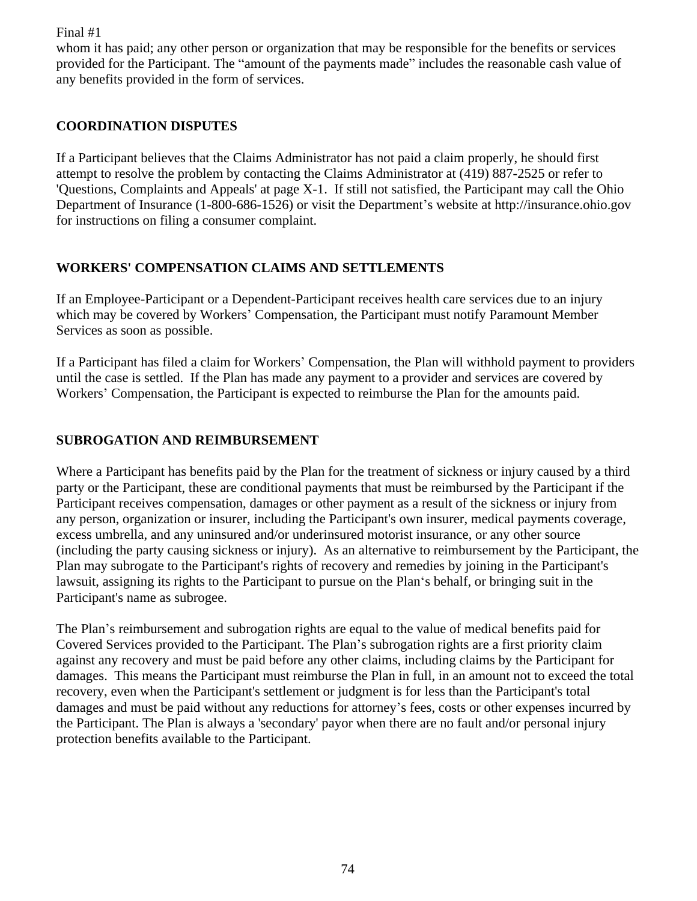whom it has paid; any other person or organization that may be responsible for the benefits or services provided for the Participant. The "amount of the payments made" includes the reasonable cash value of any benefits provided in the form of services.

## COORDINATION DISPUTES

If a Participant believes that the Claims Administrator has not paid a claim properly, he should first attempt to resolve the problem by contacting the Claims Administrator at (419) 887-2525 or refer to 'Questions, Complaints and Appeals' at page X-1. If still not satisfied, the Participant may call the Ohio Department of Insurance (1-800-686-1526) or visit the Department's website at http://insurance.ohio.gov for instructions on filing a consumer complaint.

## WORKERS' COMPENSATION CLAIMS AND SETTLEMENTS

If an Employee-Participant or a Dependent-Participant receives health care services due to an injury which may be covered by Workers' Compensation, the Participant must notify Paramount Member Services as soon as possible.

If a Participant has filed a claim for Workers' Compensation, the Plan will withhold payment to providers until the case is settled. If the Plan has made any payment to a provider and services are covered by Workers' Compensation, the Participant is expected to reimburse the Plan for the amounts paid.

## SUBROGATION AND REIMBURSEMENT

Where a Participant has benefits paid by the Plan for the treatment of sickness or injury caused by a third party or the Participant, these are conditional payments that must be reimbursed by the Participant if the Participant receives compensation, damages or other payment as a result of the sickness or injury from any person, organization or insurer, including the Participant's own insurer, medical payments coverage, excess umbrella, and any uninsured and/or underinsured motorist insurance, or any other source (including the party causing sickness or injury). As an alternative to reimbursement by the Participant, the Plan may subrogate to the Participant's rights of recovery and remedies by joining in the Participant's lawsuit, assigning its rights to the Participant to pursue on the Plan's behalf, or bringing suit in the Participant's name as subrogee.

The Plan's reimbursement and subrogation rights are equal to the value of medical benefits paid for Covered Services provided to the Participant. The Plan's subrogation rights are a first priority claim against any recovery and must be paid before any other claims, including claims by the Participant for damages. This means the Participant must reimburse the Plan in full, in an amount not to exceed the total recovery, even when the Participant's settlement or judgment is for less than the Participant's total damages and must be paid without any reductions for attorney's fees, costs or other expenses incurred by the Participant. The Plan is always a 'secondary' payor when there are no fault and/or personal injury protection benefits available to the Participant.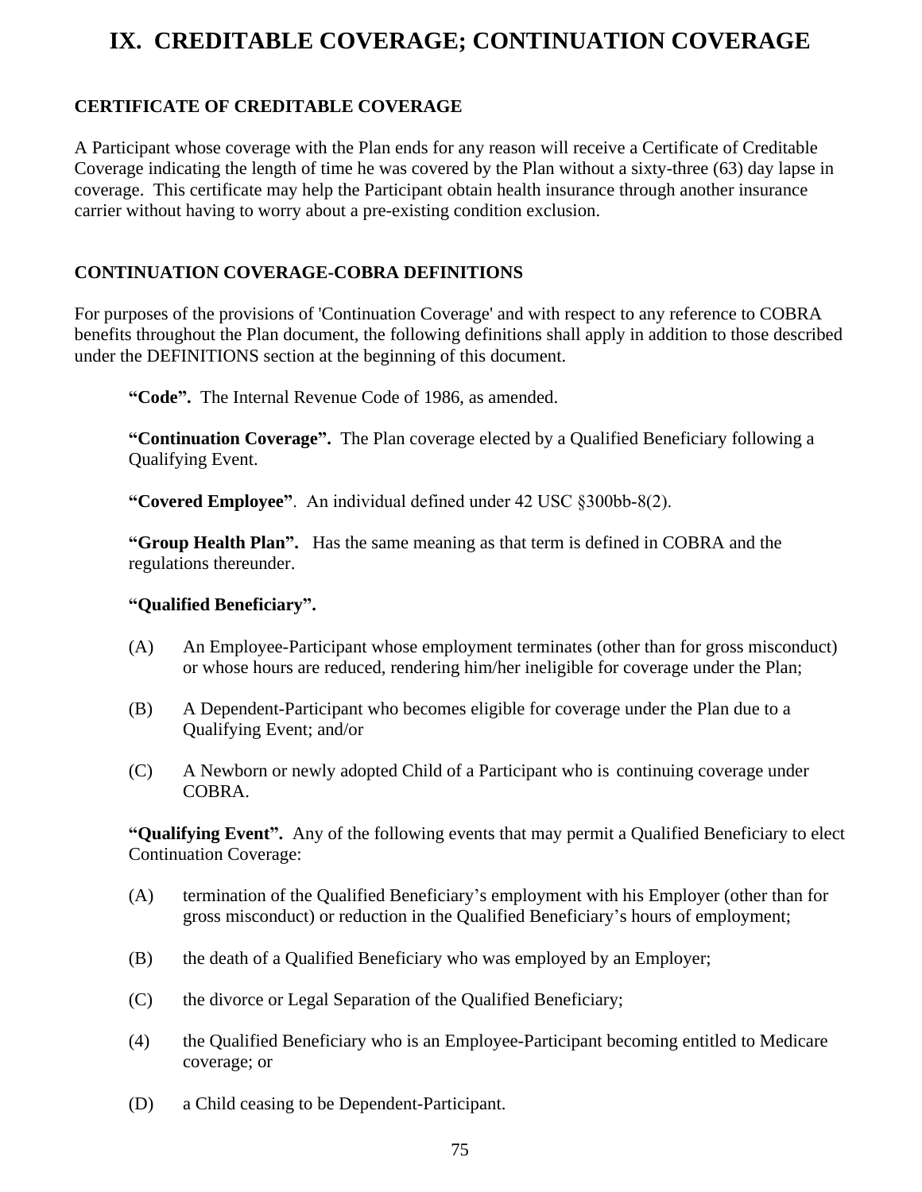# IX. CREDITABLE COVERAGE; CONTINUATION COVERAGE

## CERTIFICATE OF CREDITABLE COVERAGE

A Participant whose coverage with the Plan ends for any reason will receive a Certificate of Creditable Coverage indicating the length of time he was covered by the Plan without a sixty-three (63) day lapse in coverage. This certificate may help the Participant obtain health insurance through another insurance carrier without having to worry about a pre-existing condition exclusion.

## CONTINUATION COVERAGE-COBRA DEFINITIONS

For purposes of the provisions of 'Continuation Coverage' and with respect to any reference to COBRA benefits throughout the Plan document, the following definitions shall apply in addition to those described under the DEFINITIONS section at the beginning of this document.

**"Code".** The Internal Revenue Code of 1986, as amended.

**"Continuation Coverage".** The Plan coverage elected by a Qualified Beneficiary following a Qualifying Event.

**"Covered Employee"**. An individual defined under 42 USC §300bb-8(2).

**"Group Health Plan".** Has the same meaning as that term is defined in COBRA and the regulations thereunder.

**"Qualified Beneficiary".**

(A) An Employee-Participant whose employment terminates (other than for gross misconduct) or whose hours are reduced, rendering him/her ineligible for coverage under the Plan;

(B) A Dependent-Participant who becomes eligible for coverage under the Plan due to a Qualifying Event; and/or

(C) A Newborn or newly adopted Child of a Participant who is continuing coverage under COBRA.

**"Qualifying Event".** Any of the following events that may permit a Qualified Beneficiary to elect Continuation Coverage:

(A) termination of the Qualified Beneficiary's employment with his Employer (other than for gross misconduct) or reduction in the Qualified Beneficiary's hours of employment;

(B) the death of a Qualified Beneficiary who was employed by an Employer;

(C) the divorce or Legal Separation of the Qualified Beneficiary;

(4) the Qualified Beneficiary who is an Employee-Participant becoming entitled to Medicare coverage; or

(D) a Child ceasing to be Dependent-Participant.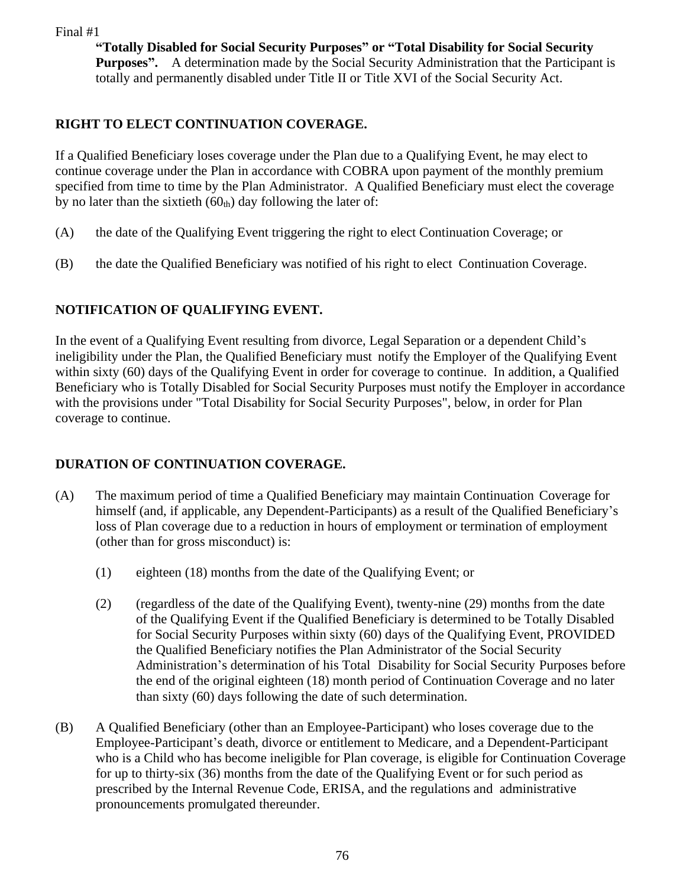**"Totally Disabled for Social Security Purposes" or "Total Disability for Social Security Purposes".** A determination made by the Social Security Administration that the Participant is totally and permanently disabled under Title II or Title XVI of the Social Security Act.

## RIGHT TO ELECT CONTINUATION COVERAGE.

If a Qualified Beneficiary loses coverage under the Plan due to a Qualifying Event, he may elect to continue coverage under the Plan in accordance with COBRA upon payment of the monthly premium specified from time to time by the Plan Administrator. A Qualified Beneficiary must elect the coverage by no later than the sixtieth ($60_{th}$) day following the later of:

(A) the date of the Qualifying Event triggering the right to elect Continuation Coverage; or

(B) the date the Qualified Beneficiary was notified of his right to elect Continuation Coverage.

## NOTIFICATION OF QUALIFYING EVENT.

In the event of a Qualifying Event resulting from divorce, Legal Separation or a dependent Child's ineligibility under the Plan, the Qualified Beneficiary must notify the Employer of the Qualifying Event within sixty (60) days of the Qualifying Event in order for coverage to continue. In addition, a Qualified Beneficiary who is Totally Disabled for Social Security Purposes must notify the Employer in accordance with the provisions under "Total Disability for Social Security Purposes", below, in order for Plan coverage to continue.

## DURATION OF CONTINUATION COVERAGE.

(A) The maximum period of time a Qualified Beneficiary may maintain Continuation Coverage for himself (and, if applicable, any Dependent-Participants) as a result of the Qualified Beneficiary's loss of Plan coverage due to a reduction in hours of employment or termination of employment (other than for gross misconduct) is:

(1) eighteen (18) months from the date of the Qualifying Event; or

(2) (regardless of the date of the Qualifying Event), twenty-nine (29) months from the date of the Qualifying Event if the Qualified Beneficiary is determined to be Totally Disabled for Social Security Purposes within sixty (60) days of the Qualifying Event, PROVIDED the Qualified Beneficiary notifies the Plan Administrator of the Social Security Administration's determination of his Total Disability for Social Security Purposes before the end of the original eighteen (18) month period of Continuation Coverage and no later than sixty (60) days following the date of such determination.

(B) A Qualified Beneficiary (other than an Employee-Participant) who loses coverage due to the Employee-Participant's death, divorce or entitlement to Medicare, and a Dependent-Participant who is a Child who has become ineligible for Plan coverage, is eligible for Continuation Coverage for up to thirty-six (36) months from the date of the Qualifying Event or for such period as prescribed by the Internal Revenue Code, ERISA, and the regulations and administrative pronouncements promulgated thereunder.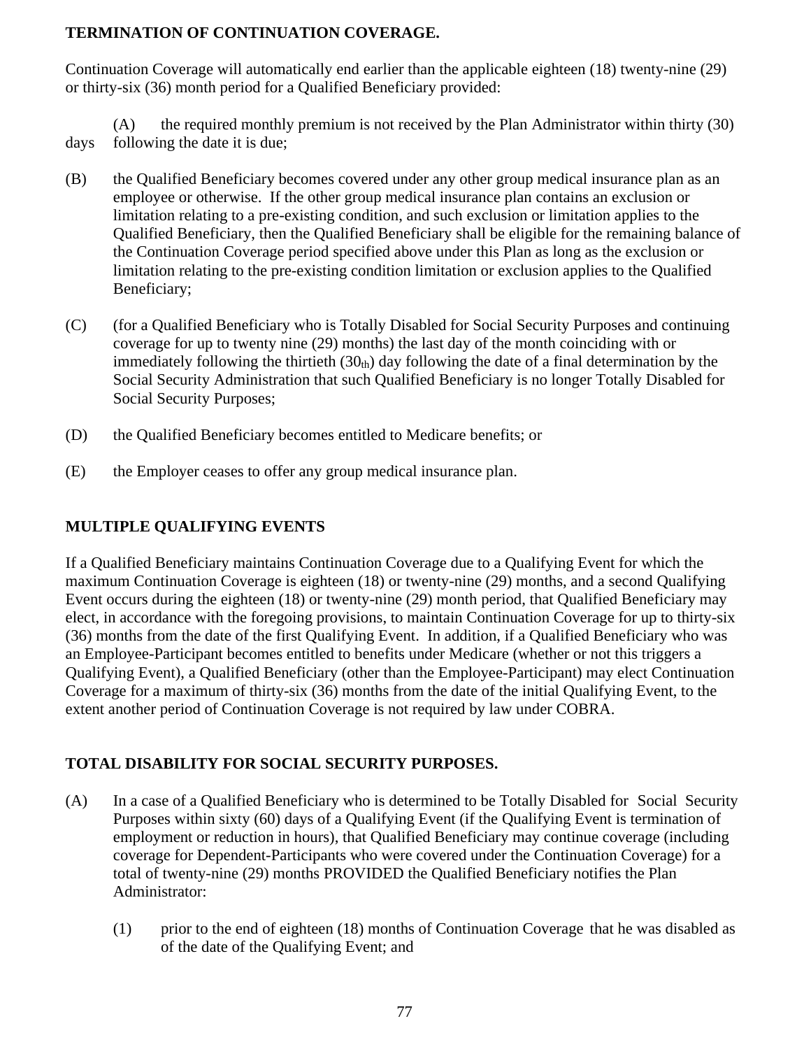**TERMINATION OF CONTINUATION COVERAGE.**

Continuation Coverage will automatically end earlier than the applicable eighteen (18) twenty-nine (29) or thirty-six (36) month period for a Qualified Beneficiary provided:

(A) the required monthly premium is not received by the Plan Administrator within thirty (30) days following the date it is due;

(B) the Qualified Beneficiary becomes covered under any other group medical insurance plan as an employee or otherwise. If the other group medical insurance plan contains an exclusion or limitation relating to a pre-existing condition, and such exclusion or limitation applies to the Qualified Beneficiary, then the Qualified Beneficiary shall be eligible for the remaining balance of the Continuation Coverage period specified above under this Plan as long as the exclusion or limitation relating to the pre-existing condition limitation or exclusion applies to the Qualified Beneficiary;

(C) (for a Qualified Beneficiary who is Totally Disabled for Social Security Purposes and continuing coverage for up to twenty nine (29) months) the last day of the month coinciding with or immediately following the thirtieth ($30_{th}$) day following the date of a final determination by the Social Security Administration that such Qualified Beneficiary is no longer Totally Disabled for Social Security Purposes;

(D) the Qualified Beneficiary becomes entitled to Medicare benefits; or

(E) the Employer ceases to offer any group medical insurance plan.

**MULTIPLE QUALIFYING EVENTS**

If a Qualified Beneficiary maintains Continuation Coverage due to a Qualifying Event for which the maximum Continuation Coverage is eighteen (18) or twenty-nine (29) months, and a second Qualifying Event occurs during the eighteen (18) or twenty-nine (29) month period, that Qualified Beneficiary may elect, in accordance with the foregoing provisions, to maintain Continuation Coverage for up to thirty-six (36) months from the date of the first Qualifying Event. In addition, if a Qualified Beneficiary who was an Employee-Participant becomes entitled to benefits under Medicare (whether or not this triggers a Qualifying Event), a Qualified Beneficiary (other than the Employee-Participant) may elect Continuation Coverage for a maximum of thirty-six (36) months from the date of the initial Qualifying Event, to the extent another period of Continuation Coverage is not required by law under COBRA.

**TOTAL DISABILITY FOR SOCIAL SECURITY PURPOSES.**

(A) In a case of a Qualified Beneficiary who is determined to be Totally Disabled for Social Security Purposes within sixty (60) days of a Qualifying Event (if the Qualifying Event is termination of employment or reduction in hours), that Qualified Beneficiary may continue coverage (including coverage for Dependent-Participants who were covered under the Continuation Coverage) for a total of twenty-nine (29) months PROVIDED the Qualified Beneficiary notifies the Plan Administrator:

(1) prior to the end of eighteen (18) months of Continuation Coverage that he was disabled as of the date of the Qualifying Event; and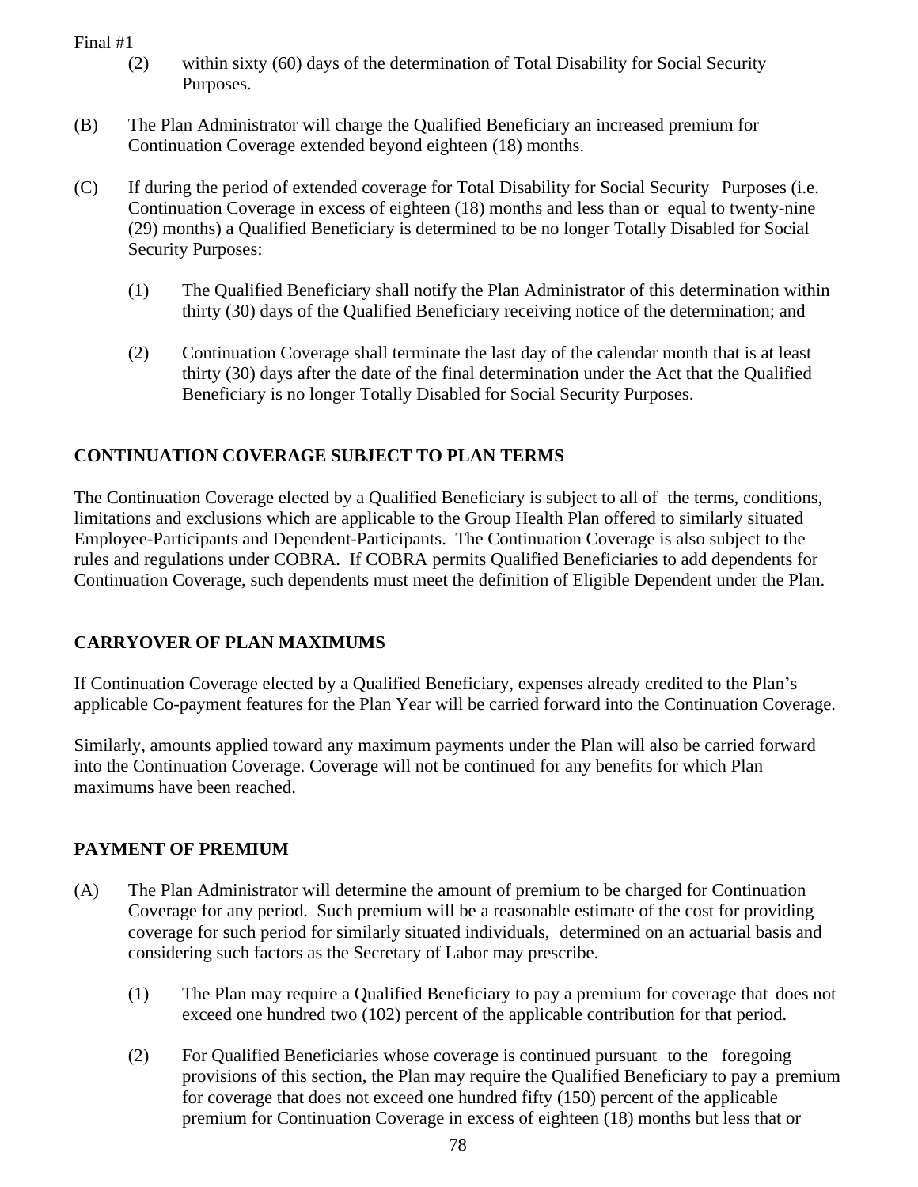Final #1

(2) within sixty (60) days of the determination of Total Disability for Social Security Purposes.

(B) The Plan Administrator will charge the Qualified Beneficiary an increased premium for Continuation Coverage extended beyond eighteen (18) months.

(C) If during the period of extended coverage for Total Disability for Social Security Purposes (i.e. Continuation Coverage in excess of eighteen (18) months and less than or equal to twenty-nine (29) months) a Qualified Beneficiary is determined to be no longer Totally Disabled for Social Security Purposes:

(1) The Qualified Beneficiary shall notify the Plan Administrator of this determination within thirty (30) days of the Qualified Beneficiary receiving notice of the determination; and

(2) Continuation Coverage shall terminate the last day of the calendar month that is at least thirty (30) days after the date of the final determination under the Act that the Qualified Beneficiary is no longer Totally Disabled for Social Security Purposes.

**CONTINUATION COVERAGE SUBJECT TO PLAN TERMS**

The Continuation Coverage elected by a Qualified Beneficiary is subject to all of the terms, conditions, limitations and exclusions which are applicable to the Group Health Plan offered to similarly situated Employee-Participants and Dependent-Participants. The Continuation Coverage is also subject to the rules and regulations under COBRA. If COBRA permits Qualified Beneficiaries to add dependents for Continuation Coverage, such dependents must meet the definition of Eligible Dependent under the Plan.

**CARRYOVER OF PLAN MAXIMUMS**

If Continuation Coverage elected by a Qualified Beneficiary, expenses already credited to the Plan's applicable Co-payment features for the Plan Year will be carried forward into the Continuation Coverage.

Similarly, amounts applied toward any maximum payments under the Plan will also be carried forward into the Continuation Coverage. Coverage will not be continued for any benefits for which Plan maximums have been reached.

**PAYMENT OF PREMIUM**

(A) The Plan Administrator will determine the amount of premium to be charged for Continuation Coverage for any period. Such premium will be a reasonable estimate of the cost for providing coverage for such period for similarly situated individuals, determined on an actuarial basis and considering such factors as the Secretary of Labor may prescribe.

(1) The Plan may require a Qualified Beneficiary to pay a premium for coverage that does not exceed one hundred two (102) percent of the applicable contribution for that period.

(2) For Qualified Beneficiaries whose coverage is continued pursuant to the foregoing provisions of this section, the Plan may require the Qualified Beneficiary to pay a premium for coverage that does not exceed one hundred fifty (150) percent of the applicable premium for Continuation Coverage in excess of eighteen (18) months but less that or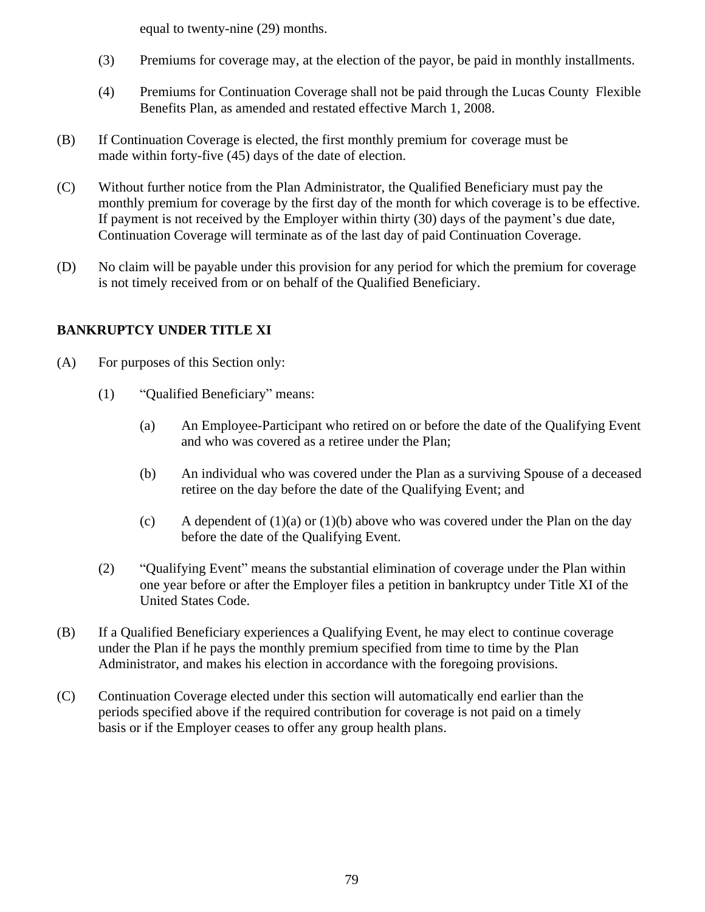equal to twenty-nine (29) months.

(3) Premiums for coverage may, at the election of the payor, be paid in monthly installments.

(4) Premiums for Continuation Coverage shall not be paid through the Lucas County Flexible Benefits Plan, as amended and restated effective March 1, 2008.

(B) If Continuation Coverage is elected, the first monthly premium for coverage must be made within forty-five (45) days of the date of election.

(C) Without further notice from the Plan Administrator, the Qualified Beneficiary must pay the monthly premium for coverage by the first day of the month for which coverage is to be effective. If payment is not received by the Employer within thirty (30) days of the payment's due date, Continuation Coverage will terminate as of the last day of paid Continuation Coverage.

(D) No claim will be payable under this provision for any period for which the premium for coverage is not timely received from or on behalf of the Qualified Beneficiary.

**BANKRUPTCY UNDER TITLE XI**

(A) For purposes of this Section only:

(1) "Qualified Beneficiary" means:

(a) An Employee-Participant who retired on or before the date of the Qualifying Event and who was covered as a retiree under the Plan;

(b) An individual who was covered under the Plan as a surviving Spouse of a deceased retiree on the day before the date of the Qualifying Event; and

(c) A dependent of (1)(a) or (1)(b) above who was covered under the Plan on the day before the date of the Qualifying Event.

(2) "Qualifying Event" means the substantial elimination of coverage under the Plan within one year before or after the Employer files a petition in bankruptcy under Title XI of the United States Code.

(B) If a Qualified Beneficiary experiences a Qualifying Event, he may elect to continue coverage under the Plan if he pays the monthly premium specified from time to time by the Plan Administrator, and makes his election in accordance with the foregoing provisions.

(C) Continuation Coverage elected under this section will automatically end earlier than the periods specified above if the required contribution for coverage is not paid on a timely basis or if the Employer ceases to offer any group health plans.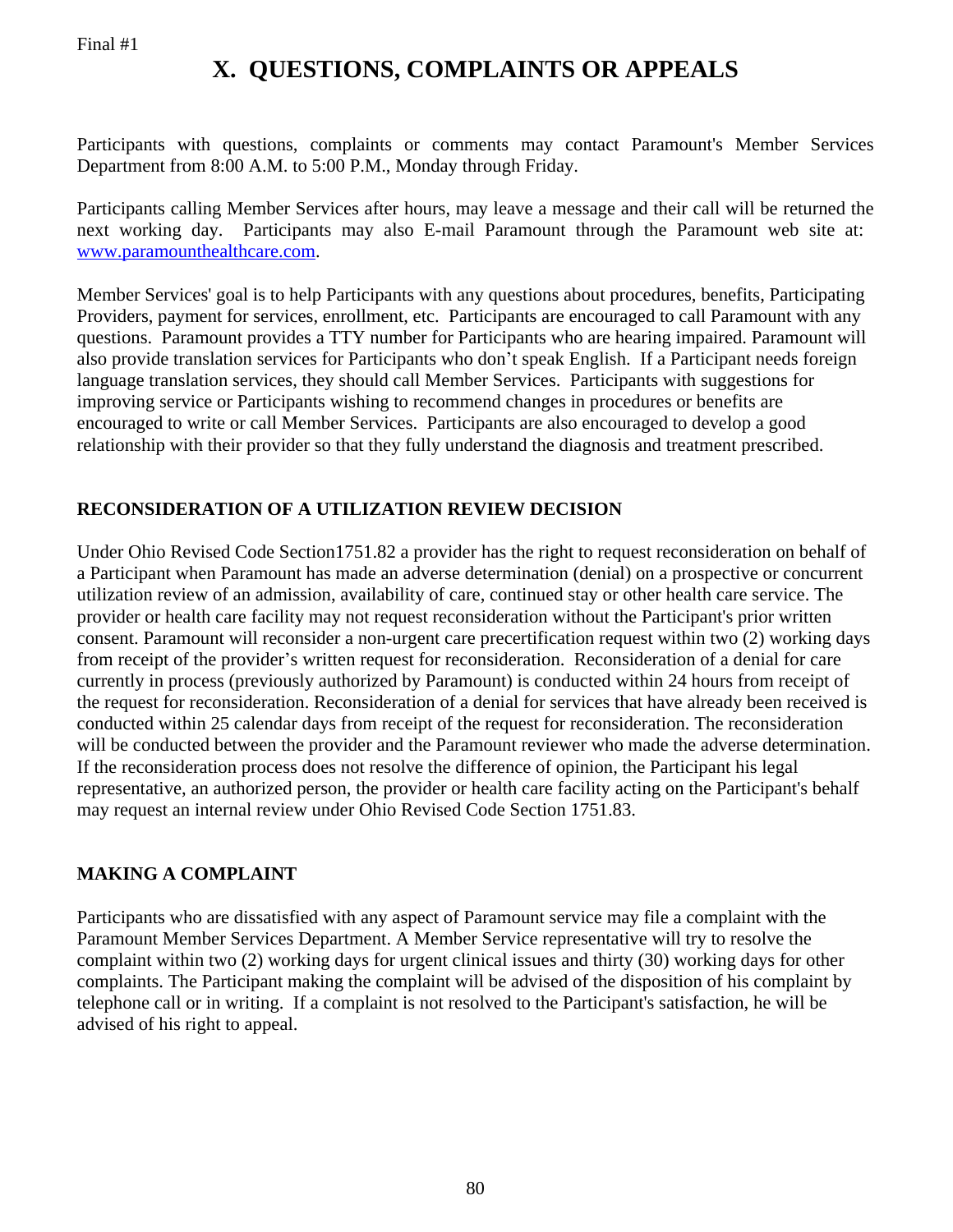Final #1

# X. QUESTIONS, COMPLAINTS OR APPEALS

Participants with questions, complaints or comments may contact Paramount's Member Services Department from 8:00 A.M. to 5:00 P.M., Monday through Friday.

Participants calling Member Services after hours, may leave a message and their call will be returned the next working day. Participants may also E-mail Paramount through the Paramount web site at: [www.paramounthealthcare.com](http://www.paramounthealthcare.com).

Member Services' goal is to help Participants with any questions about procedures, benefits, Participating Providers, payment for services, enrollment, etc. Participants are encouraged to call Paramount with any questions. Paramount provides a TTY number for Participants who are hearing impaired. Paramount will also provide translation services for Participants who don't speak English. If a Participant needs foreign language translation services, they should call Member Services. Participants with suggestions for improving service or Participants wishing to recommend changes in procedures or benefits are encouraged to write or call Member Services. Participants are also encouraged to develop a good relationship with their provider so that they fully understand the diagnosis and treatment prescribed.

## RECONSIDERATION OF A UTILIZATION REVIEW DECISION

Under Ohio Revised Code Section1751.82 a provider has the right to request reconsideration on behalf of a Participant when Paramount has made an adverse determination (denial) on a prospective or concurrent utilization review of an admission, availability of care, continued stay or other health care service. The provider or health care facility may not request reconsideration without the Participant's prior written consent. Paramount will reconsider a non-urgent care precertification request within two (2) working days from receipt of the provider's written request for reconsideration. Reconsideration of a denial for care currently in process (previously authorized by Paramount) is conducted within 24 hours from receipt of the request for reconsideration. Reconsideration of a denial for services that have already been received is conducted within 25 calendar days from receipt of the request for reconsideration. The reconsideration will be conducted between the provider and the Paramount reviewer who made the adverse determination. If the reconsideration process does not resolve the difference of opinion, the Participant his legal representative, an authorized person, the provider or health care facility acting on the Participant's behalf may request an internal review under Ohio Revised Code Section 1751.83.

## MAKING A COMPLAINT

Participants who are dissatisfied with any aspect of Paramount service may file a complaint with the Paramount Member Services Department. A Member Service representative will try to resolve the complaint within two (2) working days for urgent clinical issues and thirty (30) working days for other complaints. The Participant making the complaint will be advised of the disposition of his complaint by telephone call or in writing. If a complaint is not resolved to the Participant's satisfaction, he will be advised of his right to appeal.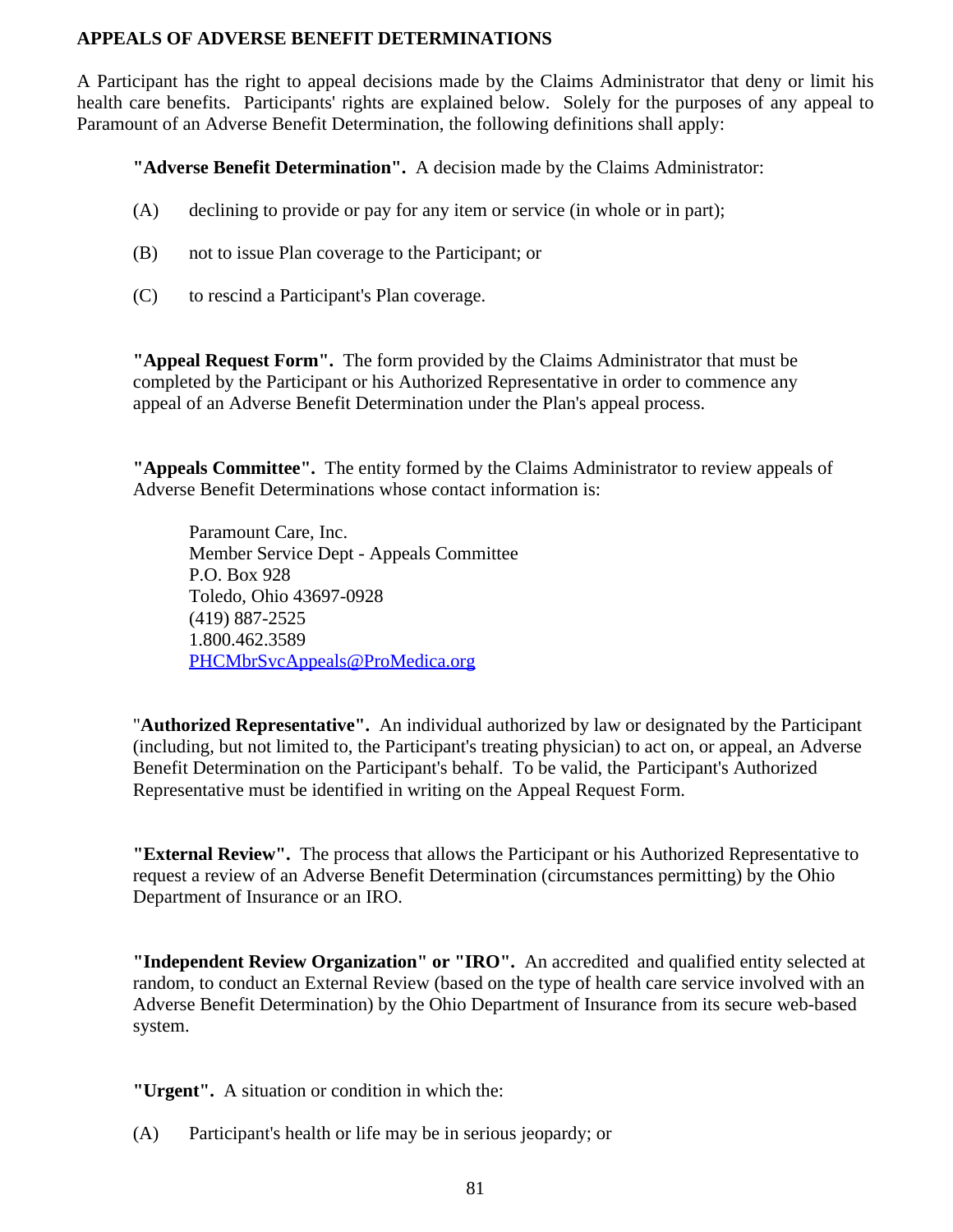**APPEALS OF ADVERSE BENEFIT DETERMINATIONS**

A Participant has the right to appeal decisions made by the Claims Administrator that deny or limit his health care benefits. Participants' rights are explained below. Solely for the purposes of any appeal to Paramount of an Adverse Benefit Determination, the following definitions shall apply:

**"Adverse Benefit Determination".** A decision made by the Claims Administrator:

(A) declining to provide or pay for any item or service (in whole or in part);

(B) not to issue Plan coverage to the Participant; or

(C) to rescind a Participant's Plan coverage.

**"Appeal Request Form".** The form provided by the Claims Administrator that must be completed by the Participant or his Authorized Representative in order to commence any appeal of an Adverse Benefit Determination under the Plan's appeal process.

**"Appeals Committee".** The entity formed by the Claims Administrator to review appeals of Adverse Benefit Determinations whose contact information is:

Paramount Care, Inc.  
Member Service Dept - Appeals Committee  
P.O. Box 928  
Toledo, Ohio 43697-0928  
(419) 887-2525  
1.800.462.3589  
PHCMbrSvcAppeals@ProMedica.org

"**Authorized Representative".** An individual authorized by law or designated by the Participant (including, but not limited to, the Participant's treating physician) to act on, or appeal, an Adverse Benefit Determination on the Participant's behalf. To be valid, the Participant's Authorized Representative must be identified in writing on the Appeal Request Form.

**"External Review".** The process that allows the Participant or his Authorized Representative to request a review of an Adverse Benefit Determination (circumstances permitting) by the Ohio Department of Insurance or an IRO.

**"Independent Review Organization" or "IRO".** An accredited and qualified entity selected at random, to conduct an External Review (based on the type of health care service involved with an Adverse Benefit Determination) by the Ohio Department of Insurance from its secure web-based system.

**"Urgent".** A situation or condition in which the:

(A) Participant's health or life may be in serious jeopardy; or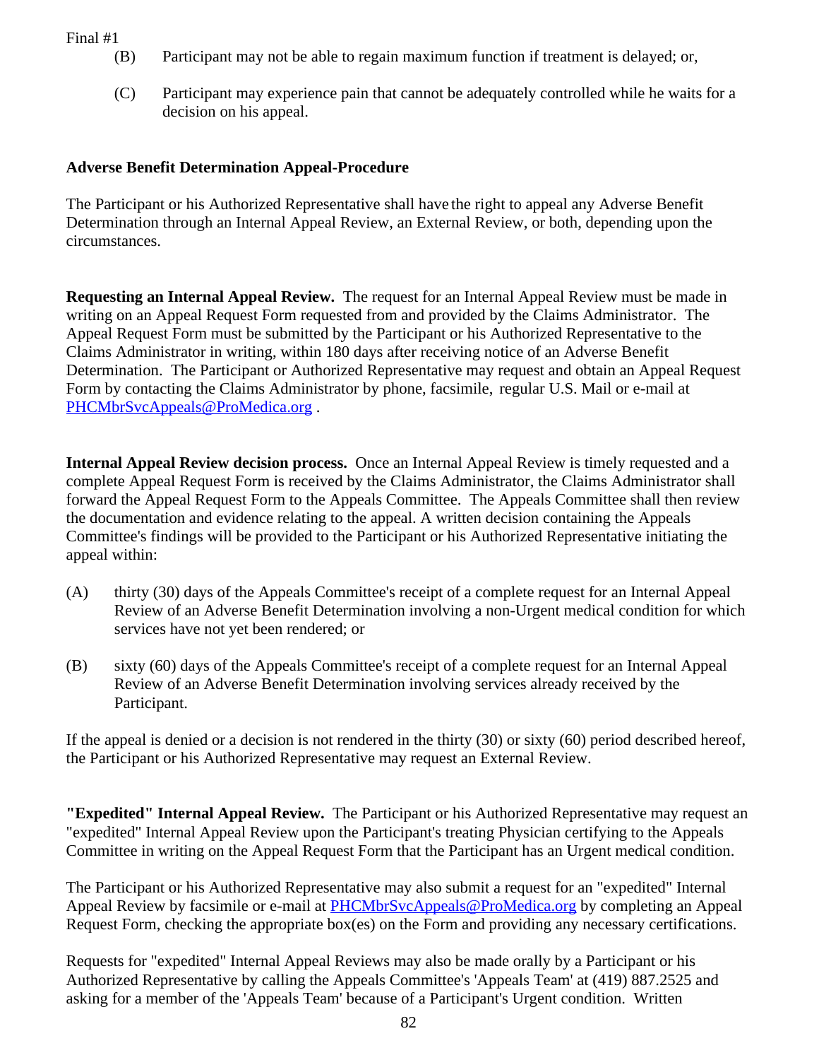Final #1

(B) Participant may not be able to regain maximum function if treatment is delayed; or,

(C) Participant may experience pain that cannot be adequately controlled while he waits for a decision on his appeal.

**Adverse Benefit Determination Appeal-Procedure**

The Participant or his Authorized Representative shall have the right to appeal any Adverse Benefit Determination through an Internal Appeal Review, an External Review, or both, depending upon the circumstances.

**Requesting an Internal Appeal Review.** The request for an Internal Appeal Review must be made in writing on an Appeal Request Form requested from and provided by the Claims Administrator. The Appeal Request Form must be submitted by the Participant or his Authorized Representative to the Claims Administrator in writing, within 180 days after receiving notice of an Adverse Benefit Determination. The Participant or Authorized Representative may request and obtain an Appeal Request Form by contacting the Claims Administrator by phone, facsimile, regular U.S. Mail or e-mail at PHCMbrSvcAppeals@ProMedica.org .

**Internal Appeal Review decision process.** Once an Internal Appeal Review is timely requested and a complete Appeal Request Form is received by the Claims Administrator, the Claims Administrator shall forward the Appeal Request Form to the Appeals Committee. The Appeals Committee shall then review the documentation and evidence relating to the appeal. A written decision containing the Appeals Committee's findings will be provided to the Participant or his Authorized Representative initiating the appeal within:

(A) thirty (30) days of the Appeals Committee's receipt of a complete request for an Internal Appeal Review of an Adverse Benefit Determination involving a non-Urgent medical condition for which services have not yet been rendered; or

(B) sixty (60) days of the Appeals Committee's receipt of a complete request for an Internal Appeal Review of an Adverse Benefit Determination involving services already received by the Participant.

If the appeal is denied or a decision is not rendered in the thirty (30) or sixty (60) period described hereof, the Participant or his Authorized Representative may request an External Review.

**"Expedited" Internal Appeal Review.** The Participant or his Authorized Representative may request an "expedited" Internal Appeal Review upon the Participant's treating Physician certifying to the Appeals Committee in writing on the Appeal Request Form that the Participant has an Urgent medical condition.

The Participant or his Authorized Representative may also submit a request for an "expedited" Internal Appeal Review by facsimile or e-mail at PHCMbrSvcAppeals@ProMedica.org by completing an Appeal Request Form, checking the appropriate box(es) on the Form and providing any necessary certifications.

Requests for "expedited" Internal Appeal Reviews may also be made orally by a Participant or his Authorized Representative by calling the Appeals Committee's 'Appeals Team' at (419) 887.2525 and asking for a member of the 'Appeals Team' because of a Participant's Urgent condition. Written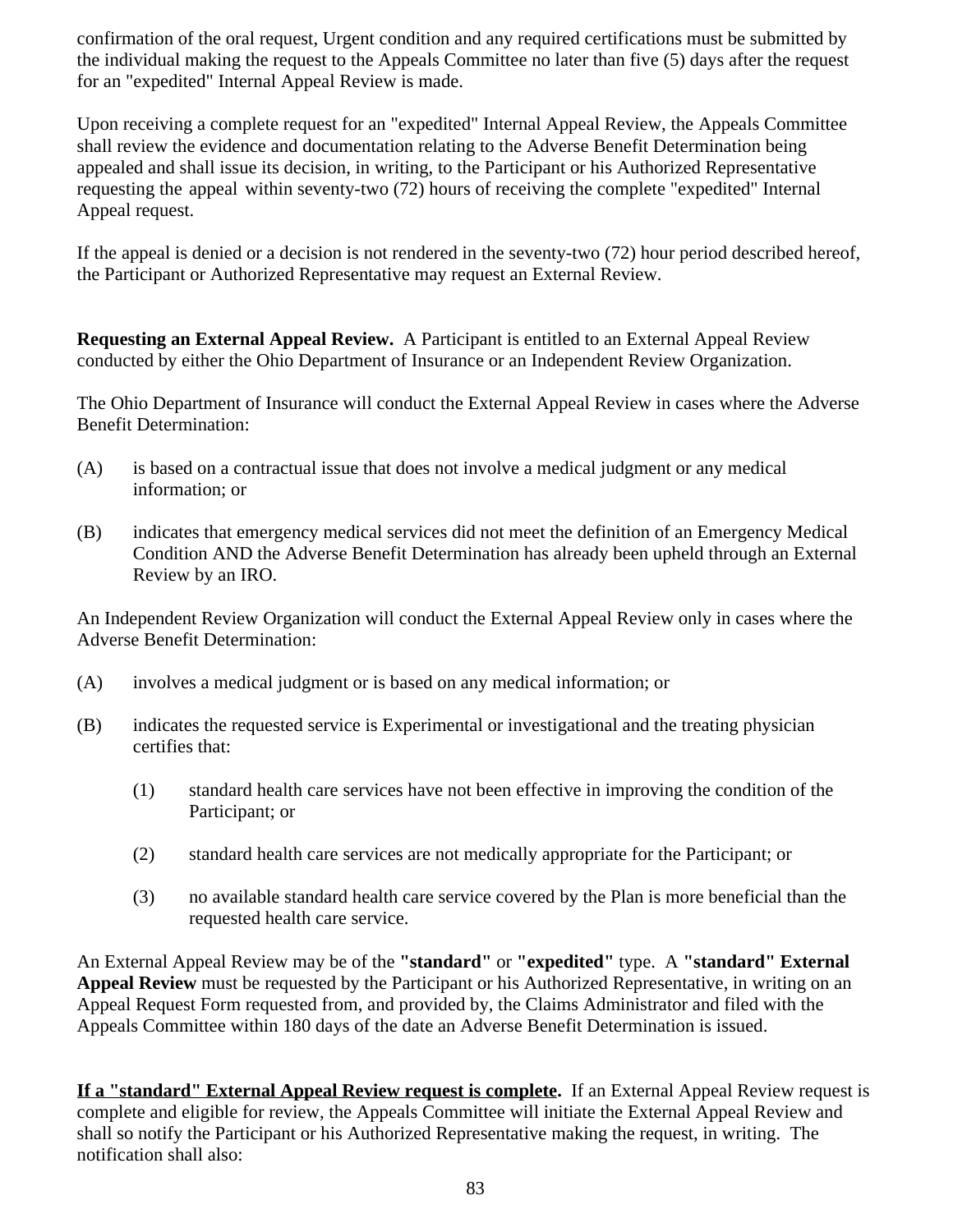confirmation of the oral request, Urgent condition and any required certifications must be submitted by the individual making the request to the Appeals Committee no later than five (5) days after the request for an "expedited" Internal Appeal Review is made.

Upon receiving a complete request for an "expedited" Internal Appeal Review, the Appeals Committee shall review the evidence and documentation relating to the Adverse Benefit Determination being appealed and shall issue its decision, in writing, to the Participant or his Authorized Representative requesting the appeal within seventy-two (72) hours of receiving the complete "expedited" Internal Appeal request.

If the appeal is denied or a decision is not rendered in the seventy-two (72) hour period described hereof, the Participant or Authorized Representative may request an External Review.

**Requesting an External Appeal Review.** A Participant is entitled to an External Appeal Review conducted by either the Ohio Department of Insurance or an Independent Review Organization.

The Ohio Department of Insurance will conduct the External Appeal Review in cases where the Adverse Benefit Determination:

(A) is based on a contractual issue that does not involve a medical judgment or any medical information; or

(B) indicates that emergency medical services did not meet the definition of an Emergency Medical Condition AND the Adverse Benefit Determination has already been upheld through an External Review by an IRO.

An Independent Review Organization will conduct the External Appeal Review only in cases where the Adverse Benefit Determination:

(A) involves a medical judgment or is based on any medical information; or

(B) indicates the requested service is Experimental or investigational and the treating physician certifies that:

   (1) standard health care services have not been effective in improving the condition of the Participant; or

   (2) standard health care services are not medically appropriate for the Participant; or

   (3) no available standard health care service covered by the Plan is more beneficial than the requested health care service.

An External Appeal Review may be of the **"standard"** or **"expedited"** type. A **"standard" External Appeal Review** must be requested by the Participant or his Authorized Representative, in writing on an Appeal Request Form requested from, and provided by, the Claims Administrator and filed with the Appeals Committee within 180 days of the date an Adverse Benefit Determination is issued.

**<u>If a "standard" External Appeal Review request is complete</u>.** If an External Appeal Review request is complete and eligible for review, the Appeals Committee will initiate the External Appeal Review and shall so notify the Participant or his Authorized Representative making the request, in writing. The notification shall also: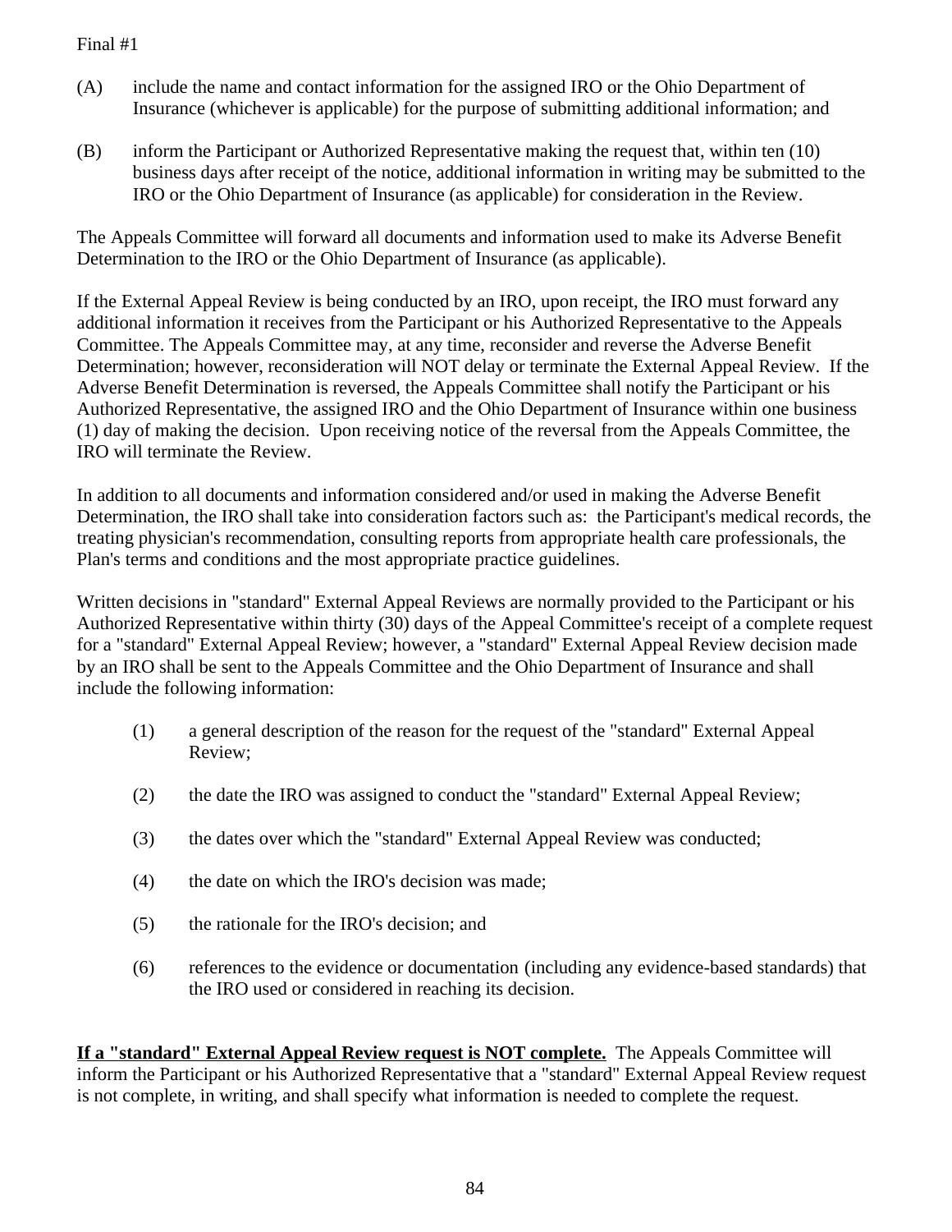(A) include the name and contact information for the assigned IRO or the Ohio Department of Insurance (whichever is applicable) for the purpose of submitting additional information; and

(B) inform the Participant or Authorized Representative making the request that, within ten (10) business days after receipt of the notice, additional information in writing may be submitted to the IRO or the Ohio Department of Insurance (as applicable) for consideration in the Review.

The Appeals Committee will forward all documents and information used to make its Adverse Benefit Determination to the IRO or the Ohio Department of Insurance (as applicable).

If the External Appeal Review is being conducted by an IRO, upon receipt, the IRO must forward any additional information it receives from the Participant or his Authorized Representative to the Appeals Committee. The Appeals Committee may, at any time, reconsider and reverse the Adverse Benefit Determination; however, reconsideration will NOT delay or terminate the External Appeal Review. If the Adverse Benefit Determination is reversed, the Appeals Committee shall notify the Participant or his Authorized Representative, the assigned IRO and the Ohio Department of Insurance within one business (1) day of making the decision. Upon receiving notice of the reversal from the Appeals Committee, the IRO will terminate the Review.

In addition to all documents and information considered and/or used in making the Adverse Benefit Determination, the IRO shall take into consideration factors such as: the Participant's medical records, the treating physician's recommendation, consulting reports from appropriate health care professionals, the Plan's terms and conditions and the most appropriate practice guidelines.

Written decisions in "standard" External Appeal Reviews are normally provided to the Participant or his Authorized Representative within thirty (30) days of the Appeal Committee's receipt of a complete request for a "standard" External Appeal Review; however, a "standard" External Appeal Review decision made by an IRO shall be sent to the Appeals Committee and the Ohio Department of Insurance and shall include the following information:

(1) a general description of the reason for the request of the "standard" External Appeal Review;

(2) the date the IRO was assigned to conduct the "standard" External Appeal Review;

(3) the dates over which the "standard" External Appeal Review was conducted;

(4) the date on which the IRO's decision was made;

(5) the rationale for the IRO's decision; and

(6) references to the evidence or documentation (including any evidence-based standards) that the IRO used or considered in reaching its decision.

<u>**If a "standard" External Appeal Review request is NOT complete.**</u> The Appeals Committee will inform the Participant or his Authorized Representative that a "standard" External Appeal Review request is not complete, in writing, and shall specify what information is needed to complete the request.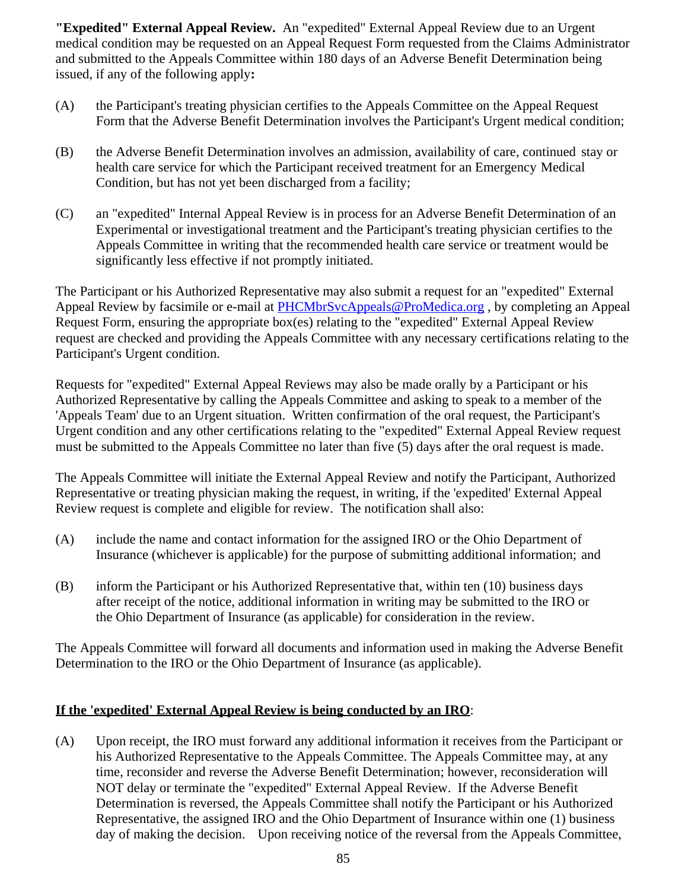**"Expedited" External Appeal Review.** An "expedited" External Appeal Review due to an Urgent medical condition may be requested on an Appeal Request Form requested from the Claims Administrator and submitted to the Appeals Committee within 180 days of an Adverse Benefit Determination being issued, if any of the following apply**:**

(A) the Participant's treating physician certifies to the Appeals Committee on the Appeal Request Form that the Adverse Benefit Determination involves the Participant's Urgent medical condition;

(B) the Adverse Benefit Determination involves an admission, availability of care, continued stay or health care service for which the Participant received treatment for an Emergency Medical Condition, but has not yet been discharged from a facility;

(C) an "expedited" Internal Appeal Review is in process for an Adverse Benefit Determination of an Experimental or investigational treatment and the Participant's treating physician certifies to the Appeals Committee in writing that the recommended health care service or treatment would be significantly less effective if not promptly initiated.

The Participant or his Authorized Representative may also submit a request for an "expedited" External Appeal Review by facsimile or e-mail at PHCMbrSvcAppeals@ProMedica.org , by completing an Appeal Request Form, ensuring the appropriate box(es) relating to the "expedited" External Appeal Review request are checked and providing the Appeals Committee with any necessary certifications relating to the Participant's Urgent condition.

Requests for "expedited" External Appeal Reviews may also be made orally by a Participant or his Authorized Representative by calling the Appeals Committee and asking to speak to a member of the 'Appeals Team' due to an Urgent situation. Written confirmation of the oral request, the Participant's Urgent condition and any other certifications relating to the "expedited" External Appeal Review request must be submitted to the Appeals Committee no later than five (5) days after the oral request is made.

The Appeals Committee will initiate the External Appeal Review and notify the Participant, Authorized Representative or treating physician making the request, in writing, if the 'expedited' External Appeal Review request is complete and eligible for review. The notification shall also:

(A) include the name and contact information for the assigned IRO or the Ohio Department of Insurance (whichever is applicable) for the purpose of submitting additional information; and

(B) inform the Participant or his Authorized Representative that, within ten (10) business days after receipt of the notice, additional information in writing may be submitted to the IRO or the Ohio Department of Insurance (as applicable) for consideration in the review.

The Appeals Committee will forward all documents and information used in making the Adverse Benefit Determination to the IRO or the Ohio Department of Insurance (as applicable).

**<u>If the 'expedited' External Appeal Review is being conducted by an IRO</u>**:

(A) Upon receipt, the IRO must forward any additional information it receives from the Participant or his Authorized Representative to the Appeals Committee. The Appeals Committee may, at any time, reconsider and reverse the Adverse Benefit Determination; however, reconsideration will NOT delay or terminate the "expedited" External Appeal Review. If the Adverse Benefit Determination is reversed, the Appeals Committee shall notify the Participant or his Authorized Representative, the assigned IRO and the Ohio Department of Insurance within one (1) business day of making the decision. Upon receiving notice of the reversal from the Appeals Committee,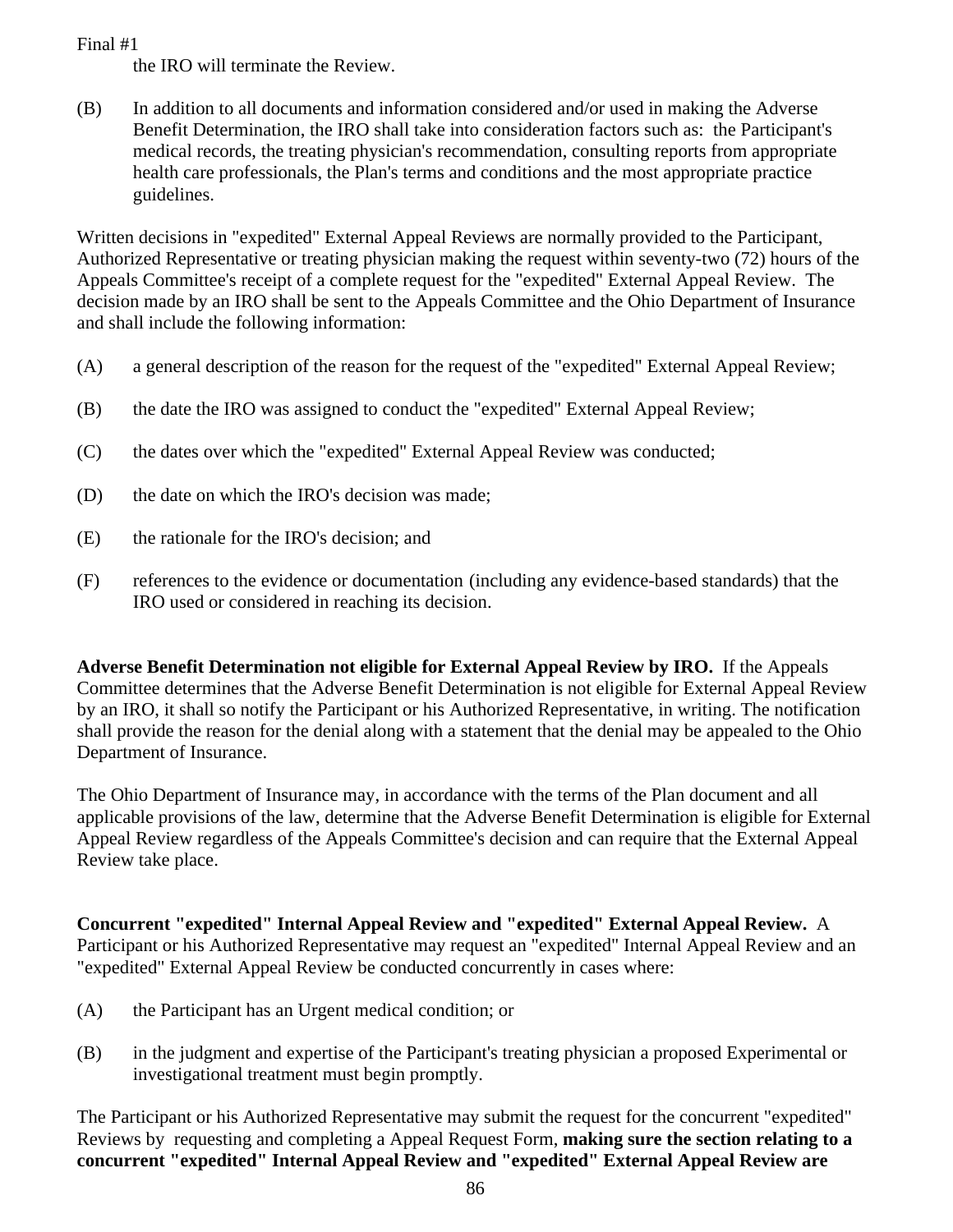the IRO will terminate the Review.

(B) In addition to all documents and information considered and/or used in making the Adverse Benefit Determination, the IRO shall take into consideration factors such as: the Participant's medical records, the treating physician's recommendation, consulting reports from appropriate health care professionals, the Plan's terms and conditions and the most appropriate practice guidelines.

Written decisions in "expedited" External Appeal Reviews are normally provided to the Participant, Authorized Representative or treating physician making the request within seventy-two (72) hours of the Appeals Committee's receipt of a complete request for the "expedited" External Appeal Review. The decision made by an IRO shall be sent to the Appeals Committee and the Ohio Department of Insurance and shall include the following information:

(A) a general description of the reason for the request of the "expedited" External Appeal Review;

(B) the date the IRO was assigned to conduct the "expedited" External Appeal Review;

(C) the dates over which the "expedited" External Appeal Review was conducted;

(D) the date on which the IRO's decision was made;

(E) the rationale for the IRO's decision; and

(F) references to the evidence or documentation (including any evidence-based standards) that the IRO used or considered in reaching its decision.

**Adverse Benefit Determination not eligible for External Appeal Review by IRO.** If the Appeals Committee determines that the Adverse Benefit Determination is not eligible for External Appeal Review by an IRO, it shall so notify the Participant or his Authorized Representative, in writing. The notification shall provide the reason for the denial along with a statement that the denial may be appealed to the Ohio Department of Insurance.

The Ohio Department of Insurance may, in accordance with the terms of the Plan document and all applicable provisions of the law, determine that the Adverse Benefit Determination is eligible for External Appeal Review regardless of the Appeals Committee's decision and can require that the External Appeal Review take place.

**Concurrent "expedited" Internal Appeal Review and "expedited" External Appeal Review.** A Participant or his Authorized Representative may request an "expedited" Internal Appeal Review and an "expedited" External Appeal Review be conducted concurrently in cases where:

(A) the Participant has an Urgent medical condition; or

(B) in the judgment and expertise of the Participant's treating physician a proposed Experimental or investigational treatment must begin promptly.

The Participant or his Authorized Representative may submit the request for the concurrent "expedited" Reviews by requesting and completing a Appeal Request Form, **making sure the section relating to a concurrent "expedited" Internal Appeal Review and "expedited" External Appeal Review are**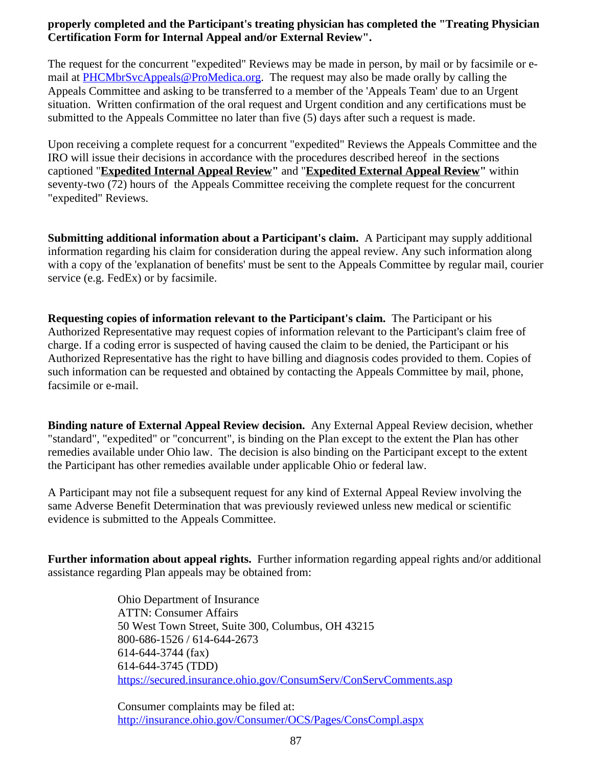**properly completed and the Participant's treating physician has completed the "Treating Physician Certification Form for Internal Appeal and/or External Review".**

The request for the concurrent "expedited" Reviews may be made in person, by mail or by facsimile or e-mail at PHCMbrSvcAppeals@ProMedica.org. The request may also be made orally by calling the Appeals Committee and asking to be transferred to a member of the 'Appeals Team' due to an Urgent situation. Written confirmation of the oral request and Urgent condition and any certifications must be submitted to the Appeals Committee no later than five (5) days after such a request is made.

Upon receiving a complete request for a concurrent "expedited" Reviews the Appeals Committee and the IRO will issue their decisions in accordance with the procedures described hereof in the sections captioned "**Expedited Internal Appeal Review"** and "**Expedited External Appeal Review"** within seventy-two (72) hours of the Appeals Committee receiving the complete request for the concurrent "expedited" Reviews.

**Submitting additional information about a Participant's claim.** A Participant may supply additional information regarding his claim for consideration during the appeal review. Any such information along with a copy of the 'explanation of benefits' must be sent to the Appeals Committee by regular mail, courier service (e.g. FedEx) or by facsimile.

**Requesting copies of information relevant to the Participant's claim.** The Participant or his Authorized Representative may request copies of information relevant to the Participant's claim free of charge. If a coding error is suspected of having caused the claim to be denied, the Participant or his Authorized Representative has the right to have billing and diagnosis codes provided to them. Copies of such information can be requested and obtained by contacting the Appeals Committee by mail, phone, facsimile or e-mail.

**Binding nature of External Appeal Review decision.** Any External Appeal Review decision, whether "standard", "expedited" or "concurrent", is binding on the Plan except to the extent the Plan has other remedies available under Ohio law. The decision is also binding on the Participant except to the extent the Participant has other remedies available under applicable Ohio or federal law.

A Participant may not file a subsequent request for any kind of External Appeal Review involving the same Adverse Benefit Determination that was previously reviewed unless new medical or scientific evidence is submitted to the Appeals Committee.

**Further information about appeal rights.** Further information regarding appeal rights and/or additional assistance regarding Plan appeals may be obtained from:

Ohio Department of Insurance
ATTN: Consumer Affairs
50 West Town Street, Suite 300, Columbus, OH 43215
800-686-1526 / 614-644-2673
614-644-3744 (fax)
614-644-3745 (TDD)
https://secured.insurance.ohio.gov/ConsumServ/ConServComments.asp

Consumer complaints may be filed at:
http://insurance.ohio.gov/Consumer/OCS/Pages/ConsCompl.aspx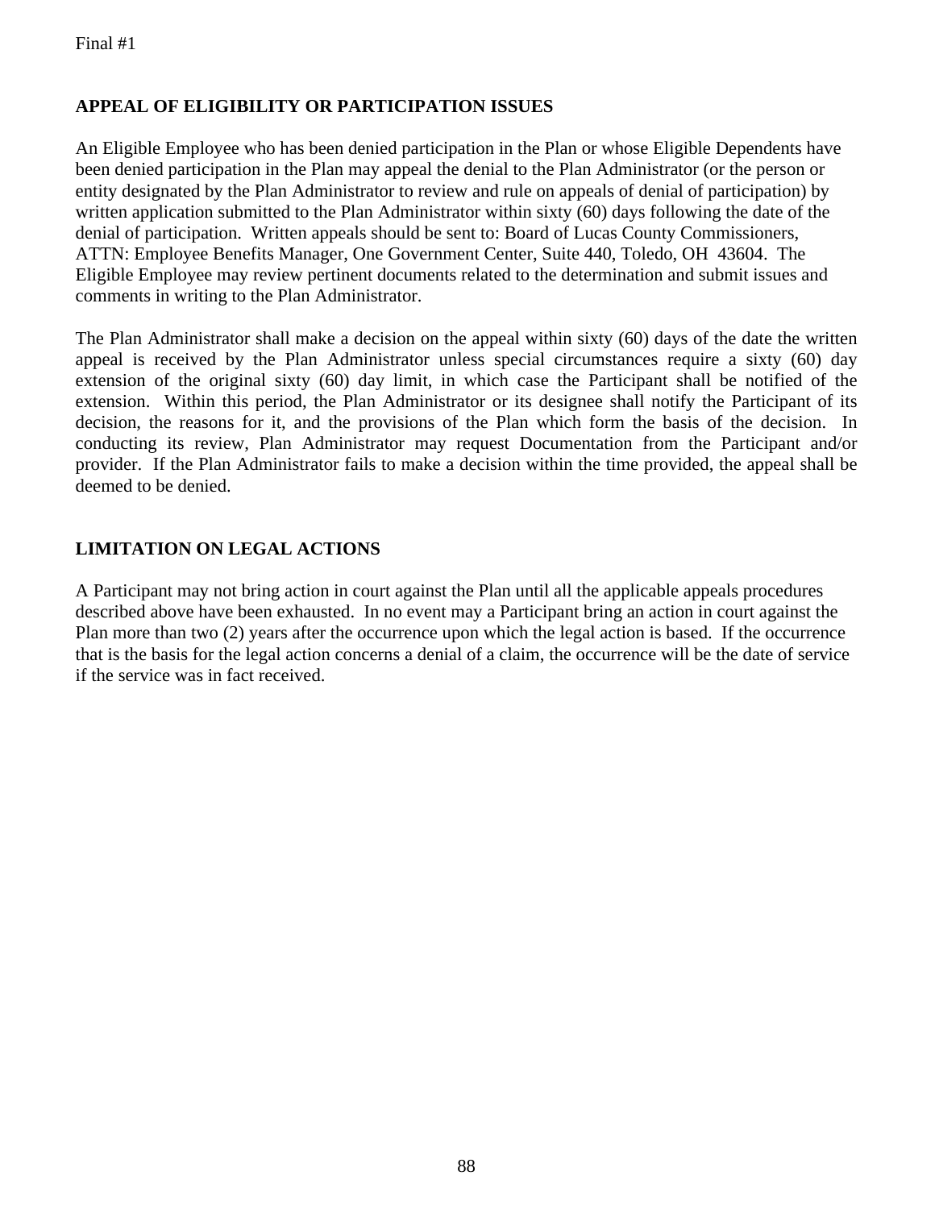## APPEAL OF ELIGIBILITY OR PARTICIPATION ISSUES

An Eligible Employee who has been denied participation in the Plan or whose Eligible Dependents have been denied participation in the Plan may appeal the denial to the Plan Administrator (or the person or entity designated by the Plan Administrator to review and rule on appeals of denial of participation) by written application submitted to the Plan Administrator within sixty (60) days following the date of the denial of participation. Written appeals should be sent to: Board of Lucas County Commissioners, ATTN: Employee Benefits Manager, One Government Center, Suite 440, Toledo, OH 43604. The Eligible Employee may review pertinent documents related to the determination and submit issues and comments in writing to the Plan Administrator.

The Plan Administrator shall make a decision on the appeal within sixty (60) days of the date the written appeal is received by the Plan Administrator unless special circumstances require a sixty (60) day extension of the original sixty (60) day limit, in which case the Participant shall be notified of the extension. Within this period, the Plan Administrator or its designee shall notify the Participant of its decision, the reasons for it, and the provisions of the Plan which form the basis of the decision. In conducting its review, Plan Administrator may request Documentation from the Participant and/or provider. If the Plan Administrator fails to make a decision within the time provided, the appeal shall be deemed to be denied.

## LIMITATION ON LEGAL ACTIONS

A Participant may not bring action in court against the Plan until all the applicable appeals procedures described above have been exhausted. In no event may a Participant bring an action in court against the Plan more than two (2) years after the occurrence upon which the legal action is based. If the occurrence that is the basis for the legal action concerns a denial of a claim, the occurrence will be the date of service if the service was in fact received.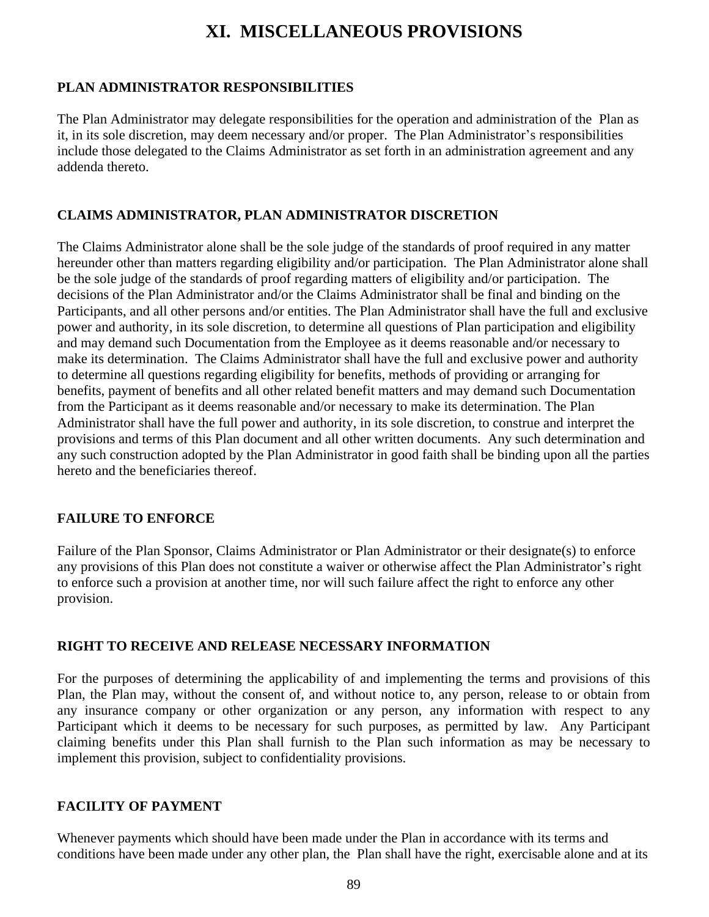# XI. MISCELLANEOUS PROVISIONS

**PLAN ADMINISTRATOR RESPONSIBILITIES**

The Plan Administrator may delegate responsibilities for the operation and administration of the Plan as it, in its sole discretion, may deem necessary and/or proper. The Plan Administrator's responsibilities include those delegated to the Claims Administrator as set forth in an administration agreement and any addenda thereto.

**CLAIMS ADMINISTRATOR, PLAN ADMINISTRATOR DISCRETION**

The Claims Administrator alone shall be the sole judge of the standards of proof required in any matter hereunder other than matters regarding eligibility and/or participation. The Plan Administrator alone shall be the sole judge of the standards of proof regarding matters of eligibility and/or participation. The decisions of the Plan Administrator and/or the Claims Administrator shall be final and binding on the Participants, and all other persons and/or entities. The Plan Administrator shall have the full and exclusive power and authority, in its sole discretion, to determine all questions of Plan participation and eligibility and may demand such Documentation from the Employee as it deems reasonable and/or necessary to make its determination. The Claims Administrator shall have the full and exclusive power and authority to determine all questions regarding eligibility for benefits, methods of providing or arranging for benefits, payment of benefits and all other related benefit matters and may demand such Documentation from the Participant as it deems reasonable and/or necessary to make its determination. The Plan Administrator shall have the full power and authority, in its sole discretion, to construe and interpret the provisions and terms of this Plan document and all other written documents. Any such determination and any such construction adopted by the Plan Administrator in good faith shall be binding upon all the parties hereto and the beneficiaries thereof.

**FAILURE TO ENFORCE**

Failure of the Plan Sponsor, Claims Administrator or Plan Administrator or their designate(s) to enforce any provisions of this Plan does not constitute a waiver or otherwise affect the Plan Administrator's right to enforce such a provision at another time, nor will such failure affect the right to enforce any other provision.

**RIGHT TO RECEIVE AND RELEASE NECESSARY INFORMATION**

For the purposes of determining the applicability of and implementing the terms and provisions of this Plan, the Plan may, without the consent of, and without notice to, any person, release to or obtain from any insurance company or other organization or any person, any information with respect to any Participant which it deems to be necessary for such purposes, as permitted by law. Any Participant claiming benefits under this Plan shall furnish to the Plan such information as may be necessary to implement this provision, subject to confidentiality provisions.

**FACILITY OF PAYMENT**

Whenever payments which should have been made under the Plan in accordance with its terms and conditions have been made under any other plan, the Plan shall have the right, exercisable alone and at its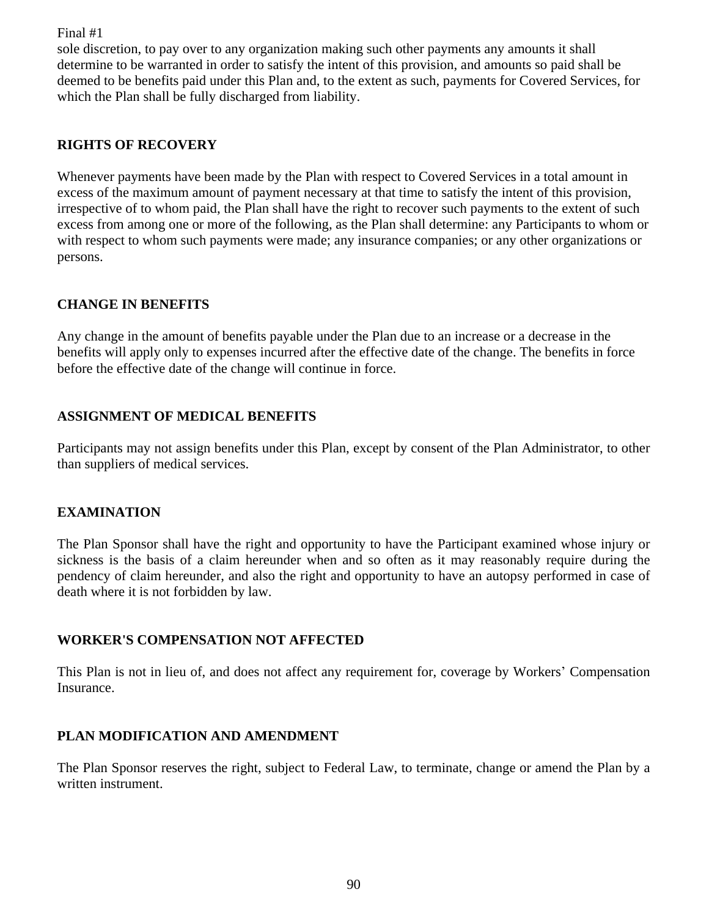sole discretion, to pay over to any organization making such other payments any amounts it shall determine to be warranted in order to satisfy the intent of this provision, and amounts so paid shall be deemed to be benefits paid under this Plan and, to the extent as such, payments for Covered Services, for which the Plan shall be fully discharged from liability.

## RIGHTS OF RECOVERY

Whenever payments have been made by the Plan with respect to Covered Services in a total amount in excess of the maximum amount of payment necessary at that time to satisfy the intent of this provision, irrespective of to whom paid, the Plan shall have the right to recover such payments to the extent of such excess from among one or more of the following, as the Plan shall determine: any Participants to whom or with respect to whom such payments were made; any insurance companies; or any other organizations or persons.

## CHANGE IN BENEFITS

Any change in the amount of benefits payable under the Plan due to an increase or a decrease in the benefits will apply only to expenses incurred after the effective date of the change. The benefits in force before the effective date of the change will continue in force.

## ASSIGNMENT OF MEDICAL BENEFITS

Participants may not assign benefits under this Plan, except by consent of the Plan Administrator, to other than suppliers of medical services.

## EXAMINATION

The Plan Sponsor shall have the right and opportunity to have the Participant examined whose injury or sickness is the basis of a claim hereunder when and so often as it may reasonably require during the pendency of claim hereunder, and also the right and opportunity to have an autopsy performed in case of death where it is not forbidden by law.

## WORKER'S COMPENSATION NOT AFFECTED

This Plan is not in lieu of, and does not affect any requirement for, coverage by Workers' Compensation Insurance.

## PLAN MODIFICATION AND AMENDMENT

The Plan Sponsor reserves the right, subject to Federal Law, to terminate, change or amend the Plan by a written instrument.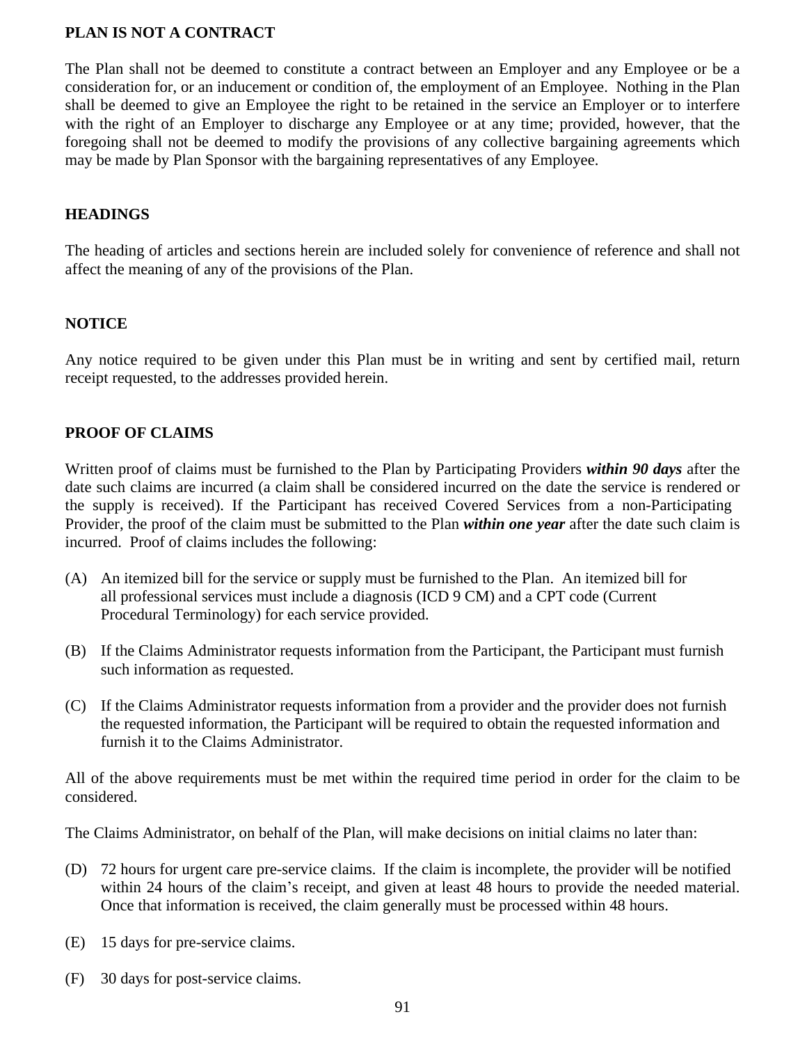## PLAN IS NOT A CONTRACT

The Plan shall not be deemed to constitute a contract between an Employer and any Employee or be a consideration for, or an inducement or condition of, the employment of an Employee. Nothing in the Plan shall be deemed to give an Employee the right to be retained in the service an Employer or to interfere with the right of an Employer to discharge any Employee or at any time; provided, however, that the foregoing shall not be deemed to modify the provisions of any collective bargaining agreements which may be made by Plan Sponsor with the bargaining representatives of any Employee.

## HEADINGS

The heading of articles and sections herein are included solely for convenience of reference and shall not affect the meaning of any of the provisions of the Plan.

## NOTICE

Any notice required to be given under this Plan must be in writing and sent by certified mail, return receipt requested, to the addresses provided herein.

## PROOF OF CLAIMS

Written proof of claims must be furnished to the Plan by Participating Providers ***within 90 days*** after the date such claims are incurred (a claim shall be considered incurred on the date the service is rendered or the supply is received). If the Participant has received Covered Services from a non-Participating Provider, the proof of the claim must be submitted to the Plan ***within one year*** after the date such claim is incurred. Proof of claims includes the following:

(A) An itemized bill for the service or supply must be furnished to the Plan. An itemized bill for all professional services must include a diagnosis (ICD 9 CM) and a CPT code (Current Procedural Terminology) for each service provided.

(B) If the Claims Administrator requests information from the Participant, the Participant must furnish such information as requested.

(C) If the Claims Administrator requests information from a provider and the provider does not furnish the requested information, the Participant will be required to obtain the requested information and furnish it to the Claims Administrator.

All of the above requirements must be met within the required time period in order for the claim to be considered.

The Claims Administrator, on behalf of the Plan, will make decisions on initial claims no later than:

(D) 72 hours for urgent care pre-service claims. If the claim is incomplete, the provider will be notified within 24 hours of the claim's receipt, and given at least 48 hours to provide the needed material. Once that information is received, the claim generally must be processed within 48 hours.

(E) 15 days for pre-service claims.

(F) 30 days for post-service claims.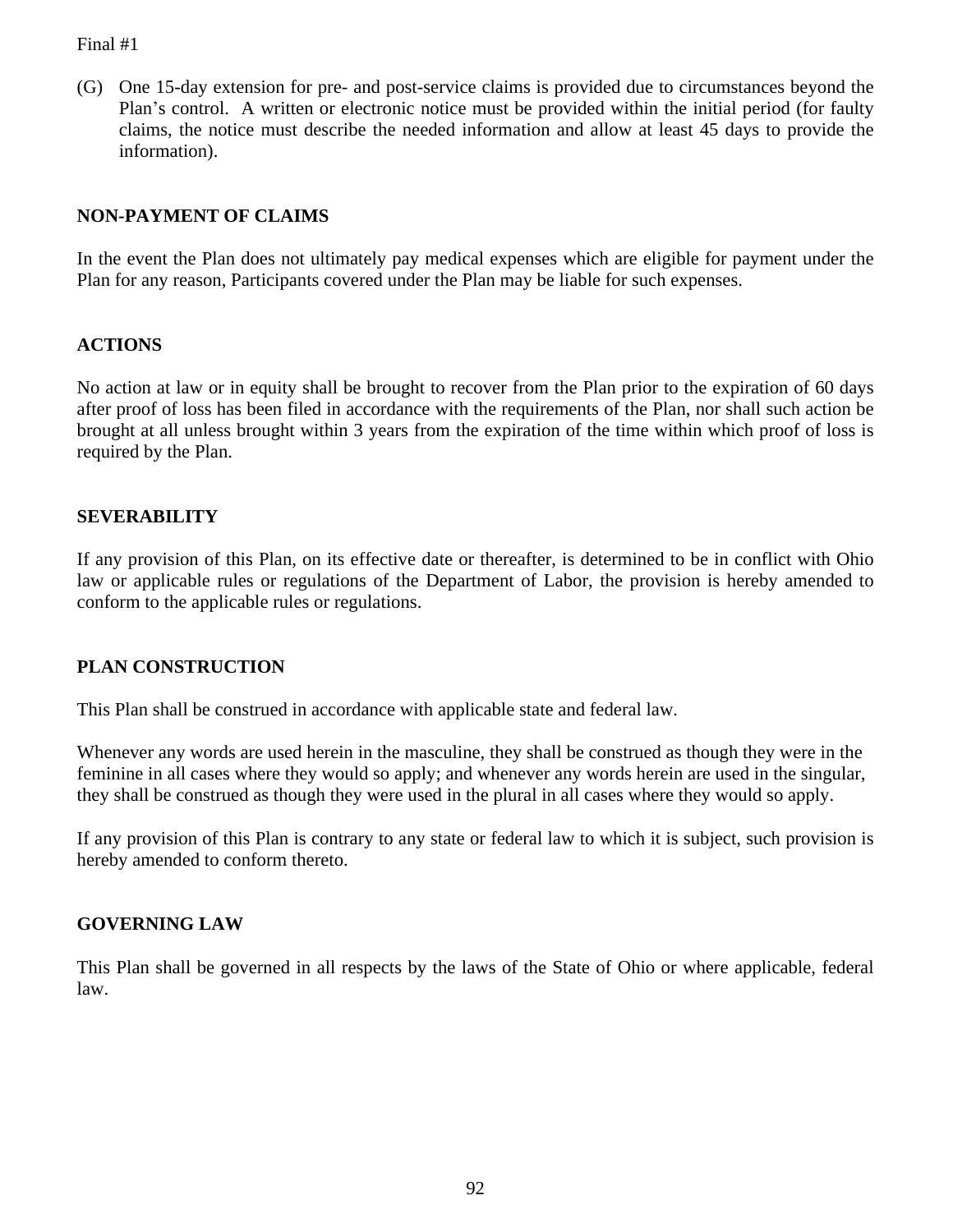(G) One 15-day extension for pre- and post-service claims is provided due to circumstances beyond the Plan's control. A written or electronic notice must be provided within the initial period (for faulty claims, the notice must describe the needed information and allow at least 45 days to provide the information).

**NON-PAYMENT OF CLAIMS**

In the event the Plan does not ultimately pay medical expenses which are eligible for payment under the Plan for any reason, Participants covered under the Plan may be liable for such expenses.

**ACTIONS**

No action at law or in equity shall be brought to recover from the Plan prior to the expiration of 60 days after proof of loss has been filed in accordance with the requirements of the Plan, nor shall such action be brought at all unless brought within 3 years from the expiration of the time within which proof of loss is required by the Plan.

**SEVERABILITY**

If any provision of this Plan, on its effective date or thereafter, is determined to be in conflict with Ohio law or applicable rules or regulations of the Department of Labor, the provision is hereby amended to conform to the applicable rules or regulations.

**PLAN CONSTRUCTION**

This Plan shall be construed in accordance with applicable state and federal law.

Whenever any words are used herein in the masculine, they shall be construed as though they were in the feminine in all cases where they would so apply; and whenever any words herein are used in the singular, they shall be construed as though they were used in the plural in all cases where they would so apply.

If any provision of this Plan is contrary to any state or federal law to which it is subject, such provision is hereby amended to conform thereto.

**GOVERNING LAW**

This Plan shall be governed in all respects by the laws of the State of Ohio or where applicable, federal law.